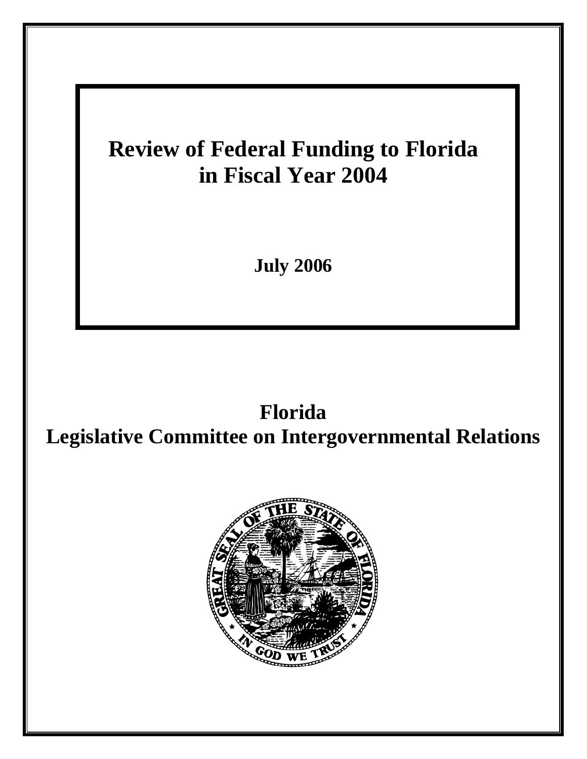# Review of Federal Funding to Florida in Fiscal Year 2004

**July 2006**

## Florida
## Legislative Committee on Intergovernmental Relations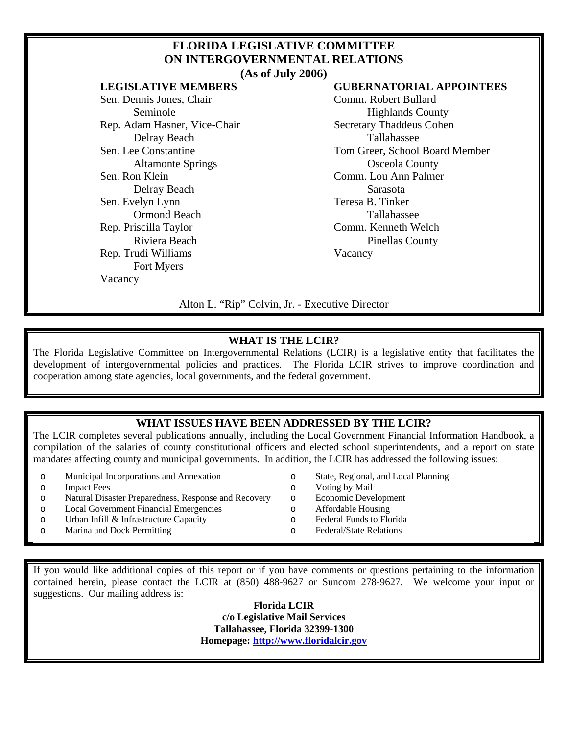# FLORIDA LEGISLATIVE COMMITTEE ON INTERGOVERNMENTAL RELATIONS (As of July 2006)

**LEGISLATIVE MEMBERS**

Sen. Dennis Jones, Chair
Seminole
Rep. Adam Hasner, Vice-Chair
Delray Beach
Sen. Lee Constantine
Altamonte Springs
Sen. Ron Klein
Delray Beach
Sen. Evelyn Lynn
Ormond Beach
Rep. Priscilla Taylor
Riviera Beach
Rep. Trudi Williams
Fort Myers
Vacancy

**GUBERNATORIAL APPOINTEES**

Comm. Robert Bullard
Highlands County
Secretary Thaddeus Cohen
Tallahassee
Tom Greer, School Board Member
Osceola County
Comm. Lou Ann Palmer
Sarasota
Teresa B. Tinker
Tallahassee
Comm. Kenneth Welch
Pinellas County
Vacancy

Alton L. "Rip" Colvin, Jr. - Executive Director

## WHAT IS THE LCIR?

The Florida Legislative Committee on Intergovernmental Relations (LCIR) is a legislative entity that facilitates the development of intergovernmental policies and practices. The Florida LCIR strives to improve coordination and cooperation among state agencies, local governments, and the federal government.

## WHAT ISSUES HAVE BEEN ADDRESSED BY THE LCIR?

The LCIR completes several publications annually, including the Local Government Financial Information Handbook, a compilation of the salaries of county constitutional officers and elected school superintendents, and a report on state mandates affecting county and municipal governments. In addition, the LCIR has addressed the following issues:

- Municipal Incorporations and Annexation
- Impact Fees
- Natural Disaster Preparedness, Response and Recovery
- Local Government Financial Emergencies
- Urban Infill & Infrastructure Capacity
- Marina and Dock Permitting
- State, Regional, and Local Planning
- Voting by Mail
- Economic Development
- Affordable Housing
- Federal Funds to Florida
- Federal/State Relations

If you would like additional copies of this report or if you have comments or questions pertaining to the information contained herein, please contact the LCIR at (850) 488-9627 or Suncom 278-9627. We welcome your input or suggestions. Our mailing address is:

**Florida LCIR**
**c/o Legislative Mail Services**
**Tallahassee, Florida 32399-1300**
**Homepage: http://www.floridalcir.gov**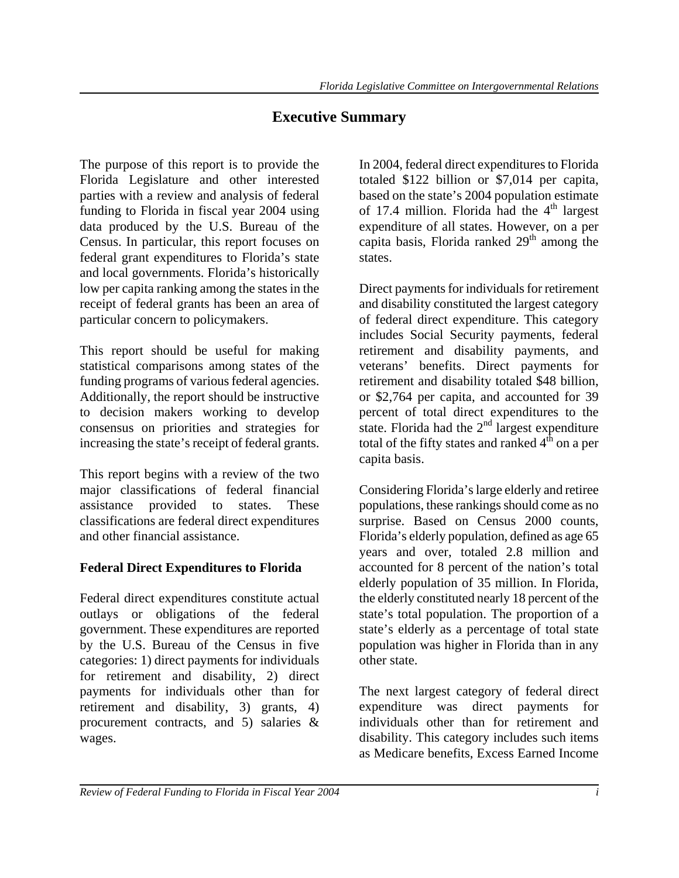# Executive Summary

The purpose of this report is to provide the Florida Legislature and other interested parties with a review and analysis of federal funding to Florida in fiscal year 2004 using data produced by the U.S. Bureau of the Census. In particular, this report focuses on federal grant expenditures to Florida's state and local governments. Florida's historically low per capita ranking among the states in the receipt of federal grants has been an area of particular concern to policymakers.

This report should be useful for making statistical comparisons among states of the funding programs of various federal agencies. Additionally, the report should be instructive to decision makers working to develop consensus on priorities and strategies for increasing the state's receipt of federal grants.

This report begins with a review of the two major classifications of federal financial assistance provided to states. These classifications are federal direct expenditures and other financial assistance.

## Federal Direct Expenditures to Florida

Federal direct expenditures constitute actual outlays or obligations of the federal government. These expenditures are reported by the U.S. Bureau of the Census in five categories: 1) direct payments for individuals for retirement and disability, 2) direct payments for individuals other than for retirement and disability, 3) grants, 4) procurement contracts, and 5) salaries & wages.

In 2004, federal direct expenditures to Florida totaled $122 billion or $7,014 per capita, based on the state's 2004 population estimate of 17.4 million. Florida had the 4th largest expenditure of all states. However, on a per capita basis, Florida ranked 29th among the states.

Direct payments for individuals for retirement and disability constituted the largest category of federal direct expenditure. This category includes Social Security payments, federal retirement and disability payments, and veterans' benefits. Direct payments for retirement and disability totaled $48 billion, or $2,764 per capita, and accounted for 39 percent of total direct expenditures to the state. Florida had the 2nd largest expenditure total of the fifty states and ranked 4th on a per capita basis.

Considering Florida's large elderly and retiree populations, these rankings should come as no surprise. Based on Census 2000 counts, Florida's elderly population, defined as age 65 years and over, totaled 2.8 million and accounted for 8 percent of the nation's total elderly population of 35 million. In Florida, the elderly constituted nearly 18 percent of the state's total population. The proportion of a state's elderly as a percentage of total state population was higher in Florida than in any other state.

The next largest category of federal direct expenditure was direct payments for individuals other than for retirement and disability. This category includes such items as Medicare benefits, Excess Earned Income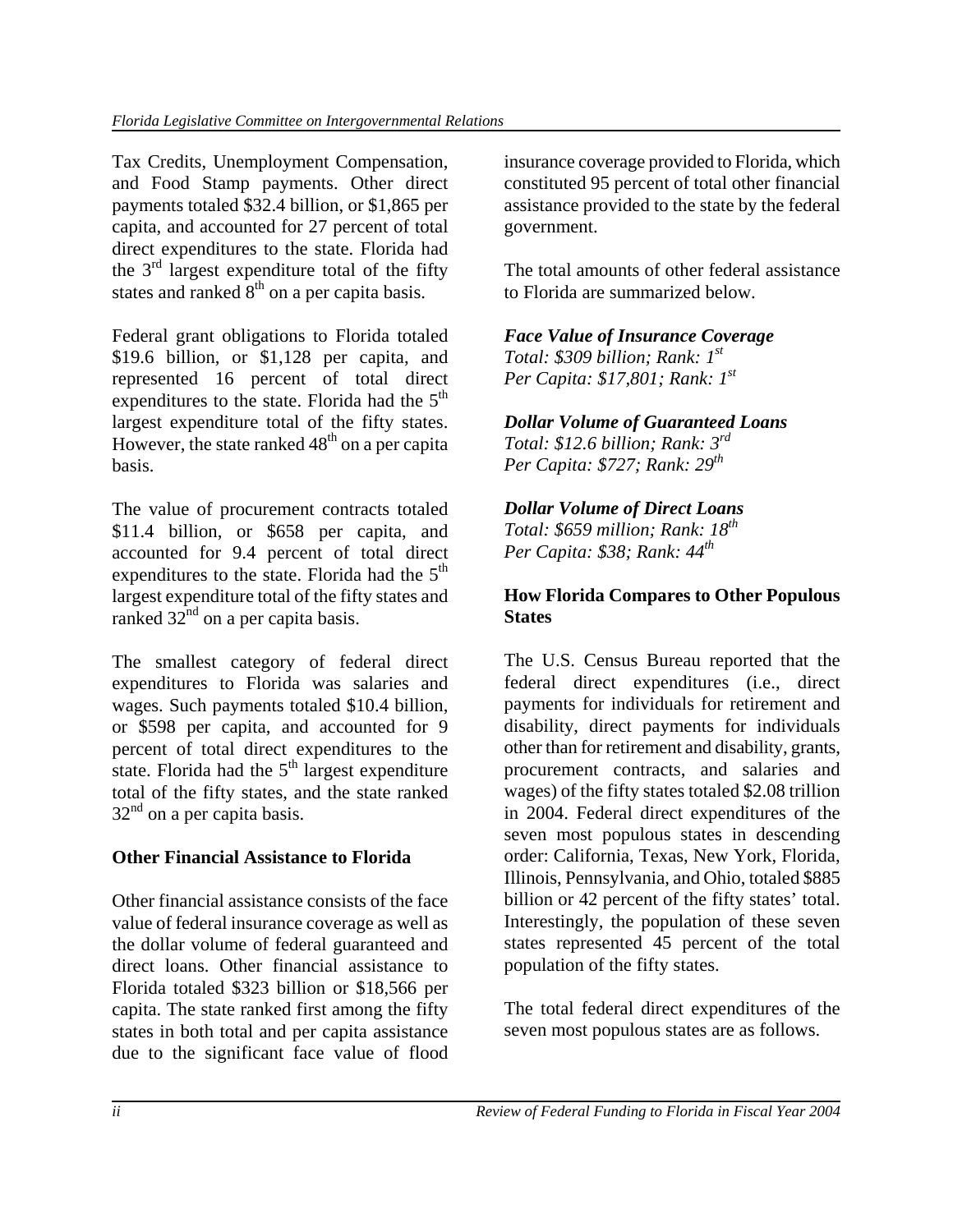Tax Credits, Unemployment Compensation, and Food Stamp payments. Other direct payments totaled $32.4 billion, or $1,865 per capita, and accounted for 27 percent of total direct expenditures to the state. Florida had the 3rd largest expenditure total of the fifty states and ranked 8th on a per capita basis.

Federal grant obligations to Florida totaled $19.6 billion, or $1,128 per capita, and represented 16 percent of total direct expenditures to the state. Florida had the 5th largest expenditure total of the fifty states. However, the state ranked 48th on a per capita basis.

The value of procurement contracts totaled $11.4 billion, or $658 per capita, and accounted for 9.4 percent of total direct expenditures to the state. Florida had the 5th largest expenditure total of the fifty states and ranked 32nd on a per capita basis.

The smallest category of federal direct expenditures to Florida was salaries and wages. Such payments totaled $10.4 billion, or $598 per capita, and accounted for 9 percent of total direct expenditures to the state. Florida had the 5th largest expenditure total of the fifty states, and the state ranked 32nd on a per capita basis.

**Other Financial Assistance to Florida**

Other financial assistance consists of the face value of federal insurance coverage as well as the dollar volume of federal guaranteed and direct loans. Other financial assistance to Florida totaled $323 billion or $18,566 per capita. The state ranked first among the fifty states in both total and per capita assistance due to the significant face value of flood insurance coverage provided to Florida, which constituted 95 percent of total other financial assistance provided to the state by the federal government.

The total amounts of other federal assistance to Florida are summarized below.

***Face Value of Insurance Coverage***
*Total: $309 billion; Rank: 1st*
*Per Capita: $17,801; Rank: 1st*

***Dollar Volume of Guaranteed Loans***
*Total: $12.6 billion; Rank: 3rd*
*Per Capita: $727; Rank: 29th*

***Dollar Volume of Direct Loans***
*Total: $659 million; Rank: 18th*
*Per Capita: $38; Rank: 44th*

**How Florida Compares to Other Populous States**

The U.S. Census Bureau reported that the federal direct expenditures (i.e., direct payments for individuals for retirement and disability, direct payments for individuals other than for retirement and disability, grants, procurement contracts, and salaries and wages) of the fifty states totaled $2.08 trillion in 2004. Federal direct expenditures of the seven most populous states in descending order: California, Texas, New York, Florida, Illinois, Pennsylvania, and Ohio, totaled $885 billion or 42 percent of the fifty states' total. Interestingly, the population of these seven states represented 45 percent of the total population of the fifty states.

The total federal direct expenditures of the seven most populous states are as follows.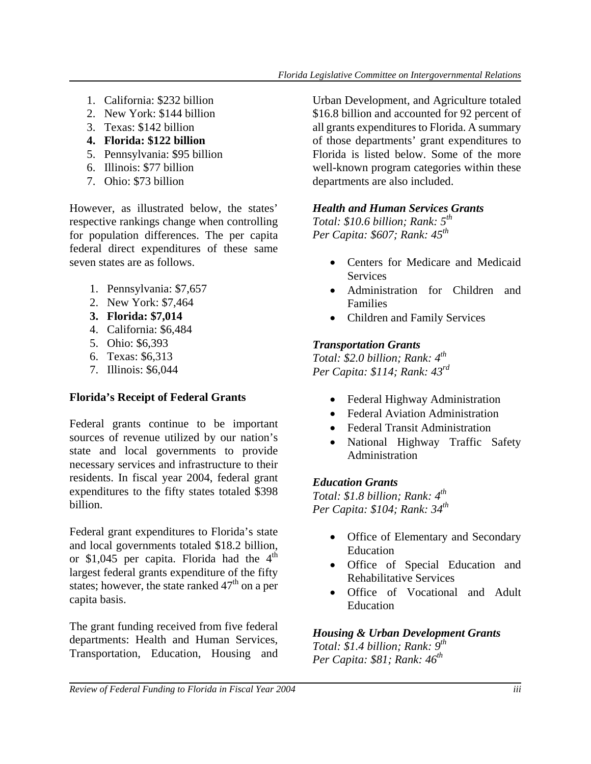1. California: $232 billion
2. New York: $144 billion
3. Texas: $142 billion
4. **Florida: $122 billion**
5. Pennsylvania: $95 billion
6. Illinois: $77 billion
7. Ohio: $73 billion

However, as illustrated below, the states' respective rankings change when controlling for population differences. The per capita federal direct expenditures of these same seven states are as follows.

1. Pennsylvania: $7,657
2. New York: $7,464
3. **Florida: $7,014**
4. California: $6,484
5. Ohio: $6,393
6. Texas: $6,313
7. Illinois: $6,044

## Florida's Receipt of Federal Grants

Federal grants continue to be important sources of revenue utilized by our nation's state and local governments to provide necessary services and infrastructure to their residents. In fiscal year 2004, federal grant expenditures to the fifty states totaled $398 billion.

Federal grant expenditures to Florida's state and local governments totaled $18.2 billion, or $1,045 per capita. Florida had the 4th largest federal grants expenditure of the fifty states; however, the state ranked 47th on a per capita basis.

The grant funding received from five federal departments: Health and Human Services, Transportation, Education, Housing and Urban Development, and Agriculture totaled $16.8 billion and accounted for 92 percent of all grants expenditures to Florida. A summary of those departments' grant expenditures to Florida is listed below. Some of the more well-known program categories within these departments are also included.

### *Health and Human Services Grants*

*Total: $10.6 billion; Rank: 5th*
*Per Capita: $607; Rank: 45th*

- Centers for Medicare and Medicaid Services
- Administration for Children and Families
- Children and Family Services

### *Transportation Grants*

*Total: $2.0 billion; Rank: 4th*
*Per Capita: $114; Rank: 43rd*

- Federal Highway Administration
- Federal Aviation Administration
- Federal Transit Administration
- National Highway Traffic Safety Administration

### *Education Grants*

*Total: $1.8 billion; Rank: 4th*
*Per Capita: $104; Rank: 34th*

- Office of Elementary and Secondary Education
- Office of Special Education and Rehabilitative Services
- Office of Vocational and Adult Education

### *Housing & Urban Development Grants*

*Total: $1.4 billion; Rank: 9th*
*Per Capita: $81; Rank: 46th*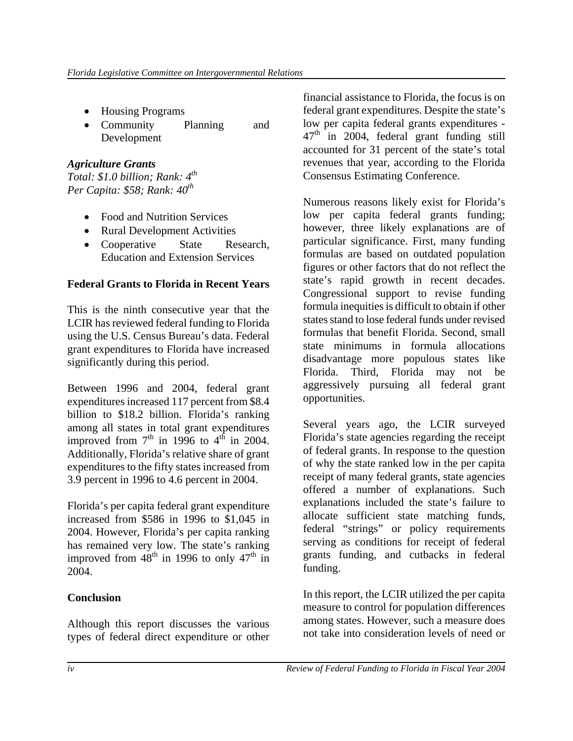- Housing Programs
- Community Planning and Development

***Agriculture Grants***
*Total: $1.0 billion; Rank: 4th*
*Per Capita: $58; Rank: 40th*

- Food and Nutrition Services
- Rural Development Activities
- Cooperative State Research, Education and Extension Services

**Federal Grants to Florida in Recent Years**

This is the ninth consecutive year that the LCIR has reviewed federal funding to Florida using the U.S. Census Bureau's data. Federal grant expenditures to Florida have increased significantly during this period.

Between 1996 and 2004, federal grant expenditures increased 117 percent from $8.4 billion to $18.2 billion. Florida's ranking among all states in total grant expenditures improved from 7th in 1996 to 4th in 2004. Additionally, Florida's relative share of grant expenditures to the fifty states increased from 3.9 percent in 1996 to 4.6 percent in 2004.

Florida's per capita federal grant expenditure increased from $586 in 1996 to $1,045 in 2004. However, Florida's per capita ranking has remained very low. The state's ranking improved from 48th in 1996 to only 47th in 2004.

**Conclusion**

Although this report discusses the various types of federal direct expenditure or other financial assistance to Florida, the focus is on federal grant expenditures. Despite the state's low per capita federal grants expenditures - 47th in 2004, federal grant funding still accounted for 31 percent of the state's total revenues that year, according to the Florida Consensus Estimating Conference.

Numerous reasons likely exist for Florida's low per capita federal grants funding; however, three likely explanations are of particular significance. First, many funding formulas are based on outdated population figures or other factors that do not reflect the state's rapid growth in recent decades. Congressional support to revise funding formula inequities is difficult to obtain if other states stand to lose federal funds under revised formulas that benefit Florida. Second, small state minimums in formula allocations disadvantage more populous states like Florida. Third, Florida may not be aggressively pursuing all federal grant opportunities.

Several years ago, the LCIR surveyed Florida's state agencies regarding the receipt of federal grants. In response to the question of why the state ranked low in the per capita receipt of many federal grants, state agencies offered a number of explanations. Such explanations included the state's failure to allocate sufficient state matching funds, federal "strings" or policy requirements serving as conditions for receipt of federal grants funding, and cutbacks in federal funding.

In this report, the LCIR utilized the per capita measure to control for population differences among states. However, such a measure does not take into consideration levels of need or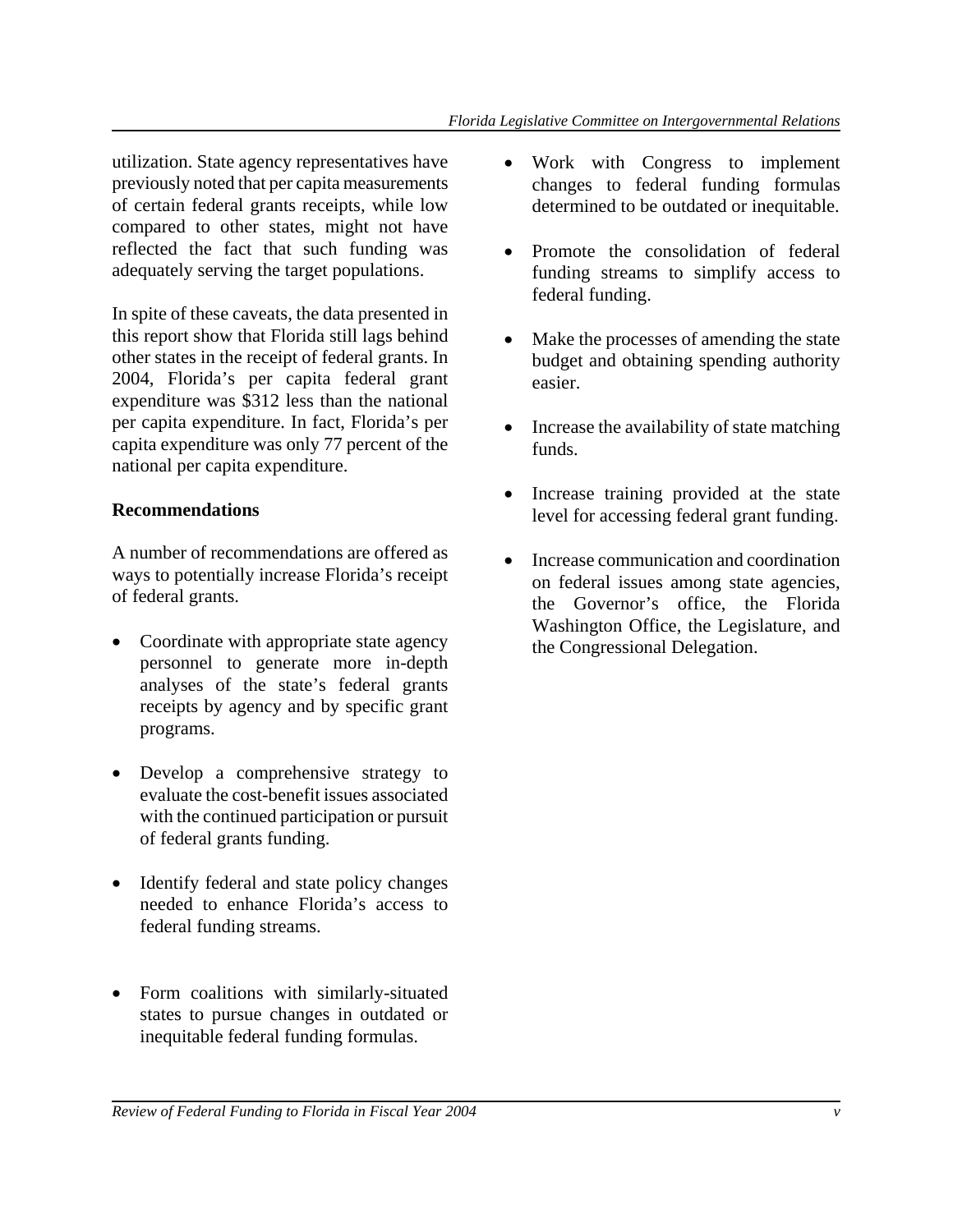utilization. State agency representatives have previously noted that per capita measurements of certain federal grants receipts, while low compared to other states, might not have reflected the fact that such funding was adequately serving the target populations.

In spite of these caveats, the data presented in this report show that Florida still lags behind other states in the receipt of federal grants. In 2004, Florida's per capita federal grant expenditure was $312 less than the national per capita expenditure. In fact, Florida's per capita expenditure was only 77 percent of the national per capita expenditure.

**Recommendations**

A number of recommendations are offered as ways to potentially increase Florida's receipt of federal grants.

- Coordinate with appropriate state agency personnel to generate more in-depth analyses of the state's federal grants receipts by agency and by specific grant programs.
- Develop a comprehensive strategy to evaluate the cost-benefit issues associated with the continued participation or pursuit of federal grants funding.
- Identify federal and state policy changes needed to enhance Florida's access to federal funding streams.
- Form coalitions with similarly-situated states to pursue changes in outdated or inequitable federal funding formulas.
- Work with Congress to implement changes to federal funding formulas determined to be outdated or inequitable.
- Promote the consolidation of federal funding streams to simplify access to federal funding.
- Make the processes of amending the state budget and obtaining spending authority easier.
- Increase the availability of state matching funds.
- Increase training provided at the state level for accessing federal grant funding.
- Increase communication and coordination on federal issues among state agencies, the Governor's office, the Florida Washington Office, the Legislature, and the Congressional Delegation.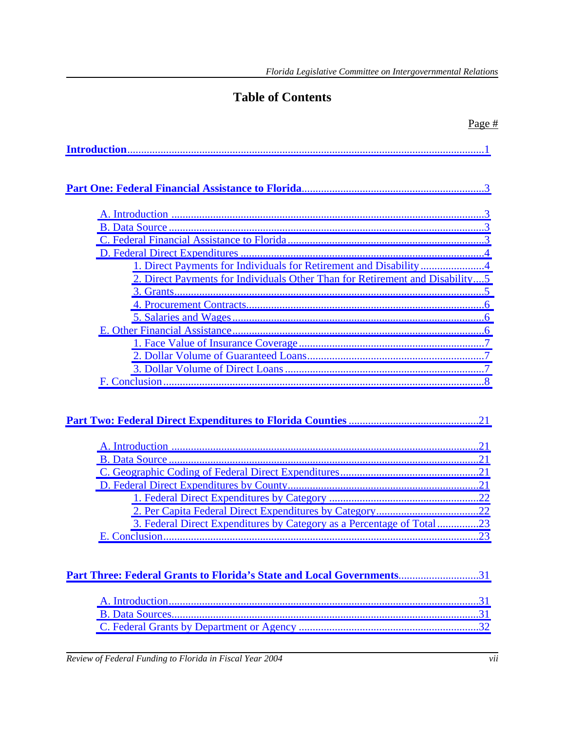# Table of Contents

Page #

**Introduction** ........................................................................................................................1

**Part One: Federal Financial Assistance to Florida**................................................................3

- A. Introduction ..............................................................................................................3
- B. Data Source ................................................................................................................3
- C. Federal Financial Assistance to Florida .....................................................................3
- D. Federal Direct Expenditures .......................................................................................4
  - 1. Direct Payments for Individuals for Retirement and Disability .......................4
  - 2. Direct Payments for Individuals Other Than for Retirement and Disability....5
  - 3. Grants.............................................................................................................5
  - 4. Procurement Contracts....................................................................................6
  - 5. Salaries and Wages..........................................................................................6
- E. Other Financial Assistance..........................................................................................6
  - 1. Face Value of Insurance Coverage ...................................................................7
  - 2. Dollar Volume of Guaranteed Loans................................................................7
  - 3. Dollar Volume of Direct Loans ........................................................................7
- F. Conclusion...................................................................................................................8

**Part Two: Federal Direct Expenditures to Florida Counties** ..............................................21

- A. Introduction .............................................................................................................21
- B. Data Source ...............................................................................................................21
- C. Geographic Coding of Federal Direct Expenditures..................................................21
- D. Federal Direct Expenditures by County.....................................................................21
  - 1. Federal Direct Expenditures by Category .......................................................22
  - 2. Per Capita Federal Direct Expenditures by Category......................................22
  - 3. Federal Direct Expenditures by Category as a Percentage of Total ...............23
- E. Conclusion.................................................................................................................23

**Part Three: Federal Grants to Florida's State and Local Governments**............................31

- A. Introduction...............................................................................................................31
- B. Data Sources...............................................................................................................31
- C. Federal Grants by Department or Agency .................................................................32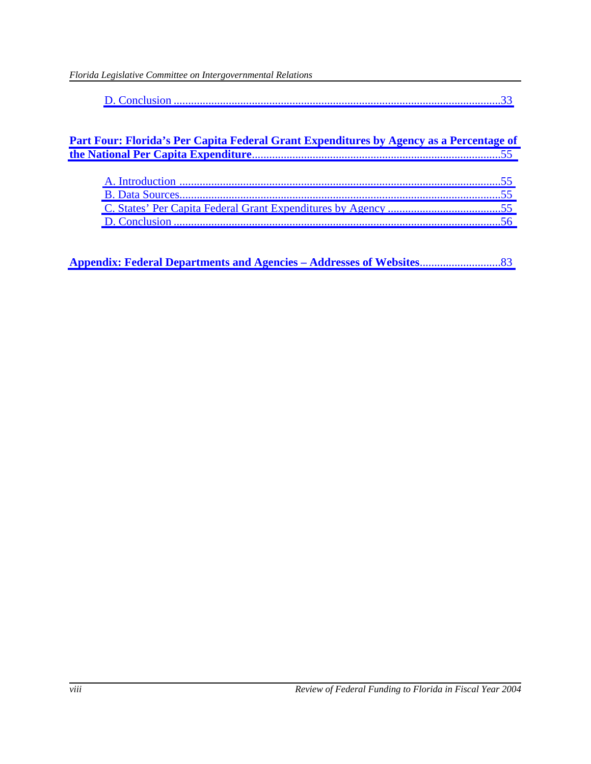D. Conclusion ...............................................................................................................33

**Part Four: Florida's Per Capita Federal Grant Expenditures by Agency as a Percentage of the National Per Capita Expenditure**....................................................................................55

A. Introduction .............................................................................................................55
B. Data Sources.............................................................................................................55
C. States' Per Capita Federal Grant Expenditures by Agency .......................................55
D. Conclusion ...............................................................................................................56

**Appendix: Federal Departments and Agencies – Addresses of Websites**...........................83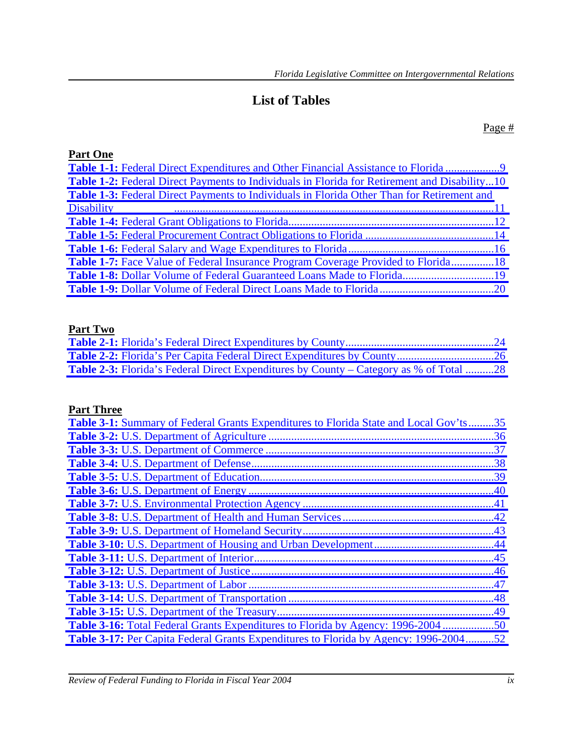# List of Tables

Page #

**Part One**

**Table 1-1:** Federal Direct Expenditures and Other Financial Assistance to Florida ..................9
**Table 1-2:** Federal Direct Payments to Individuals in Florida for Retirement and Disability...10
**Table 1-3:** Federal Direct Payments to Individuals in Florida Other Than for Retirement and Disability ...............................................................................................................11
**Table 1-4:** Federal Grant Obligations to Florida......................................................................12
**Table 1-5:** Federal Procurement Contract Obligations to Florida ............................................14
**Table 1-6:** Federal Salary and Wage Expenditures to Florida..................................................16
**Table 1-7:** Face Value of Federal Insurance Program Coverage Provided to Florida...............18
**Table 1-8:** Dollar Volume of Federal Guaranteed Loans Made to Florida................................19
**Table 1-9:** Dollar Volume of Federal Direct Loans Made to Florida........................................20

**Part Two**

**Table 2-1:** Florida's Federal Direct Expenditures by County...................................................24
**Table 2-2:** Florida's Per Capita Federal Direct Expenditures by County.................................26
**Table 2-3:** Florida's Federal Direct Expenditures by County – Category as % of Total ..........28

**Part Three**

**Table 3-1:** Summary of Federal Grants Expenditures to Florida State and Local Gov'ts.........35
**Table 3-2:** U.S. Department of Agriculture ..............................................................................36
**Table 3-3:** U.S. Department of Commerce ...............................................................................37
**Table 3-4:** U.S. Department of Defense....................................................................................38
**Table 3-5:** U.S. Department of Education.................................................................................39
**Table 3-6:** U.S. Department of Energy ......................................................................................40
**Table 3-7:** U.S. Environmental Protection Agency ..................................................................41
**Table 3-8:** U.S. Department of Health and Human Services....................................................42
**Table 3-9:** U.S. Department of Homeland Security..................................................................43
**Table 3-10:** U.S. Department of Housing and Urban Development..........................................44
**Table 3-11:** U.S. Department of Interior...................................................................................45
**Table 3-12:** U.S. Department of Justice....................................................................................46
**Table 3-13:** U.S. Department of Labor .....................................................................................47
**Table 3-14:** U.S. Department of Transportation .......................................................................48
**Table 3-15:** U.S. Department of the Treasury...........................................................................49
**Table 3-16:** Total Federal Grants Expenditures to Florida by Agency: 1996-2004 ..................50
**Table 3-17:** Per Capita Federal Grants Expenditures to Florida by Agency: 1996-2004..........52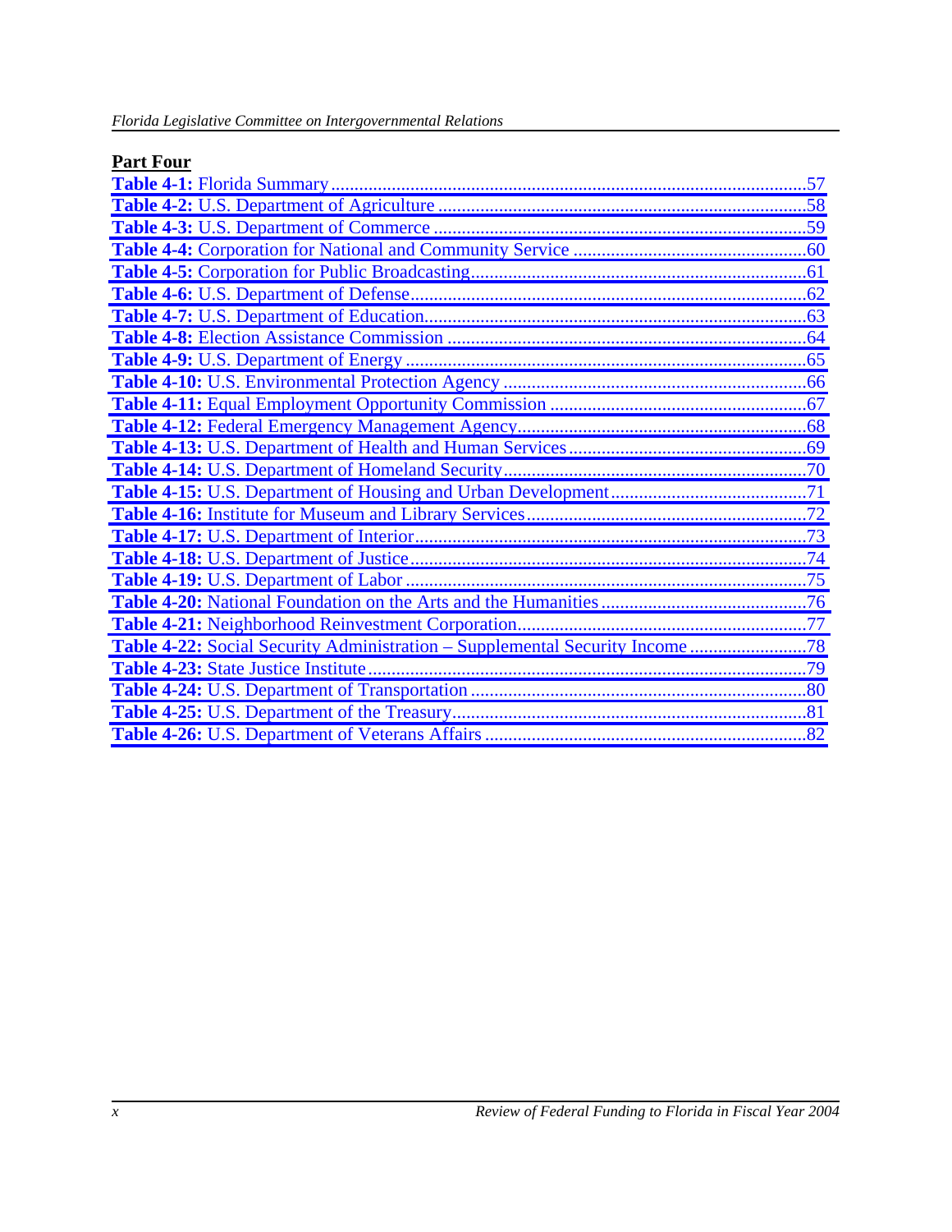**Part Four**

**Table 4-1:** Florida Summary ....................................................................................................57
**Table 4-2:** U.S. Department of Agriculture ..............................................................................58
**Table 4-3:** U.S. Department of Commerce ...............................................................................59
**Table 4-4:** Corporation for National and Community Service ..................................................60
**Table 4-5:** Corporation for Public Broadcasting........................................................................61
**Table 4-6:** U.S. Department of Defense.....................................................................................62
**Table 4-7:** U.S. Department of Education..................................................................................63
**Table 4-8:** Election Assistance Commission .............................................................................64
**Table 4-9:** U.S. Department of Energy ......................................................................................65
**Table 4-10:** U.S. Environmental Protection Agency .................................................................66
**Table 4-11:** Equal Employment Opportunity Commission .......................................................67
**Table 4-12:** Federal Emergency Management Agency..............................................................68
**Table 4-13:** U.S. Department of Health and Human Services ...................................................69
**Table 4-14:** U.S. Department of Homeland Security.................................................................70
**Table 4-15:** U.S. Department of Housing and Urban Development..........................................71
**Table 4-16:** Institute for Museum and Library Services............................................................72
**Table 4-17:** U.S. Department of Interior....................................................................................73
**Table 4-18:** U.S. Department of Justice.....................................................................................74
**Table 4-19:** U.S. Department of Labor ......................................................................................75
**Table 4-20:** National Foundation on the Arts and the Humanities ............................................76
**Table 4-21:** Neighborhood Reinvestment Corporation..............................................................77
**Table 4-22:** Social Security Administration – Supplemental Security Income .........................78
**Table 4-23:** State Justice Institute ..............................................................................................79
**Table 4-24:** U.S. Department of Transportation ........................................................................80
**Table 4-25:** U.S. Department of the Treasury............................................................................81
**Table 4-26:** U.S. Department of Veterans Affairs .....................................................................82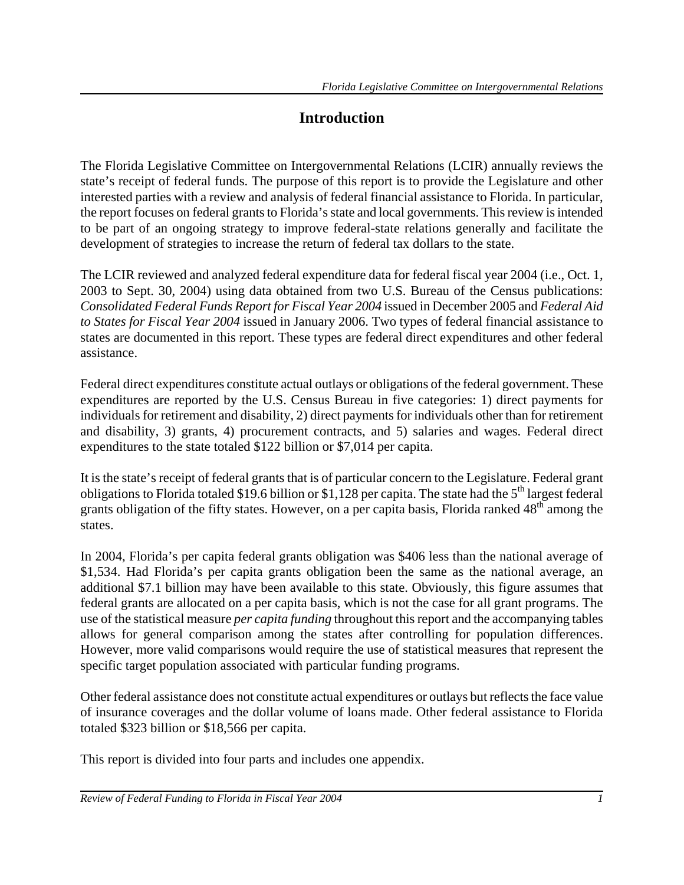# Introduction

The Florida Legislative Committee on Intergovernmental Relations (LCIR) annually reviews the state's receipt of federal funds. The purpose of this report is to provide the Legislature and other interested parties with a review and analysis of federal financial assistance to Florida. In particular, the report focuses on federal grants to Florida's state and local governments. This review is intended to be part of an ongoing strategy to improve federal-state relations generally and facilitate the development of strategies to increase the return of federal tax dollars to the state.

The LCIR reviewed and analyzed federal expenditure data for federal fiscal year 2004 (i.e., Oct. 1, 2003 to Sept. 30, 2004) using data obtained from two U.S. Bureau of the Census publications: *Consolidated Federal Funds Report for Fiscal Year 2004* issued in December 2005 and *Federal Aid to States for Fiscal Year 2004* issued in January 2006. Two types of federal financial assistance to states are documented in this report. These types are federal direct expenditures and other federal assistance.

Federal direct expenditures constitute actual outlays or obligations of the federal government. These expenditures are reported by the U.S. Census Bureau in five categories: 1) direct payments for individuals for retirement and disability, 2) direct payments for individuals other than for retirement and disability, 3) grants, 4) procurement contracts, and 5) salaries and wages. Federal direct expenditures to the state totaled $122 billion or $7,014 per capita.

It is the state's receipt of federal grants that is of particular concern to the Legislature. Federal grant obligations to Florida totaled $19.6 billion or $1,128 per capita. The state had the 5th largest federal grants obligation of the fifty states. However, on a per capita basis, Florida ranked 48th among the states.

In 2004, Florida's per capita federal grants obligation was $406 less than the national average of $1,534. Had Florida's per capita grants obligation been the same as the national average, an additional $7.1 billion may have been available to this state. Obviously, this figure assumes that federal grants are allocated on a per capita basis, which is not the case for all grant programs. The use of the statistical measure *per capita funding* throughout this report and the accompanying tables allows for general comparison among the states after controlling for population differences. However, more valid comparisons would require the use of statistical measures that represent the specific target population associated with particular funding programs.

Other federal assistance does not constitute actual expenditures or outlays but reflects the face value of insurance coverages and the dollar volume of loans made. Other federal assistance to Florida totaled $323 billion or $18,566 per capita.

This report is divided into four parts and includes one appendix.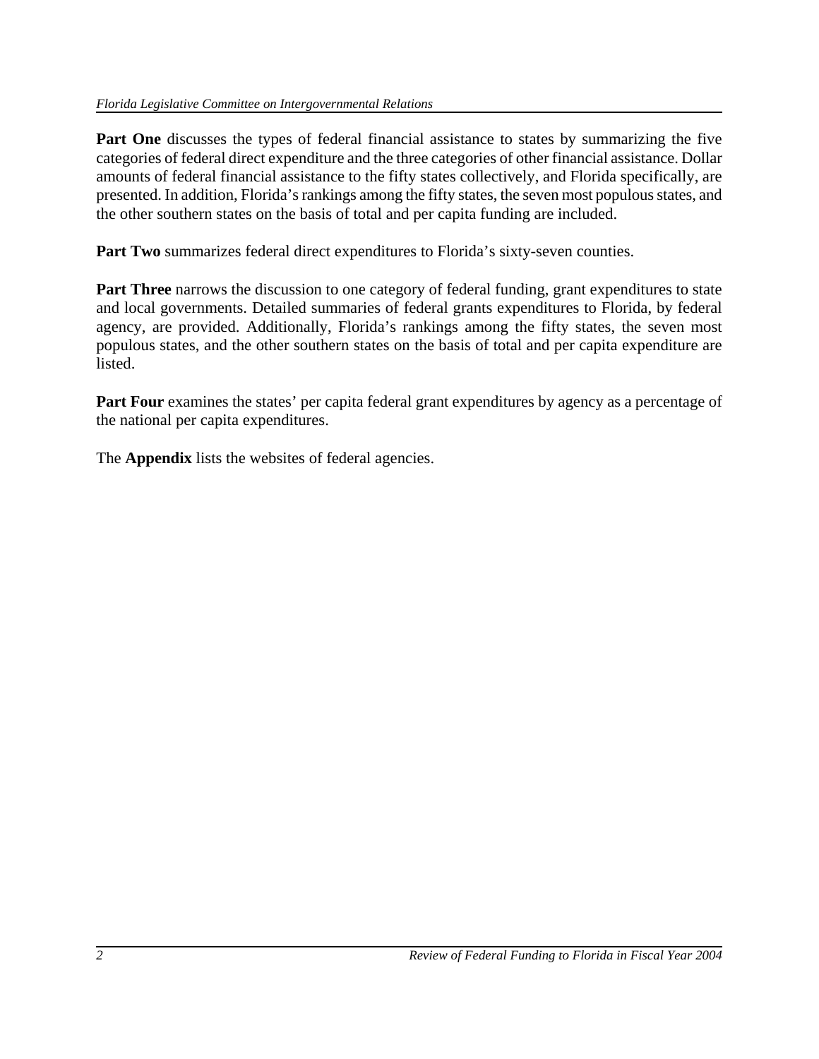**Part One** discusses the types of federal financial assistance to states by summarizing the five categories of federal direct expenditure and the three categories of other financial assistance. Dollar amounts of federal financial assistance to the fifty states collectively, and Florida specifically, are presented. In addition, Florida's rankings among the fifty states, the seven most populous states, and the other southern states on the basis of total and per capita funding are included.

**Part Two** summarizes federal direct expenditures to Florida's sixty-seven counties.

**Part Three** narrows the discussion to one category of federal funding, grant expenditures to state and local governments. Detailed summaries of federal grants expenditures to Florida, by federal agency, are provided. Additionally, Florida's rankings among the fifty states, the seven most populous states, and the other southern states on the basis of total and per capita expenditure are listed.

**Part Four** examines the states' per capita federal grant expenditures by agency as a percentage of the national per capita expenditures.

The **Appendix** lists the websites of federal agencies.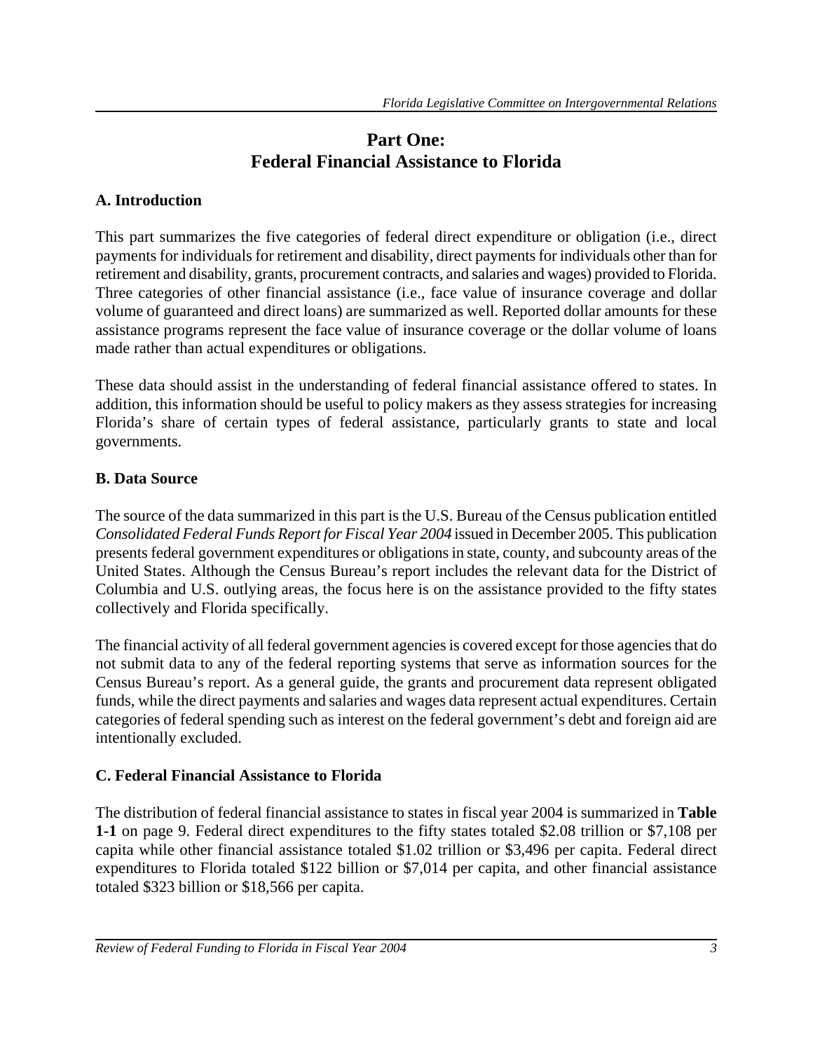# Part One: Federal Financial Assistance to Florida

## A. Introduction

This part summarizes the five categories of federal direct expenditure or obligation (i.e., direct payments for individuals for retirement and disability, direct payments for individuals other than for retirement and disability, grants, procurement contracts, and salaries and wages) provided to Florida. Three categories of other financial assistance (i.e., face value of insurance coverage and dollar volume of guaranteed and direct loans) are summarized as well. Reported dollar amounts for these assistance programs represent the face value of insurance coverage or the dollar volume of loans made rather than actual expenditures or obligations.

These data should assist in the understanding of federal financial assistance offered to states. In addition, this information should be useful to policy makers as they assess strategies for increasing Florida's share of certain types of federal assistance, particularly grants to state and local governments.

## B. Data Source

The source of the data summarized in this part is the U.S. Bureau of the Census publication entitled *Consolidated Federal Funds Report for Fiscal Year 2004* issued in December 2005. This publication presents federal government expenditures or obligations in state, county, and subcounty areas of the United States. Although the Census Bureau's report includes the relevant data for the District of Columbia and U.S. outlying areas, the focus here is on the assistance provided to the fifty states collectively and Florida specifically.

The financial activity of all federal government agencies is covered except for those agencies that do not submit data to any of the federal reporting systems that serve as information sources for the Census Bureau's report. As a general guide, the grants and procurement data represent obligated funds, while the direct payments and salaries and wages data represent actual expenditures. Certain categories of federal spending such as interest on the federal government's debt and foreign aid are intentionally excluded.

## C. Federal Financial Assistance to Florida

The distribution of federal financial assistance to states in fiscal year 2004 is summarized in **Table 1-1** on page 9. Federal direct expenditures to the fifty states totaled $2.08 trillion or $7,108 per capita while other financial assistance totaled $1.02 trillion or $3,496 per capita. Federal direct expenditures to Florida totaled $122 billion or $7,014 per capita, and other financial assistance totaled $323 billion or $18,566 per capita.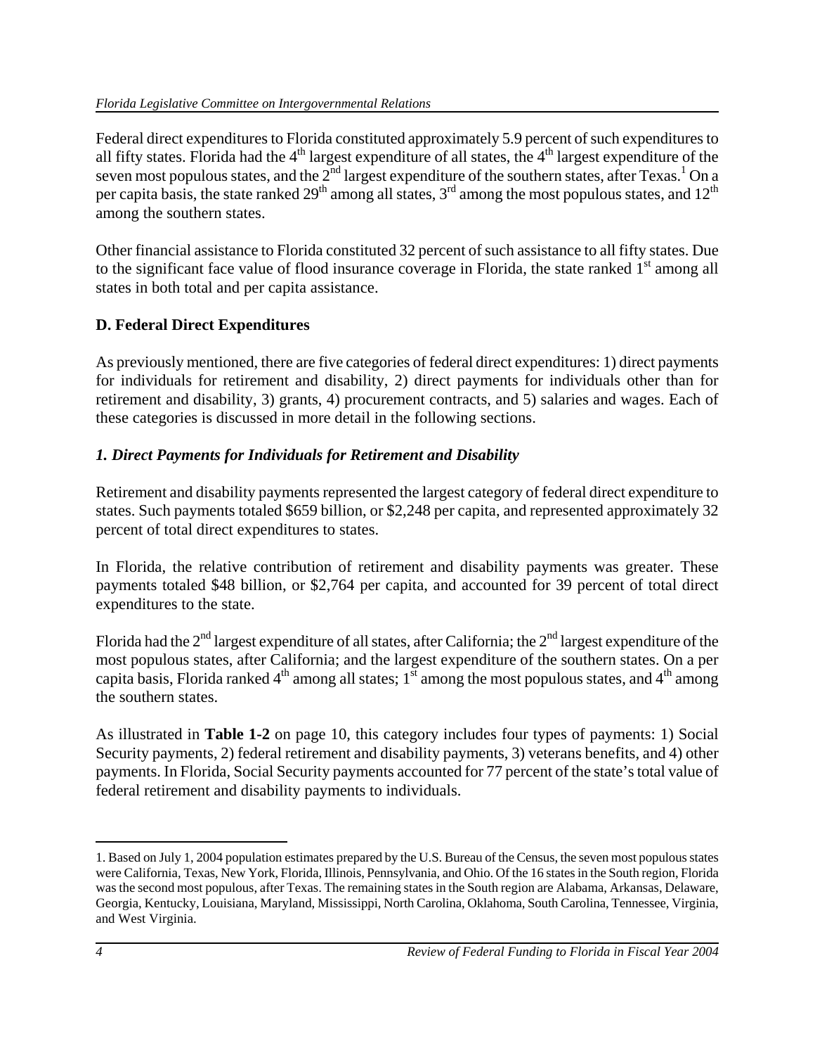Federal direct expenditures to Florida constituted approximately 5.9 percent of such expenditures to all fifty states. Florida had the 4th largest expenditure of all states, the 4th largest expenditure of the seven most populous states, and the 2nd largest expenditure of the southern states, after Texas.[1] On a per capita basis, the state ranked 29th among all states, 3rd among the most populous states, and 12th among the southern states.

Other financial assistance to Florida constituted 32 percent of such assistance to all fifty states. Due to the significant face value of flood insurance coverage in Florida, the state ranked 1st among all states in both total and per capita assistance.

## D. Federal Direct Expenditures

As previously mentioned, there are five categories of federal direct expenditures: 1) direct payments for individuals for retirement and disability, 2) direct payments for individuals other than for retirement and disability, 3) grants, 4) procurement contracts, and 5) salaries and wages. Each of these categories is discussed in more detail in the following sections.

### *1. Direct Payments for Individuals for Retirement and Disability*

Retirement and disability payments represented the largest category of federal direct expenditure to states. Such payments totaled $659 billion, or $2,248 per capita, and represented approximately 32 percent of total direct expenditures to states.

In Florida, the relative contribution of retirement and disability payments was greater. These payments totaled $48 billion, or $2,764 per capita, and accounted for 39 percent of total direct expenditures to the state.

Florida had the 2nd largest expenditure of all states, after California; the 2nd largest expenditure of the most populous states, after California; and the largest expenditure of the southern states. On a per capita basis, Florida ranked 4th among all states; 1st among the most populous states, and 4th among the southern states.

As illustrated in **Table 1-2** on page 10, this category includes four types of payments: 1) Social Security payments, 2) federal retirement and disability payments, 3) veterans benefits, and 4) other payments. In Florida, Social Security payments accounted for 77 percent of the state's total value of federal retirement and disability payments to individuals.

---

1. Based on July 1, 2004 population estimates prepared by the U.S. Bureau of the Census, the seven most populous states were California, Texas, New York, Florida, Illinois, Pennsylvania, and Ohio. Of the 16 states in the South region, Florida was the second most populous, after Texas. The remaining states in the South region are Alabama, Arkansas, Delaware, Georgia, Kentucky, Louisiana, Maryland, Mississippi, North Carolina, Oklahoma, South Carolina, Tennessee, Virginia, and West Virginia.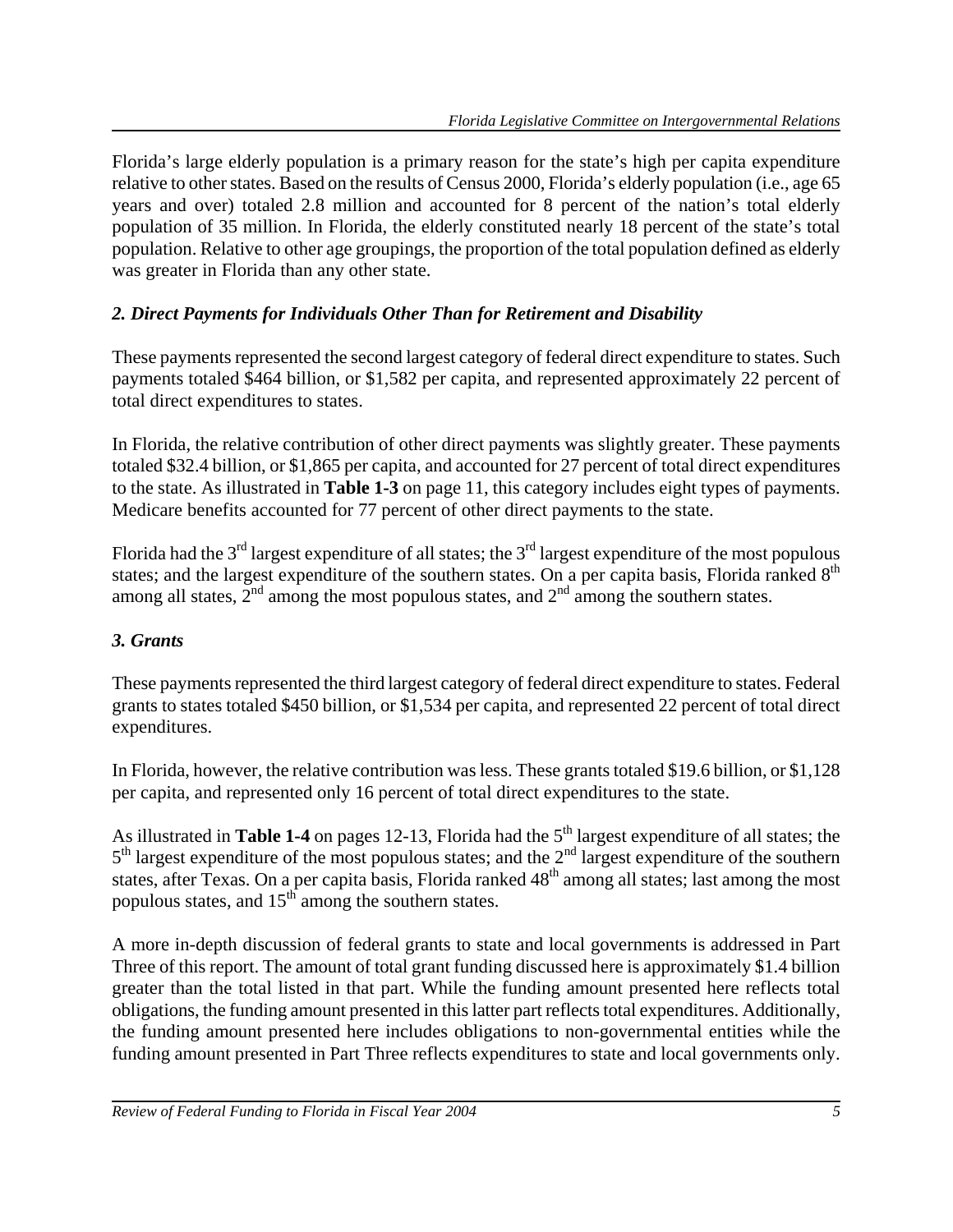Florida's large elderly population is a primary reason for the state's high per capita expenditure relative to other states. Based on the results of Census 2000, Florida's elderly population (i.e., age 65 years and over) totaled 2.8 million and accounted for 8 percent of the nation's total elderly population of 35 million. In Florida, the elderly constituted nearly 18 percent of the state's total population. Relative to other age groupings, the proportion of the total population defined as elderly was greater in Florida than any other state.

### *2. Direct Payments for Individuals Other Than for Retirement and Disability*

These payments represented the second largest category of federal direct expenditure to states. Such payments totaled $464 billion, or $1,582 per capita, and represented approximately 22 percent of total direct expenditures to states.

In Florida, the relative contribution of other direct payments was slightly greater. These payments totaled $32.4 billion, or $1,865 per capita, and accounted for 27 percent of total direct expenditures to the state. As illustrated in **Table 1-3** on page 11, this category includes eight types of payments. Medicare benefits accounted for 77 percent of other direct payments to the state.

Florida had the 3rd largest expenditure of all states; the 3rd largest expenditure of the most populous states; and the largest expenditure of the southern states. On a per capita basis, Florida ranked 8th among all states, 2nd among the most populous states, and 2nd among the southern states.

### *3. Grants*

These payments represented the third largest category of federal direct expenditure to states. Federal grants to states totaled $450 billion, or $1,534 per capita, and represented 22 percent of total direct expenditures.

In Florida, however, the relative contribution was less. These grants totaled $19.6 billion, or $1,128 per capita, and represented only 16 percent of total direct expenditures to the state.

As illustrated in **Table 1-4** on pages 12-13, Florida had the 5th largest expenditure of all states; the 5th largest expenditure of the most populous states; and the 2nd largest expenditure of the southern states, after Texas. On a per capita basis, Florida ranked 48th among all states; last among the most populous states, and 15th among the southern states.

A more in-depth discussion of federal grants to state and local governments is addressed in Part Three of this report. The amount of total grant funding discussed here is approximately $1.4 billion greater than the total listed in that part. While the funding amount presented here reflects total obligations, the funding amount presented in this latter part reflects total expenditures. Additionally, the funding amount presented here includes obligations to non-governmental entities while the funding amount presented in Part Three reflects expenditures to state and local governments only.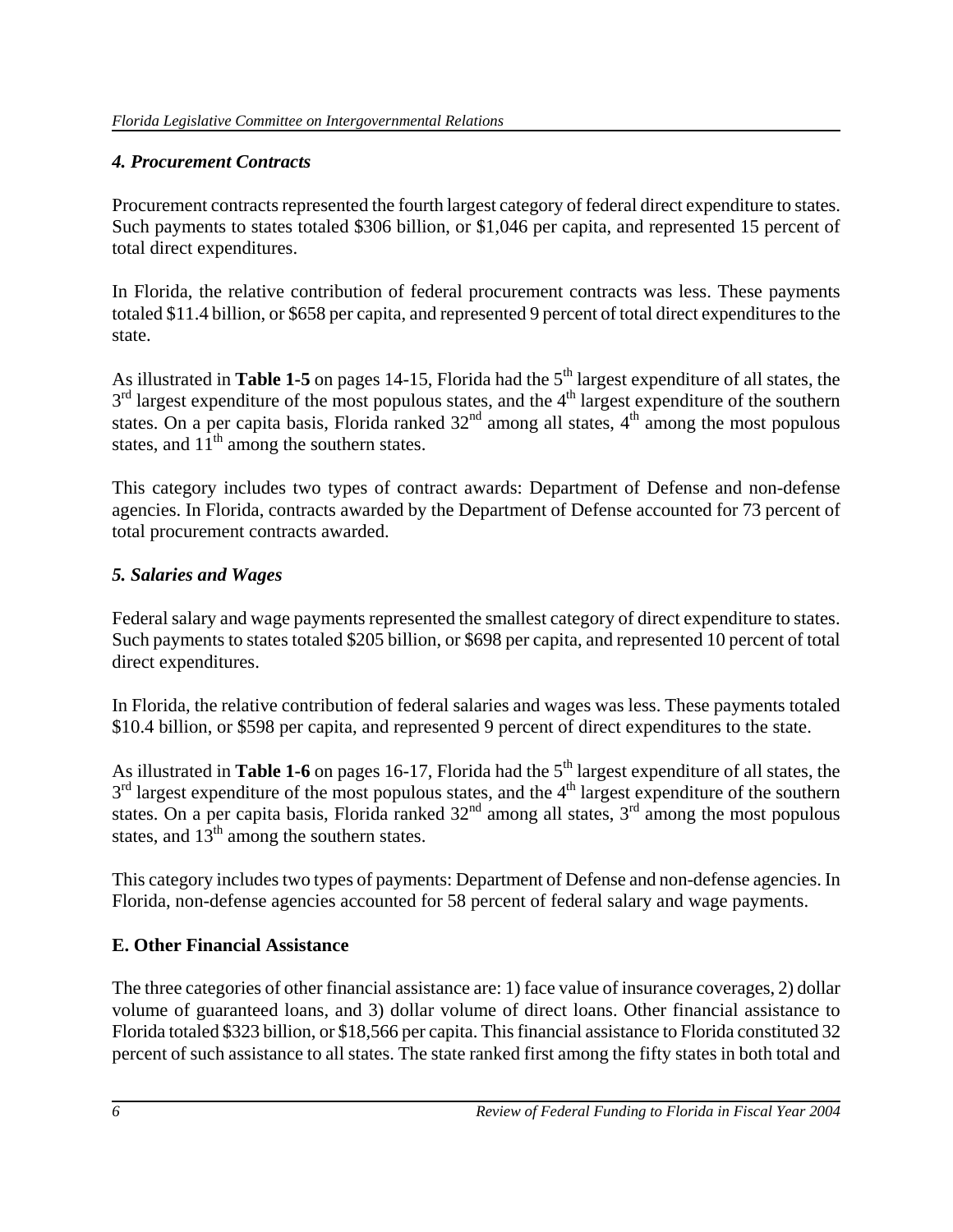### *4. Procurement Contracts*

Procurement contracts represented the fourth largest category of federal direct expenditure to states. Such payments to states totaled \$306 billion, or \$1,046 per capita, and represented 15 percent of total direct expenditures.

In Florida, the relative contribution of federal procurement contracts was less. These payments totaled \$11.4 billion, or \$658 per capita, and represented 9 percent of total direct expenditures to the state.

As illustrated in **Table 1-5** on pages 14-15, Florida had the 5th largest expenditure of all states, the 3rd largest expenditure of the most populous states, and the 4th largest expenditure of the southern states. On a per capita basis, Florida ranked 32nd among all states, 4th among the most populous states, and 11th among the southern states.

This category includes two types of contract awards: Department of Defense and non-defense agencies. In Florida, contracts awarded by the Department of Defense accounted for 73 percent of total procurement contracts awarded.

### *5. Salaries and Wages*

Federal salary and wage payments represented the smallest category of direct expenditure to states. Such payments to states totaled \$205 billion, or \$698 per capita, and represented 10 percent of total direct expenditures.

In Florida, the relative contribution of federal salaries and wages was less. These payments totaled \$10.4 billion, or \$598 per capita, and represented 9 percent of direct expenditures to the state.

As illustrated in **Table 1-6** on pages 16-17, Florida had the 5th largest expenditure of all states, the 3rd largest expenditure of the most populous states, and the 4th largest expenditure of the southern states. On a per capita basis, Florida ranked 32nd among all states, 3rd among the most populous states, and 13th among the southern states.

This category includes two types of payments: Department of Defense and non-defense agencies. In Florida, non-defense agencies accounted for 58 percent of federal salary and wage payments.

## E. Other Financial Assistance

The three categories of other financial assistance are: 1) face value of insurance coverages, 2) dollar volume of guaranteed loans, and 3) dollar volume of direct loans. Other financial assistance to Florida totaled \$323 billion, or \$18,566 per capita. This financial assistance to Florida constituted 32 percent of such assistance to all states. The state ranked first among the fifty states in both total and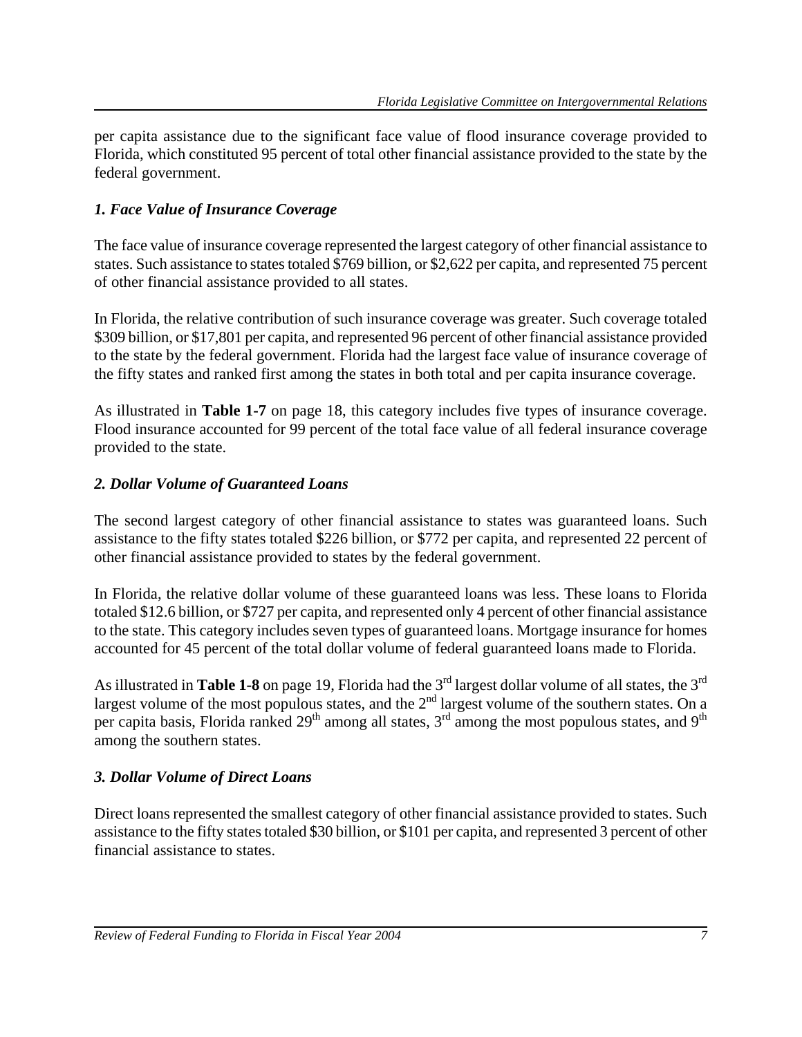per capita assistance due to the significant face value of flood insurance coverage provided to Florida, which constituted 95 percent of total other financial assistance provided to the state by the federal government.

### *1. Face Value of Insurance Coverage*

The face value of insurance coverage represented the largest category of other financial assistance to states. Such assistance to states totaled $769 billion, or $2,622 per capita, and represented 75 percent of other financial assistance provided to all states.

In Florida, the relative contribution of such insurance coverage was greater. Such coverage totaled $309 billion, or $17,801 per capita, and represented 96 percent of other financial assistance provided to the state by the federal government. Florida had the largest face value of insurance coverage of the fifty states and ranked first among the states in both total and per capita insurance coverage.

As illustrated in **Table 1-7** on page 18, this category includes five types of insurance coverage. Flood insurance accounted for 99 percent of the total face value of all federal insurance coverage provided to the state.

### *2. Dollar Volume of Guaranteed Loans*

The second largest category of other financial assistance to states was guaranteed loans. Such assistance to the fifty states totaled $226 billion, or $772 per capita, and represented 22 percent of other financial assistance provided to states by the federal government.

In Florida, the relative dollar volume of these guaranteed loans was less. These loans to Florida totaled $12.6 billion, or $727 per capita, and represented only 4 percent of other financial assistance to the state. This category includes seven types of guaranteed loans. Mortgage insurance for homes accounted for 45 percent of the total dollar volume of federal guaranteed loans made to Florida.

As illustrated in **Table 1-8** on page 19, Florida had the 3rd largest dollar volume of all states, the 3rd largest volume of the most populous states, and the 2nd largest volume of the southern states. On a per capita basis, Florida ranked 29th among all states, 3rd among the most populous states, and 9th among the southern states.

### *3. Dollar Volume of Direct Loans*

Direct loans represented the smallest category of other financial assistance provided to states. Such assistance to the fifty states totaled $30 billion, or $101 per capita, and represented 3 percent of other financial assistance to states.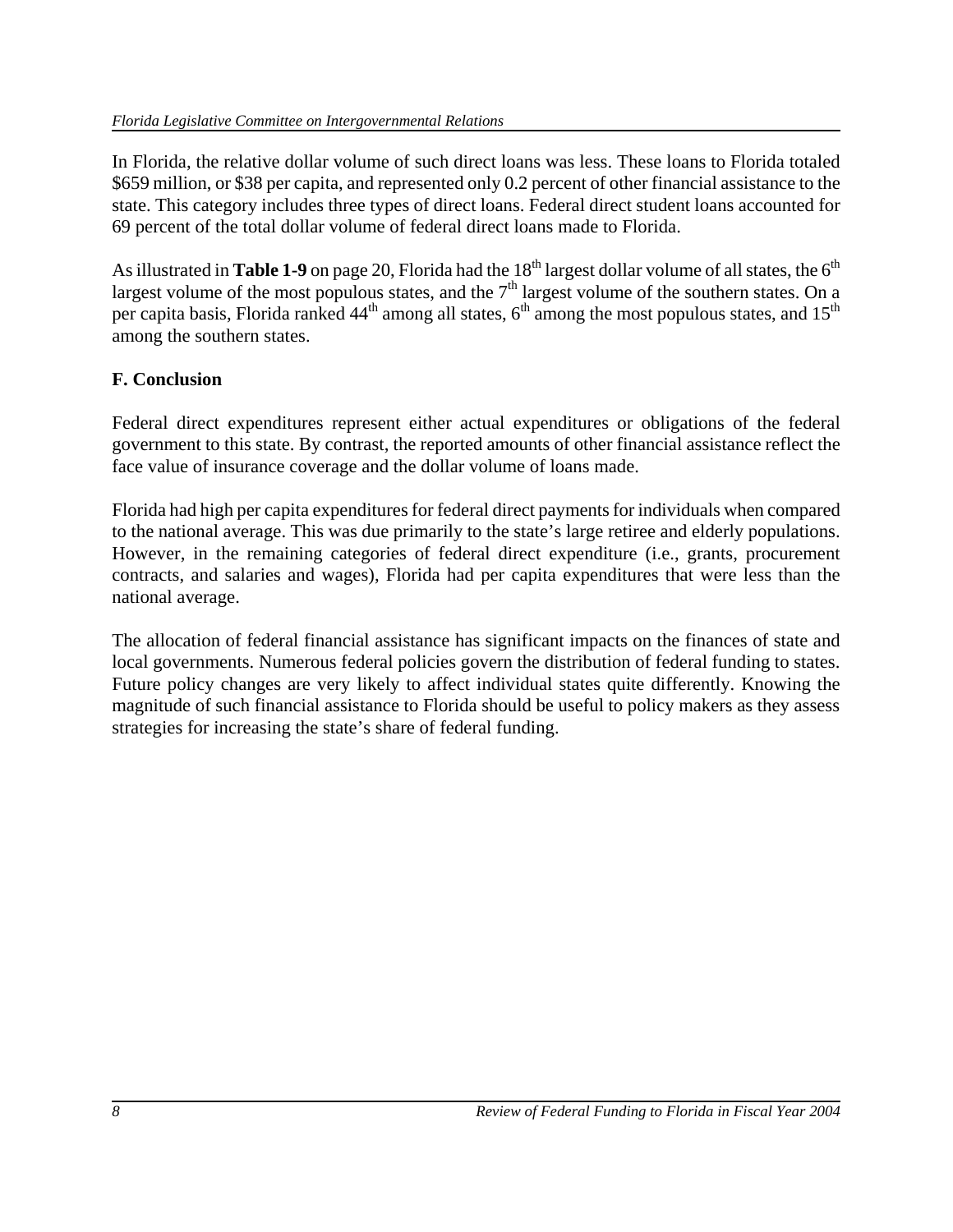In Florida, the relative dollar volume of such direct loans was less. These loans to Florida totaled \$659 million, or \$38 per capita, and represented only 0.2 percent of other financial assistance to the state. This category includes three types of direct loans. Federal direct student loans accounted for 69 percent of the total dollar volume of federal direct loans made to Florida.

As illustrated in **Table 1-9** on page 20, Florida had the 18th largest dollar volume of all states, the 6th largest volume of the most populous states, and the 7th largest volume of the southern states. On a per capita basis, Florida ranked 44th among all states, 6th among the most populous states, and 15th among the southern states.

### F. Conclusion

Federal direct expenditures represent either actual expenditures or obligations of the federal government to this state. By contrast, the reported amounts of other financial assistance reflect the face value of insurance coverage and the dollar volume of loans made.

Florida had high per capita expenditures for federal direct payments for individuals when compared to the national average. This was due primarily to the state's large retiree and elderly populations. However, in the remaining categories of federal direct expenditure (i.e., grants, procurement contracts, and salaries and wages), Florida had per capita expenditures that were less than the national average.

The allocation of federal financial assistance has significant impacts on the finances of state and local governments. Numerous federal policies govern the distribution of federal funding to states. Future policy changes are very likely to affect individual states quite differently. Knowing the magnitude of such financial assistance to Florida should be useful to policy makers as they assess strategies for increasing the state's share of federal funding.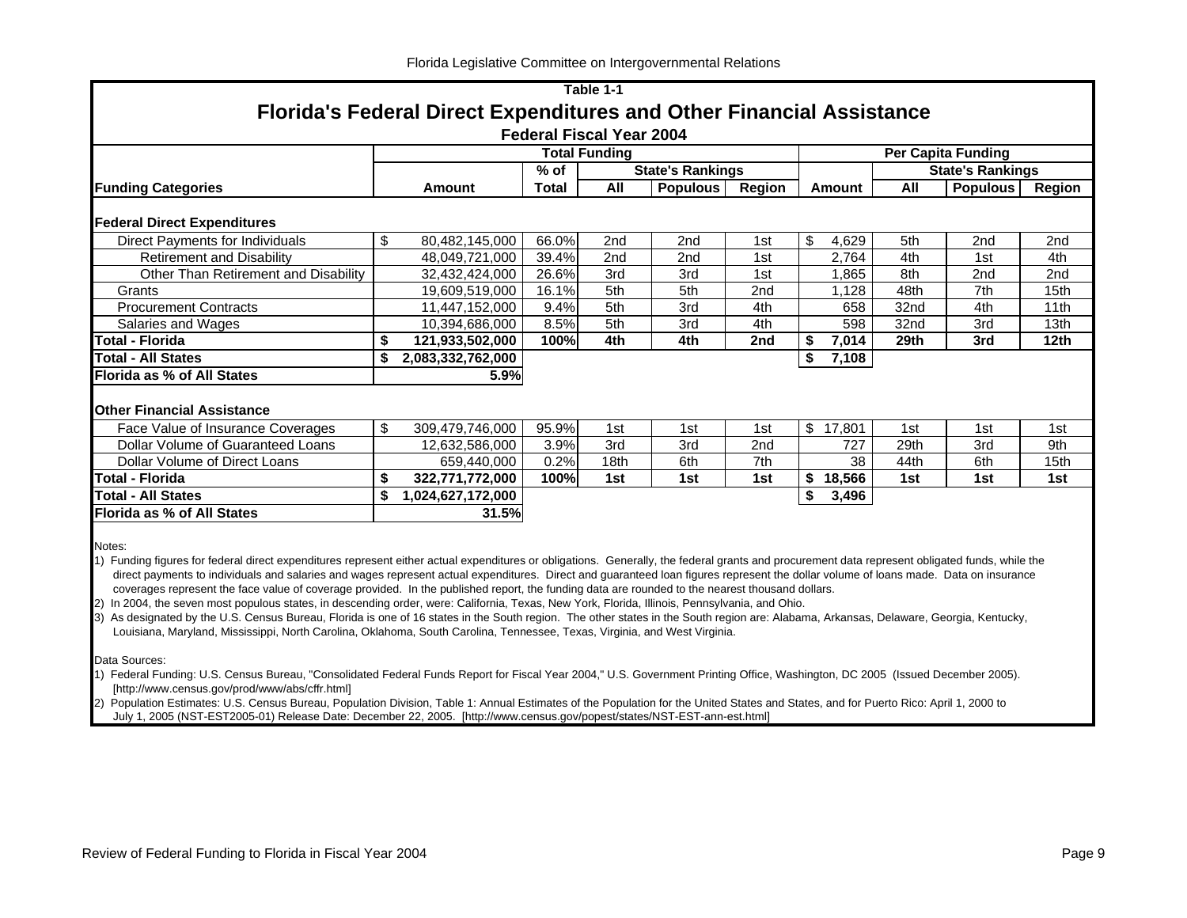Florida Legislative Committee on Intergovernmental Relations

## Table 1-1

# Florida's Federal Direct Expenditures and Other Financial Assistance

### Federal Fiscal Year 2004

| Funding Categories | Total Funding | | | | | Per Capita Funding | | | |
|---|---|---|---|---|---|---|---|---|---|
| | | % of | State's Rankings | | | | State's Rankings | | |
| | Amount | Total | All | Populous | Region | Amount | All | Populous | Region |
| **Federal Direct Expenditures** | | | | | | | | | |
| Direct Payments for Individuals | $ 80,482,145,000 | 66.0% | 2nd | 2nd | 1st | $ 4,629 | 5th | 2nd | 2nd |
| Retirement and Disability | 48,049,721,000 | 39.4% | 2nd | 2nd | 1st | 2,764 | 4th | 1st | 4th |
| Other Than Retirement and Disability | 32,432,424,000 | 26.6% | 3rd | 3rd | 1st | 1,865 | 8th | 2nd | 2nd |
| Grants | 19,609,519,000 | 16.1% | 5th | 5th | 2nd | 1,128 | 48th | 7th | 15th |
| Procurement Contracts | 11,447,152,000 | 9.4% | 5th | 3rd | 4th | 658 | 32nd | 4th | 11th |
| Salaries and Wages | 10,394,686,000 | 8.5% | 5th | 3rd | 4th | 598 | 32nd | 3rd | 13th |
| **Total - Florida** | **$ 121,933,502,000** | **100%** | **4th** | **4th** | **2nd** | **$ 7,014** | **29th** | **3rd** | **12th** |
| **Total - All States** | **$ 2,083,332,762,000** | | | | | **$ 7,108** | | | |
| **Florida as % of All States** | **5.9%** | | | | | | | | |
| **Other Financial Assistance** | | | | | | | | | |
| Face Value of Insurance Coverages | $ 309,479,746,000 | 95.9% | 1st | 1st | 1st | $ 17,801 | 1st | 1st | 1st |
| Dollar Volume of Guaranteed Loans | 12,632,586,000 | 3.9% | 3rd | 3rd | 2nd | 727 | 29th | 3rd | 9th |
| Dollar Volume of Direct Loans | 659,440,000 | 0.2% | 18th | 6th | 7th | 38 | 44th | 6th | 15th |
| **Total - Florida** | **$ 322,771,772,000** | **100%** | **1st** | **1st** | **1st** | **$ 18,566** | **1st** | **1st** | **1st** |
| **Total - All States** | **$ 1,024,627,172,000** | | | | | **$ 3,496** | | | |
| **Florida as % of All States** | **31.5%** | | | | | | | | |

Notes:

1) Funding figures for federal direct expenditures represent either actual expenditures or obligations. Generally, the federal grants and procurement data represent obligated funds, while the direct payments to individuals and salaries and wages represent actual expenditures. Direct and guaranteed loan figures represent the dollar volume of loans made. Data on insurance coverages represent the face value of coverage provided. In the published report, the funding data are rounded to the nearest thousand dollars.

2) In 2004, the seven most populous states, in descending order, were: California, Texas, New York, Florida, Illinois, Pennsylvania, and Ohio.

3) As designated by the U.S. Census Bureau, Florida is one of 16 states in the South region. The other states in the South region are: Alabama, Arkansas, Delaware, Georgia, Kentucky, Louisiana, Maryland, Mississippi, North Carolina, Oklahoma, South Carolina, Tennessee, Texas, Virginia, and West Virginia.

Data Sources:

1) Federal Funding: U.S. Census Bureau, "Consolidated Federal Funds Report for Fiscal Year 2004," U.S. Government Printing Office, Washington, DC 2005 (Issued December 2005). [http://www.census.gov/prod/www/abs/cffr.html]

2) Population Estimates: U.S. Census Bureau, Population Division, Table 1: Annual Estimates of the Population for the United States and States, and for Puerto Rico: April 1, 2000 to July 1, 2005 (NST-EST2005-01) Release Date: December 22, 2005. [http://www.census.gov/popest/states/NST-EST-ann-est.html]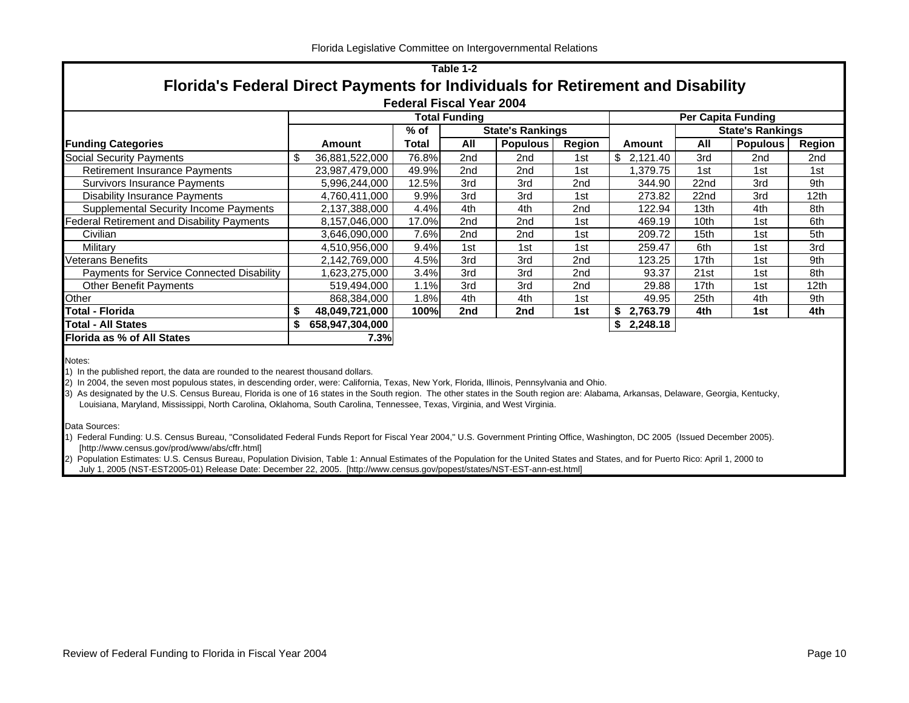Table 1-2

## Florida's Federal Direct Payments for Individuals for Retirement and Disability

**Federal Fiscal Year 2004**

| | Total Funding | | | | | Per Capita Funding | | | |
|---|---|---|---|---|---|---|---|---|---|
| | | % of | State's Rankings | | | | State's Rankings | | |
| **Funding Categories** | **Amount** | **Total** | **All** | **Populous** | **Region** | **Amount** | **All** | **Populous** | **Region** |
| Social Security Payments | $ 36,881,522,000 | 76.8% | 2nd | 2nd | 1st | $ 2,121.40 | 3rd | 2nd | 2nd |
| Retirement Insurance Payments | 23,987,479,000 | 49.9% | 2nd | 2nd | 1st | 1,379.75 | 1st | 1st | 1st |
| Survivors Insurance Payments | 5,996,244,000 | 12.5% | 3rd | 3rd | 2nd | 344.90 | 22nd | 3rd | 9th |
| Disability Insurance Payments | 4,760,411,000 | 9.9% | 3rd | 3rd | 1st | 273.82 | 22nd | 3rd | 12th |
| Supplemental Security Income Payments | 2,137,388,000 | 4.4% | 4th | 4th | 2nd | 122.94 | 13th | 4th | 8th |
| Federal Retirement and Disability Payments | 8,157,046,000 | 17.0% | 2nd | 2nd | 1st | 469.19 | 10th | 1st | 6th |
| Civilian | 3,646,090,000 | 7.6% | 2nd | 2nd | 1st | 209.72 | 15th | 1st | 5th |
| Military | 4,510,956,000 | 9.4% | 1st | 1st | 1st | 259.47 | 6th | 1st | 3rd |
| Veterans Benefits | 2,142,769,000 | 4.5% | 3rd | 3rd | 2nd | 123.25 | 17th | 1st | 9th |
| Payments for Service Connected Disability | 1,623,275,000 | 3.4% | 3rd | 3rd | 2nd | 93.37 | 21st | 1st | 8th |
| Other Benefit Payments | 519,494,000 | 1.1% | 3rd | 3rd | 2nd | 29.88 | 17th | 1st | 12th |
| Other | 868,384,000 | 1.8% | 4th | 4th | 1st | 49.95 | 25th | 4th | 9th |
| **Total - Florida** | **$ 48,049,721,000** | **100%** | **2nd** | **2nd** | **1st** | **$ 2,763.79** | **4th** | **1st** | **4th** |
| **Total - All States** | **$ 658,947,304,000** | | | | | **$ 2,248.18** | | | |
| **Florida as % of All States** | **7.3%** | | | | | | | | |

Notes:

1) In the published report, the data are rounded to the nearest thousand dollars.

2) In 2004, the seven most populous states, in descending order, were: California, Texas, New York, Florida, Illinois, Pennsylvania and Ohio.

3) As designated by the U.S. Census Bureau, Florida is one of 16 states in the South region. The other states in the South region are: Alabama, Arkansas, Delaware, Georgia, Kentucky, Louisiana, Maryland, Mississippi, North Carolina, Oklahoma, South Carolina, Tennessee, Texas, Virginia, and West Virginia.

Data Sources:

1) Federal Funding: U.S. Census Bureau, "Consolidated Federal Funds Report for Fiscal Year 2004," U.S. Government Printing Office, Washington, DC 2005 (Issued December 2005). [http://www.census.gov/prod/www/abs/cffr.html]

2) Population Estimates: U.S. Census Bureau, Population Division, Table 1: Annual Estimates of the Population for the United States and States, and for Puerto Rico: April 1, 2000 to July 1, 2005 (NST-EST2005-01) Release Date: December 22, 2005. [http://www.census.gov/popest/states/NST-EST-ann-est.html]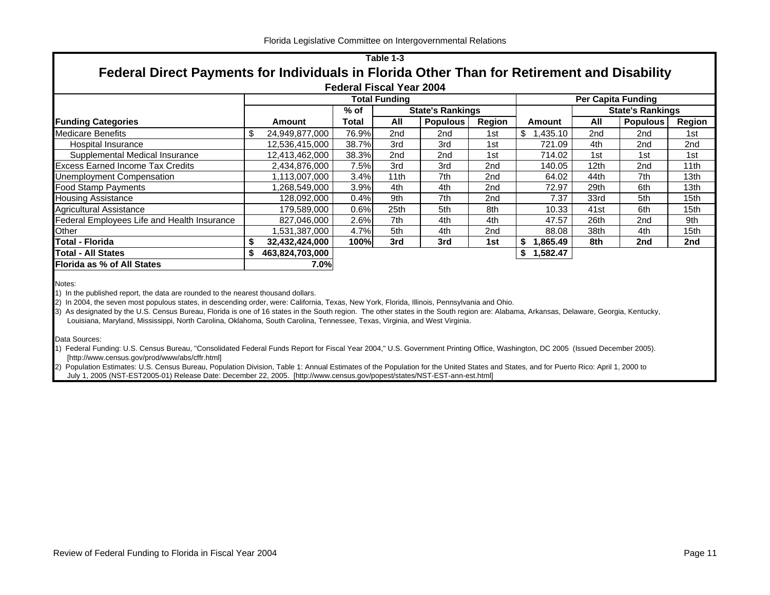Table 1-3

## Federal Direct Payments for Individuals in Florida Other Than for Retirement and Disability

### Federal Fiscal Year 2004

| | Total Funding | | | | | Per Capita Funding | | | |
|---|---|---|---|---|---|---|---|---|---|
| | | % of | State's Rankings | | | | State's Rankings | | |
| **Funding Categories** | **Amount** | **Total** | **All** | **Populous** | **Region** | **Amount** | **All** | **Populous** | **Region** |
| Medicare Benefits | $ 24,949,877,000 | 76.9% | 2nd | 2nd | 1st | $ 1,435.10 | 2nd | 2nd | 1st |
| Hospital Insurance | 12,536,415,000 | 38.7% | 3rd | 3rd | 1st | 721.09 | 4th | 2nd | 2nd |
| Supplemental Medical Insurance | 12,413,462,000 | 38.3% | 2nd | 2nd | 1st | 714.02 | 1st | 1st | 1st |
| Excess Earned Income Tax Credits | 2,434,876,000 | 7.5% | 3rd | 3rd | 2nd | 140.05 | 12th | 2nd | 11th |
| Unemployment Compensation | 1,113,007,000 | 3.4% | 11th | 7th | 2nd | 64.02 | 44th | 7th | 13th |
| Food Stamp Payments | 1,268,549,000 | 3.9% | 4th | 4th | 2nd | 72.97 | 29th | 6th | 13th |
| Housing Assistance | 128,092,000 | 0.4% | 9th | 7th | 2nd | 7.37 | 33rd | 5th | 15th |
| Agricultural Assistance | 179,589,000 | 0.6% | 25th | 5th | 8th | 10.33 | 41st | 6th | 15th |
| Federal Employees Life and Health Insurance | 827,046,000 | 2.6% | 7th | 4th | 4th | 47.57 | 26th | 2nd | 9th |
| Other | 1,531,387,000 | 4.7% | 5th | 4th | 2nd | 88.08 | 38th | 4th | 15th |
| **Total - Florida** | **$ 32,432,424,000** | **100%** | **3rd** | **3rd** | **1st** | **$ 1,865.49** | **8th** | **2nd** | **2nd** |
| **Total - All States** | **$ 463,824,703,000** | | | | | **$ 1,582.47** | | | |
| **Florida as % of All States** | **7.0%** | | | | | | | | |

Notes:

1) In the published report, the data are rounded to the nearest thousand dollars.
2) In 2004, the seven most populous states, in descending order, were: California, Texas, New York, Florida, Illinois, Pennsylvania and Ohio.
3) As designated by the U.S. Census Bureau, Florida is one of 16 states in the South region. The other states in the South region are: Alabama, Arkansas, Delaware, Georgia, Kentucky, Louisiana, Maryland, Mississippi, North Carolina, Oklahoma, South Carolina, Tennessee, Texas, Virginia, and West Virginia.

Data Sources:

1) Federal Funding: U.S. Census Bureau, "Consolidated Federal Funds Report for Fiscal Year 2004," U.S. Government Printing Office, Washington, DC 2005 (Issued December 2005). [http://www.census.gov/prod/www/abs/cffr.html]
2) Population Estimates: U.S. Census Bureau, Population Division, Table 1: Annual Estimates of the Population for the United States and States, and for Puerto Rico: April 1, 2000 to July 1, 2005 (NST-EST2005-01) Release Date: December 22, 2005. [http://www.census.gov/popest/states/NST-EST-ann-est.html]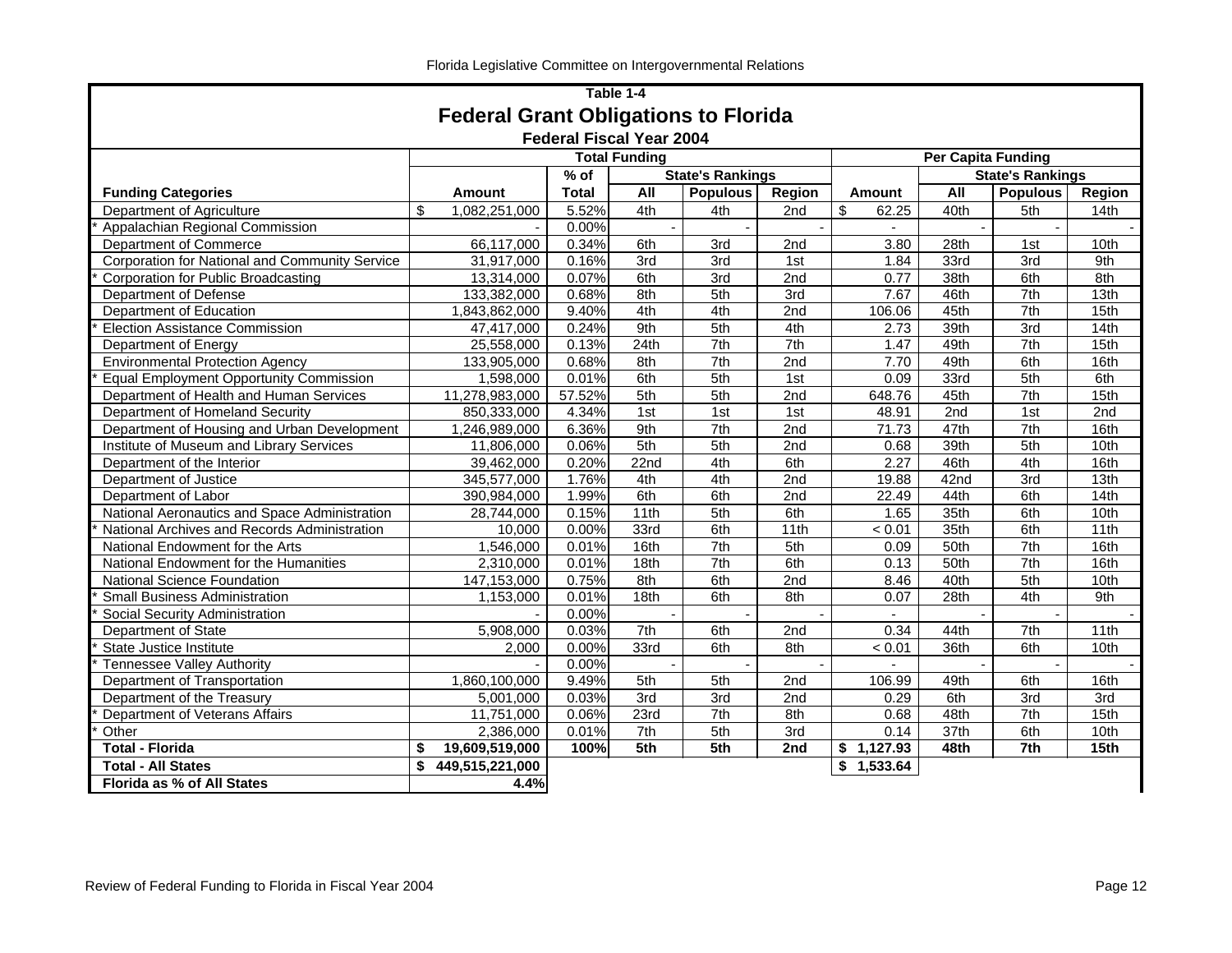## Table 1-4

# Federal Grant Obligations to Florida

### Federal Fiscal Year 2004

| Funding Categories | Total Funding | | | | | Per Capita Funding | | | |
|---|---|---|---|---|---|---|---|---|---|
| | | % of | State's Rankings | | | | State's Rankings | | |
| | Amount | Total | All | Populous | Region | Amount | All | Populous | Region |
| Department of Agriculture | $ 1,082,251,000 | 5.52% | 4th | 4th | 2nd | $ 62.25 | 40th | 5th | 14th |
| * Appalachian Regional Commission | - | 0.00% | - | - | - | - | - | - | - |
| Department of Commerce | 66,117,000 | 0.34% | 6th | 3rd | 2nd | 3.80 | 28th | 1st | 10th |
| Corporation for National and Community Service | 31,917,000 | 0.16% | 3rd | 3rd | 1st | 1.84 | 33rd | 3rd | 9th |
| * Corporation for Public Broadcasting | 13,314,000 | 0.07% | 6th | 3rd | 2nd | 0.77 | 38th | 6th | 8th |
| Department of Defense | 133,382,000 | 0.68% | 8th | 5th | 3rd | 7.67 | 46th | 7th | 13th |
| Department of Education | 1,843,862,000 | 9.40% | 4th | 4th | 2nd | 106.06 | 45th | 7th | 15th |
| * Election Assistance Commission | 47,417,000 | 0.24% | 9th | 5th | 4th | 2.73 | 39th | 3rd | 14th |
| Department of Energy | 25,558,000 | 0.13% | 24th | 7th | 7th | 1.47 | 49th | 7th | 15th |
| Environmental Protection Agency | 133,905,000 | 0.68% | 8th | 7th | 2nd | 7.70 | 49th | 6th | 16th |
| * Equal Employment Opportunity Commission | 1,598,000 | 0.01% | 6th | 5th | 1st | 0.09 | 33rd | 5th | 6th |
| Department of Health and Human Services | 11,278,983,000 | 57.52% | 5th | 5th | 2nd | 648.76 | 45th | 7th | 15th |
| Department of Homeland Security | 850,333,000 | 4.34% | 1st | 1st | 1st | 48.91 | 2nd | 1st | 2nd |
| Department of Housing and Urban Development | 1,246,989,000 | 6.36% | 9th | 7th | 2nd | 71.73 | 47th | 7th | 16th |
| Institute of Museum and Library Services | 11,806,000 | 0.06% | 5th | 5th | 2nd | 0.68 | 39th | 5th | 10th |
| Department of the Interior | 39,462,000 | 0.20% | 22nd | 4th | 6th | 2.27 | 46th | 4th | 16th |
| Department of Justice | 345,577,000 | 1.76% | 4th | 4th | 2nd | 19.88 | 42nd | 3rd | 13th |
| Department of Labor | 390,984,000 | 1.99% | 6th | 6th | 2nd | 22.49 | 44th | 6th | 14th |
| National Aeronautics and Space Administration | 28,744,000 | 0.15% | 11th | 5th | 6th | 1.65 | 35th | 6th | 10th |
| * National Archives and Records Administration | 10,000 | 0.00% | 33rd | 6th | 11th | < 0.01 | 35th | 6th | 11th |
| National Endowment for the Arts | 1,546,000 | 0.01% | 16th | 7th | 5th | 0.09 | 50th | 7th | 16th |
| National Endowment for the Humanities | 2,310,000 | 0.01% | 18th | 7th | 6th | 0.13 | 50th | 7th | 16th |
| National Science Foundation | 147,153,000 | 0.75% | 8th | 6th | 2nd | 8.46 | 40th | 5th | 10th |
| * Small Business Administration | 1,153,000 | 0.01% | 18th | 6th | 8th | 0.07 | 28th | 4th | 9th |
| * Social Security Administration | - | 0.00% | - | - | - | - | - | - | - |
| Department of State | 5,908,000 | 0.03% | 7th | 6th | 2nd | 0.34 | 44th | 7th | 11th |
| * State Justice Institute | 2,000 | 0.00% | 33rd | 6th | 8th | < 0.01 | 36th | 6th | 10th |
| * Tennessee Valley Authority | - | 0.00% | - | - | - | - | - | - | - |
| Department of Transportation | 1,860,100,000 | 9.49% | 5th | 5th | 2nd | 106.99 | 49th | 6th | 16th |
| Department of the Treasury | 5,001,000 | 0.03% | 3rd | 3rd | 2nd | 0.29 | 6th | 3rd | 3rd |
| * Department of Veterans Affairs | 11,751,000 | 0.06% | 23rd | 7th | 8th | 0.68 | 48th | 7th | 15th |
| * Other | 2,386,000 | 0.01% | 7th | 5th | 3rd | 0.14 | 37th | 6th | 10th |
| **Total - Florida** | **$ 19,609,519,000** | **100%** | **5th** | **5th** | **2nd** | **$ 1,127.93** | **48th** | **7th** | **15th** |
| **Total - All States** | **$ 449,515,221,000** | | | | | **$ 1,533.64** | | | |
| **Florida as % of All States** | **4.4%** | | | | | | | | |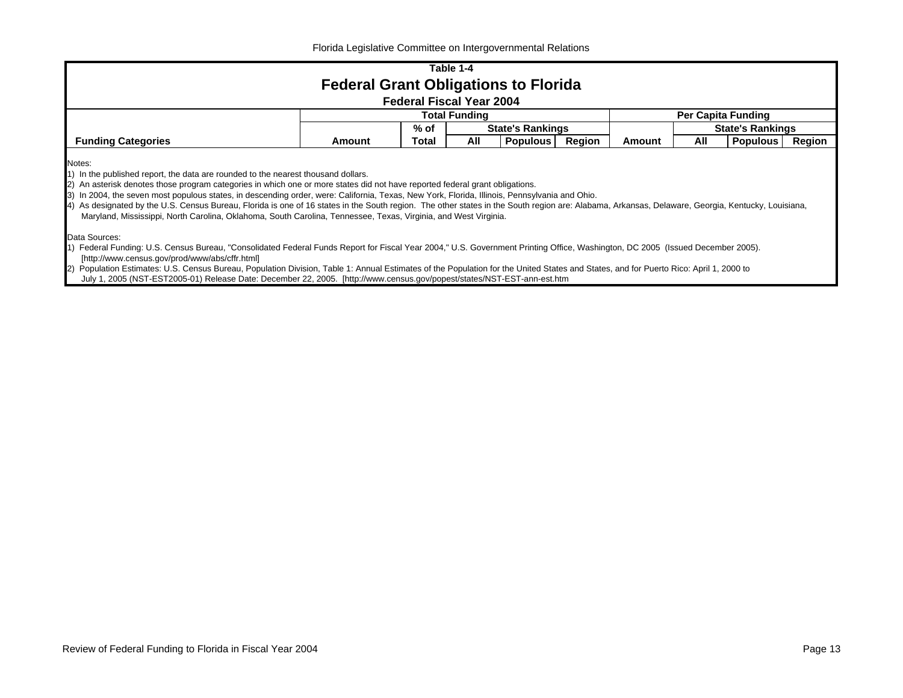## Table 1-4

# Federal Grant Obligations to Florida

### Federal Fiscal Year 2004

| | Total Funding | | | | | Per Capita Funding | | | |
|---|---|---|---|---|---|---|---|---|---|
| | | % of | State's Rankings | | | | State's Rankings | | |
| **Funding Categories** | **Amount** | **Total** | **All** | **Populous** | **Region** | **Amount** | **All** | **Populous** | **Region** |

Notes:
1) In the published report, the data are rounded to the nearest thousand dollars.
2) An asterisk denotes those program categories in which one or more states did not have reported federal grant obligations.
3) In 2004, the seven most populous states, in descending order, were: California, Texas, New York, Florida, Illinois, Pennsylvania and Ohio.
4) As designated by the U.S. Census Bureau, Florida is one of 16 states in the South region. The other states in the South region are: Alabama, Arkansas, Delaware, Georgia, Kentucky, Louisiana, Maryland, Mississippi, North Carolina, Oklahoma, South Carolina, Tennessee, Texas, Virginia, and West Virginia.

Data Sources:
1) Federal Funding: U.S. Census Bureau, "Consolidated Federal Funds Report for Fiscal Year 2004," U.S. Government Printing Office, Washington, DC 2005 (Issued December 2005). [http://www.census.gov/prod/www/abs/cffr.html]
2) Population Estimates: U.S. Census Bureau, Population Division, Table 1: Annual Estimates of the Population for the United States and States, and for Puerto Rico: April 1, 2000 to July 1, 2005 (NST-EST2005-01) Release Date: December 22, 2005. [http://www.census.gov/popest/states/NST-EST-ann-est.htm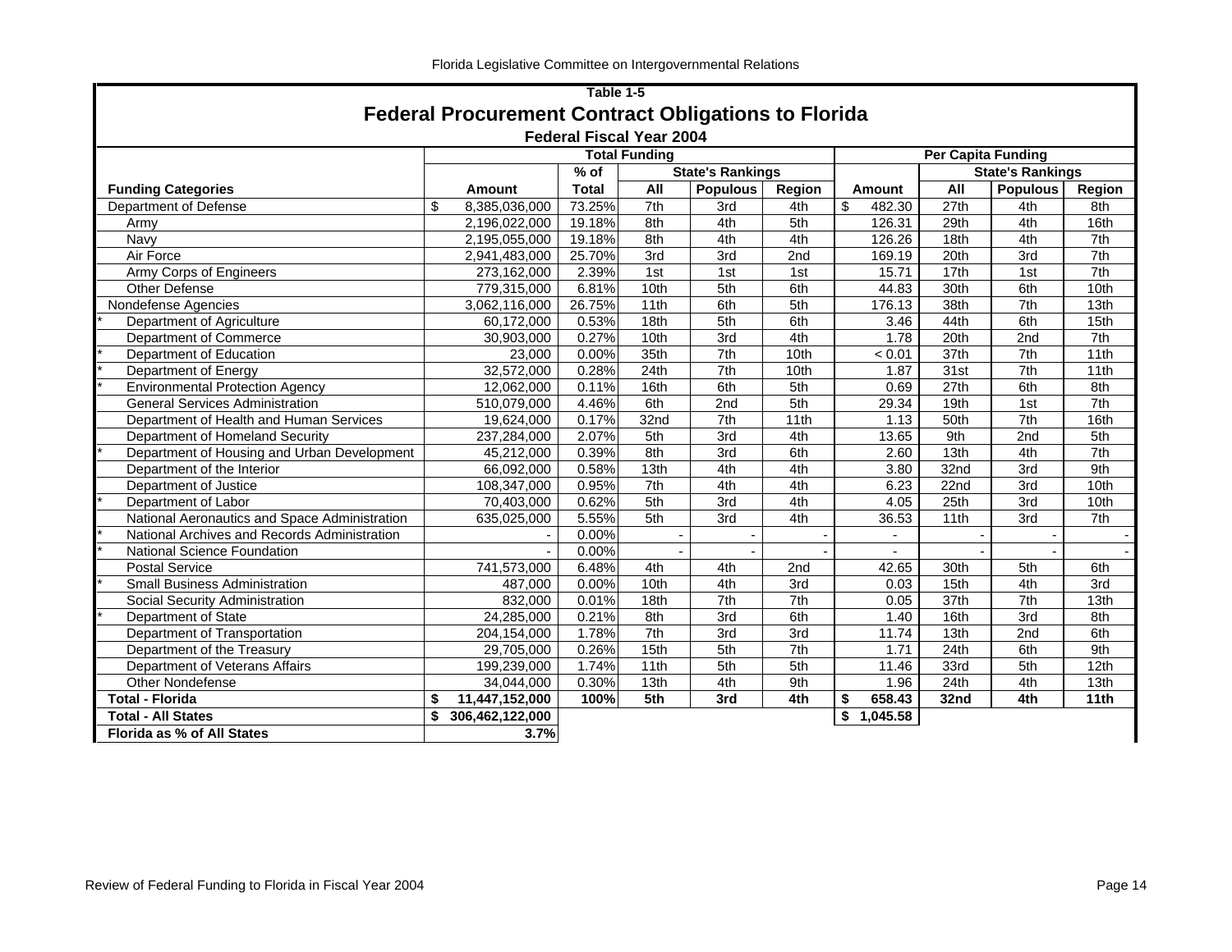### Table 1-5

## Federal Procurement Contract Obligations to Florida

### Federal Fiscal Year 2004

| | Total Funding | | | | | Per Capita Funding | | | |
|---|---|---|---|---|---|---|---|---|---|
| | | % of | State's Rankings | | | | State's Rankings | | |
| **Funding Categories** | **Amount** | **Total** | **All** | **Populous** | **Region** | **Amount** | **All** | **Populous** | **Region** |
| Department of Defense | $ 8,385,036,000 | 73.25% | 7th | 3rd | 4th | $ 482.30 | 27th | 4th | 8th |
| Army | 2,196,022,000 | 19.18% | 8th | 4th | 5th | 126.31 | 29th | 4th | 16th |
| Navy | 2,195,055,000 | 19.18% | 8th | 4th | 4th | 126.26 | 18th | 4th | 7th |
| Air Force | 2,941,483,000 | 25.70% | 3rd | 3rd | 2nd | 169.19 | 20th | 3rd | 7th |
| Army Corps of Engineers | 273,162,000 | 2.39% | 1st | 1st | 1st | 15.71 | 17th | 1st | 7th |
| Other Defense | 779,315,000 | 6.81% | 10th | 5th | 6th | 44.83 | 30th | 6th | 10th |
| Nondefense Agencies | 3,062,116,000 | 26.75% | 11th | 6th | 5th | 176.13 | 38th | 7th | 13th |
| * Department of Agriculture | 60,172,000 | 0.53% | 18th | 5th | 6th | 3.46 | 44th | 6th | 15th |
| Department of Commerce | 30,903,000 | 0.27% | 10th | 3rd | 4th | 1.78 | 20th | 2nd | 7th |
| * Department of Education | 23,000 | 0.00% | 35th | 7th | 10th | < 0.01 | 37th | 7th | 11th |
| * Department of Energy | 32,572,000 | 0.28% | 24th | 7th | 10th | 1.87 | 31st | 7th | 11th |
| * Environmental Protection Agency | 12,062,000 | 0.11% | 16th | 6th | 5th | 0.69 | 27th | 6th | 8th |
| General Services Administration | 510,079,000 | 4.46% | 6th | 2nd | 5th | 29.34 | 19th | 1st | 7th |
| Department of Health and Human Services | 19,624,000 | 0.17% | 32nd | 7th | 11th | 1.13 | 50th | 7th | 16th |
| Department of Homeland Security | 237,284,000 | 2.07% | 5th | 3rd | 4th | 13.65 | 9th | 2nd | 5th |
| * Department of Housing and Urban Development | 45,212,000 | 0.39% | 8th | 3rd | 6th | 2.60 | 13th | 4th | 7th |
| Department of the Interior | 66,092,000 | 0.58% | 13th | 4th | 4th | 3.80 | 32nd | 3rd | 9th |
| Department of Justice | 108,347,000 | 0.95% | 7th | 4th | 4th | 6.23 | 22nd | 3rd | 10th |
| * Department of Labor | 70,403,000 | 0.62% | 5th | 3rd | 4th | 4.05 | 25th | 3rd | 10th |
| National Aeronautics and Space Administration | 635,025,000 | 5.55% | 5th | 3rd | 4th | 36.53 | 11th | 3rd | 7th |
| * National Archives and Records Administration | - | 0.00% | - | - | - | - | - | - | - |
| * National Science Foundation | - | 0.00% | - | - | - | - | - | - | - |
| Postal Service | 741,573,000 | 6.48% | 4th | 4th | 2nd | 42.65 | 30th | 5th | 6th |
| * Small Business Administration | 487,000 | 0.00% | 10th | 4th | 3rd | 0.03 | 15th | 4th | 3rd |
| Social Security Administration | 832,000 | 0.01% | 18th | 7th | 7th | 0.05 | 37th | 7th | 13th |
| * Department of State | 24,285,000 | 0.21% | 8th | 3rd | 6th | 1.40 | 16th | 3rd | 8th |
| Department of Transportation | 204,154,000 | 1.78% | 7th | 3rd | 3rd | 11.74 | 13th | 2nd | 6th |
| Department of the Treasury | 29,705,000 | 0.26% | 15th | 5th | 7th | 1.71 | 24th | 6th | 9th |
| Department of Veterans Affairs | 199,239,000 | 1.74% | 11th | 5th | 5th | 11.46 | 33rd | 5th | 12th |
| Other Nondefense | 34,044,000 | 0.30% | 13th | 4th | 9th | 1.96 | 24th | 4th | 13th |
| **Total - Florida** | **$ 11,447,152,000** | **100%** | **5th** | **3rd** | **4th** | **$ 658.43** | **32nd** | **4th** | **11th** |
| **Total - All States** | **$ 306,462,122,000** | | | | | **$ 1,045.58** | | | |
| **Florida as % of All States** | **3.7%** | | | | | | | | |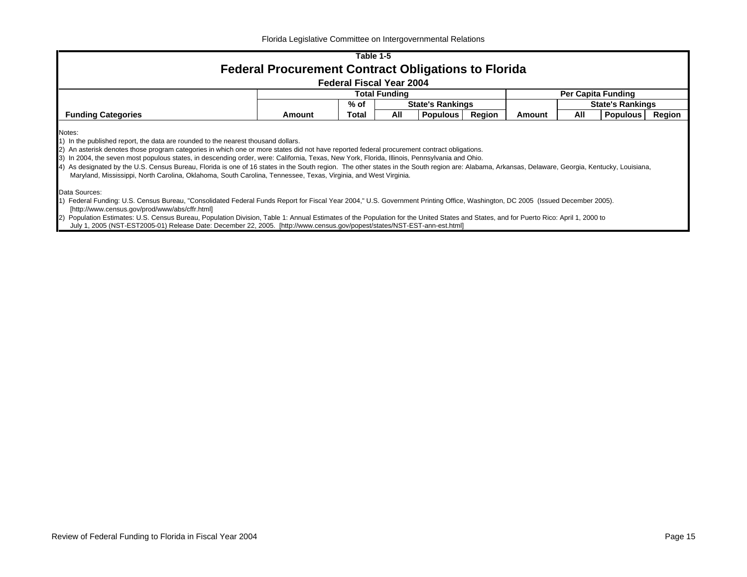Table 1-5

# Federal Procurement Contract Obligations to Florida

**Federal Fiscal Year 2004**

| Funding Categories | Total Funding | | | | | Per Capita Funding | | | |
|---|---|---|---|---|---|---|---|---|---|
| | | % of | State's Rankings | | | | State's Rankings | | |
| | Amount | Total | All | Populous | Region | Amount | All | Populous | Region |

Notes:

1) In the published report, the data are rounded to the nearest thousand dollars.
2) An asterisk denotes those program categories in which one or more states did not have reported federal procurement contract obligations.
3) In 2004, the seven most populous states, in descending order, were: California, Texas, New York, Florida, Illinois, Pennsylvania and Ohio.
4) As designated by the U.S. Census Bureau, Florida is one of 16 states in the South region. The other states in the South region are: Alabama, Arkansas, Delaware, Georgia, Kentucky, Louisiana, Maryland, Mississippi, North Carolina, Oklahoma, South Carolina, Tennessee, Texas, Virginia, and West Virginia.

Data Sources:

1) Federal Funding: U.S. Census Bureau, "Consolidated Federal Funds Report for Fiscal Year 2004," U.S. Government Printing Office, Washington, DC 2005 (Issued December 2005). [http://www.census.gov/prod/www/abs/cffr.html]
2) Population Estimates: U.S. Census Bureau, Population Division, Table 1: Annual Estimates of the Population for the United States and States, and for Puerto Rico: April 1, 2000 to July 1, 2005 (NST-EST2005-01) Release Date: December 22, 2005. [http://www.census.gov/popest/states/NST-EST-ann-est.html]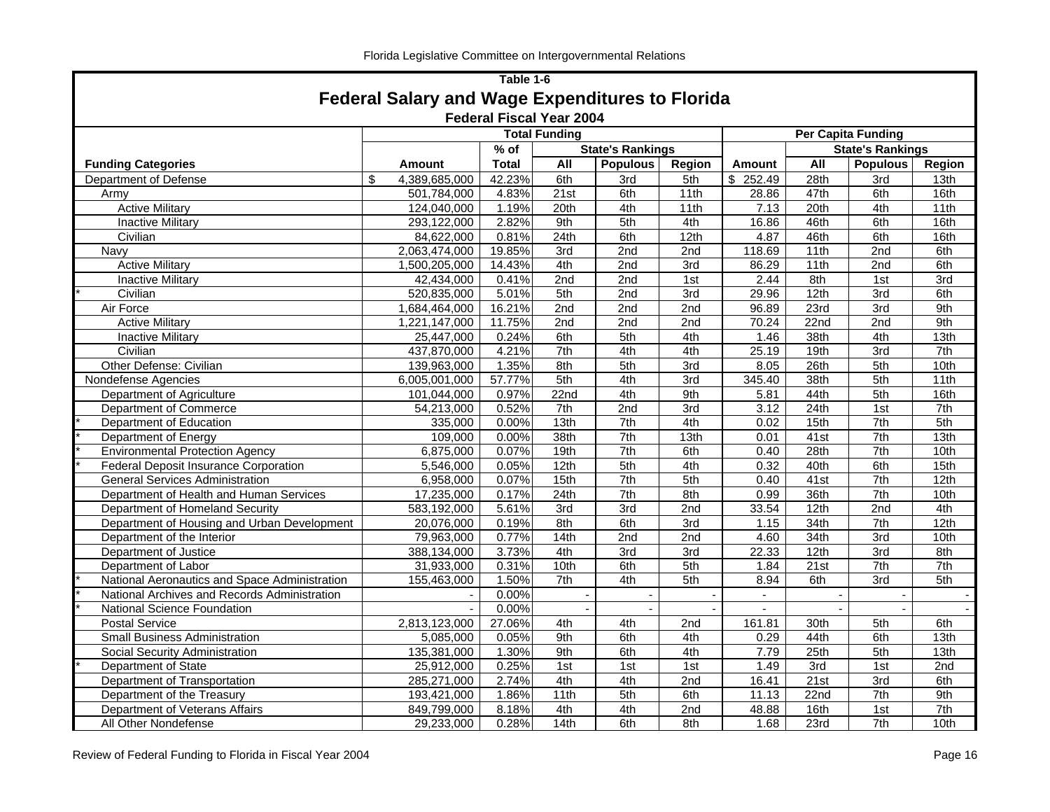## Table 1-6

# Federal Salary and Wage Expenditures to Florida

### Federal Fiscal Year 2004

| Funding Categories | Total Funding | | | | | Per Capita Funding | | | |
|---|---|---|---|---|---|---|---|---|---|
| | | % of | State's Rankings | | | | State's Rankings | | |
| | Amount | Total | All | Populous | Region | Amount | All | Populous | Region |
| Department of Defense | $ 4,389,685,000 | 42.23% | 6th | 3rd | 5th | $ 252.49 | 28th | 3rd | 13th |
| Army | 501,784,000 | 4.83% | 21st | 6th | 11th | 28.86 | 47th | 6th | 16th |
| Active Military | 124,040,000 | 1.19% | 20th | 4th | 11th | 7.13 | 20th | 4th | 11th |
| Inactive Military | 293,122,000 | 2.82% | 9th | 5th | 4th | 16.86 | 46th | 6th | 16th |
| Civilian | 84,622,000 | 0.81% | 24th | 6th | 12th | 4.87 | 46th | 6th | 16th |
| Navy | 2,063,474,000 | 19.85% | 3rd | 2nd | 2nd | 118.69 | 11th | 2nd | 6th |
| Active Military | 1,500,205,000 | 14.43% | 4th | 2nd | 3rd | 86.29 | 11th | 2nd | 6th |
| Inactive Military | 42,434,000 | 0.41% | 2nd | 2nd | 1st | 2.44 | 8th | 1st | 3rd |
| * Civilian | 520,835,000 | 5.01% | 5th | 2nd | 3rd | 29.96 | 12th | 3rd | 6th |
| Air Force | 1,684,464,000 | 16.21% | 2nd | 2nd | 2nd | 96.89 | 23rd | 3rd | 9th |
| Active Military | 1,221,147,000 | 11.75% | 2nd | 2nd | 2nd | 70.24 | 22nd | 2nd | 9th |
| Inactive Military | 25,447,000 | 0.24% | 6th | 5th | 4th | 1.46 | 38th | 4th | 13th |
| Civilian | 437,870,000 | 4.21% | 7th | 4th | 4th | 25.19 | 19th | 3rd | 7th |
| Other Defense: Civilian | 139,963,000 | 1.35% | 8th | 5th | 3rd | 8.05 | 26th | 5th | 10th |
| Nondefense Agencies | 6,005,001,000 | 57.77% | 5th | 4th | 3rd | 345.40 | 38th | 5th | 11th |
| Department of Agriculture | 101,044,000 | 0.97% | 22nd | 4th | 9th | 5.81 | 44th | 5th | 16th |
| Department of Commerce | 54,213,000 | 0.52% | 7th | 2nd | 3rd | 3.12 | 24th | 1st | 7th |
| * Department of Education | 335,000 | 0.00% | 13th | 7th | 4th | 0.02 | 15th | 7th | 5th |
| * Department of Energy | 109,000 | 0.00% | 38th | 7th | 13th | 0.01 | 41st | 7th | 13th |
| * Environmental Protection Agency | 6,875,000 | 0.07% | 19th | 7th | 6th | 0.40 | 28th | 7th | 10th |
| * Federal Deposit Insurance Corporation | 5,546,000 | 0.05% | 12th | 5th | 4th | 0.32 | 40th | 6th | 15th |
| General Services Administration | 6,958,000 | 0.07% | 15th | 7th | 5th | 0.40 | 41st | 7th | 12th |
| Department of Health and Human Services | 17,235,000 | 0.17% | 24th | 7th | 8th | 0.99 | 36th | 7th | 10th |
| Department of Homeland Security | 583,192,000 | 5.61% | 3rd | 3rd | 2nd | 33.54 | 12th | 2nd | 4th |
| Department of Housing and Urban Development | 20,076,000 | 0.19% | 8th | 6th | 3rd | 1.15 | 34th | 7th | 12th |
| Department of the Interior | 79,963,000 | 0.77% | 14th | 2nd | 2nd | 4.60 | 34th | 3rd | 10th |
| Department of Justice | 388,134,000 | 3.73% | 4th | 3rd | 3rd | 22.33 | 12th | 3rd | 8th |
| Department of Labor | 31,933,000 | 0.31% | 10th | 6th | 5th | 1.84 | 21st | 7th | 7th |
| * National Aeronautics and Space Administration | 155,463,000 | 1.50% | 7th | 4th | 5th | 8.94 | 6th | 3rd | 5th |
| * National Archives and Records Administration | - | 0.00% | - | - | - | - | - | - | - |
| * National Science Foundation | - | 0.00% | - | - | - | - | - | - | - |
| Postal Service | 2,813,123,000 | 27.06% | 4th | 4th | 2nd | 161.81 | 30th | 5th | 6th |
| Small Business Administration | 5,085,000 | 0.05% | 9th | 6th | 4th | 0.29 | 44th | 6th | 13th |
| Social Security Administration | 135,381,000 | 1.30% | 9th | 6th | 4th | 7.79 | 25th | 5th | 13th |
| * Department of State | 25,912,000 | 0.25% | 1st | 1st | 1st | 1.49 | 3rd | 1st | 2nd |
| Department of Transportation | 285,271,000 | 2.74% | 4th | 4th | 2nd | 16.41 | 21st | 3rd | 6th |
| Department of the Treasury | 193,421,000 | 1.86% | 11th | 5th | 6th | 11.13 | 22nd | 7th | 9th |
| Department of Veterans Affairs | 849,799,000 | 8.18% | 4th | 4th | 2nd | 48.88 | 16th | 1st | 7th |
| All Other Nondefense | 29,233,000 | 0.28% | 14th | 6th | 8th | 1.68 | 23rd | 7th | 10th |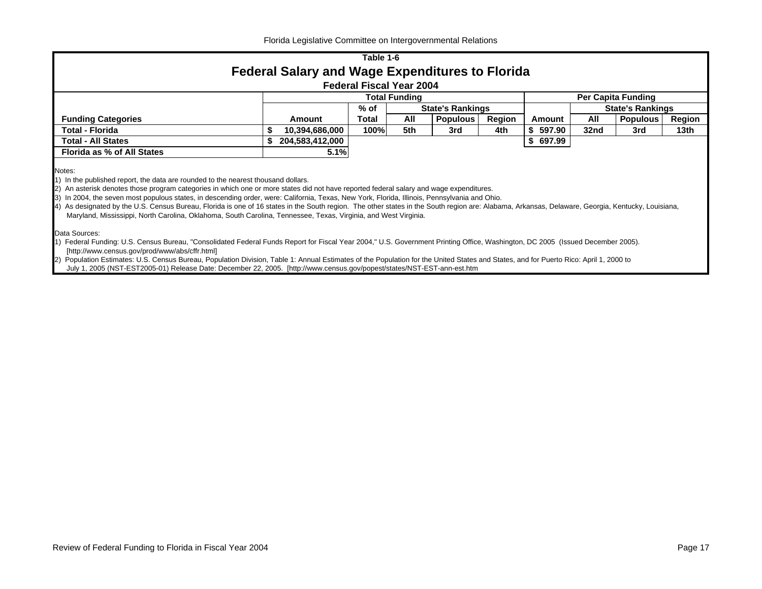Table 1-6

# Federal Salary and Wage Expenditures to Florida

### Federal Fiscal Year 2004

| Funding Categories | Total Funding | | | | | Per Capita Funding | | | |
|---|---|---|---|---|---|---|---|---|---|
| | Amount | % of Total | State's Rankings | | | Amount | State's Rankings | | |
| | | | All | Populous | Region | | All | Populous | Region |
| **Total - Florida** | $ 10,394,686,000 | 100% | 5th | 3rd | 4th | $ 597.90 | 32nd | 3rd | 13th |
| **Total - All States** | $ 204,583,412,000 | | | | | $ 697.99 | | | |
| **Florida as % of All States** | 5.1% | | | | | | | | |

Notes:

1) In the published report, the data are rounded to the nearest thousand dollars.
2) An asterisk denotes those program categories in which one or more states did not have reported federal salary and wage expenditures.
3) In 2004, the seven most populous states, in descending order, were: California, Texas, New York, Florida, Illinois, Pennsylvania and Ohio.
4) As designated by the U.S. Census Bureau, Florida is one of 16 states in the South region. The other states in the South region are: Alabama, Arkansas, Delaware, Georgia, Kentucky, Louisiana, Maryland, Mississippi, North Carolina, Oklahoma, South Carolina, Tennessee, Texas, Virginia, and West Virginia.

Data Sources:

1) Federal Funding: U.S. Census Bureau, "Consolidated Federal Funds Report for Fiscal Year 2004," U.S. Government Printing Office, Washington, DC 2005 (Issued December 2005). [http://www.census.gov/prod/www/abs/cffr.html]
2) Population Estimates: U.S. Census Bureau, Population Division, Table 1: Annual Estimates of the Population for the United States and States, and for Puerto Rico: April 1, 2000 to July 1, 2005 (NST-EST2005-01) Release Date: December 22, 2005. [http://www.census.gov/popest/states/NST-EST-ann-est.htm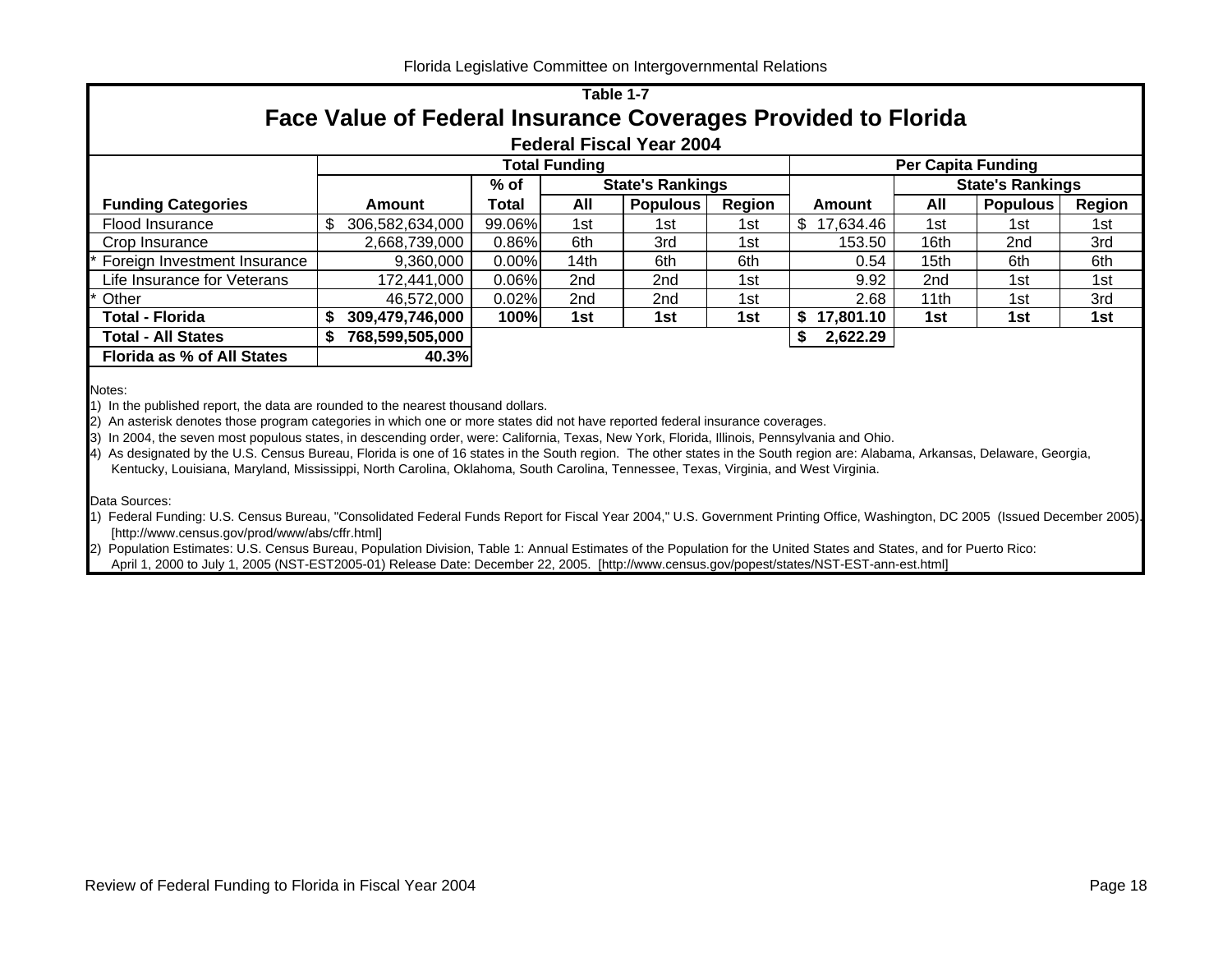Table 1-7

# Face Value of Federal Insurance Coverages Provided to Florida

**Federal Fiscal Year 2004**

| Funding Categories | Total Funding | | | | | Per Capita Funding | | | |
|---|---|---|---|---|---|---|---|---|---|
| | | % of | State's Rankings | | | | State's Rankings | | |
| | Amount | Total | All | Populous | Region | Amount | All | Populous | Region |
| Flood Insurance | $ 306,582,634,000 | 99.06% | 1st | 1st | 1st | $ 17,634.46 | 1st | 1st | 1st |
| Crop Insurance | 2,668,739,000 | 0.86% | 6th | 3rd | 1st | 153.50 | 16th | 2nd | 3rd |
| * Foreign Investment Insurance | 9,360,000 | 0.00% | 14th | 6th | 6th | 0.54 | 15th | 6th | 6th |
| Life Insurance for Veterans | 172,441,000 | 0.06% | 2nd | 2nd | 1st | 9.92 | 2nd | 1st | 1st |
| * Other | 46,572,000 | 0.02% | 2nd | 2nd | 1st | 2.68 | 11th | 1st | 3rd |
| **Total - Florida** | **$ 309,479,746,000** | **100%** | **1st** | **1st** | **1st** | **$ 17,801.10** | **1st** | **1st** | **1st** |
| **Total - All States** | **$ 768,599,505,000** | | | | | **$ 2,622.29** | | | |
| **Florida as % of All States** | **40.3%** | | | | | | | | |

Notes:
1) In the published report, the data are rounded to the nearest thousand dollars.
2) An asterisk denotes those program categories in which one or more states did not have reported federal insurance coverages.
3) In 2004, the seven most populous states, in descending order, were: California, Texas, New York, Florida, Illinois, Pennsylvania and Ohio.
4) As designated by the U.S. Census Bureau, Florida is one of 16 states in the South region. The other states in the South region are: Alabama, Arkansas, Delaware, Georgia, Kentucky, Louisiana, Maryland, Mississippi, North Carolina, Oklahoma, South Carolina, Tennessee, Texas, Virginia, and West Virginia.

Data Sources:
1) Federal Funding: U.S. Census Bureau, "Consolidated Federal Funds Report for Fiscal Year 2004," U.S. Government Printing Office, Washington, DC 2005 (Issued December 2005). [http://www.census.gov/prod/www/abs/cffr.html]
2) Population Estimates: U.S. Census Bureau, Population Division, Table 1: Annual Estimates of the Population for the United States and States, and for Puerto Rico: April 1, 2000 to July 1, 2005 (NST-EST2005-01) Release Date: December 22, 2005. [http://www.census.gov/popest/states/NST-EST-ann-est.html]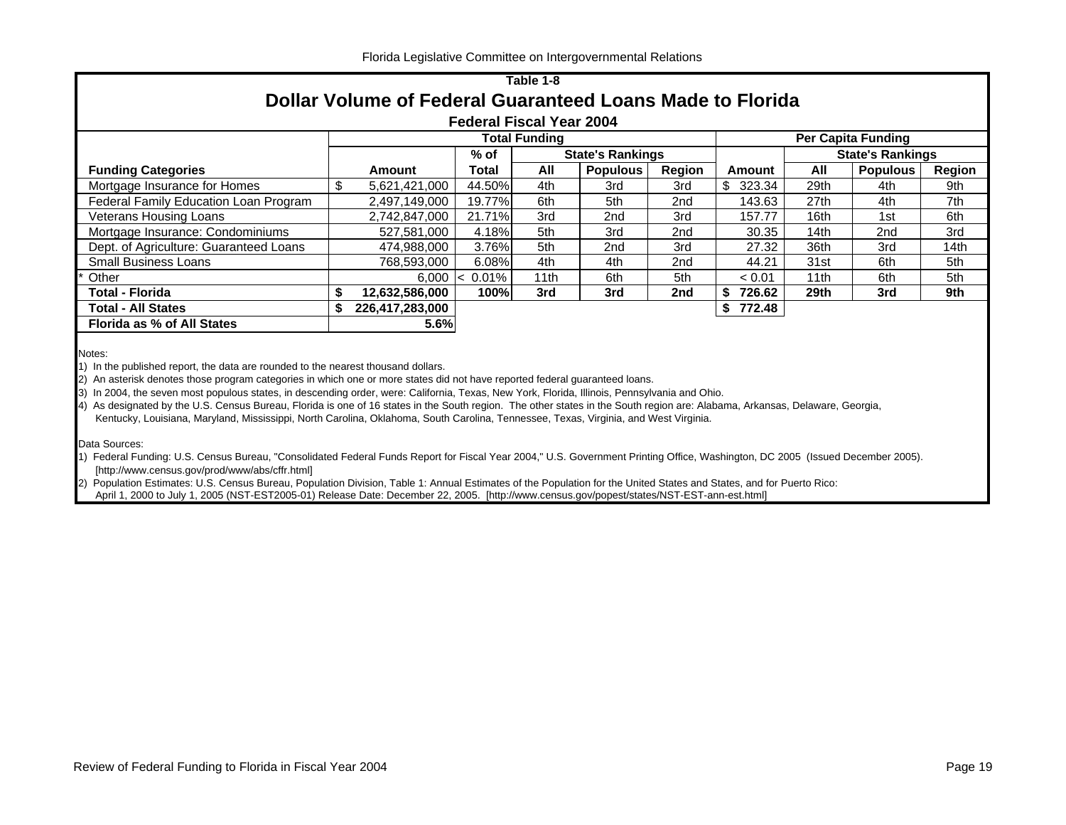**Table 1-8**

# Dollar Volume of Federal Guaranteed Loans Made to Florida

**Federal Fiscal Year 2004**

| | Total Funding | | | | | Per Capita Funding | | | |
|---|---|---|---|---|---|---|---|---|---|
| | | % of | State's Rankings | | | | State's Rankings | | |
| **Funding Categories** | **Amount** | **Total** | **All** | **Populous** | **Region** | **Amount** | **All** | **Populous** | **Region** |
| Mortgage Insurance for Homes | $ 5,621,421,000 | 44.50% | 4th | 3rd | 3rd | $ 323.34 | 29th | 4th | 9th |
| Federal Family Education Loan Program | 2,497,149,000 | 19.77% | 6th | 5th | 2nd | 143.63 | 27th | 4th | 7th |
| Veterans Housing Loans | 2,742,847,000 | 21.71% | 3rd | 2nd | 3rd | 157.77 | 16th | 1st | 6th |
| Mortgage Insurance: Condominiums | 527,581,000 | 4.18% | 5th | 3rd | 2nd | 30.35 | 14th | 2nd | 3rd |
| Dept. of Agriculture: Guaranteed Loans | 474,988,000 | 3.76% | 5th | 2nd | 3rd | 27.32 | 36th | 3rd | 14th |
| Small Business Loans | 768,593,000 | 6.08% | 4th | 4th | 2nd | 44.21 | 31st | 6th | 5th |
| * Other | 6,000 | < 0.01% | 11th | 6th | 5th | < 0.01 | 11th | 6th | 5th |
| **Total - Florida** | **$ 12,632,586,000** | **100%** | **3rd** | **3rd** | **2nd** | **$ 726.62** | **29th** | **3rd** | **9th** |
| **Total - All States** | **$ 226,417,283,000** | | | | | **$ 772.48** | | | |
| **Florida as % of All States** | **5.6%** | | | | | | | | |

Notes:

1) In the published report, the data are rounded to the nearest thousand dollars.
2) An asterisk denotes those program categories in which one or more states did not have reported federal guaranteed loans.
3) In 2004, the seven most populous states, in descending order, were: California, Texas, New York, Florida, Illinois, Pennsylvania and Ohio.
4) As designated by the U.S. Census Bureau, Florida is one of 16 states in the South region. The other states in the South region are: Alabama, Arkansas, Delaware, Georgia, Kentucky, Louisiana, Maryland, Mississippi, North Carolina, Oklahoma, South Carolina, Tennessee, Texas, Virginia, and West Virginia.

Data Sources:

1) Federal Funding: U.S. Census Bureau, "Consolidated Federal Funds Report for Fiscal Year 2004," U.S. Government Printing Office, Washington, DC 2005 (Issued December 2005). [http://www.census.gov/prod/www/abs/cffr.html]
2) Population Estimates: U.S. Census Bureau, Population Division, Table 1: Annual Estimates of the Population for the United States and States, and for Puerto Rico: April 1, 2000 to July 1, 2005 (NST-EST2005-01) Release Date: December 22, 2005. [http://www.census.gov/popest/states/NST-EST-ann-est.html]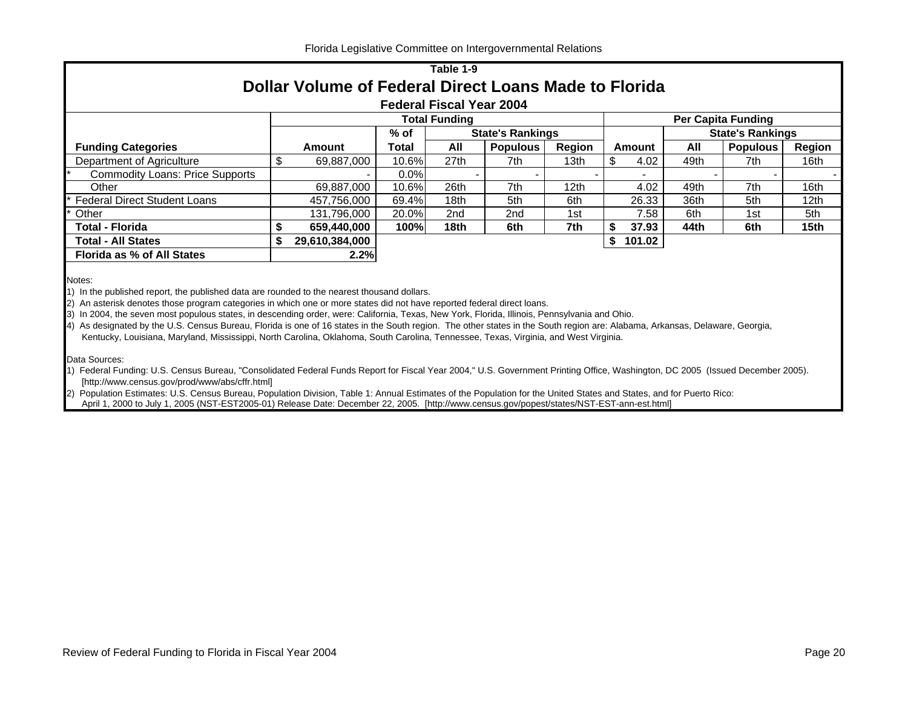Table 1-9

# Dollar Volume of Federal Direct Loans Made to Florida

### Federal Fiscal Year 2004

| | Total Funding | | | | | Per Capita Funding | | | |
|---|---|---|---|---|---|---|---|---|---|
| | | % of | State's Rankings | | | | State's Rankings | | |
| **Funding Categories** | **Amount** | **Total** | **All** | **Populous** | **Region** | **Amount** | **All** | **Populous** | **Region** |
| Department of Agriculture | $ 69,887,000 | 10.6% | 27th | 7th | 13th | $ 4.02 | 49th | 7th | 16th |
| * Commodity Loans: Price Supports | - | 0.0% | - | - | - | - | - | - | - |
| Other | 69,887,000 | 10.6% | 26th | 7th | 12th | 4.02 | 49th | 7th | 16th |
| * Federal Direct Student Loans | 457,756,000 | 69.4% | 18th | 5th | 6th | 26.33 | 36th | 5th | 12th |
| * Other | 131,796,000 | 20.0% | 2nd | 2nd | 1st | 7.58 | 6th | 1st | 5th |
| **Total - Florida** | **$ 659,440,000** | **100%** | **18th** | **6th** | **7th** | **$ 37.93** | **44th** | **6th** | **15th** |
| **Total - All States** | **$ 29,610,384,000** | | | | | **$ 101.02** | | | |
| **Florida as % of All States** | **2.2%** | | | | | | | | |

Notes:

1) In the published report, the published data are rounded to the nearest thousand dollars.
2) An asterisk denotes those program categories in which one or more states did not have reported federal direct loans.
3) In 2004, the seven most populous states, in descending order, were: California, Texas, New York, Florida, Illinois, Pennsylvania and Ohio.
4) As designated by the U.S. Census Bureau, Florida is one of 16 states in the South region. The other states in the South region are: Alabama, Arkansas, Delaware, Georgia, Kentucky, Louisiana, Maryland, Mississippi, North Carolina, Oklahoma, South Carolina, Tennessee, Texas, Virginia, and West Virginia.

Data Sources:

1) Federal Funding: U.S. Census Bureau, "Consolidated Federal Funds Report for Fiscal Year 2004," U.S. Government Printing Office, Washington, DC 2005 (Issued December 2005). [http://www.census.gov/prod/www/abs/cffr.html]
2) Population Estimates: U.S. Census Bureau, Population Division, Table 1: Annual Estimates of the Population for the United States and States, and for Puerto Rico: April 1, 2000 to July 1, 2005 (NST-EST2005-01) Release Date: December 22, 2005. [http://www.census.gov/popest/states/NST-EST-ann-est.html]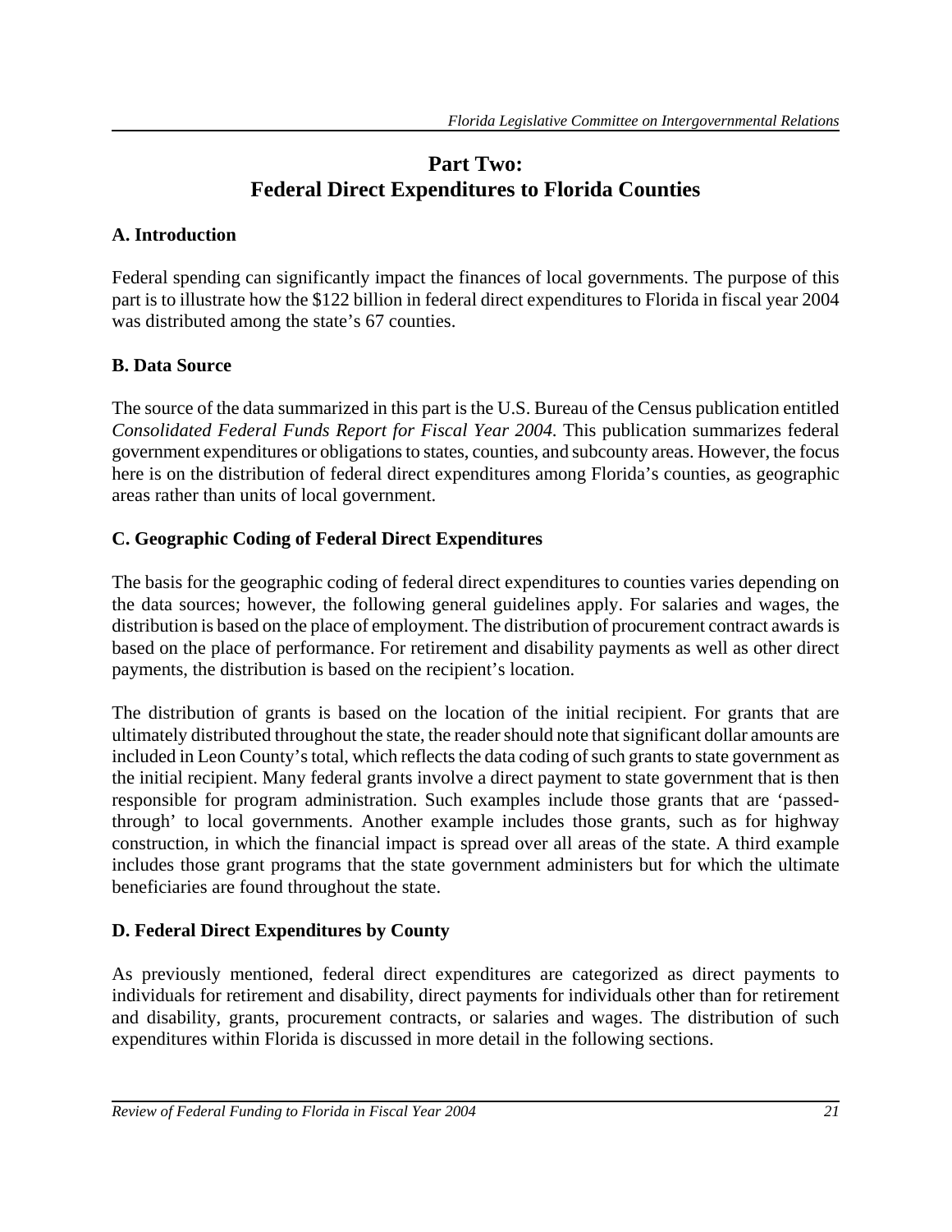# Part Two:
# Federal Direct Expenditures to Florida Counties

## A. Introduction

Federal spending can significantly impact the finances of local governments. The purpose of this part is to illustrate how the $122 billion in federal direct expenditures to Florida in fiscal year 2004 was distributed among the state's 67 counties.

## B. Data Source

The source of the data summarized in this part is the U.S. Bureau of the Census publication entitled *Consolidated Federal Funds Report for Fiscal Year 2004.* This publication summarizes federal government expenditures or obligations to states, counties, and subcounty areas. However, the focus here is on the distribution of federal direct expenditures among Florida's counties, as geographic areas rather than units of local government.

## C. Geographic Coding of Federal Direct Expenditures

The basis for the geographic coding of federal direct expenditures to counties varies depending on the data sources; however, the following general guidelines apply. For salaries and wages, the distribution is based on the place of employment. The distribution of procurement contract awards is based on the place of performance. For retirement and disability payments as well as other direct payments, the distribution is based on the recipient's location.

The distribution of grants is based on the location of the initial recipient. For grants that are ultimately distributed throughout the state, the reader should note that significant dollar amounts are included in Leon County's total, which reflects the data coding of such grants to state government as the initial recipient. Many federal grants involve a direct payment to state government that is then responsible for program administration. Such examples include those grants that are 'passed-through' to local governments. Another example includes those grants, such as for highway construction, in which the financial impact is spread over all areas of the state. A third example includes those grant programs that the state government administers but for which the ultimate beneficiaries are found throughout the state.

## D. Federal Direct Expenditures by County

As previously mentioned, federal direct expenditures are categorized as direct payments to individuals for retirement and disability, direct payments for individuals other than for retirement and disability, grants, procurement contracts, or salaries and wages. The distribution of such expenditures within Florida is discussed in more detail in the following sections.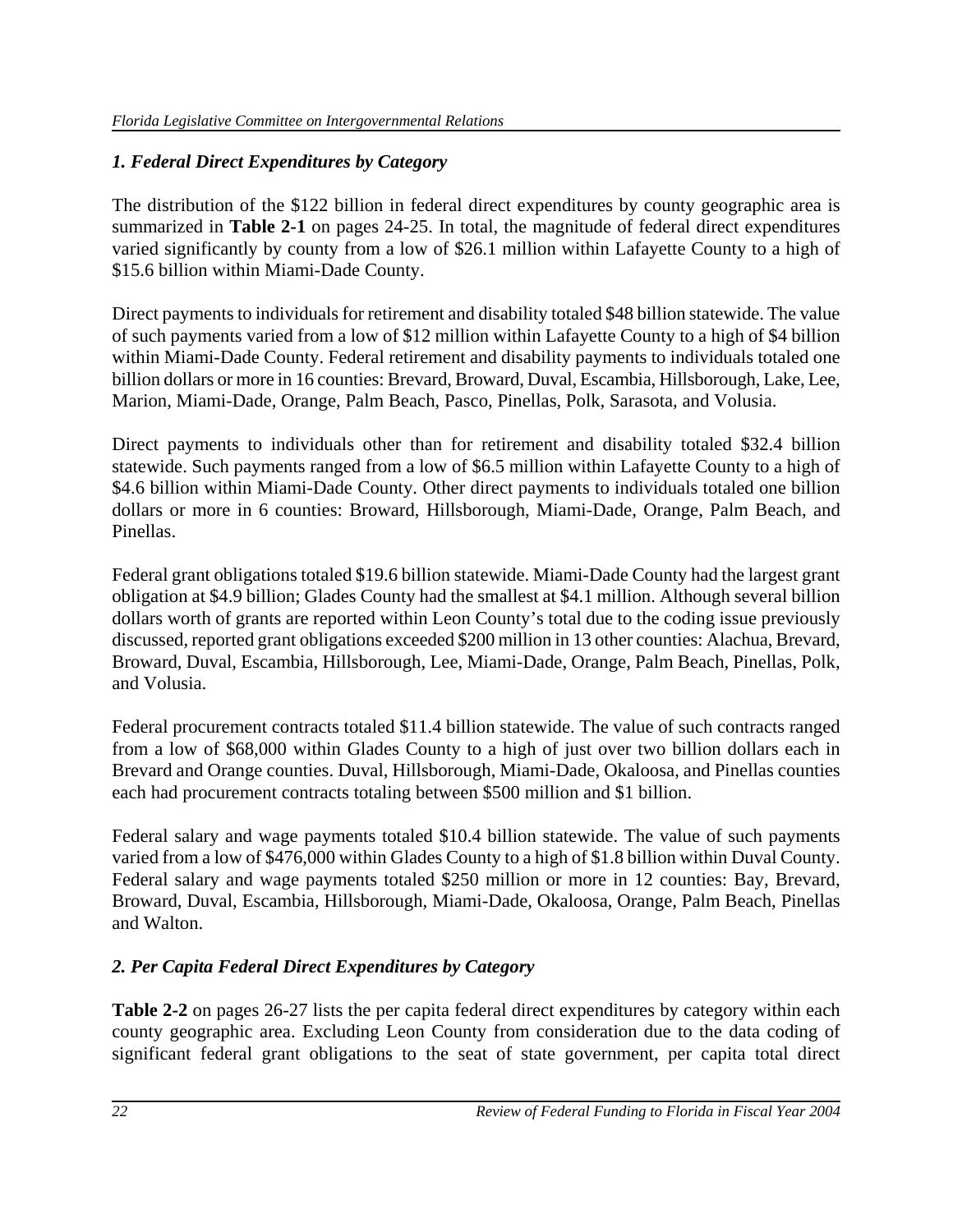### *1. Federal Direct Expenditures by Category*

The distribution of the $122 billion in federal direct expenditures by county geographic area is summarized in **Table 2-1** on pages 24-25. In total, the magnitude of federal direct expenditures varied significantly by county from a low of $26.1 million within Lafayette County to a high of $15.6 billion within Miami-Dade County.

Direct payments to individuals for retirement and disability totaled $48 billion statewide. The value of such payments varied from a low of $12 million within Lafayette County to a high of $4 billion within Miami-Dade County. Federal retirement and disability payments to individuals totaled one billion dollars or more in 16 counties: Brevard, Broward, Duval, Escambia, Hillsborough, Lake, Lee, Marion, Miami-Dade, Orange, Palm Beach, Pasco, Pinellas, Polk, Sarasota, and Volusia.

Direct payments to individuals other than for retirement and disability totaled $32.4 billion statewide. Such payments ranged from a low of $6.5 million within Lafayette County to a high of $4.6 billion within Miami-Dade County. Other direct payments to individuals totaled one billion dollars or more in 6 counties: Broward, Hillsborough, Miami-Dade, Orange, Palm Beach, and Pinellas.

Federal grant obligations totaled $19.6 billion statewide. Miami-Dade County had the largest grant obligation at $4.9 billion; Glades County had the smallest at $4.1 million. Although several billion dollars worth of grants are reported within Leon County's total due to the coding issue previously discussed, reported grant obligations exceeded $200 million in 13 other counties: Alachua, Brevard, Broward, Duval, Escambia, Hillsborough, Lee, Miami-Dade, Orange, Palm Beach, Pinellas, Polk, and Volusia.

Federal procurement contracts totaled $11.4 billion statewide. The value of such contracts ranged from a low of $68,000 within Glades County to a high of just over two billion dollars each in Brevard and Orange counties. Duval, Hillsborough, Miami-Dade, Okaloosa, and Pinellas counties each had procurement contracts totaling between $500 million and $1 billion.

Federal salary and wage payments totaled $10.4 billion statewide. The value of such payments varied from a low of $476,000 within Glades County to a high of $1.8 billion within Duval County. Federal salary and wage payments totaled $250 million or more in 12 counties: Bay, Brevard, Broward, Duval, Escambia, Hillsborough, Miami-Dade, Okaloosa, Orange, Palm Beach, Pinellas and Walton.

### *2. Per Capita Federal Direct Expenditures by Category*

**Table 2-2** on pages 26-27 lists the per capita federal direct expenditures by category within each county geographic area. Excluding Leon County from consideration due to the data coding of significant federal grant obligations to the seat of state government, per capita total direct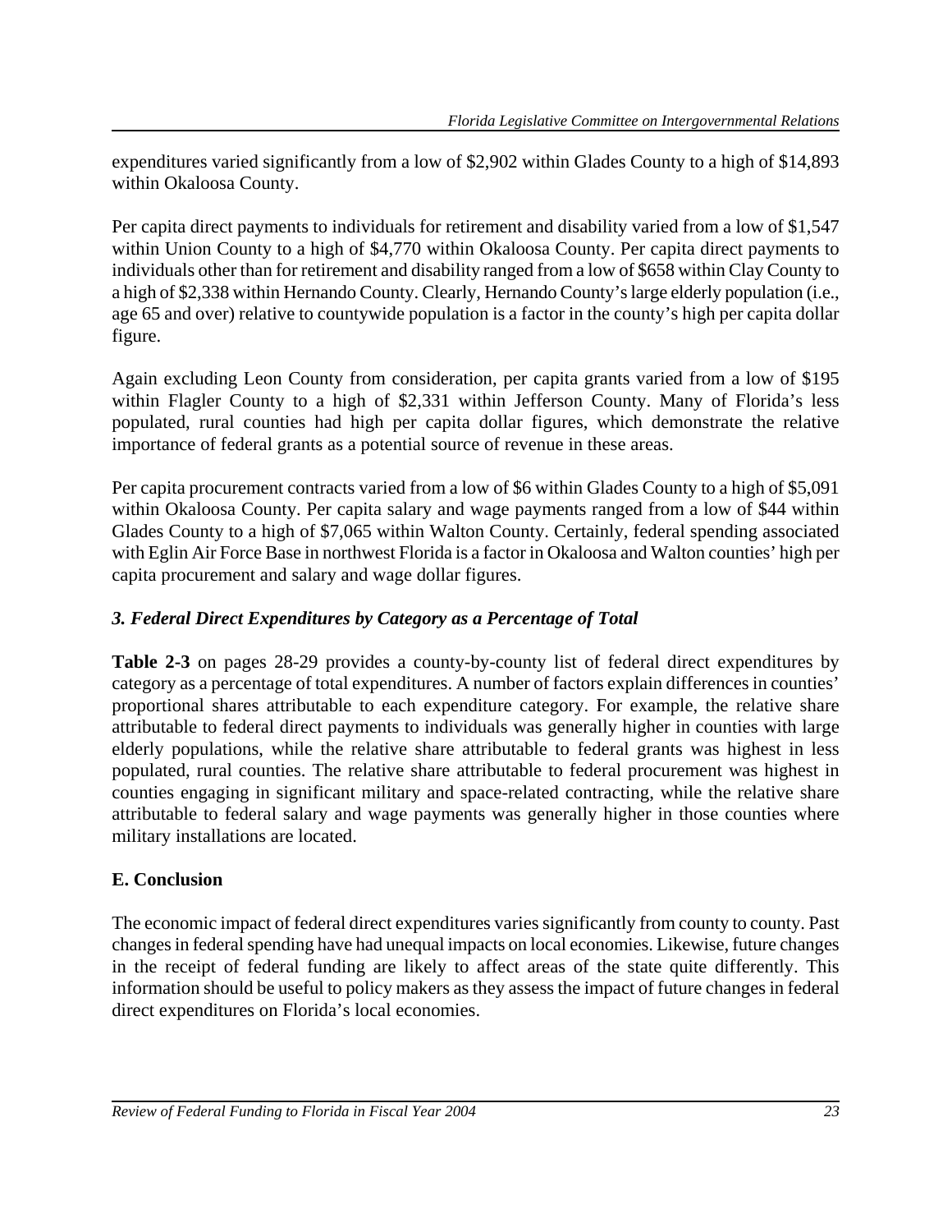expenditures varied significantly from a low of $2,902 within Glades County to a high of $14,893 within Okaloosa County.

Per capita direct payments to individuals for retirement and disability varied from a low of $1,547 within Union County to a high of $4,770 within Okaloosa County. Per capita direct payments to individuals other than for retirement and disability ranged from a low of $658 within Clay County to a high of $2,338 within Hernando County. Clearly, Hernando County's large elderly population (i.e., age 65 and over) relative to countywide population is a factor in the county's high per capita dollar figure.

Again excluding Leon County from consideration, per capita grants varied from a low of $195 within Flagler County to a high of $2,331 within Jefferson County. Many of Florida's less populated, rural counties had high per capita dollar figures, which demonstrate the relative importance of federal grants as a potential source of revenue in these areas.

Per capita procurement contracts varied from a low of $6 within Glades County to a high of $5,091 within Okaloosa County. Per capita salary and wage payments ranged from a low of $44 within Glades County to a high of $7,065 within Walton County. Certainly, federal spending associated with Eglin Air Force Base in northwest Florida is a factor in Okaloosa and Walton counties' high per capita procurement and salary and wage dollar figures.

### *3. Federal Direct Expenditures by Category as a Percentage of Total*

**Table 2-3** on pages 28-29 provides a county-by-county list of federal direct expenditures by category as a percentage of total expenditures. A number of factors explain differences in counties' proportional shares attributable to each expenditure category. For example, the relative share attributable to federal direct payments to individuals was generally higher in counties with large elderly populations, while the relative share attributable to federal grants was highest in less populated, rural counties. The relative share attributable to federal procurement was highest in counties engaging in significant military and space-related contracting, while the relative share attributable to federal salary and wage payments was generally higher in those counties where military installations are located.

## E. Conclusion

The economic impact of federal direct expenditures varies significantly from county to county. Past changes in federal spending have had unequal impacts on local economies. Likewise, future changes in the receipt of federal funding are likely to affect areas of the state quite differently. This information should be useful to policy makers as they assess the impact of future changes in federal direct expenditures on Florida's local economies.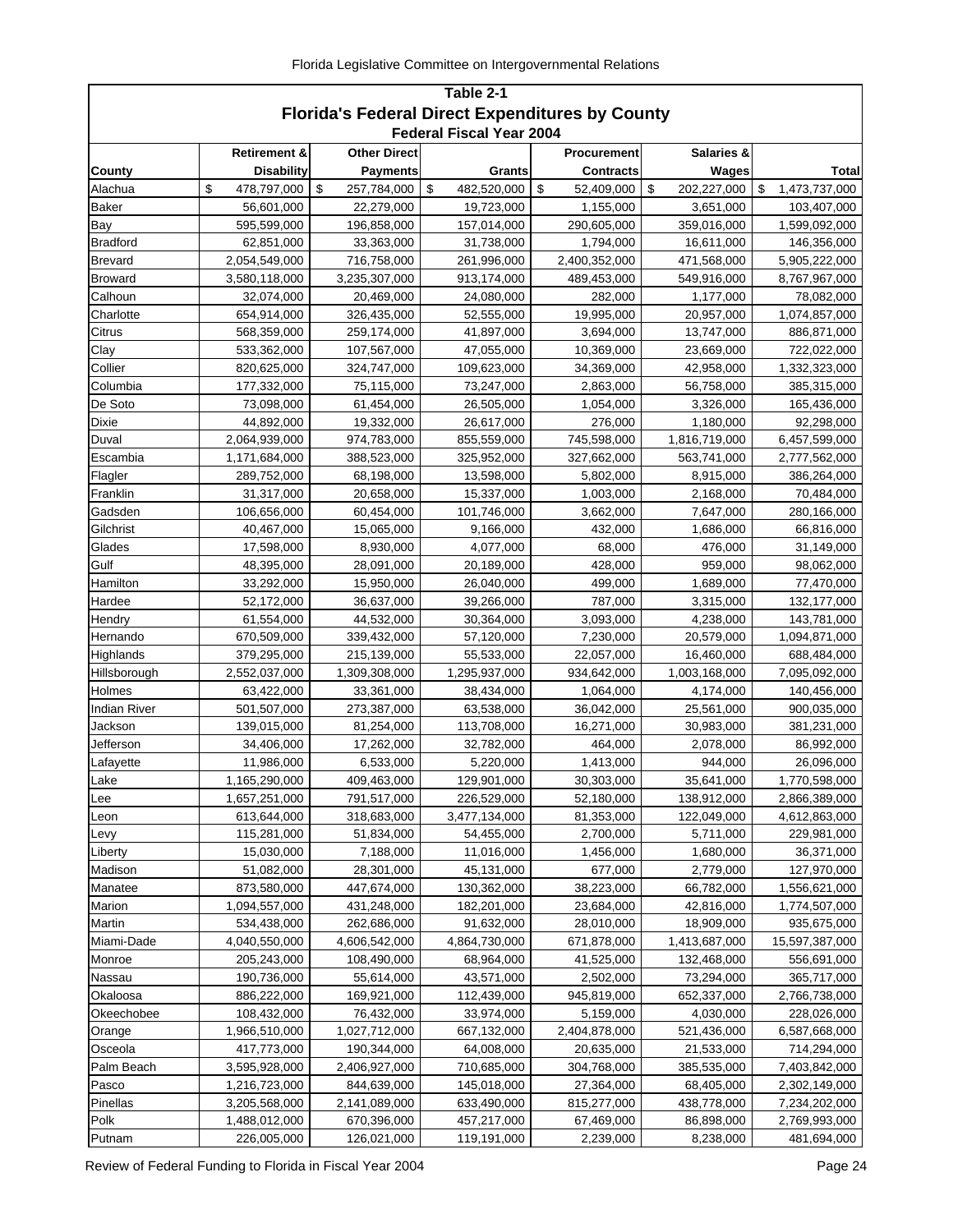## Table 2-1
## Florida's Federal Direct Expenditures by County
### Federal Fiscal Year 2004

| County | Retirement & Disability | Other Direct Payments | Grants | Procurement Contracts | Salaries & Wages | Total |
|---|---|---|---|---|---|---|
| Alachua | $ 478,797,000 | $ 257,784,000 | $ 482,520,000 | $ 52,409,000 | $ 202,227,000 | $ 1,473,737,000 |
| Baker | 56,601,000 | 22,279,000 | 19,723,000 | 1,155,000 | 3,651,000 | 103,407,000 |
| Bay | 595,599,000 | 196,858,000 | 157,014,000 | 290,605,000 | 359,016,000 | 1,599,092,000 |
| Bradford | 62,851,000 | 33,363,000 | 31,738,000 | 1,794,000 | 16,611,000 | 146,356,000 |
| Brevard | 2,054,549,000 | 716,758,000 | 261,996,000 | 2,400,352,000 | 471,568,000 | 5,905,222,000 |
| Broward | 3,580,118,000 | 3,235,307,000 | 913,174,000 | 489,453,000 | 549,916,000 | 8,767,967,000 |
| Calhoun | 32,074,000 | 20,469,000 | 24,080,000 | 282,000 | 1,177,000 | 78,082,000 |
| Charlotte | 654,914,000 | 326,435,000 | 52,555,000 | 19,995,000 | 20,957,000 | 1,074,857,000 |
| Citrus | 568,359,000 | 259,174,000 | 41,897,000 | 3,694,000 | 13,747,000 | 886,871,000 |
| Clay | 533,362,000 | 107,567,000 | 47,055,000 | 10,369,000 | 23,669,000 | 722,022,000 |
| Collier | 820,625,000 | 324,747,000 | 109,623,000 | 34,369,000 | 42,958,000 | 1,332,323,000 |
| Columbia | 177,332,000 | 75,115,000 | 73,247,000 | 2,863,000 | 56,758,000 | 385,315,000 |
| De Soto | 73,098,000 | 61,454,000 | 26,505,000 | 1,054,000 | 3,326,000 | 165,436,000 |
| Dixie | 44,892,000 | 19,332,000 | 26,617,000 | 276,000 | 1,180,000 | 92,298,000 |
| Duval | 2,064,939,000 | 974,783,000 | 855,559,000 | 745,598,000 | 1,816,719,000 | 6,457,599,000 |
| Escambia | 1,171,684,000 | 388,523,000 | 325,952,000 | 327,662,000 | 563,741,000 | 2,777,562,000 |
| Flagler | 289,752,000 | 68,198,000 | 13,598,000 | 5,802,000 | 8,915,000 | 386,264,000 |
| Franklin | 31,317,000 | 20,658,000 | 15,337,000 | 1,003,000 | 2,168,000 | 70,484,000 |
| Gadsden | 106,656,000 | 60,454,000 | 101,746,000 | 3,662,000 | 7,647,000 | 280,166,000 |
| Gilchrist | 40,467,000 | 15,065,000 | 9,166,000 | 432,000 | 1,686,000 | 66,816,000 |
| Glades | 17,598,000 | 8,930,000 | 4,077,000 | 68,000 | 476,000 | 31,149,000 |
| Gulf | 48,395,000 | 28,091,000 | 20,189,000 | 428,000 | 959,000 | 98,062,000 |
| Hamilton | 33,292,000 | 15,950,000 | 26,040,000 | 499,000 | 1,689,000 | 77,470,000 |
| Hardee | 52,172,000 | 36,637,000 | 39,266,000 | 787,000 | 3,315,000 | 132,177,000 |
| Hendry | 61,554,000 | 44,532,000 | 30,364,000 | 3,093,000 | 4,238,000 | 143,781,000 |
| Hernando | 670,509,000 | 339,432,000 | 57,120,000 | 7,230,000 | 20,579,000 | 1,094,871,000 |
| Highlands | 379,295,000 | 215,139,000 | 55,533,000 | 22,057,000 | 16,460,000 | 688,484,000 |
| Hillsborough | 2,552,037,000 | 1,309,308,000 | 1,295,937,000 | 934,642,000 | 1,003,168,000 | 7,095,092,000 |
| Holmes | 63,422,000 | 33,361,000 | 38,434,000 | 1,064,000 | 4,174,000 | 140,456,000 |
| Indian River | 501,507,000 | 273,387,000 | 63,538,000 | 36,042,000 | 25,561,000 | 900,035,000 |
| Jackson | 139,015,000 | 81,254,000 | 113,708,000 | 16,271,000 | 30,983,000 | 381,231,000 |
| Jefferson | 34,406,000 | 17,262,000 | 32,782,000 | 464,000 | 2,078,000 | 86,992,000 |
| Lafayette | 11,986,000 | 6,533,000 | 5,220,000 | 1,413,000 | 944,000 | 26,096,000 |
| Lake | 1,165,290,000 | 409,463,000 | 129,901,000 | 30,303,000 | 35,641,000 | 1,770,598,000 |
| Lee | 1,657,251,000 | 791,517,000 | 226,529,000 | 52,180,000 | 138,912,000 | 2,866,389,000 |
| Leon | 613,644,000 | 318,683,000 | 3,477,134,000 | 81,353,000 | 122,049,000 | 4,612,863,000 |
| Levy | 115,281,000 | 51,834,000 | 54,455,000 | 2,700,000 | 5,711,000 | 229,981,000 |
| Liberty | 15,030,000 | 7,188,000 | 11,016,000 | 1,456,000 | 1,680,000 | 36,371,000 |
| Madison | 51,082,000 | 28,301,000 | 45,131,000 | 677,000 | 2,779,000 | 127,970,000 |
| Manatee | 873,580,000 | 447,674,000 | 130,362,000 | 38,223,000 | 66,782,000 | 1,556,621,000 |
| Marion | 1,094,557,000 | 431,248,000 | 182,201,000 | 23,684,000 | 42,816,000 | 1,774,507,000 |
| Martin | 534,438,000 | 262,686,000 | 91,632,000 | 28,010,000 | 18,909,000 | 935,675,000 |
| Miami-Dade | 4,040,550,000 | 4,606,542,000 | 4,864,730,000 | 671,878,000 | 1,413,687,000 | 15,597,387,000 |
| Monroe | 205,243,000 | 108,490,000 | 68,964,000 | 41,525,000 | 132,468,000 | 556,691,000 |
| Nassau | 190,736,000 | 55,614,000 | 43,571,000 | 2,502,000 | 73,294,000 | 365,717,000 |
| Okaloosa | 886,222,000 | 169,921,000 | 112,439,000 | 945,819,000 | 652,337,000 | 2,766,738,000 |
| Okeechobee | 108,432,000 | 76,432,000 | 33,974,000 | 5,159,000 | 4,030,000 | 228,026,000 |
| Orange | 1,966,510,000 | 1,027,712,000 | 667,132,000 | 2,404,878,000 | 521,436,000 | 6,587,668,000 |
| Osceola | 417,773,000 | 190,344,000 | 64,008,000 | 20,635,000 | 21,533,000 | 714,294,000 |
| Palm Beach | 3,595,928,000 | 2,406,927,000 | 710,685,000 | 304,768,000 | 385,535,000 | 7,403,842,000 |
| Pasco | 1,216,723,000 | 844,639,000 | 145,018,000 | 27,364,000 | 68,405,000 | 2,302,149,000 |
| Pinellas | 3,205,568,000 | 2,141,089,000 | 633,490,000 | 815,277,000 | 438,778,000 | 7,234,202,000 |
| Polk | 1,488,012,000 | 670,396,000 | 457,217,000 | 67,469,000 | 86,898,000 | 2,769,993,000 |
| Putnam | 226,005,000 | 126,021,000 | 119,191,000 | 2,239,000 | 8,238,000 | 481,694,000 |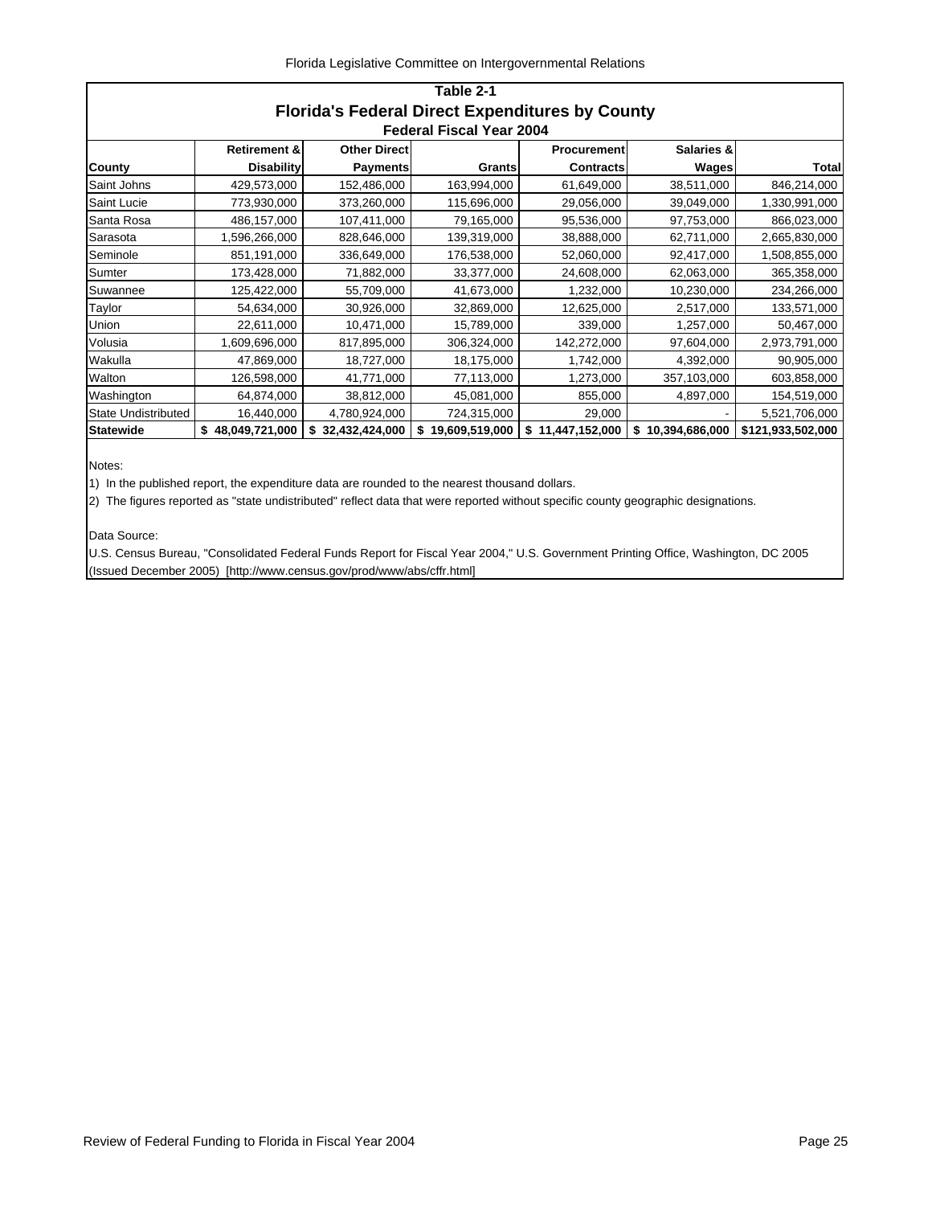## Table 2-1

## Florida's Federal Direct Expenditures by County

### Federal Fiscal Year 2004

| County | Retirement & Disability | Other Direct Payments | Grants | Procurement Contracts | Salaries & Wages | Total |
|---|---|---|---|---|---|---|
| Saint Johns | 429,573,000 | 152,486,000 | 163,994,000 | 61,649,000 | 38,511,000 | 846,214,000 |
| Saint Lucie | 773,930,000 | 373,260,000 | 115,696,000 | 29,056,000 | 39,049,000 | 1,330,991,000 |
| Santa Rosa | 486,157,000 | 107,411,000 | 79,165,000 | 95,536,000 | 97,753,000 | 866,023,000 |
| Sarasota | 1,596,266,000 | 828,646,000 | 139,319,000 | 38,888,000 | 62,711,000 | 2,665,830,000 |
| Seminole | 851,191,000 | 336,649,000 | 176,538,000 | 52,060,000 | 92,417,000 | 1,508,855,000 |
| Sumter | 173,428,000 | 71,882,000 | 33,377,000 | 24,608,000 | 62,063,000 | 365,358,000 |
| Suwannee | 125,422,000 | 55,709,000 | 41,673,000 | 1,232,000 | 10,230,000 | 234,266,000 |
| Taylor | 54,634,000 | 30,926,000 | 32,869,000 | 12,625,000 | 2,517,000 | 133,571,000 |
| Union | 22,611,000 | 10,471,000 | 15,789,000 | 339,000 | 1,257,000 | 50,467,000 |
| Volusia | 1,609,696,000 | 817,895,000 | 306,324,000 | 142,272,000 | 97,604,000 | 2,973,791,000 |
| Wakulla | 47,869,000 | 18,727,000 | 18,175,000 | 1,742,000 | 4,392,000 | 90,905,000 |
| Walton | 126,598,000 | 41,771,000 | 77,113,000 | 1,273,000 | 357,103,000 | 603,858,000 |
| Washington | 64,874,000 | 38,812,000 | 45,081,000 | 855,000 | 4,897,000 | 154,519,000 |
| State Undistributed | 16,440,000 | 4,780,924,000 | 724,315,000 | 29,000 | - | 5,521,706,000 |
| **Statewide** | **$ 48,049,721,000** | **$ 32,432,424,000** | **$ 19,609,519,000** | **$ 11,447,152,000** | **$ 10,394,686,000** | **$121,933,502,000** |

Notes:

1) In the published report, the expenditure data are rounded to the nearest thousand dollars.

2) The figures reported as "state undistributed" reflect data that were reported without specific county geographic designations.

Data Source:

U.S. Census Bureau, "Consolidated Federal Funds Report for Fiscal Year 2004," U.S. Government Printing Office, Washington, DC 2005 (Issued December 2005) [http://www.census.gov/prod/www/abs/cffr.html]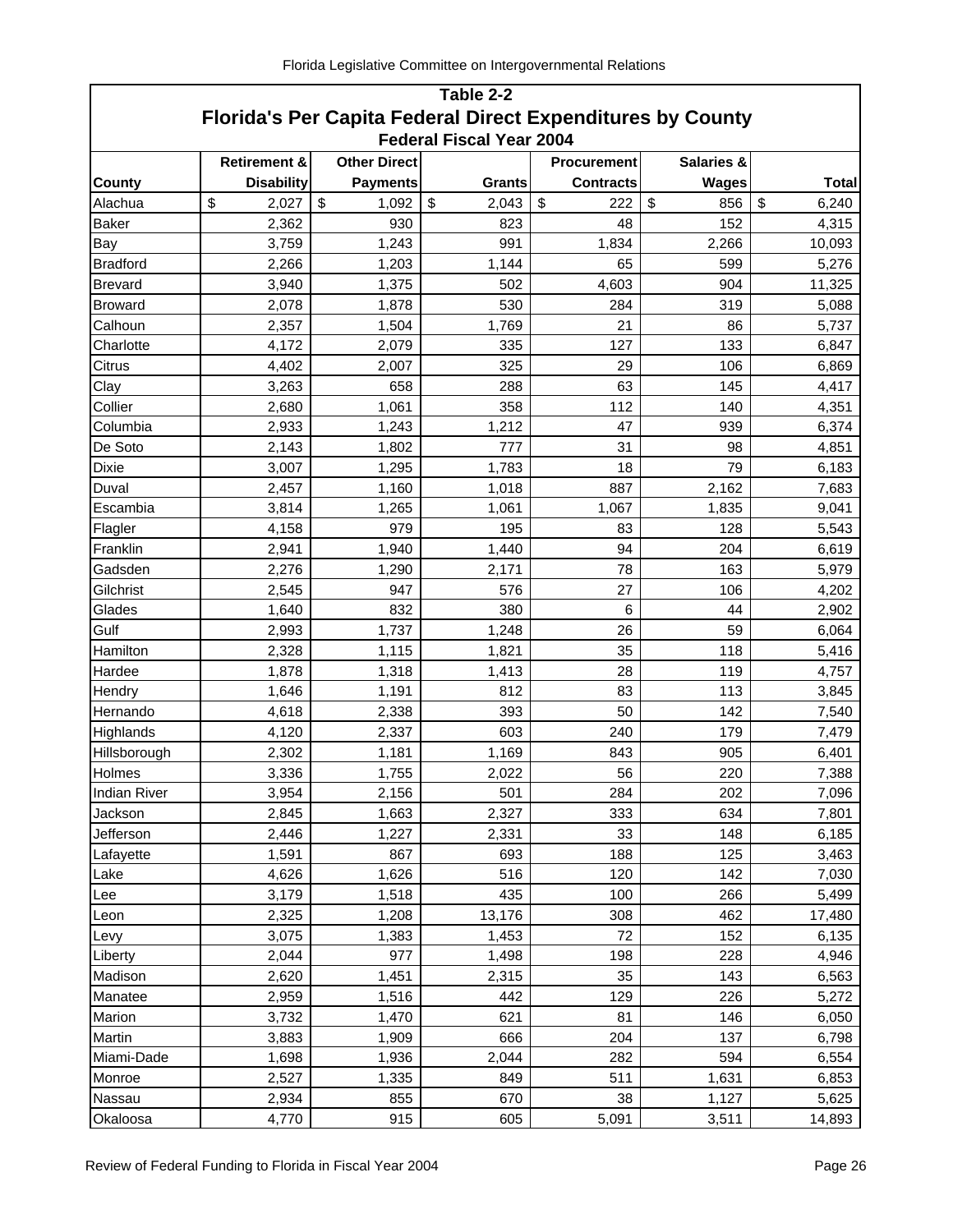## Table 2-2

# Florida's Per Capita Federal Direct Expenditures by County

### Federal Fiscal Year 2004

| County | Retirement & Disability | Other Direct Payments | Grants | Procurement Contracts | Salaries & Wages | Total |
|---|---|---|---|---|---|---|
| Alachua | $ 2,027 | $ 1,092 | $ 2,043 | $ 222 | $ 856 | $ 6,240 |
| Baker | 2,362 | 930 | 823 | 48 | 152 | 4,315 |
| Bay | 3,759 | 1,243 | 991 | 1,834 | 2,266 | 10,093 |
| Bradford | 2,266 | 1,203 | 1,144 | 65 | 599 | 5,276 |
| Brevard | 3,940 | 1,375 | 502 | 4,603 | 904 | 11,325 |
| Broward | 2,078 | 1,878 | 530 | 284 | 319 | 5,088 |
| Calhoun | 2,357 | 1,504 | 1,769 | 21 | 86 | 5,737 |
| Charlotte | 4,172 | 2,079 | 335 | 127 | 133 | 6,847 |
| Citrus | 4,402 | 2,007 | 325 | 29 | 106 | 6,869 |
| Clay | 3,263 | 658 | 288 | 63 | 145 | 4,417 |
| Collier | 2,680 | 1,061 | 358 | 112 | 140 | 4,351 |
| Columbia | 2,933 | 1,243 | 1,212 | 47 | 939 | 6,374 |
| De Soto | 2,143 | 1,802 | 777 | 31 | 98 | 4,851 |
| Dixie | 3,007 | 1,295 | 1,783 | 18 | 79 | 6,183 |
| Duval | 2,457 | 1,160 | 1,018 | 887 | 2,162 | 7,683 |
| Escambia | 3,814 | 1,265 | 1,061 | 1,067 | 1,835 | 9,041 |
| Flagler | 4,158 | 979 | 195 | 83 | 128 | 5,543 |
| Franklin | 2,941 | 1,940 | 1,440 | 94 | 204 | 6,619 |
| Gadsden | 2,276 | 1,290 | 2,171 | 78 | 163 | 5,979 |
| Gilchrist | 2,545 | 947 | 576 | 27 | 106 | 4,202 |
| Glades | 1,640 | 832 | 380 | 6 | 44 | 2,902 |
| Gulf | 2,993 | 1,737 | 1,248 | 26 | 59 | 6,064 |
| Hamilton | 2,328 | 1,115 | 1,821 | 35 | 118 | 5,416 |
| Hardee | 1,878 | 1,318 | 1,413 | 28 | 119 | 4,757 |
| Hendry | 1,646 | 1,191 | 812 | 83 | 113 | 3,845 |
| Hernando | 4,618 | 2,338 | 393 | 50 | 142 | 7,540 |
| Highlands | 4,120 | 2,337 | 603 | 240 | 179 | 7,479 |
| Hillsborough | 2,302 | 1,181 | 1,169 | 843 | 905 | 6,401 |
| Holmes | 3,336 | 1,755 | 2,022 | 56 | 220 | 7,388 |
| Indian River | 3,954 | 2,156 | 501 | 284 | 202 | 7,096 |
| Jackson | 2,845 | 1,663 | 2,327 | 333 | 634 | 7,801 |
| Jefferson | 2,446 | 1,227 | 2,331 | 33 | 148 | 6,185 |
| Lafayette | 1,591 | 867 | 693 | 188 | 125 | 3,463 |
| Lake | 4,626 | 1,626 | 516 | 120 | 142 | 7,030 |
| Lee | 3,179 | 1,518 | 435 | 100 | 266 | 5,499 |
| Leon | 2,325 | 1,208 | 13,176 | 308 | 462 | 17,480 |
| Levy | 3,075 | 1,383 | 1,453 | 72 | 152 | 6,135 |
| Liberty | 2,044 | 977 | 1,498 | 198 | 228 | 4,946 |
| Madison | 2,620 | 1,451 | 2,315 | 35 | 143 | 6,563 |
| Manatee | 2,959 | 1,516 | 442 | 129 | 226 | 5,272 |
| Marion | 3,732 | 1,470 | 621 | 81 | 146 | 6,050 |
| Martin | 3,883 | 1,909 | 666 | 204 | 137 | 6,798 |
| Miami-Dade | 1,698 | 1,936 | 2,044 | 282 | 594 | 6,554 |
| Monroe | 2,527 | 1,335 | 849 | 511 | 1,631 | 6,853 |
| Nassau | 2,934 | 855 | 670 | 38 | 1,127 | 5,625 |
| Okaloosa | 4,770 | 915 | 605 | 5,091 | 3,511 | 14,893 |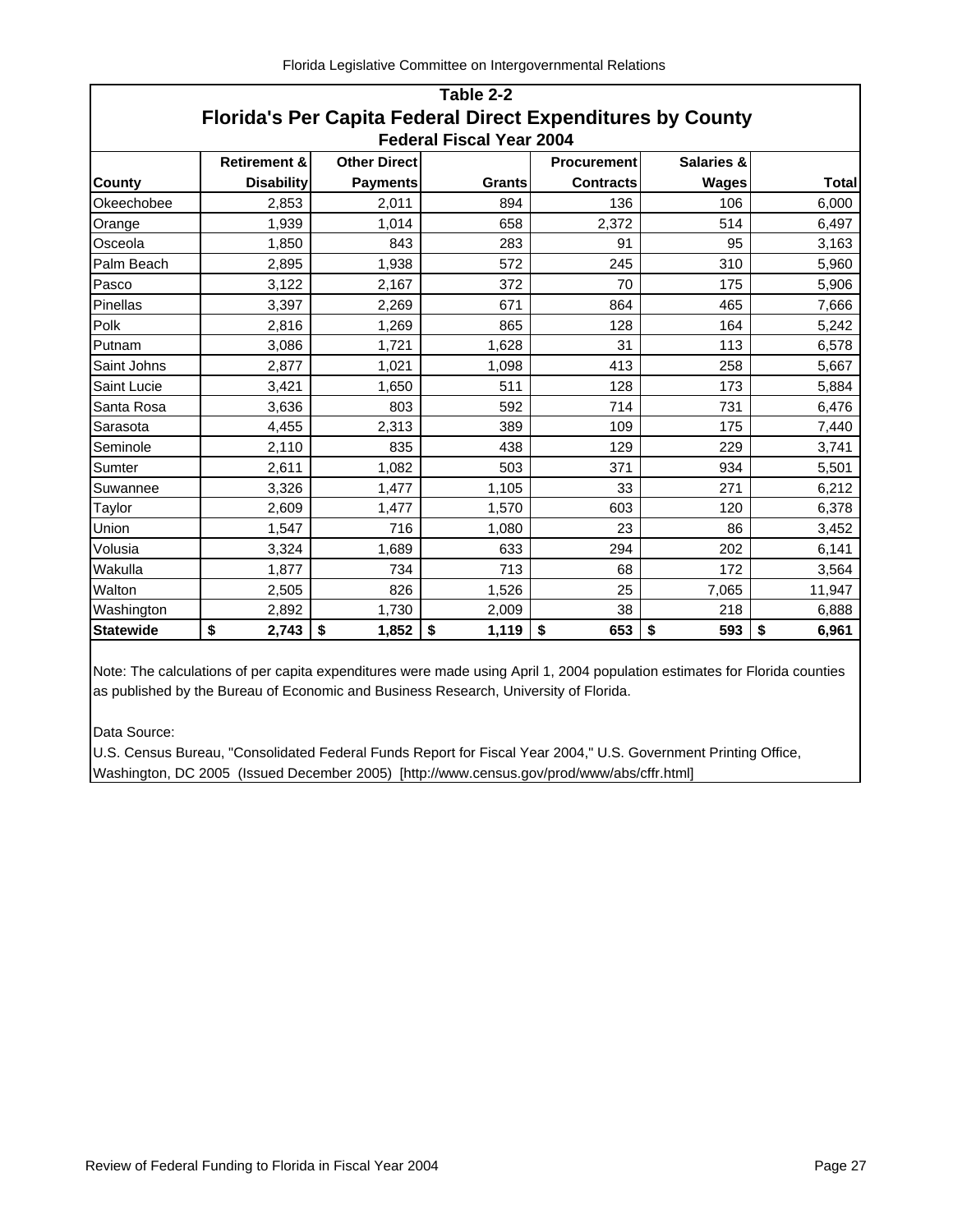## Table 2-2

# Florida's Per Capita Federal Direct Expenditures by County

### Federal Fiscal Year 2004

| County | Retirement & Disability | Other Direct Payments | Grants | Procurement Contracts | Salaries & Wages | Total |
|---|---|---|---|---|---|---|
| Okeechobee | 2,853 | 2,011 | 894 | 136 | 106 | 6,000 |
| Orange | 1,939 | 1,014 | 658 | 2,372 | 514 | 6,497 |
| Osceola | 1,850 | 843 | 283 | 91 | 95 | 3,163 |
| Palm Beach | 2,895 | 1,938 | 572 | 245 | 310 | 5,960 |
| Pasco | 3,122 | 2,167 | 372 | 70 | 175 | 5,906 |
| Pinellas | 3,397 | 2,269 | 671 | 864 | 465 | 7,666 |
| Polk | 2,816 | 1,269 | 865 | 128 | 164 | 5,242 |
| Putnam | 3,086 | 1,721 | 1,628 | 31 | 113 | 6,578 |
| Saint Johns | 2,877 | 1,021 | 1,098 | 413 | 258 | 5,667 |
| Saint Lucie | 3,421 | 1,650 | 511 | 128 | 173 | 5,884 |
| Santa Rosa | 3,636 | 803 | 592 | 714 | 731 | 6,476 |
| Sarasota | 4,455 | 2,313 | 389 | 109 | 175 | 7,440 |
| Seminole | 2,110 | 835 | 438 | 129 | 229 | 3,741 |
| Sumter | 2,611 | 1,082 | 503 | 371 | 934 | 5,501 |
| Suwannee | 3,326 | 1,477 | 1,105 | 33 | 271 | 6,212 |
| Taylor | 2,609 | 1,477 | 1,570 | 603 | 120 | 6,378 |
| Union | 1,547 | 716 | 1,080 | 23 | 86 | 3,452 |
| Volusia | 3,324 | 1,689 | 633 | 294 | 202 | 6,141 |
| Wakulla | 1,877 | 734 | 713 | 68 | 172 | 3,564 |
| Walton | 2,505 | 826 | 1,526 | 25 | 7,065 | 11,947 |
| Washington | 2,892 | 1,730 | 2,009 | 38 | 218 | 6,888 |
| **Statewide** | **$ 2,743** | **$ 1,852** | **$ 1,119** | **$ 653** | **$ 593** | **$ 6,961** |

Note: The calculations of per capita expenditures were made using April 1, 2004 population estimates for Florida counties as published by the Bureau of Economic and Business Research, University of Florida.

Data Source:

U.S. Census Bureau, "Consolidated Federal Funds Report for Fiscal Year 2004," U.S. Government Printing Office, Washington, DC 2005 (Issued December 2005) [http://www.census.gov/prod/www/abs/cffr.html]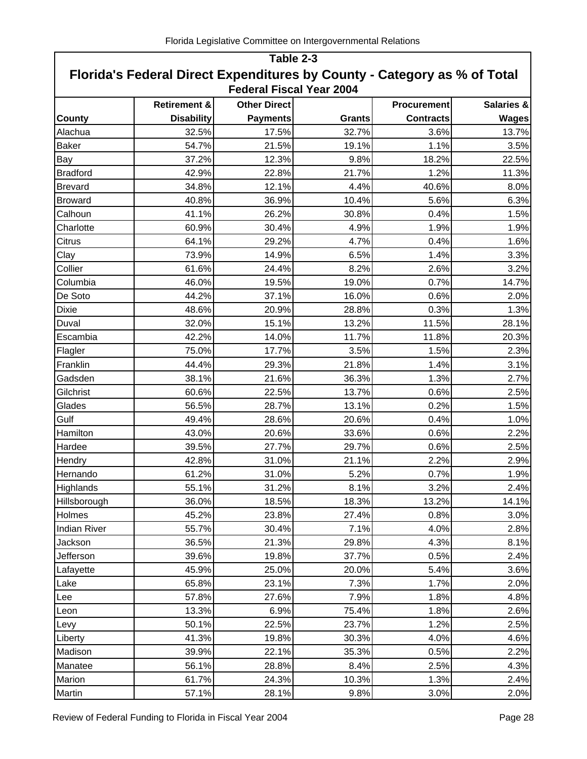## Table 2-3

## Florida's Federal Direct Expenditures by County - Category as % of Total

### Federal Fiscal Year 2004

| County | Retirement & Disability | Other Direct Payments | Grants | Procurement Contracts | Salaries & Wages |
|---|---|---|---|---|---|
| Alachua | 32.5% | 17.5% | 32.7% | 3.6% | 13.7% |
| Baker | 54.7% | 21.5% | 19.1% | 1.1% | 3.5% |
| Bay | 37.2% | 12.3% | 9.8% | 18.2% | 22.5% |
| Bradford | 42.9% | 22.8% | 21.7% | 1.2% | 11.3% |
| Brevard | 34.8% | 12.1% | 4.4% | 40.6% | 8.0% |
| Broward | 40.8% | 36.9% | 10.4% | 5.6% | 6.3% |
| Calhoun | 41.1% | 26.2% | 30.8% | 0.4% | 1.5% |
| Charlotte | 60.9% | 30.4% | 4.9% | 1.9% | 1.9% |
| Citrus | 64.1% | 29.2% | 4.7% | 0.4% | 1.6% |
| Clay | 73.9% | 14.9% | 6.5% | 1.4% | 3.3% |
| Collier | 61.6% | 24.4% | 8.2% | 2.6% | 3.2% |
| Columbia | 46.0% | 19.5% | 19.0% | 0.7% | 14.7% |
| De Soto | 44.2% | 37.1% | 16.0% | 0.6% | 2.0% |
| Dixie | 48.6% | 20.9% | 28.8% | 0.3% | 1.3% |
| Duval | 32.0% | 15.1% | 13.2% | 11.5% | 28.1% |
| Escambia | 42.2% | 14.0% | 11.7% | 11.8% | 20.3% |
| Flagler | 75.0% | 17.7% | 3.5% | 1.5% | 2.3% |
| Franklin | 44.4% | 29.3% | 21.8% | 1.4% | 3.1% |
| Gadsden | 38.1% | 21.6% | 36.3% | 1.3% | 2.7% |
| Gilchrist | 60.6% | 22.5% | 13.7% | 0.6% | 2.5% |
| Glades | 56.5% | 28.7% | 13.1% | 0.2% | 1.5% |
| Gulf | 49.4% | 28.6% | 20.6% | 0.4% | 1.0% |
| Hamilton | 43.0% | 20.6% | 33.6% | 0.6% | 2.2% |
| Hardee | 39.5% | 27.7% | 29.7% | 0.6% | 2.5% |
| Hendry | 42.8% | 31.0% | 21.1% | 2.2% | 2.9% |
| Hernando | 61.2% | 31.0% | 5.2% | 0.7% | 1.9% |
| Highlands | 55.1% | 31.2% | 8.1% | 3.2% | 2.4% |
| Hillsborough | 36.0% | 18.5% | 18.3% | 13.2% | 14.1% |
| Holmes | 45.2% | 23.8% | 27.4% | 0.8% | 3.0% |
| Indian River | 55.7% | 30.4% | 7.1% | 4.0% | 2.8% |
| Jackson | 36.5% | 21.3% | 29.8% | 4.3% | 8.1% |
| Jefferson | 39.6% | 19.8% | 37.7% | 0.5% | 2.4% |
| Lafayette | 45.9% | 25.0% | 20.0% | 5.4% | 3.6% |
| Lake | 65.8% | 23.1% | 7.3% | 1.7% | 2.0% |
| Lee | 57.8% | 27.6% | 7.9% | 1.8% | 4.8% |
| Leon | 13.3% | 6.9% | 75.4% | 1.8% | 2.6% |
| Levy | 50.1% | 22.5% | 23.7% | 1.2% | 2.5% |
| Liberty | 41.3% | 19.8% | 30.3% | 4.0% | 4.6% |
| Madison | 39.9% | 22.1% | 35.3% | 0.5% | 2.2% |
| Manatee | 56.1% | 28.8% | 8.4% | 2.5% | 4.3% |
| Marion | 61.7% | 24.3% | 10.3% | 1.3% | 2.4% |
| Martin | 57.1% | 28.1% | 9.8% | 3.0% | 2.0% |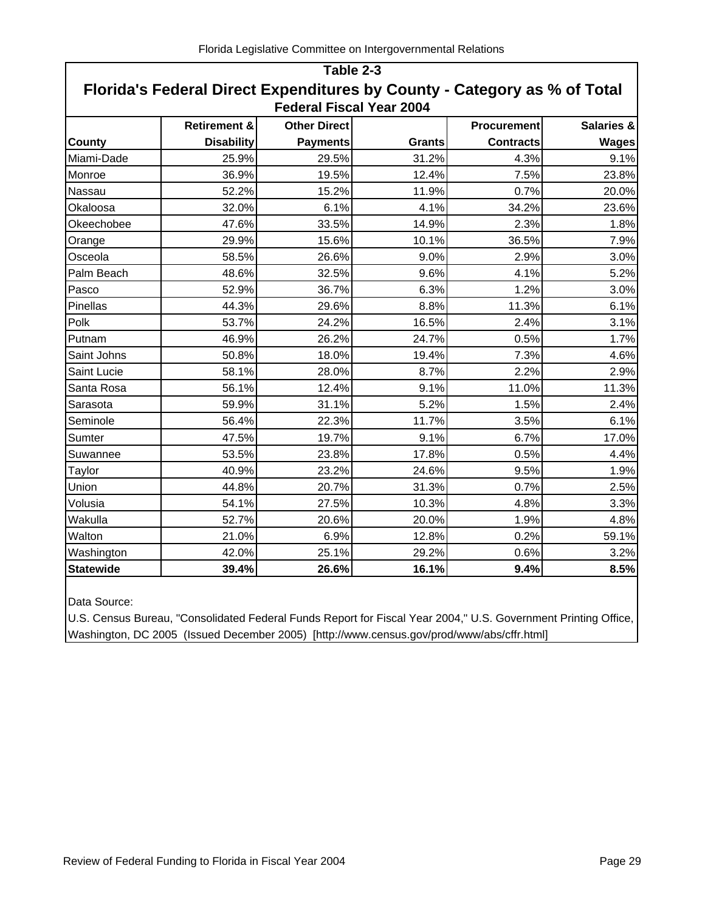## Table 2-3

## Florida's Federal Direct Expenditures by County - Category as % of Total

### Federal Fiscal Year 2004

| County | Retirement & Disability | Other Direct Payments | Grants | Procurement Contracts | Salaries & Wages |
|---|---|---|---|---|---|
| Miami-Dade | 25.9% | 29.5% | 31.2% | 4.3% | 9.1% |
| Monroe | 36.9% | 19.5% | 12.4% | 7.5% | 23.8% |
| Nassau | 52.2% | 15.2% | 11.9% | 0.7% | 20.0% |
| Okaloosa | 32.0% | 6.1% | 4.1% | 34.2% | 23.6% |
| Okeechobee | 47.6% | 33.5% | 14.9% | 2.3% | 1.8% |
| Orange | 29.9% | 15.6% | 10.1% | 36.5% | 7.9% |
| Osceola | 58.5% | 26.6% | 9.0% | 2.9% | 3.0% |
| Palm Beach | 48.6% | 32.5% | 9.6% | 4.1% | 5.2% |
| Pasco | 52.9% | 36.7% | 6.3% | 1.2% | 3.0% |
| Pinellas | 44.3% | 29.6% | 8.8% | 11.3% | 6.1% |
| Polk | 53.7% | 24.2% | 16.5% | 2.4% | 3.1% |
| Putnam | 46.9% | 26.2% | 24.7% | 0.5% | 1.7% |
| Saint Johns | 50.8% | 18.0% | 19.4% | 7.3% | 4.6% |
| Saint Lucie | 58.1% | 28.0% | 8.7% | 2.2% | 2.9% |
| Santa Rosa | 56.1% | 12.4% | 9.1% | 11.0% | 11.3% |
| Sarasota | 59.9% | 31.1% | 5.2% | 1.5% | 2.4% |
| Seminole | 56.4% | 22.3% | 11.7% | 3.5% | 6.1% |
| Sumter | 47.5% | 19.7% | 9.1% | 6.7% | 17.0% |
| Suwannee | 53.5% | 23.8% | 17.8% | 0.5% | 4.4% |
| Taylor | 40.9% | 23.2% | 24.6% | 9.5% | 1.9% |
| Union | 44.8% | 20.7% | 31.3% | 0.7% | 2.5% |
| Volusia | 54.1% | 27.5% | 10.3% | 4.8% | 3.3% |
| Wakulla | 52.7% | 20.6% | 20.0% | 1.9% | 4.8% |
| Walton | 21.0% | 6.9% | 12.8% | 0.2% | 59.1% |
| Washington | 42.0% | 25.1% | 29.2% | 0.6% | 3.2% |
| **Statewide** | **39.4%** | **26.6%** | **16.1%** | **9.4%** | **8.5%** |

Data Source:

U.S. Census Bureau, "Consolidated Federal Funds Report for Fiscal Year 2004," U.S. Government Printing Office, Washington, DC 2005 (Issued December 2005) [http://www.census.gov/prod/www/abs/cffr.html]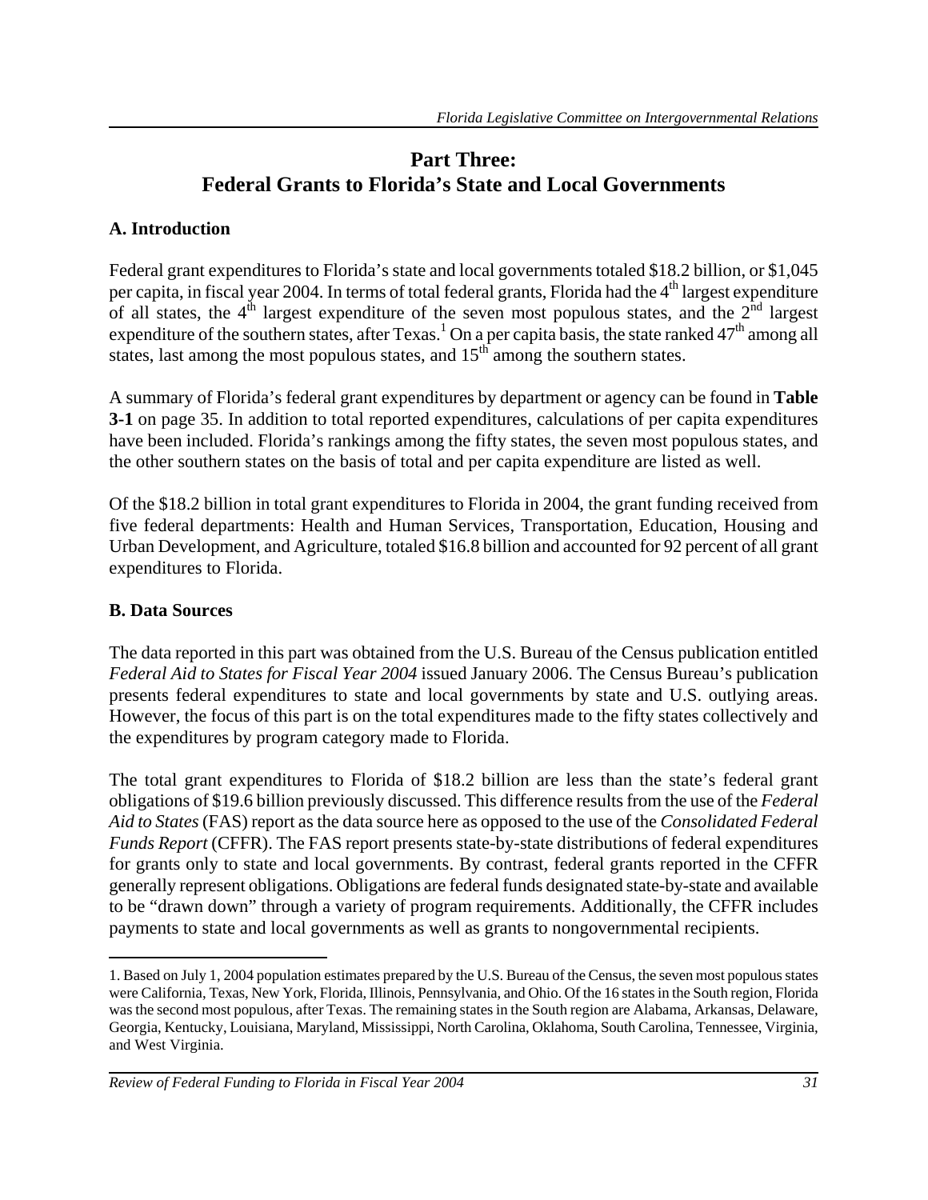# Part Three: Federal Grants to Florida's State and Local Governments

## A. Introduction

Federal grant expenditures to Florida's state and local governments totaled \$18.2 billion, or \$1,045 per capita, in fiscal year 2004. In terms of total federal grants, Florida had the 4th largest expenditure of all states, the 4th largest expenditure of the seven most populous states, and the 2nd largest expenditure of the southern states, after Texas.[1] On a per capita basis, the state ranked 47th among all states, last among the most populous states, and 15th among the southern states.

A summary of Florida's federal grant expenditures by department or agency can be found in **Table 3-1** on page 35. In addition to total reported expenditures, calculations of per capita expenditures have been included. Florida's rankings among the fifty states, the seven most populous states, and the other southern states on the basis of total and per capita expenditure are listed as well.

Of the \$18.2 billion in total grant expenditures to Florida in 2004, the grant funding received from five federal departments: Health and Human Services, Transportation, Education, Housing and Urban Development, and Agriculture, totaled \$16.8 billion and accounted for 92 percent of all grant expenditures to Florida.

## B. Data Sources

The data reported in this part was obtained from the U.S. Bureau of the Census publication entitled *Federal Aid to States for Fiscal Year 2004* issued January 2006. The Census Bureau's publication presents federal expenditures to state and local governments by state and U.S. outlying areas. However, the focus of this part is on the total expenditures made to the fifty states collectively and the expenditures by program category made to Florida.

The total grant expenditures to Florida of \$18.2 billion are less than the state's federal grant obligations of \$19.6 billion previously discussed. This difference results from the use of the *Federal Aid to States* (FAS) report as the data source here as opposed to the use of the *Consolidated Federal Funds Report* (CFFR). The FAS report presents state-by-state distributions of federal expenditures for grants only to state and local governments. By contrast, federal grants reported in the CFFR generally represent obligations. Obligations are federal funds designated state-by-state and available to be "drawn down" through a variety of program requirements. Additionally, the CFFR includes payments to state and local governments as well as grants to nongovernmental recipients.

---

1. Based on July 1, 2004 population estimates prepared by the U.S. Bureau of the Census, the seven most populous states were California, Texas, New York, Florida, Illinois, Pennsylvania, and Ohio. Of the 16 states in the South region, Florida was the second most populous, after Texas. The remaining states in the South region are Alabama, Arkansas, Delaware, Georgia, Kentucky, Louisiana, Maryland, Mississippi, North Carolina, Oklahoma, South Carolina, Tennessee, Virginia, and West Virginia.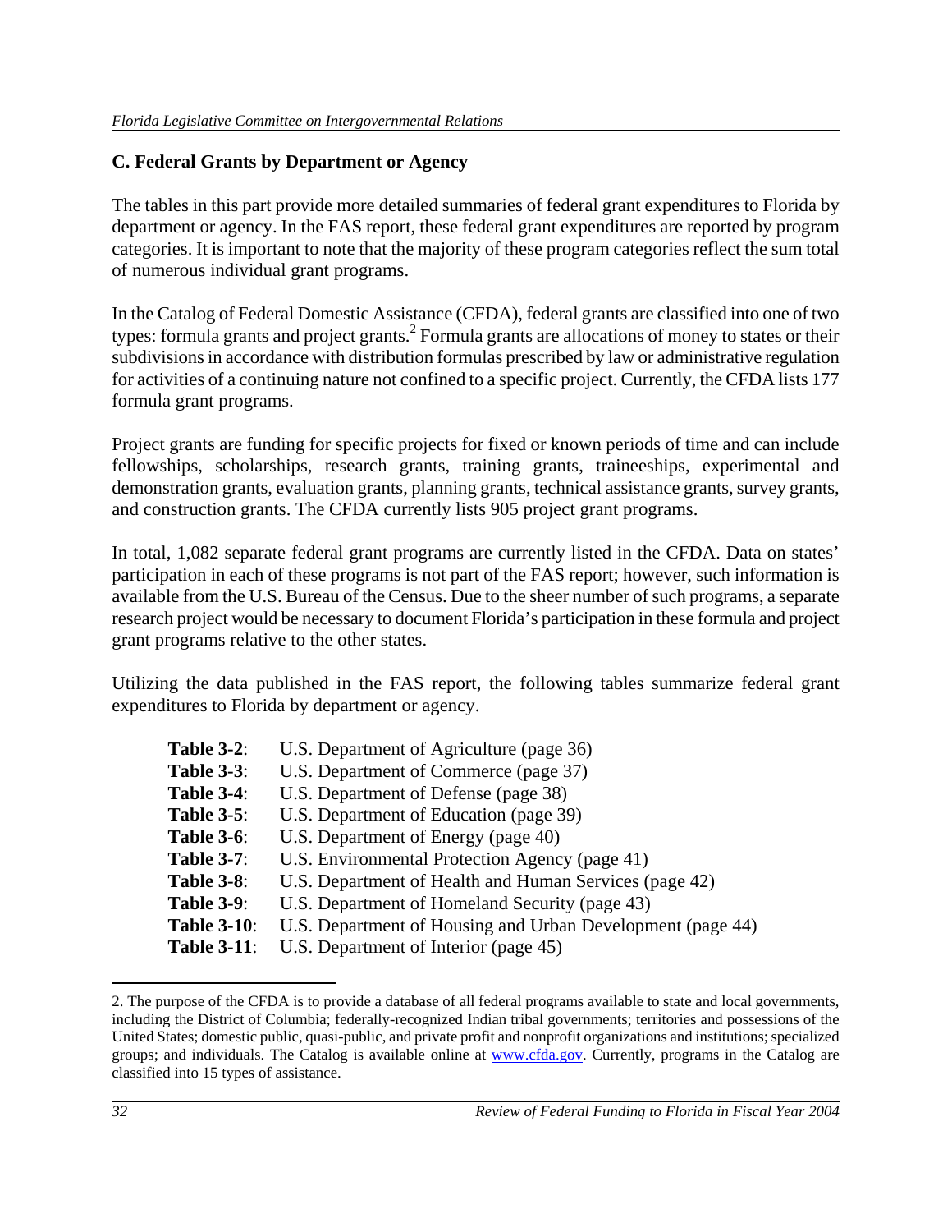## C. Federal Grants by Department or Agency

The tables in this part provide more detailed summaries of federal grant expenditures to Florida by department or agency. In the FAS report, these federal grant expenditures are reported by program categories. It is important to note that the majority of these program categories reflect the sum total of numerous individual grant programs.

In the Catalog of Federal Domestic Assistance (CFDA), federal grants are classified into one of two types: formula grants and project grants.[2] Formula grants are allocations of money to states or their subdivisions in accordance with distribution formulas prescribed by law or administrative regulation for activities of a continuing nature not confined to a specific project. Currently, the CFDA lists 177 formula grant programs.

Project grants are funding for specific projects for fixed or known periods of time and can include fellowships, scholarships, research grants, training grants, traineeships, experimental and demonstration grants, evaluation grants, planning grants, technical assistance grants, survey grants, and construction grants. The CFDA currently lists 905 project grant programs.

In total, 1,082 separate federal grant programs are currently listed in the CFDA. Data on states' participation in each of these programs is not part of the FAS report; however, such information is available from the U.S. Bureau of the Census. Due to the sheer number of such programs, a separate research project would be necessary to document Florida's participation in these formula and project grant programs relative to the other states.

Utilizing the data published in the FAS report, the following tables summarize federal grant expenditures to Florida by department or agency.

- **Table 3-2**: U.S. Department of Agriculture (page 36)
- **Table 3-3**: U.S. Department of Commerce (page 37)
- **Table 3-4**: U.S. Department of Defense (page 38)
- **Table 3-5**: U.S. Department of Education (page 39)
- **Table 3-6**: U.S. Department of Energy (page 40)
- **Table 3-7**: U.S. Environmental Protection Agency (page 41)
- **Table 3-8**: U.S. Department of Health and Human Services (page 42)
- **Table 3-9**: U.S. Department of Homeland Security (page 43)
- **Table 3-10**: U.S. Department of Housing and Urban Development (page 44)
- **Table 3-11**: U.S. Department of Interior (page 45)

---

2. The purpose of the CFDA is to provide a database of all federal programs available to state and local governments, including the District of Columbia; federally-recognized Indian tribal governments; territories and possessions of the United States; domestic public, quasi-public, and private profit and nonprofit organizations and institutions; specialized groups; and individuals. The Catalog is available online at www.cfda.gov. Currently, programs in the Catalog are classified into 15 types of assistance.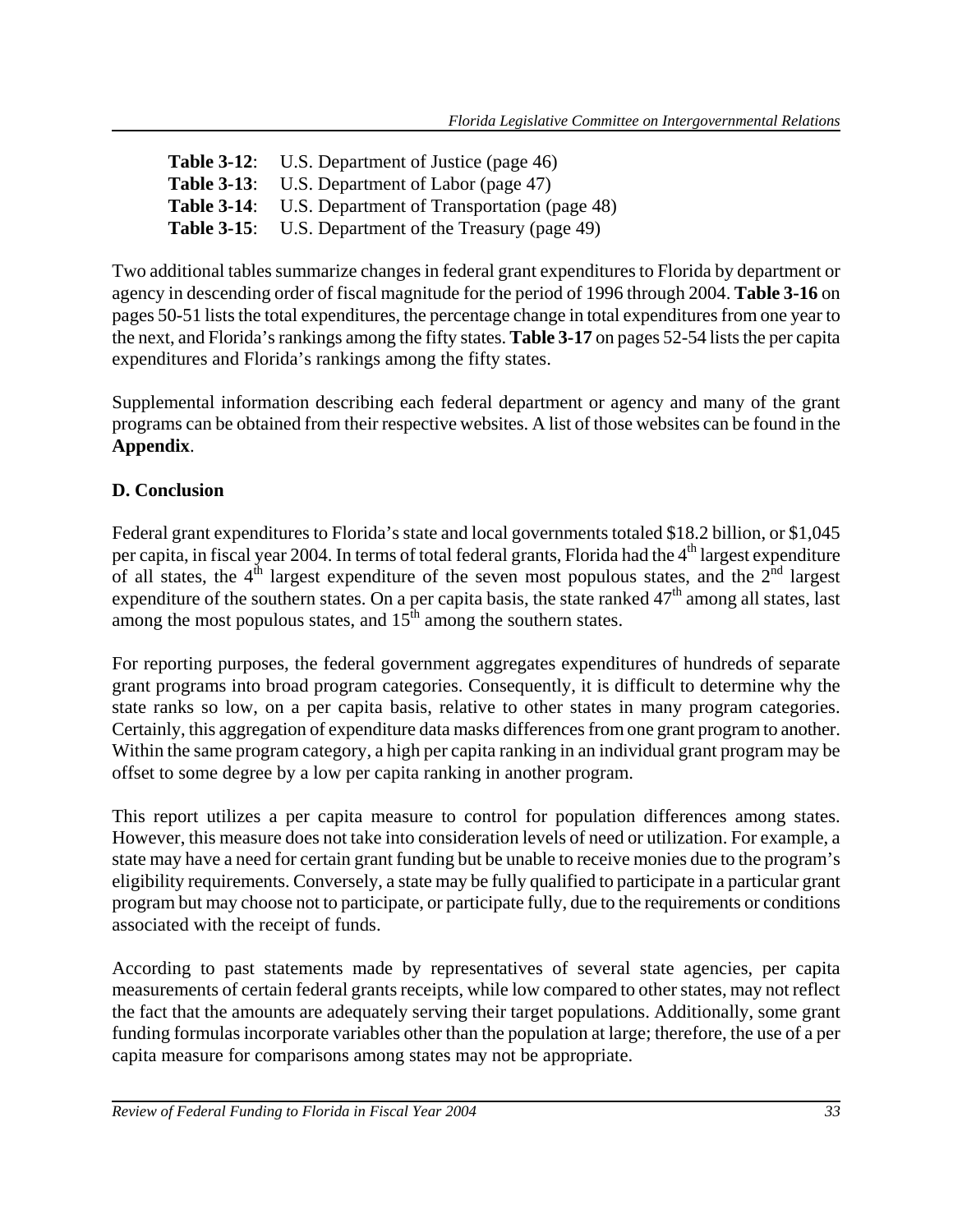**Table 3-12**: U.S. Department of Justice (page 46)
**Table 3-13**: U.S. Department of Labor (page 47)
**Table 3-14**: U.S. Department of Transportation (page 48)
**Table 3-15**: U.S. Department of the Treasury (page 49)

Two additional tables summarize changes in federal grant expenditures to Florida by department or agency in descending order of fiscal magnitude for the period of 1996 through 2004. **Table 3-16** on pages 50-51 lists the total expenditures, the percentage change in total expenditures from one year to the next, and Florida's rankings among the fifty states. **Table 3-17** on pages 52-54 lists the per capita expenditures and Florida's rankings among the fifty states.

Supplemental information describing each federal department or agency and many of the grant programs can be obtained from their respective websites. A list of those websites can be found in the **Appendix**.

## D. Conclusion

Federal grant expenditures to Florida's state and local governments totaled \$18.2 billion, or \$1,045 per capita, in fiscal year 2004. In terms of total federal grants, Florida had the 4th largest expenditure of all states, the 4th largest expenditure of the seven most populous states, and the 2nd largest expenditure of the southern states. On a per capita basis, the state ranked 47th among all states, last among the most populous states, and 15th among the southern states.

For reporting purposes, the federal government aggregates expenditures of hundreds of separate grant programs into broad program categories. Consequently, it is difficult to determine why the state ranks so low, on a per capita basis, relative to other states in many program categories. Certainly, this aggregation of expenditure data masks differences from one grant program to another. Within the same program category, a high per capita ranking in an individual grant program may be offset to some degree by a low per capita ranking in another program.

This report utilizes a per capita measure to control for population differences among states. However, this measure does not take into consideration levels of need or utilization. For example, a state may have a need for certain grant funding but be unable to receive monies due to the program's eligibility requirements. Conversely, a state may be fully qualified to participate in a particular grant program but may choose not to participate, or participate fully, due to the requirements or conditions associated with the receipt of funds.

According to past statements made by representatives of several state agencies, per capita measurements of certain federal grants receipts, while low compared to other states, may not reflect the fact that the amounts are adequately serving their target populations. Additionally, some grant funding formulas incorporate variables other than the population at large; therefore, the use of a per capita measure for comparisons among states may not be appropriate.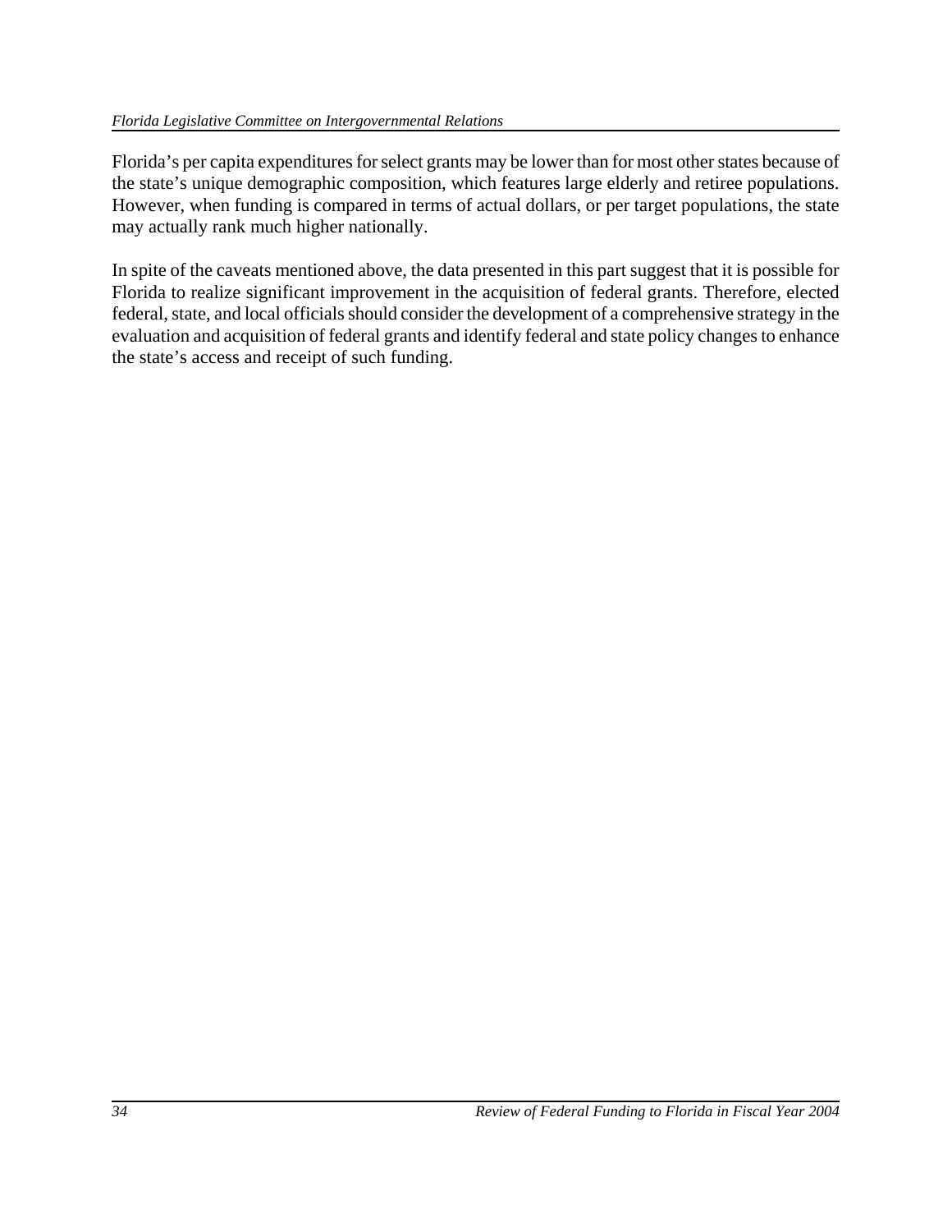Florida's per capita expenditures for select grants may be lower than for most other states because of the state's unique demographic composition, which features large elderly and retiree populations. However, when funding is compared in terms of actual dollars, or per target populations, the state may actually rank much higher nationally.

In spite of the caveats mentioned above, the data presented in this part suggest that it is possible for Florida to realize significant improvement in the acquisition of federal grants. Therefore, elected federal, state, and local officials should consider the development of a comprehensive strategy in the evaluation and acquisition of federal grants and identify federal and state policy changes to enhance the state's access and receipt of such funding.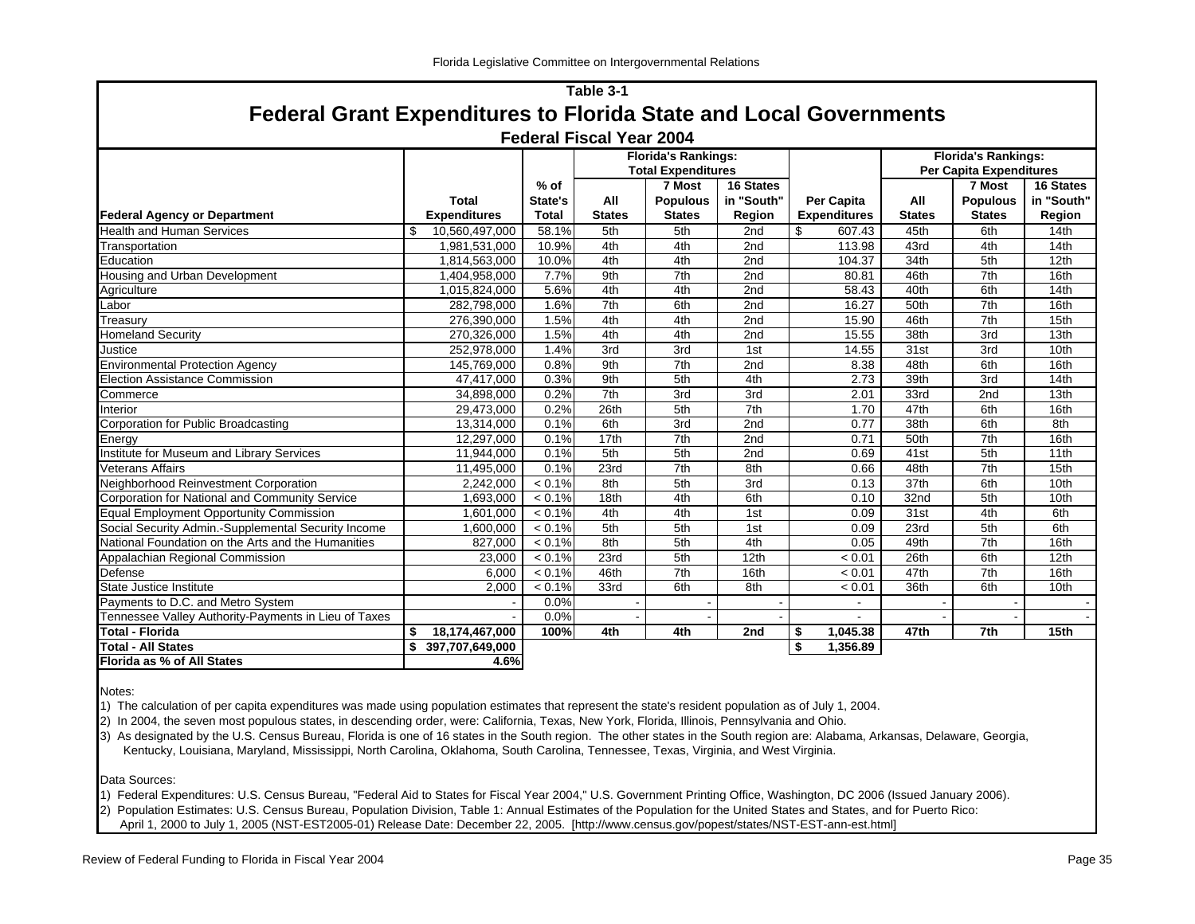## Table 3-1

# Federal Grant Expenditures to Florida State and Local Governments

### Federal Fiscal Year 2004

| Federal Agency or Department | Total Expenditures | % of State's Total | Florida's Rankings: Total Expenditures — All States | 7 Most Populous States | 16 States in "South" Region | Per Capita Expenditures | Florida's Rankings: Per Capita Expenditures — All States | 7 Most Populous States | 16 States in "South" Region |
|---|---|---|---|---|---|---|---|---|---|
| Health and Human Services | $ 10,560,497,000 | 58.1% | 5th | 5th | 2nd | $ 607.43 | 45th | 6th | 14th |
| Transportation | 1,981,531,000 | 10.9% | 4th | 4th | 2nd | 113.98 | 43rd | 4th | 14th |
| Education | 1,814,563,000 | 10.0% | 4th | 4th | 2nd | 104.37 | 34th | 5th | 12th |
| Housing and Urban Development | 1,404,958,000 | 7.7% | 9th | 7th | 2nd | 80.81 | 46th | 7th | 16th |
| Agriculture | 1,015,824,000 | 5.6% | 4th | 4th | 2nd | 58.43 | 40th | 6th | 14th |
| Labor | 282,798,000 | 1.6% | 7th | 6th | 2nd | 16.27 | 50th | 7th | 16th |
| Treasury | 276,390,000 | 1.5% | 4th | 4th | 2nd | 15.90 | 46th | 7th | 15th |
| Homeland Security | 270,326,000 | 1.5% | 4th | 4th | 2nd | 15.55 | 38th | 3rd | 13th |
| Justice | 252,978,000 | 1.4% | 3rd | 3rd | 1st | 14.55 | 31st | 3rd | 10th |
| Environmental Protection Agency | 145,769,000 | 0.8% | 9th | 7th | 2nd | 8.38 | 48th | 6th | 16th |
| Election Assistance Commission | 47,417,000 | 0.3% | 9th | 5th | 4th | 2.73 | 39th | 3rd | 14th |
| Commerce | 34,898,000 | 0.2% | 7th | 3rd | 3rd | 2.01 | 33rd | 2nd | 13th |
| Interior | 29,473,000 | 0.2% | 26th | 5th | 7th | 1.70 | 47th | 6th | 16th |
| Corporation for Public Broadcasting | 13,314,000 | 0.1% | 6th | 3rd | 2nd | 0.77 | 38th | 6th | 8th |
| Energy | 12,297,000 | 0.1% | 17th | 7th | 2nd | 0.71 | 50th | 7th | 16th |
| Institute for Museum and Library Services | 11,944,000 | 0.1% | 5th | 5th | 2nd | 0.69 | 41st | 5th | 11th |
| Veterans Affairs | 11,495,000 | 0.1% | 23rd | 7th | 8th | 0.66 | 48th | 7th | 15th |
| Neighborhood Reinvestment Corporation | 2,242,000 | < 0.1% | 8th | 5th | 3rd | 0.13 | 37th | 6th | 10th |
| Corporation for National and Community Service | 1,693,000 | < 0.1% | 18th | 4th | 6th | 0.10 | 32nd | 5th | 10th |
| Equal Employment Opportunity Commission | 1,601,000 | < 0.1% | 4th | 4th | 1st | 0.09 | 31st | 4th | 6th |
| Social Security Admin.-Supplemental Security Income | 1,600,000 | < 0.1% | 5th | 5th | 1st | 0.09 | 23rd | 5th | 6th |
| National Foundation on the Arts and the Humanities | 827,000 | < 0.1% | 8th | 5th | 4th | 0.05 | 49th | 7th | 16th |
| Appalachian Regional Commission | 23,000 | < 0.1% | 23rd | 5th | 12th | < 0.01 | 26th | 6th | 12th |
| Defense | 6,000 | < 0.1% | 46th | 7th | 16th | < 0.01 | 47th | 7th | 16th |
| State Justice Institute | 2,000 | < 0.1% | 33rd | 6th | 8th | < 0.01 | 36th | 6th | 10th |
| Payments to D.C. and Metro System | - | 0.0% | - | - | - | - | - | - | - |
| Tennessee Valley Authority-Payments in Lieu of Taxes | - | 0.0% | - | - | - | - | - | - | - |
| **Total - Florida** | **$ 18,174,467,000** | **100%** | **4th** | **4th** | **2nd** | **$ 1,045.38** | **47th** | **7th** | **15th** |
| **Total - All States** | **$ 397,707,649,000** | | | | | **$ 1,356.89** | | | |
| **Florida as % of All States** | **4.6%** | | | | | | | | |

Notes:

1) The calculation of per capita expenditures was made using population estimates that represent the state's resident population as of July 1, 2004.

2) In 2004, the seven most populous states, in descending order, were: California, Texas, New York, Florida, Illinois, Pennsylvania and Ohio.

3) As designated by the U.S. Census Bureau, Florida is one of 16 states in the South region. The other states in the South region are: Alabama, Arkansas, Delaware, Georgia, Kentucky, Louisiana, Maryland, Mississippi, North Carolina, Oklahoma, South Carolina, Tennessee, Texas, Virginia, and West Virginia.

Data Sources:

1) Federal Expenditures: U.S. Census Bureau, "Federal Aid to States for Fiscal Year 2004," U.S. Government Printing Office, Washington, DC 2006 (Issued January 2006).

2) Population Estimates: U.S. Census Bureau, Population Division, Table 1: Annual Estimates of the Population for the United States and States, and for Puerto Rico: April 1, 2000 to July 1, 2005 (NST-EST2005-01) Release Date: December 22, 2005. [http://www.census.gov/popest/states/NST-EST-ann-est.html]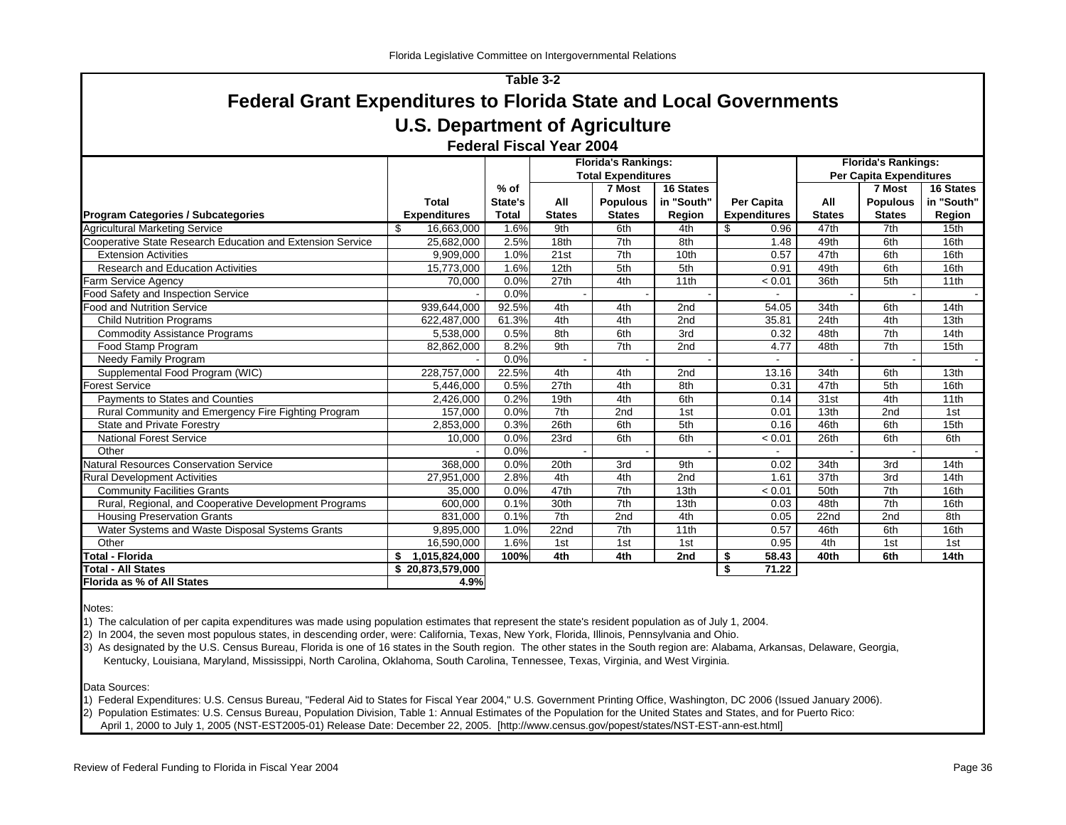## Table 3-2

# Federal Grant Expenditures to Florida State and Local Governments

## U.S. Department of Agriculture

### Federal Fiscal Year 2004

| Program Categories / Subcategories | Total Expenditures | % of State's Total | Florida's Rankings: Total Expenditures: All States | 7 Most Populous States | 16 States in "South" Region | Per Capita Expenditures | Florida's Rankings: Per Capita Expenditures: All States | 7 Most Populous States | 16 States in "South" Region |
|---|---|---|---|---|---|---|---|---|---|
| Agricultural Marketing Service | $ 16,663,000 | 1.6% | 9th | 6th | 4th | $ 0.96 | 47th | 7th | 15th |
| Cooperative State Research Education and Extension Service | 25,682,000 | 2.5% | 18th | 7th | 8th | 1.48 | 49th | 6th | 16th |
| Extension Activities | 9,909,000 | 1.0% | 21st | 7th | 10th | 0.57 | 47th | 6th | 16th |
| Research and Education Activities | 15,773,000 | 1.6% | 12th | 5th | 5th | 0.91 | 49th | 6th | 16th |
| Farm Service Agency | 70,000 | 0.0% | 27th | 4th | 11th | < 0.01 | 36th | 5th | 11th |
| Food Safety and Inspection Service | - | 0.0% | - | - | - | - | - | - | - |
| Food and Nutrition Service | 939,644,000 | 92.5% | 4th | 4th | 2nd | 54.05 | 34th | 6th | 14th |
| Child Nutrition Programs | 622,487,000 | 61.3% | 4th | 4th | 2nd | 35.81 | 24th | 4th | 13th |
| Commodity Assistance Programs | 5,538,000 | 0.5% | 8th | 6th | 3rd | 0.32 | 48th | 7th | 14th |
| Food Stamp Program | 82,862,000 | 8.2% | 9th | 7th | 2nd | 4.77 | 48th | 7th | 15th |
| Needy Family Program | - | 0.0% | - | - | - | - | - | - | - |
| Supplemental Food Program (WIC) | 228,757,000 | 22.5% | 4th | 4th | 2nd | 13.16 | 34th | 6th | 13th |
| Forest Service | 5,446,000 | 0.5% | 27th | 4th | 8th | 0.31 | 47th | 5th | 16th |
| Payments to States and Counties | 2,426,000 | 0.2% | 19th | 4th | 6th | 0.14 | 31st | 4th | 11th |
| Rural Community and Emergency Fire Fighting Program | 157,000 | 0.0% | 7th | 2nd | 1st | 0.01 | 13th | 2nd | 1st |
| State and Private Forestry | 2,853,000 | 0.3% | 26th | 6th | 5th | 0.16 | 46th | 6th | 15th |
| National Forest Service | 10,000 | 0.0% | 23rd | 6th | 6th | < 0.01 | 26th | 6th | 6th |
| Other | - | 0.0% | - | - | - | - | - | - | - |
| Natural Resources Conservation Service | 368,000 | 0.0% | 20th | 3rd | 9th | 0.02 | 34th | 3rd | 14th |
| Rural Development Activities | 27,951,000 | 2.8% | 4th | 4th | 2nd | 1.61 | 37th | 3rd | 14th |
| Community Facilities Grants | 35,000 | 0.0% | 47th | 7th | 13th | < 0.01 | 50th | 7th | 16th |
| Rural, Regional, and Cooperative Development Programs | 600,000 | 0.1% | 30th | 7th | 13th | 0.03 | 48th | 7th | 16th |
| Housing Preservation Grants | 831,000 | 0.1% | 7th | 2nd | 4th | 0.05 | 22nd | 2nd | 8th |
| Water Systems and Waste Disposal Systems Grants | 9,895,000 | 1.0% | 22nd | 7th | 11th | 0.57 | 46th | 6th | 16th |
| Other | 16,590,000 | 1.6% | 1st | 1st | 1st | 0.95 | 4th | 1st | 1st |
| **Total - Florida** | **$ 1,015,824,000** | **100%** | **4th** | **4th** | **2nd** | **$ 58.43** | **40th** | **6th** | **14th** |
| **Total - All States** | **$ 20,873,579,000** | | | | | **$ 71.22** | | | |
| **Florida as % of All States** | **4.9%** | | | | | | | | |

Notes:

1) The calculation of per capita expenditures was made using population estimates that represent the state's resident population as of July 1, 2004.
2) In 2004, the seven most populous states, in descending order, were: California, Texas, New York, Florida, Illinois, Pennsylvania and Ohio.
3) As designated by the U.S. Census Bureau, Florida is one of 16 states in the South region. The other states in the South region are: Alabama, Arkansas, Delaware, Georgia, Kentucky, Louisiana, Maryland, Mississippi, North Carolina, Oklahoma, South Carolina, Tennessee, Texas, Virginia, and West Virginia.

Data Sources:

1) Federal Expenditures: U.S. Census Bureau, "Federal Aid to States for Fiscal Year 2004," U.S. Government Printing Office, Washington, DC 2006 (Issued January 2006).
2) Population Estimates: U.S. Census Bureau, Population Division, Table 1: Annual Estimates of the Population for the United States and States, and for Puerto Rico: April 1, 2000 to July 1, 2005 (NST-EST2005-01) Release Date: December 22, 2005. [http://www.census.gov/popest/states/NST-EST-ann-est.html]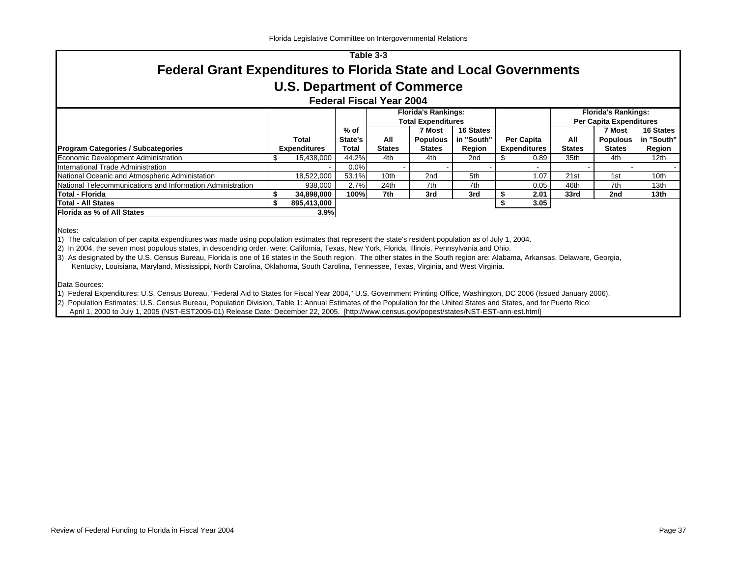Table 3-3

# Federal Grant Expenditures to Florida State and Local Governments

## U.S. Department of Commerce

### Federal Fiscal Year 2004

| Program Categories / Subcategories | Total Expenditures | % of State's Total | Florida's Rankings: Total Expenditures: All States | Florida's Rankings: Total Expenditures: 7 Most Populous States | Florida's Rankings: Total Expenditures: 16 States in "South" Region | Per Capita Expenditures | Florida's Rankings: Per Capita Expenditures: All States | Florida's Rankings: Per Capita Expenditures: 7 Most Populous States | Florida's Rankings: Per Capita Expenditures: 16 States in "South" Region |
|---|---|---|---|---|---|---|---|---|---|
| Economic Development Administration | $ 15,438,000 | 44.2% | 4th | 4th | 2nd | $ 0.89 | 35th | 4th | 12th |
| International Trade Administration | - | 0.0% | - | - | - | - | - | - | - |
| National Oceanic and Atmospheric Administation | 18,522,000 | 53.1% | 10th | 2nd | 5th | 1.07 | 21st | 1st | 10th |
| National Telecommunications and Information Administration | 938,000 | 2.7% | 24th | 7th | 7th | 0.05 | 46th | 7th | 13th |
| **Total - Florida** | **$ 34,898,000** | **100%** | **7th** | **3rd** | **3rd** | **$ 2.01** | **33rd** | **2nd** | **13th** |
| **Total - All States** | **$ 895,413,000** | | | | | **$ 3.05** | | | |
| **Florida as % of All States** | **3.9%** | | | | | | | | |

Notes:

1) The calculation of per capita expenditures was made using population estimates that represent the state's resident population as of July 1, 2004.

2) In 2004, the seven most populous states, in descending order, were: California, Texas, New York, Florida, Illinois, Pennsylvania and Ohio.

3) As designated by the U.S. Census Bureau, Florida is one of 16 states in the South region. The other states in the South region are: Alabama, Arkansas, Delaware, Georgia, Kentucky, Louisiana, Maryland, Mississippi, North Carolina, Oklahoma, South Carolina, Tennessee, Texas, Virginia, and West Virginia.

Data Sources:

1) Federal Expenditures: U.S. Census Bureau, "Federal Aid to States for Fiscal Year 2004," U.S. Government Printing Office, Washington, DC 2006 (Issued January 2006).

2) Population Estimates: U.S. Census Bureau, Population Division, Table 1: Annual Estimates of the Population for the United States and States, and for Puerto Rico: April 1, 2000 to July 1, 2005 (NST-EST2005-01) Release Date: December 22, 2005. [http://www.census.gov/popest/states/NST-EST-ann-est.html]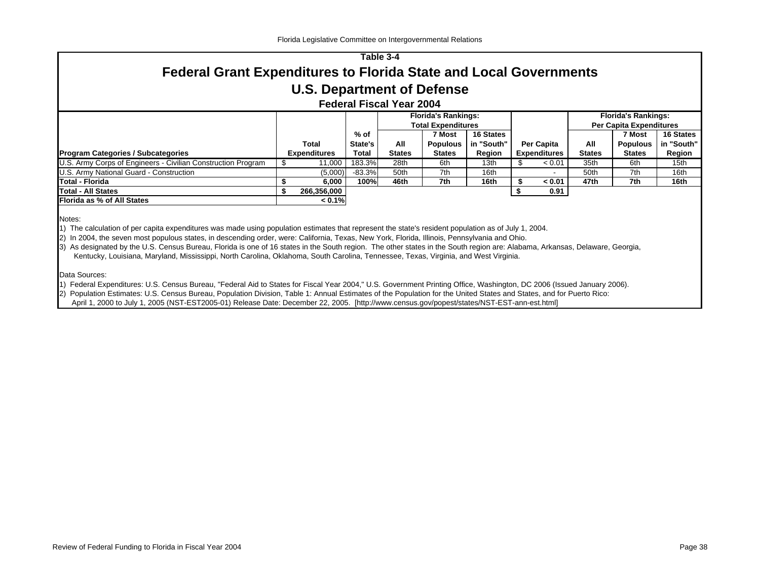Florida Legislative Committee on Intergovernmental Relations

## Table 3-4

# Federal Grant Expenditures to Florida State and Local Governments

## U.S. Department of Defense

### Federal Fiscal Year 2004

| Program Categories / Subcategories | Total Expenditures | % of State's Total | Florida's Rankings: Total Expenditures — All States | 7 Most Populous States | 16 States in "South" Region | Per Capita Expenditures | Florida's Rankings: Per Capita Expenditures — All States | 7 Most Populous States | 16 States in "South" Region |
|---|---|---|---|---|---|---|---|---|---|
| U.S. Army Corps of Engineers - Civilian Construction Program | $ 11,000 | 183.3% | 28th | 6th | 13th | $ < 0.01 | 35th | 6th | 15th |
| U.S. Army National Guard - Construction | (5,000) | -83.3% | 50th | 7th | 16th | - | 50th | 7th | 16th |
| **Total - Florida** | **$ 6,000** | **100%** | **46th** | **7th** | **16th** | **$ < 0.01** | **47th** | **7th** | **16th** |
| **Total - All States** | **$ 266,356,000** | | | | | **$ 0.91** | | | |
| **Florida as % of All States** | **< 0.1%** | | | | | | | | |

Notes:

1) The calculation of per capita expenditures was made using population estimates that represent the state's resident population as of July 1, 2004.

2) In 2004, the seven most populous states, in descending order, were: California, Texas, New York, Florida, Illinois, Pennsylvania and Ohio.

3) As designated by the U.S. Census Bureau, Florida is one of 16 states in the South region. The other states in the South region are: Alabama, Arkansas, Delaware, Georgia, Kentucky, Louisiana, Maryland, Mississippi, North Carolina, Oklahoma, South Carolina, Tennessee, Texas, Virginia, and West Virginia.

Data Sources:

1) Federal Expenditures: U.S. Census Bureau, "Federal Aid to States for Fiscal Year 2004," U.S. Government Printing Office, Washington, DC 2006 (Issued January 2006).

2) Population Estimates: U.S. Census Bureau, Population Division, Table 1: Annual Estimates of the Population for the United States and States, and for Puerto Rico: April 1, 2000 to July 1, 2005 (NST-EST2005-01) Release Date: December 22, 2005. [http://www.census.gov/popest/states/NST-EST-ann-est.html]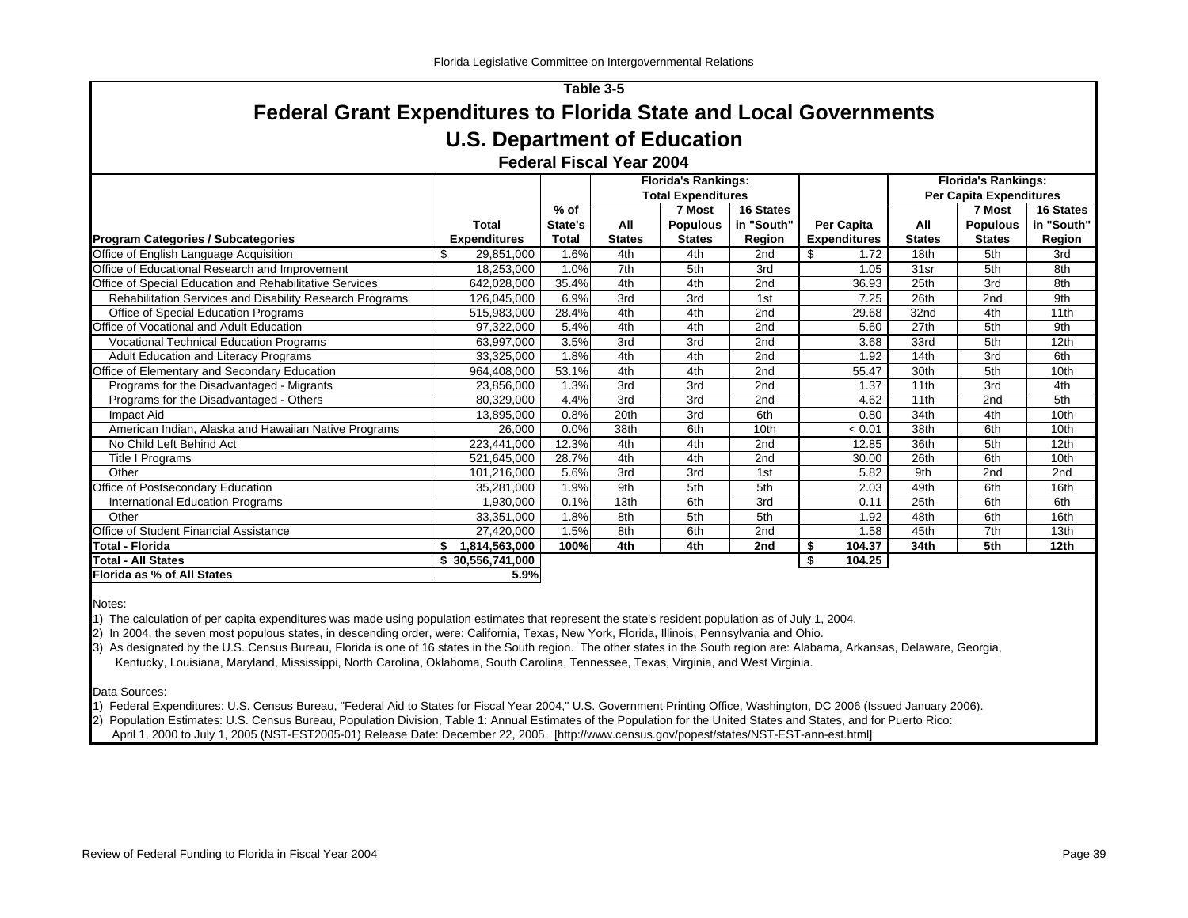Table 3-5

# Federal Grant Expenditures to Florida State and Local Governments

## U.S. Department of Education

### Federal Fiscal Year 2004

| Program Categories / Subcategories | Total Expenditures | % of State's Total | Florida's Rankings: Total Expenditures All States | 7 Most Populous States | 16 States in "South" Region | Per Capita Expenditures | Florida's Rankings: Per Capita Expenditures All States | 7 Most Populous States | 16 States in "South" Region |
|---|---|---|---|---|---|---|---|---|---|
| Office of English Language Acquisition | $ 29,851,000 | 1.6% | 4th | 4th | 2nd | $ 1.72 | 18th | 5th | 3rd |
| Office of Educational Research and Improvement | 18,253,000 | 1.0% | 7th | 5th | 3rd | 1.05 | 31sr | 5th | 8th |
| Office of Special Education and Rehabilitative Services | 642,028,000 | 35.4% | 4th | 4th | 2nd | 36.93 | 25th | 3rd | 8th |
| Rehabilitation Services and Disability Research Programs | 126,045,000 | 6.9% | 3rd | 3rd | 1st | 7.25 | 26th | 2nd | 9th |
| Office of Special Education Programs | 515,983,000 | 28.4% | 4th | 4th | 2nd | 29.68 | 32nd | 4th | 11th |
| Office of Vocational and Adult Education | 97,322,000 | 5.4% | 4th | 4th | 2nd | 5.60 | 27th | 5th | 9th |
| Vocational Technical Education Programs | 63,997,000 | 3.5% | 3rd | 3rd | 2nd | 3.68 | 33rd | 5th | 12th |
| Adult Education and Literacy Programs | 33,325,000 | 1.8% | 4th | 4th | 2nd | 1.92 | 14th | 3rd | 6th |
| Office of Elementary and Secondary Education | 964,408,000 | 53.1% | 4th | 4th | 2nd | 55.47 | 30th | 5th | 10th |
| Programs for the Disadvantaged - Migrants | 23,856,000 | 1.3% | 3rd | 3rd | 2nd | 1.37 | 11th | 3rd | 4th |
| Programs for the Disadvantaged - Others | 80,329,000 | 4.4% | 3rd | 3rd | 2nd | 4.62 | 11th | 2nd | 5th |
| Impact Aid | 13,895,000 | 0.8% | 20th | 3rd | 6th | 0.80 | 34th | 4th | 10th |
| American Indian, Alaska and Hawaiian Native Programs | 26,000 | 0.0% | 38th | 6th | 10th | < 0.01 | 38th | 6th | 10th |
| No Child Left Behind Act | 223,441,000 | 12.3% | 4th | 4th | 2nd | 12.85 | 36th | 5th | 12th |
| Title I Programs | 521,645,000 | 28.7% | 4th | 4th | 2nd | 30.00 | 26th | 6th | 10th |
| Other | 101,216,000 | 5.6% | 3rd | 3rd | 1st | 5.82 | 9th | 2nd | 2nd |
| Office of Postsecondary Education | 35,281,000 | 1.9% | 9th | 5th | 5th | 2.03 | 49th | 6th | 16th |
| International Education Programs | 1,930,000 | 0.1% | 13th | 6th | 3rd | 0.11 | 25th | 6th | 6th |
| Other | 33,351,000 | 1.8% | 8th | 5th | 5th | 1.92 | 48th | 6th | 16th |
| Office of Student Financial Assistance | 27,420,000 | 1.5% | 8th | 6th | 2nd | 1.58 | 45th | 7th | 13th |
| **Total - Florida** | **$ 1,814,563,000** | **100%** | **4th** | **4th** | **2nd** | **$ 104.37** | **34th** | **5th** | **12th** |
| **Total - All States** | **$ 30,556,741,000** | | | | | **$ 104.25** | | | |
| **Florida as % of All States** | **5.9%** | | | | | | | | |

Notes:

1) The calculation of per capita expenditures was made using population estimates that represent the state's resident population as of July 1, 2004.

2) In 2004, the seven most populous states, in descending order, were: California, Texas, New York, Florida, Illinois, Pennsylvania and Ohio.

3) As designated by the U.S. Census Bureau, Florida is one of 16 states in the South region. The other states in the South region are: Alabama, Arkansas, Delaware, Georgia, Kentucky, Louisiana, Maryland, Mississippi, North Carolina, Oklahoma, South Carolina, Tennessee, Texas, Virginia, and West Virginia.

Data Sources:

1) Federal Expenditures: U.S. Census Bureau, "Federal Aid to States for Fiscal Year 2004," U.S. Government Printing Office, Washington, DC 2006 (Issued January 2006).

2) Population Estimates: U.S. Census Bureau, Population Division, Table 1: Annual Estimates of the Population for the United States and States, and for Puerto Rico: April 1, 2000 to July 1, 2005 (NST-EST2005-01) Release Date: December 22, 2005. [http://www.census.gov/popest/states/NST-EST-ann-est.html]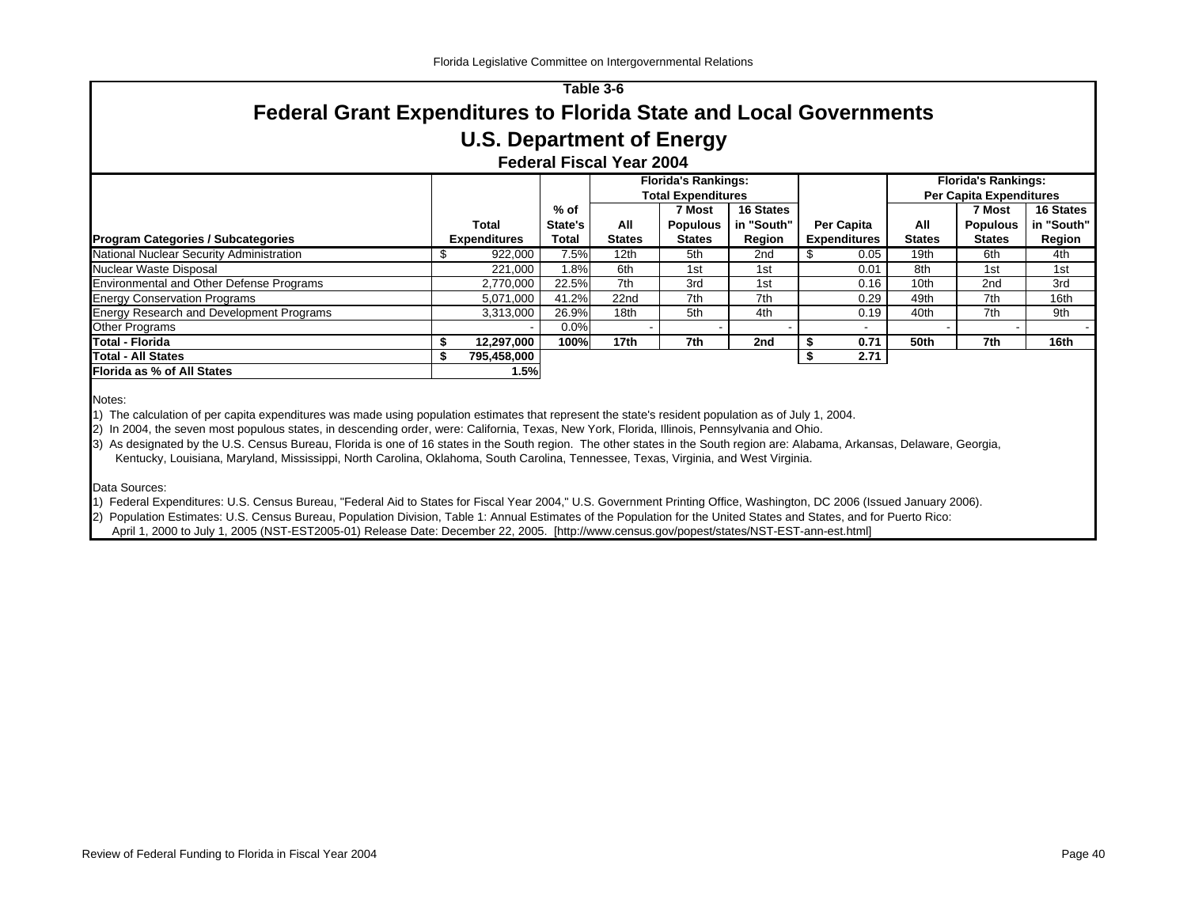Table 3-6

# Federal Grant Expenditures to Florida State and Local Governments

## U.S. Department of Energy

### Federal Fiscal Year 2004

| Program Categories / Subcategories | Total Expenditures | % of State's Total | Florida's Rankings: Total Expenditures — All States | 7 Most Populous States | 16 States in "South" Region | Per Capita Expenditures | Florida's Rankings: Per Capita Expenditures — All States | 7 Most Populous States | 16 States in "South" Region |
|---|---|---|---|---|---|---|---|---|---|
| National Nuclear Security Administration | $ 922,000 | 7.5% | 12th | 5th | 2nd | $ 0.05 | 19th | 6th | 4th |
| Nuclear Waste Disposal | 221,000 | 1.8% | 6th | 1st | 1st | 0.01 | 8th | 1st | 1st |
| Environmental and Other Defense Programs | 2,770,000 | 22.5% | 7th | 3rd | 1st | 0.16 | 10th | 2nd | 3rd |
| Energy Conservation Programs | 5,071,000 | 41.2% | 22nd | 7th | 7th | 0.29 | 49th | 7th | 16th |
| Energy Research and Development Programs | 3,313,000 | 26.9% | 18th | 5th | 4th | 0.19 | 40th | 7th | 9th |
| Other Programs | - | 0.0% | - | - | - | - | - | - | - |
| **Total - Florida** | **$ 12,297,000** | **100%** | **17th** | **7th** | **2nd** | **$ 0.71** | **50th** | **7th** | **16th** |
| **Total - All States** | **$ 795,458,000** | | | | | **$ 2.71** | | | |
| **Florida as % of All States** | **1.5%** | | | | | | | | |

Notes:

1) The calculation of per capita expenditures was made using population estimates that represent the state's resident population as of July 1, 2004.
2) In 2004, the seven most populous states, in descending order, were: California, Texas, New York, Florida, Illinois, Pennsylvania and Ohio.
3) As designated by the U.S. Census Bureau, Florida is one of 16 states in the South region. The other states in the South region are: Alabama, Arkansas, Delaware, Georgia, Kentucky, Louisiana, Maryland, Mississippi, North Carolina, Oklahoma, South Carolina, Tennessee, Texas, Virginia, and West Virginia.

Data Sources:

1) Federal Expenditures: U.S. Census Bureau, "Federal Aid to States for Fiscal Year 2004," U.S. Government Printing Office, Washington, DC 2006 (Issued January 2006).
2) Population Estimates: U.S. Census Bureau, Population Division, Table 1: Annual Estimates of the Population for the United States and States, and for Puerto Rico: April 1, 2000 to July 1, 2005 (NST-EST2005-01) Release Date: December 22, 2005. [http://www.census.gov/popest/states/NST-EST-ann-est.html]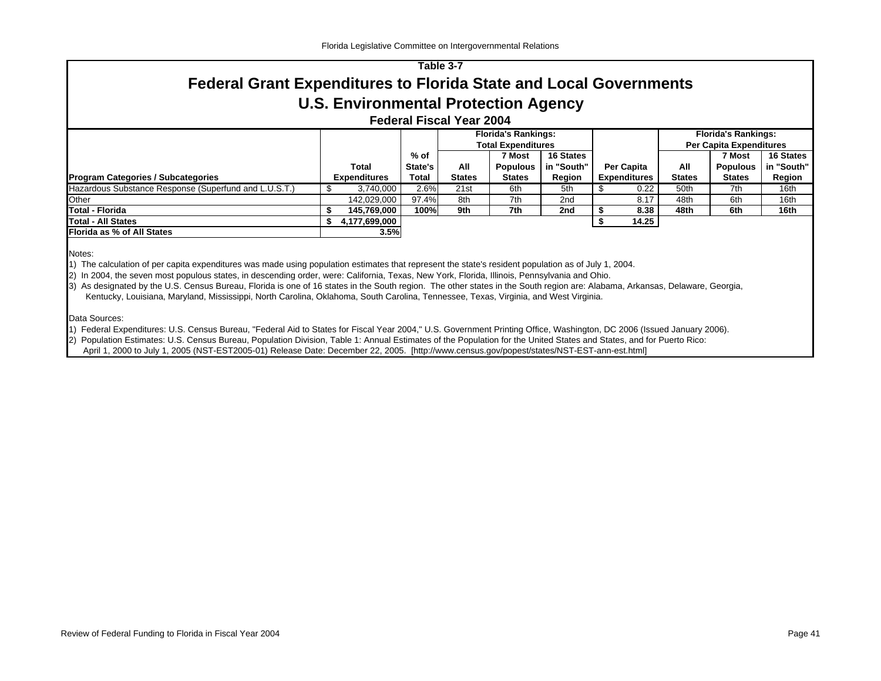Table 3-7

# Federal Grant Expenditures to Florida State and Local Governments

## U.S. Environmental Protection Agency

### Federal Fiscal Year 2004

| Program Categories / Subcategories | Total Expenditures | % of State's Total | Florida's Rankings: Total Expenditures: All States | 7 Most Populous States | 16 States in "South" Region | Per Capita Expenditures | Florida's Rankings: Per Capita Expenditures: All States | 7 Most Populous States | 16 States in "South" Region |
|---|---|---|---|---|---|---|---|---|---|
| Hazardous Substance Response (Superfund and L.U.S.T.) | $ 3,740,000 | 2.6% | 21st | 6th | 5th | $ 0.22 | 50th | 7th | 16th |
| Other | 142,029,000 | 97.4% | 8th | 7th | 2nd | 8.17 | 48th | 6th | 16th |
| **Total - Florida** | **$ 145,769,000** | **100%** | **9th** | **7th** | **2nd** | **$ 8.38** | **48th** | **6th** | **16th** |
| **Total - All States** | **$ 4,177,699,000** | | | | | **$ 14.25** | | | |
| **Florida as % of All States** | **3.5%** | | | | | | | | |

Notes:

1) The calculation of per capita expenditures was made using population estimates that represent the state's resident population as of July 1, 2004.

2) In 2004, the seven most populous states, in descending order, were: California, Texas, New York, Florida, Illinois, Pennsylvania and Ohio.

3) As designated by the U.S. Census Bureau, Florida is one of 16 states in the South region. The other states in the South region are: Alabama, Arkansas, Delaware, Georgia, Kentucky, Louisiana, Maryland, Mississippi, North Carolina, Oklahoma, South Carolina, Tennessee, Texas, Virginia, and West Virginia.

Data Sources:

1) Federal Expenditures: U.S. Census Bureau, "Federal Aid to States for Fiscal Year 2004," U.S. Government Printing Office, Washington, DC 2006 (Issued January 2006).

2) Population Estimates: U.S. Census Bureau, Population Division, Table 1: Annual Estimates of the Population for the United States and States, and for Puerto Rico: April 1, 2000 to July 1, 2005 (NST-EST2005-01) Release Date: December 22, 2005. [http://www.census.gov/popest/states/NST-EST-ann-est.html]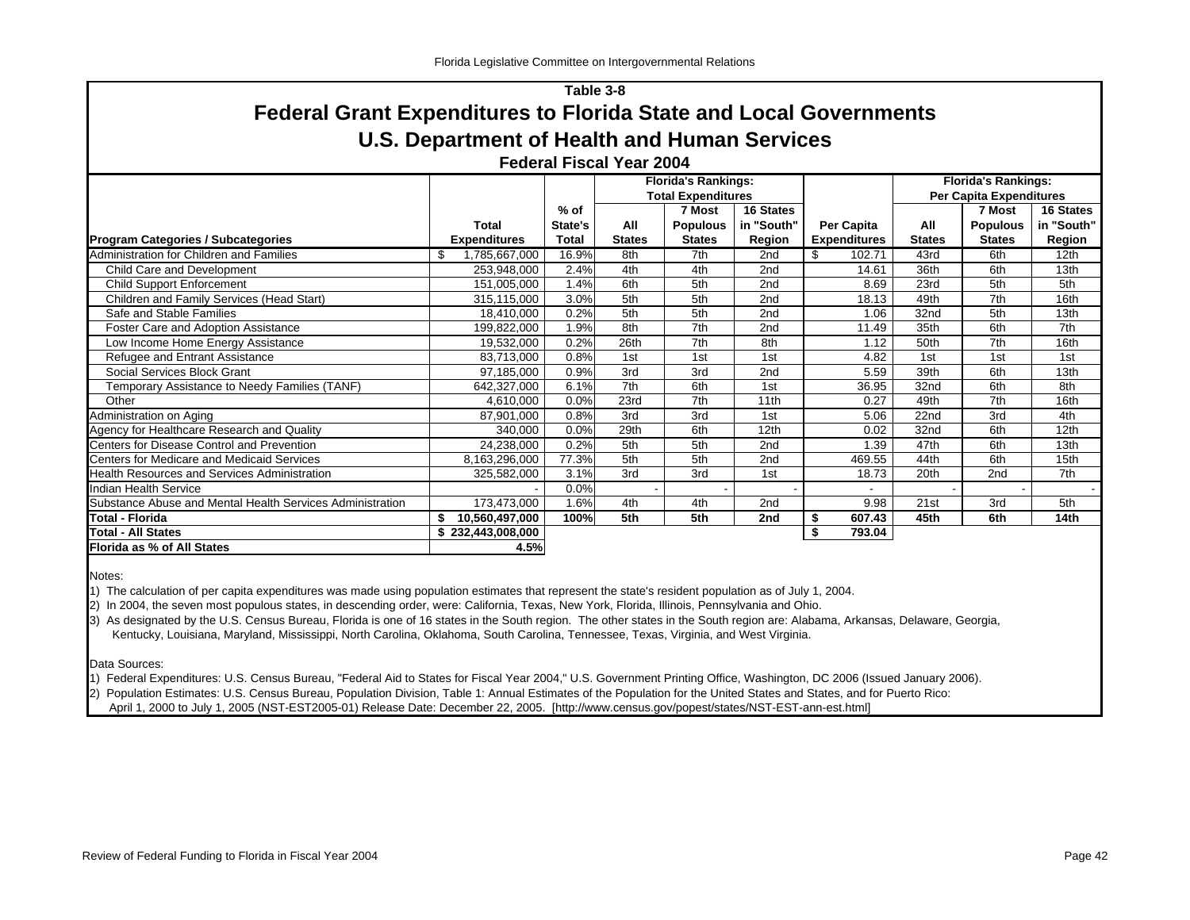## Table 3-8

# Federal Grant Expenditures to Florida State and Local Governments

## U.S. Department of Health and Human Services

### Federal Fiscal Year 2004

| Program Categories / Subcategories | Total Expenditures | % of State's Total | Florida's Rankings: Total Expenditures: All States | 7 Most Populous States | 16 States in "South" Region | Per Capita Expenditures | Florida's Rankings: Per Capita Expenditures: All States | 7 Most Populous States | 16 States in "South" Region |
|---|---|---|---|---|---|---|---|---|---|
| Administration for Children and Families | $ 1,785,667,000 | 16.9% | 8th | 7th | 2nd | $ 102.71 | 43rd | 6th | 12th |
| Child Care and Development | 253,948,000 | 2.4% | 4th | 4th | 2nd | 14.61 | 36th | 6th | 13th |
| Child Support Enforcement | 151,005,000 | 1.4% | 6th | 5th | 2nd | 8.69 | 23rd | 5th | 5th |
| Children and Family Services (Head Start) | 315,115,000 | 3.0% | 5th | 5th | 2nd | 18.13 | 49th | 7th | 16th |
| Safe and Stable Families | 18,410,000 | 0.2% | 5th | 5th | 2nd | 1.06 | 32nd | 5th | 13th |
| Foster Care and Adoption Assistance | 199,822,000 | 1.9% | 8th | 7th | 2nd | 11.49 | 35th | 6th | 7th |
| Low Income Home Energy Assistance | 19,532,000 | 0.2% | 26th | 7th | 8th | 1.12 | 50th | 7th | 16th |
| Refugee and Entrant Assistance | 83,713,000 | 0.8% | 1st | 1st | 1st | 4.82 | 1st | 1st | 1st |
| Social Services Block Grant | 97,185,000 | 0.9% | 3rd | 3rd | 2nd | 5.59 | 39th | 6th | 13th |
| Temporary Assistance to Needy Families (TANF) | 642,327,000 | 6.1% | 7th | 6th | 1st | 36.95 | 32nd | 6th | 8th |
| Other | 4,610,000 | 0.0% | 23rd | 7th | 11th | 0.27 | 49th | 7th | 16th |
| Administration on Aging | 87,901,000 | 0.8% | 3rd | 3rd | 1st | 5.06 | 22nd | 3rd | 4th |
| Agency for Healthcare Research and Quality | 340,000 | 0.0% | 29th | 6th | 12th | 0.02 | 32nd | 6th | 12th |
| Centers for Disease Control and Prevention | 24,238,000 | 0.2% | 5th | 5th | 2nd | 1.39 | 47th | 6th | 13th |
| Centers for Medicare and Medicaid Services | 8,163,296,000 | 77.3% | 5th | 5th | 2nd | 469.55 | 44th | 6th | 15th |
| Health Resources and Services Administration | 325,582,000 | 3.1% | 3rd | 3rd | 1st | 18.73 | 20th | 2nd | 7th |
| Indian Health Service | - | 0.0% | - | - | - | - | - | - | - |
| Substance Abuse and Mental Health Services Administration | 173,473,000 | 1.6% | 4th | 4th | 2nd | 9.98 | 21st | 3rd | 5th |
| **Total - Florida** | **$ 10,560,497,000** | **100%** | **5th** | **5th** | **2nd** | **$ 607.43** | **45th** | **6th** | **14th** |
| **Total - All States** | **$ 232,443,008,000** | | | | | **$ 793.04** | | | |
| **Florida as % of All States** | **4.5%** | | | | | | | | |

Notes:

1) The calculation of per capita expenditures was made using population estimates that represent the state's resident population as of July 1, 2004.

2) In 2004, the seven most populous states, in descending order, were: California, Texas, New York, Florida, Illinois, Pennsylvania and Ohio.

3) As designated by the U.S. Census Bureau, Florida is one of 16 states in the South region. The other states in the South region are: Alabama, Arkansas, Delaware, Georgia, Kentucky, Louisiana, Maryland, Mississippi, North Carolina, Oklahoma, South Carolina, Tennessee, Texas, Virginia, and West Virginia.

Data Sources:

1) Federal Expenditures: U.S. Census Bureau, "Federal Aid to States for Fiscal Year 2004," U.S. Government Printing Office, Washington, DC 2006 (Issued January 2006).

2) Population Estimates: U.S. Census Bureau, Population Division, Table 1: Annual Estimates of the Population for the United States and States, and for Puerto Rico: April 1, 2000 to July 1, 2005 (NST-EST2005-01) Release Date: December 22, 2005. [http://www.census.gov/popest/states/NST-EST-ann-est.html]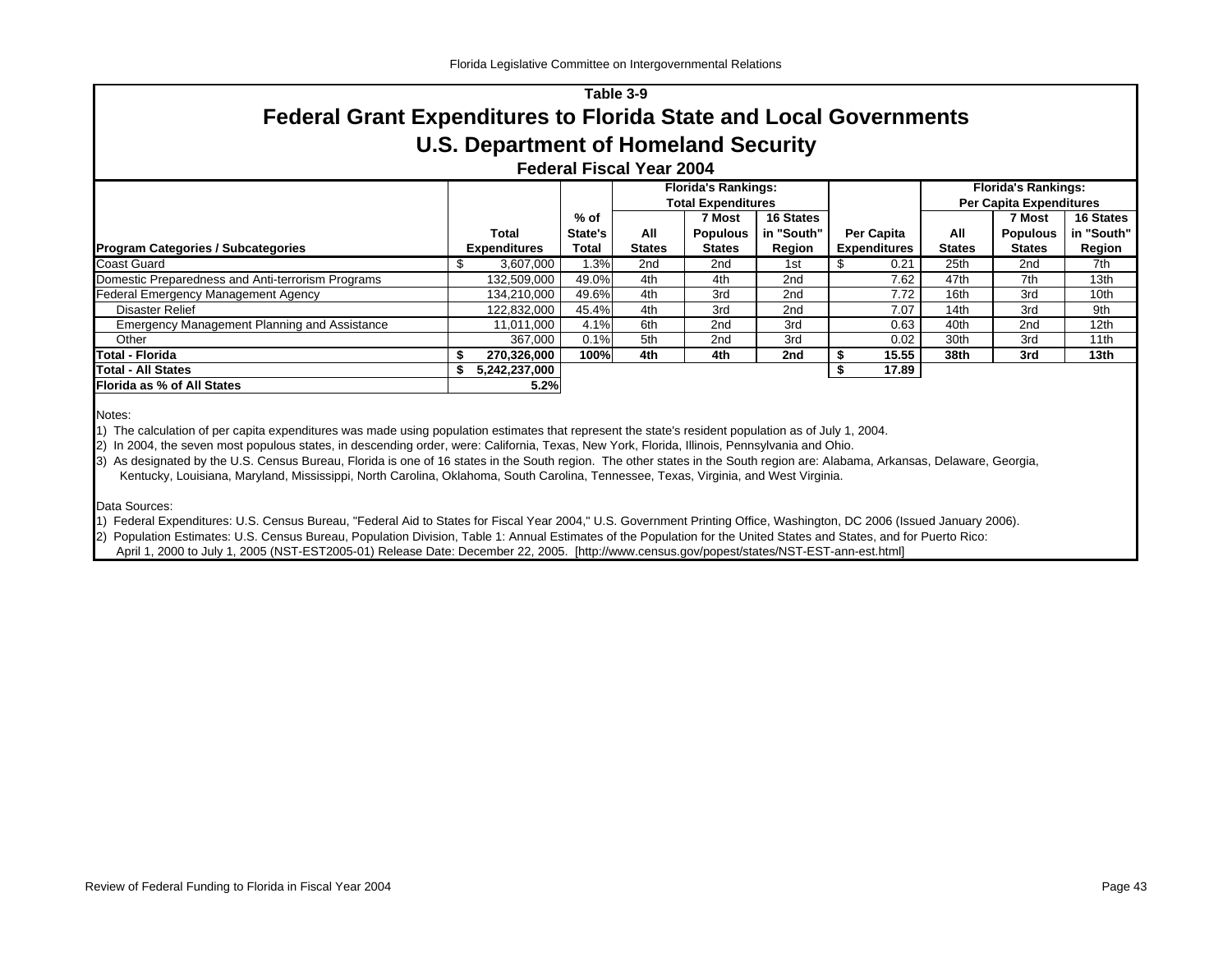Table 3-9

# Federal Grant Expenditures to Florida State and Local Governments

## U.S. Department of Homeland Security

### Federal Fiscal Year 2004

| Program Categories / Subcategories | Total Expenditures | % of State's Total | Florida's Rankings: Total Expenditures — All States | 7 Most Populous States | 16 States in "South" Region | Per Capita Expenditures | Florida's Rankings: Per Capita Expenditures — All States | 7 Most Populous States | 16 States in "South" Region |
|---|---|---|---|---|---|---|---|---|---|
| Coast Guard | $ 3,607,000 | 1.3% | 2nd | 2nd | 1st | $ 0.21 | 25th | 2nd | 7th |
| Domestic Preparedness and Anti-terrorism Programs | 132,509,000 | 49.0% | 4th | 4th | 2nd | 7.62 | 47th | 7th | 13th |
| Federal Emergency Management Agency | 134,210,000 | 49.6% | 4th | 3rd | 2nd | 7.72 | 16th | 3rd | 10th |
| Disaster Relief | 122,832,000 | 45.4% | 4th | 3rd | 2nd | 7.07 | 14th | 3rd | 9th |
| Emergency Management Planning and Assistance | 11,011,000 | 4.1% | 6th | 2nd | 3rd | 0.63 | 40th | 2nd | 12th |
| Other | 367,000 | 0.1% | 5th | 2nd | 3rd | 0.02 | 30th | 3rd | 11th |
| **Total - Florida** | **$ 270,326,000** | **100%** | **4th** | **4th** | **2nd** | **$ 15.55** | **38th** | **3rd** | **13th** |
| **Total - All States** | **$ 5,242,237,000** | | | | | **$ 17.89** | | | |
| **Florida as % of All States** | **5.2%** | | | | | | | | |

Notes:

1) The calculation of per capita expenditures was made using population estimates that represent the state's resident population as of July 1, 2004.

2) In 2004, the seven most populous states, in descending order, were: California, Texas, New York, Florida, Illinois, Pennsylvania and Ohio.

3) As designated by the U.S. Census Bureau, Florida is one of 16 states in the South region. The other states in the South region are: Alabama, Arkansas, Delaware, Georgia, Kentucky, Louisiana, Maryland, Mississippi, North Carolina, Oklahoma, South Carolina, Tennessee, Texas, Virginia, and West Virginia.

Data Sources:

1) Federal Expenditures: U.S. Census Bureau, "Federal Aid to States for Fiscal Year 2004," U.S. Government Printing Office, Washington, DC 2006 (Issued January 2006).

2) Population Estimates: U.S. Census Bureau, Population Division, Table 1: Annual Estimates of the Population for the United States and States, and for Puerto Rico: April 1, 2000 to July 1, 2005 (NST-EST2005-01) Release Date: December 22, 2005. [http://www.census.gov/popest/states/NST-EST-ann-est.html]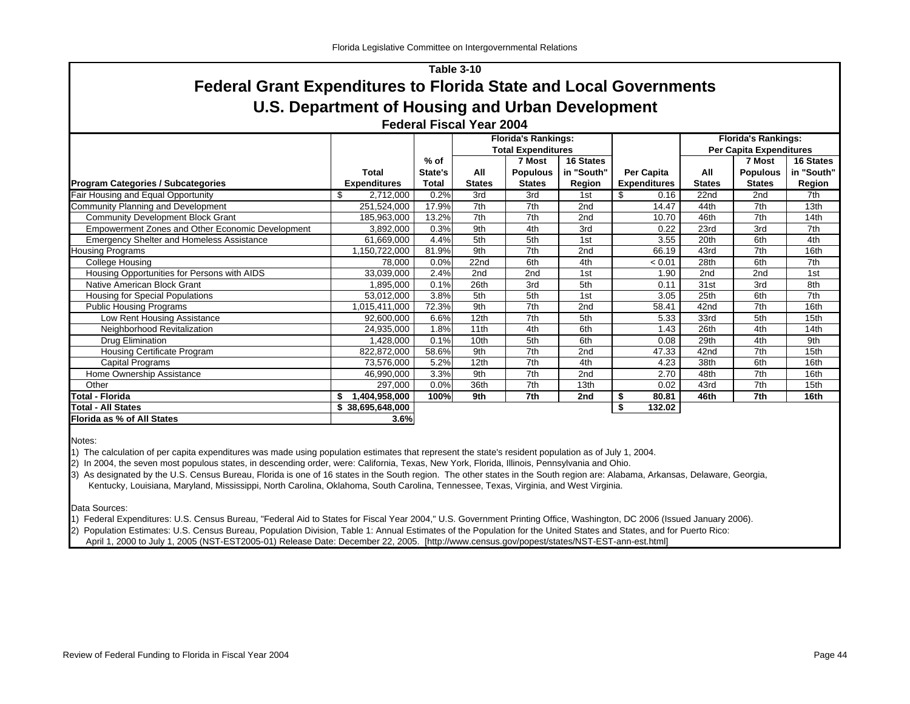## Table 3-10

# Federal Grant Expenditures to Florida State and Local Governments

## U.S. Department of Housing and Urban Development

### Federal Fiscal Year 2004

| Program Categories / Subcategories | Total Expenditures | % of State's Total | Florida's Rankings: Total Expenditures — All States | 7 Most Populous States | 16 States in "South" Region | Per Capita Expenditures | Florida's Rankings: Per Capita Expenditures — All States | 7 Most Populous States | 16 States in "South" Region |
|---|---|---|---|---|---|---|---|---|---|
| Fair Housing and Equal Opportunity | $ 2,712,000 | 0.2% | 3rd | 3rd | 1st | $ 0.16 | 22nd | 2nd | 7th |
| Community Planning and Development | 251,524,000 | 17.9% | 7th | 7th | 2nd | 14.47 | 44th | 7th | 13th |
| Community Development Block Grant | 185,963,000 | 13.2% | 7th | 7th | 2nd | 10.70 | 46th | 7th | 14th |
| Empowerment Zones and Other Economic Development | 3,892,000 | 0.3% | 9th | 4th | 3rd | 0.22 | 23rd | 3rd | 7th |
| Emergency Shelter and Homeless Assistance | 61,669,000 | 4.4% | 5th | 5th | 1st | 3.55 | 20th | 6th | 4th |
| Housing Programs | 1,150,722,000 | 81.9% | 9th | 7th | 2nd | 66.19 | 43rd | 7th | 16th |
| College Housing | 78,000 | 0.0% | 22nd | 6th | 4th | < 0.01 | 28th | 6th | 7th |
| Housing Opportunities for Persons with AIDS | 33,039,000 | 2.4% | 2nd | 2nd | 1st | 1.90 | 2nd | 2nd | 1st |
| Native American Block Grant | 1,895,000 | 0.1% | 26th | 3rd | 5th | 0.11 | 31st | 3rd | 8th |
| Housing for Special Populations | 53,012,000 | 3.8% | 5th | 5th | 1st | 3.05 | 25th | 6th | 7th |
| Public Housing Programs | 1,015,411,000 | 72.3% | 9th | 7th | 2nd | 58.41 | 42nd | 7th | 16th |
| Low Rent Housing Assistance | 92,600,000 | 6.6% | 12th | 7th | 5th | 5.33 | 33rd | 5th | 15th |
| Neighborhood Revitalization | 24,935,000 | 1.8% | 11th | 4th | 6th | 1.43 | 26th | 4th | 14th |
| Drug Elimination | 1,428,000 | 0.1% | 10th | 5th | 6th | 0.08 | 29th | 4th | 9th |
| Housing Certificate Program | 822,872,000 | 58.6% | 9th | 7th | 2nd | 47.33 | 42nd | 7th | 15th |
| Capital Programs | 73,576,000 | 5.2% | 12th | 7th | 4th | 4.23 | 38th | 6th | 16th |
| Home Ownership Assistance | 46,990,000 | 3.3% | 9th | 7th | 2nd | 2.70 | 48th | 7th | 16th |
| Other | 297,000 | 0.0% | 36th | 7th | 13th | 0.02 | 43rd | 7th | 15th |
| **Total - Florida** | **$ 1,404,958,000** | **100%** | **9th** | **7th** | **2nd** | **$ 80.81** | **46th** | **7th** | **16th** |
| **Total - All States** | **$ 38,695,648,000** | | | | | **$ 132.02** | | | |
| **Florida as % of All States** | **3.6%** | | | | | | | | |

Notes:

1) The calculation of per capita expenditures was made using population estimates that represent the state's resident population as of July 1, 2004.
2) In 2004, the seven most populous states, in descending order, were: California, Texas, New York, Florida, Illinois, Pennsylvania and Ohio.
3) As designated by the U.S. Census Bureau, Florida is one of 16 states in the South region. The other states in the South region are: Alabama, Arkansas, Delaware, Georgia, Kentucky, Louisiana, Maryland, Mississippi, North Carolina, Oklahoma, South Carolina, Tennessee, Texas, Virginia, and West Virginia.

Data Sources:

1) Federal Expenditures: U.S. Census Bureau, "Federal Aid to States for Fiscal Year 2004," U.S. Government Printing Office, Washington, DC 2006 (Issued January 2006).
2) Population Estimates: U.S. Census Bureau, Population Division, Table 1: Annual Estimates of the Population for the United States and States, and for Puerto Rico: April 1, 2000 to July 1, 2005 (NST-EST2005-01) Release Date: December 22, 2005. [http://www.census.gov/popest/states/NST-EST-ann-est.html]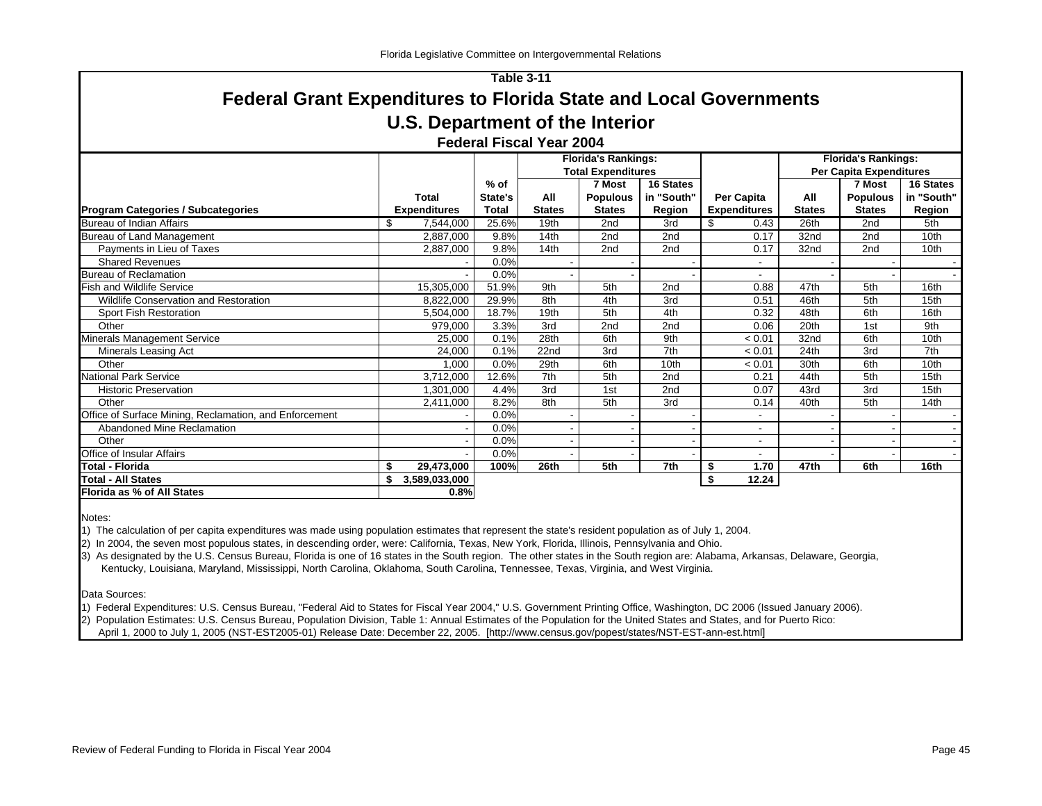# Table 3-11

## Federal Grant Expenditures to Florida State and Local Governments

## U.S. Department of the Interior

### Federal Fiscal Year 2004

| Program Categories / Subcategories | Total Expenditures | % of State's Total | Florida's Rankings: Total Expenditures — All States | 7 Most Populous States | 16 States in "South" Region | Per Capita Expenditures | Florida's Rankings: Per Capita Expenditures — All States | 7 Most Populous States | 16 States in "South" Region |
|---|---|---|---|---|---|---|---|---|---|
| Bureau of Indian Affairs | $ 7,544,000 | 25.6% | 19th | 2nd | 3rd | $ 0.43 | 26th | 2nd | 5th |
| Bureau of Land Management | 2,887,000 | 9.8% | 14th | 2nd | 2nd | 0.17 | 32nd | 2nd | 10th |
| Payments in Lieu of Taxes | 2,887,000 | 9.8% | 14th | 2nd | 2nd | 0.17 | 32nd | 2nd | 10th |
| Shared Revenues | - | 0.0% | - | - | - | - | - | - | - |
| Bureau of Reclamation | - | 0.0% | - | - | - | - | - | - | - |
| Fish and Wildlife Service | 15,305,000 | 51.9% | 9th | 5th | 2nd | 0.88 | 47th | 5th | 16th |
| Wildlife Conservation and Restoration | 8,822,000 | 29.9% | 8th | 4th | 3rd | 0.51 | 46th | 5th | 15th |
| Sport Fish Restoration | 5,504,000 | 18.7% | 19th | 5th | 4th | 0.32 | 48th | 6th | 16th |
| Other | 979,000 | 3.3% | 3rd | 2nd | 2nd | 0.06 | 20th | 1st | 9th |
| Minerals Management Service | 25,000 | 0.1% | 28th | 6th | 9th | < 0.01 | 32nd | 6th | 10th |
| Minerals Leasing Act | 24,000 | 0.1% | 22nd | 3rd | 7th | < 0.01 | 24th | 3rd | 7th |
| Other | 1,000 | 0.0% | 29th | 6th | 10th | < 0.01 | 30th | 6th | 10th |
| National Park Service | 3,712,000 | 12.6% | 7th | 5th | 2nd | 0.21 | 44th | 5th | 15th |
| Historic Preservation | 1,301,000 | 4.4% | 3rd | 1st | 2nd | 0.07 | 43rd | 3rd | 15th |
| Other | 2,411,000 | 8.2% | 8th | 5th | 3rd | 0.14 | 40th | 5th | 14th |
| Office of Surface Mining, Reclamation, and Enforcement | - | 0.0% | - | - | - | - | - | - | - |
| Abandoned Mine Reclamation | - | 0.0% | - | - | - | - | - | - | - |
| Other | - | 0.0% | - | - | - | - | - | - | - |
| Office of Insular Affairs | - | 0.0% | - | - | - | - | - | - | - |
| **Total - Florida** | **$ 29,473,000** | **100%** | **26th** | **5th** | **7th** | **$ 1.70** | **47th** | **6th** | **16th** |
| **Total - All States** | **$ 3,589,033,000** | | | | | **$ 12.24** | | | |
| **Florida as % of All States** | **0.8%** | | | | | | | | |

Notes:

1) The calculation of per capita expenditures was made using population estimates that represent the state's resident population as of July 1, 2004.

2) In 2004, the seven most populous states, in descending order, were: California, Texas, New York, Florida, Illinois, Pennsylvania and Ohio.

3) As designated by the U.S. Census Bureau, Florida is one of 16 states in the South region. The other states in the South region are: Alabama, Arkansas, Delaware, Georgia, Kentucky, Louisiana, Maryland, Mississippi, North Carolina, Oklahoma, South Carolina, Tennessee, Texas, Virginia, and West Virginia.

Data Sources:

1) Federal Expenditures: U.S. Census Bureau, "Federal Aid to States for Fiscal Year 2004," U.S. Government Printing Office, Washington, DC 2006 (Issued January 2006).

2) Population Estimates: U.S. Census Bureau, Population Division, Table 1: Annual Estimates of the Population for the United States and States, and for Puerto Rico: April 1, 2000 to July 1, 2005 (NST-EST2005-01) Release Date: December 22, 2005. [http://www.census.gov/popest/states/NST-EST-ann-est.html]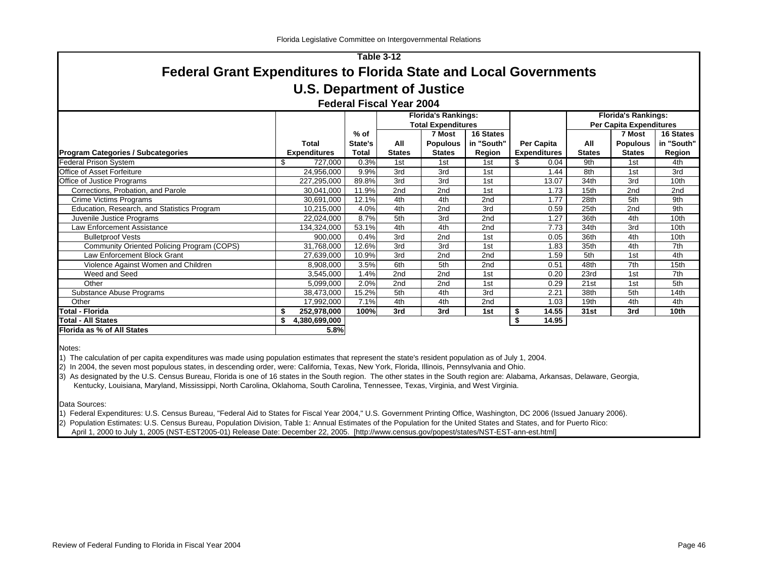## Table 3-12

# Federal Grant Expenditures to Florida State and Local Governments

## U.S. Department of Justice

### Federal Fiscal Year 2004

| Program Categories / Subcategories | Total Expenditures | % of State's Total | Florida's Rankings: Total Expenditures | | | Per Capita Expenditures | Florida's Rankings: Per Capita Expenditures | | |
|---|---|---|---|---|---|---|---|---|---|
| | | | All States | 7 Most Populous States | 16 States in "South" Region | | All States | 7 Most Populous States | 16 States in "South" Region |
| Federal Prison System | $ 727,000 | 0.3% | 1st | 1st | 1st | $ 0.04 | 9th | 1st | 4th |
| Office of Asset Forfeiture | 24,956,000 | 9.9% | 3rd | 3rd | 1st | 1.44 | 8th | 1st | 3rd |
| Office of Justice Programs | 227,295,000 | 89.8% | 3rd | 3rd | 1st | 13.07 | 34th | 3rd | 10th |
| Corrections, Probation, and Parole | 30,041,000 | 11.9% | 2nd | 2nd | 1st | 1.73 | 15th | 2nd | 2nd |
| Crime Victims Programs | 30,691,000 | 12.1% | 4th | 4th | 2nd | 1.77 | 28th | 5th | 9th |
| Education, Research, and Statistics Program | 10,215,000 | 4.0% | 4th | 2nd | 3rd | 0.59 | 25th | 2nd | 9th |
| Juvenile Justice Programs | 22,024,000 | 8.7% | 5th | 3rd | 2nd | 1.27 | 36th | 4th | 10th |
| Law Enforcement Assistance | 134,324,000 | 53.1% | 4th | 4th | 2nd | 7.73 | 34th | 3rd | 10th |
| Bulletproof Vests | 900,000 | 0.4% | 3rd | 2nd | 1st | 0.05 | 36th | 4th | 10th |
| Community Oriented Policing Program (COPS) | 31,768,000 | 12.6% | 3rd | 3rd | 1st | 1.83 | 35th | 4th | 7th |
| Law Enforcement Block Grant | 27,639,000 | 10.9% | 3rd | 2nd | 2nd | 1.59 | 5th | 1st | 4th |
| Violence Against Women and Children | 8,908,000 | 3.5% | 6th | 5th | 2nd | 0.51 | 48th | 7th | 15th |
| Weed and Seed | 3,545,000 | 1.4% | 2nd | 2nd | 1st | 0.20 | 23rd | 1st | 7th |
| Other | 5,099,000 | 2.0% | 2nd | 2nd | 1st | 0.29 | 21st | 1st | 5th |
| Substance Abuse Programs | 38,473,000 | 15.2% | 5th | 4th | 3rd | 2.21 | 38th | 5th | 14th |
| Other | 17,992,000 | 7.1% | 4th | 4th | 2nd | 1.03 | 19th | 4th | 4th |
| **Total - Florida** | **$ 252,978,000** | **100%** | **3rd** | **3rd** | **1st** | **$ 14.55** | **31st** | **3rd** | **10th** |
| **Total - All States** | **$ 4,380,699,000** | | | | | **$ 14.95** | | | |
| **Florida as % of All States** | **5.8%** | | | | | | | | |

Notes:

1) The calculation of per capita expenditures was made using population estimates that represent the state's resident population as of July 1, 2004.

2) In 2004, the seven most populous states, in descending order, were: California, Texas, New York, Florida, Illinois, Pennsylvania and Ohio.

3) As designated by the U.S. Census Bureau, Florida is one of 16 states in the South region. The other states in the South region are: Alabama, Arkansas, Delaware, Georgia, Kentucky, Louisiana, Maryland, Mississippi, North Carolina, Oklahoma, South Carolina, Tennessee, Texas, Virginia, and West Virginia.

Data Sources:

1) Federal Expenditures: U.S. Census Bureau, "Federal Aid to States for Fiscal Year 2004," U.S. Government Printing Office, Washington, DC 2006 (Issued January 2006).

2) Population Estimates: U.S. Census Bureau, Population Division, Table 1: Annual Estimates of the Population for the United States and States, and for Puerto Rico: April 1, 2000 to July 1, 2005 (NST-EST2005-01) Release Date: December 22, 2005. [http://www.census.gov/popest/states/NST-EST-ann-est.html]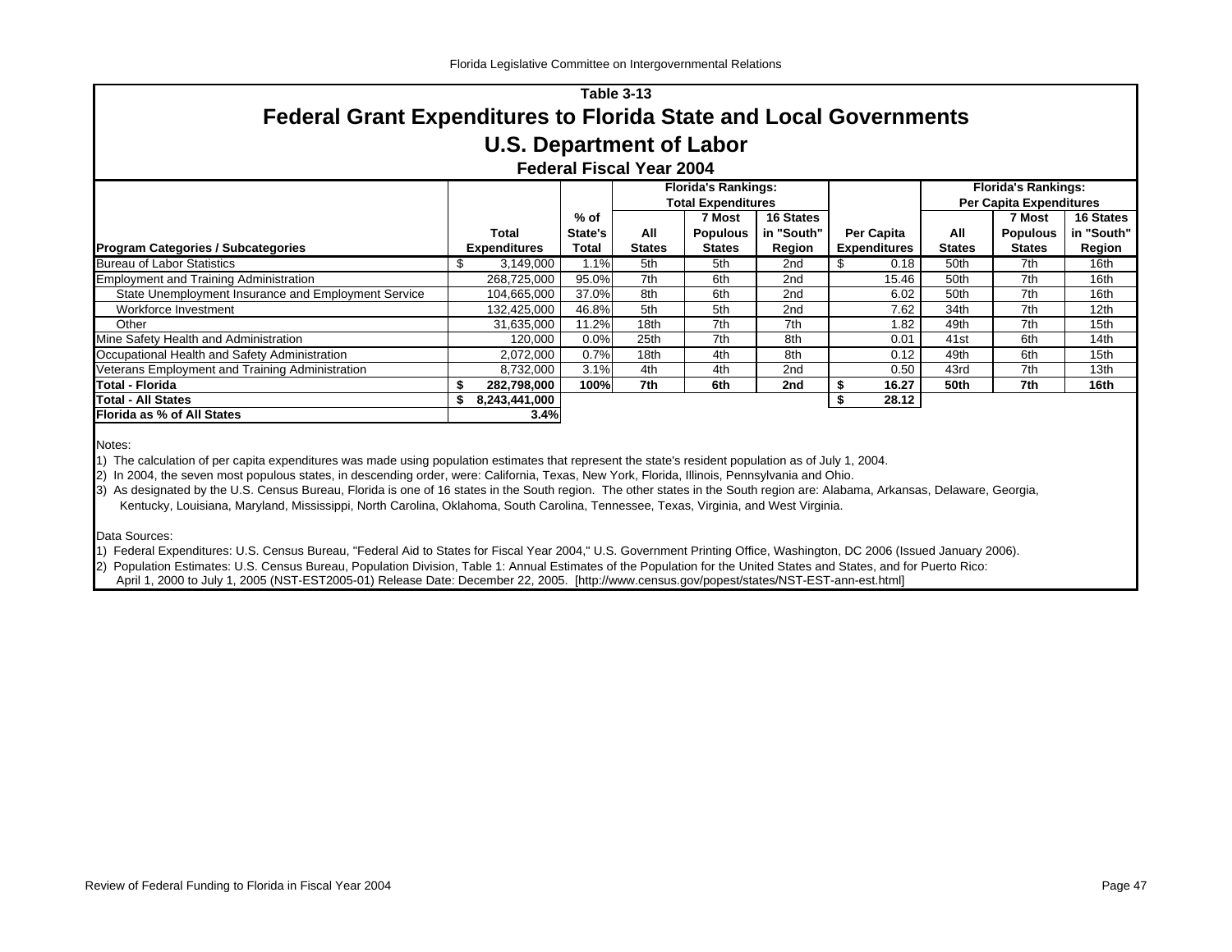Table 3-13

# Federal Grant Expenditures to Florida State and Local Governments

## U.S. Department of Labor

### Federal Fiscal Year 2004

| Program Categories / Subcategories | Total Expenditures | % of State's Total | Florida's Rankings: Total Expenditures: All States | 7 Most Populous States | 16 States in "South" Region | Per Capita Expenditures | Florida's Rankings: Per Capita Expenditures: All States | 7 Most Populous States | 16 States in "South" Region |
|---|---|---|---|---|---|---|---|---|---|
| Bureau of Labor Statistics | $ 3,149,000 | 1.1% | 5th | 5th | 2nd | $ 0.18 | 50th | 7th | 16th |
| Employment and Training Administration | 268,725,000 | 95.0% | 7th | 6th | 2nd | 15.46 | 50th | 7th | 16th |
| State Unemployment Insurance and Employment Service | 104,665,000 | 37.0% | 8th | 6th | 2nd | 6.02 | 50th | 7th | 16th |
| Workforce Investment | 132,425,000 | 46.8% | 5th | 5th | 2nd | 7.62 | 34th | 7th | 12th |
| Other | 31,635,000 | 11.2% | 18th | 7th | 7th | 1.82 | 49th | 7th | 15th |
| Mine Safety Health and Administration | 120,000 | 0.0% | 25th | 7th | 8th | 0.01 | 41st | 6th | 14th |
| Occupational Health and Safety Administration | 2,072,000 | 0.7% | 18th | 4th | 8th | 0.12 | 49th | 6th | 15th |
| Veterans Employment and Training Administration | 8,732,000 | 3.1% | 4th | 4th | 2nd | 0.50 | 43rd | 7th | 13th |
| **Total - Florida** | **$ 282,798,000** | **100%** | **7th** | **6th** | **2nd** | **$ 16.27** | **50th** | **7th** | **16th** |
| **Total - All States** | **$ 8,243,441,000** | | | | | **$ 28.12** | | | |
| **Florida as % of All States** | **3.4%** | | | | | | | | |

Notes:

1) The calculation of per capita expenditures was made using population estimates that represent the state's resident population as of July 1, 2004.

2) In 2004, the seven most populous states, in descending order, were: California, Texas, New York, Florida, Illinois, Pennsylvania and Ohio.

3) As designated by the U.S. Census Bureau, Florida is one of 16 states in the South region. The other states in the South region are: Alabama, Arkansas, Delaware, Georgia, Kentucky, Louisiana, Maryland, Mississippi, North Carolina, Oklahoma, South Carolina, Tennessee, Texas, Virginia, and West Virginia.

Data Sources:

1) Federal Expenditures: U.S. Census Bureau, "Federal Aid to States for Fiscal Year 2004," U.S. Government Printing Office, Washington, DC 2006 (Issued January 2006).

2) Population Estimates: U.S. Census Bureau, Population Division, Table 1: Annual Estimates of the Population for the United States and States, and for Puerto Rico: April 1, 2000 to July 1, 2005 (NST-EST2005-01) Release Date: December 22, 2005. [http://www.census.gov/popest/states/NST-EST-ann-est.html]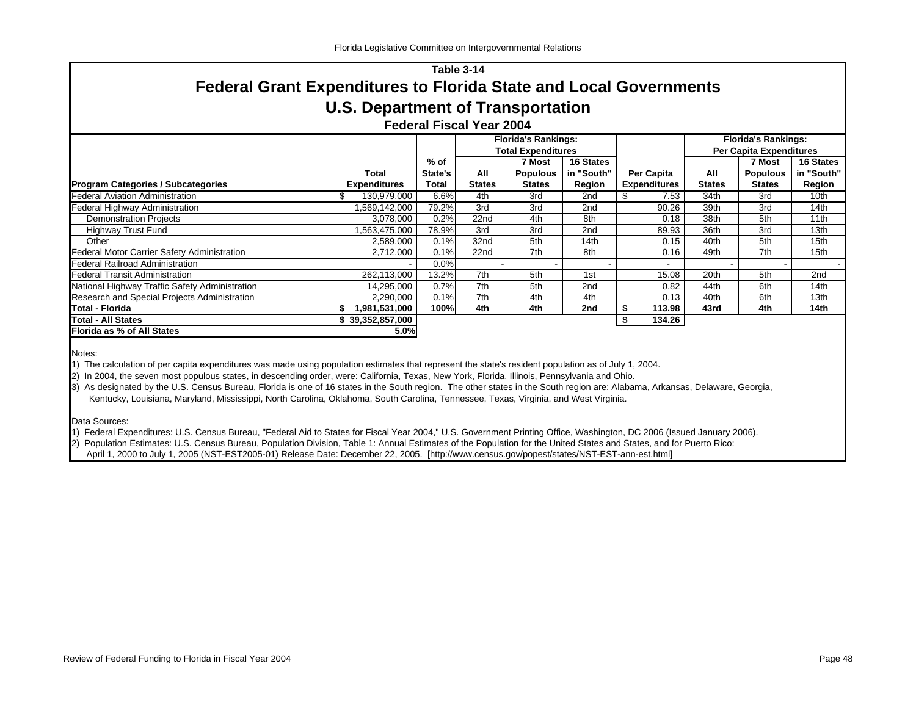### Table 3-14

# Federal Grant Expenditures to Florida State and Local Governments

## U.S. Department of Transportation

### Federal Fiscal Year 2004

| Program Categories / Subcategories | Total Expenditures | % of State's Total | Florida's Rankings: Total Expenditures | | | Per Capita Expenditures | Florida's Rankings: Per Capita Expenditures | | |
|---|---|---|---|---|---|---|---|---|---|
| | | | All States | 7 Most Populous States | 16 States in "South" Region | | All States | 7 Most Populous States | 16 States in "South" Region |
| Federal Aviation Administration | $ 130,979,000 | 6.6% | 4th | 3rd | 2nd | $ 7.53 | 34th | 3rd | 10th |
| Federal Highway Administration | 1,569,142,000 | 79.2% | 3rd | 3rd | 2nd | 90.26 | 39th | 3rd | 14th |
| Demonstration Projects | 3,078,000 | 0.2% | 22nd | 4th | 8th | 0.18 | 38th | 5th | 11th |
| Highway Trust Fund | 1,563,475,000 | 78.9% | 3rd | 3rd | 2nd | 89.93 | 36th | 3rd | 13th |
| Other | 2,589,000 | 0.1% | 32nd | 5th | 14th | 0.15 | 40th | 5th | 15th |
| Federal Motor Carrier Safety Administration | 2,712,000 | 0.1% | 22nd | 7th | 8th | 0.16 | 49th | 7th | 15th |
| Federal Railroad Administration | - | 0.0% | - | - | - | - | - | - | - |
| Federal Transit Administration | 262,113,000 | 13.2% | 7th | 5th | 1st | 15.08 | 20th | 5th | 2nd |
| National Highway Traffic Safety Administration | 14,295,000 | 0.7% | 7th | 5th | 2nd | 0.82 | 44th | 6th | 14th |
| Research and Special Projects Administration | 2,290,000 | 0.1% | 7th | 4th | 4th | 0.13 | 40th | 6th | 13th |
| **Total - Florida** | **$ 1,981,531,000** | **100%** | **4th** | **4th** | **2nd** | **$ 113.98** | **43rd** | **4th** | **14th** |
| **Total - All States** | **$ 39,352,857,000** | | | | | **$ 134.26** | | | |
| **Florida as % of All States** | **5.0%** | | | | | | | | |

Notes:

1) The calculation of per capita expenditures was made using population estimates that represent the state's resident population as of July 1, 2004.
2) In 2004, the seven most populous states, in descending order, were: California, Texas, New York, Florida, Illinois, Pennsylvania and Ohio.
3) As designated by the U.S. Census Bureau, Florida is one of 16 states in the South region. The other states in the South region are: Alabama, Arkansas, Delaware, Georgia, Kentucky, Louisiana, Maryland, Mississippi, North Carolina, Oklahoma, South Carolina, Tennessee, Texas, Virginia, and West Virginia.

Data Sources:

1) Federal Expenditures: U.S. Census Bureau, "Federal Aid to States for Fiscal Year 2004," U.S. Government Printing Office, Washington, DC 2006 (Issued January 2006).
2) Population Estimates: U.S. Census Bureau, Population Division, Table 1: Annual Estimates of the Population for the United States and States, and for Puerto Rico: April 1, 2000 to July 1, 2005 (NST-EST2005-01) Release Date: December 22, 2005. [http://www.census.gov/popest/states/NST-EST-ann-est.html]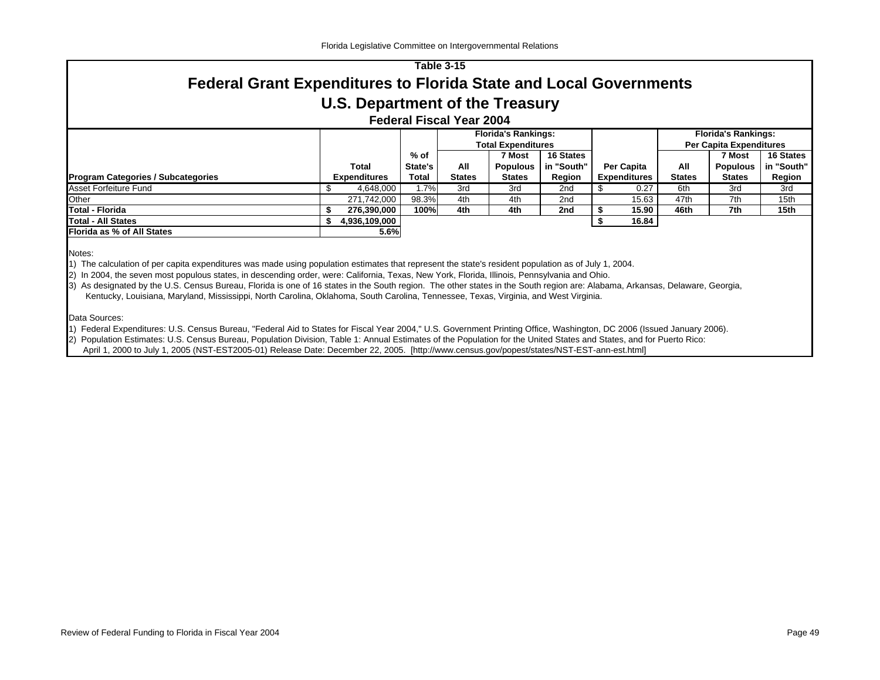Table 3-15

# Federal Grant Expenditures to Florida State and Local Governments

## U.S. Department of the Treasury

### Federal Fiscal Year 2004

| Program Categories / Subcategories | Total Expenditures | % of State's Total | Florida's Rankings: Total Expenditures: All States | 7 Most Populous States | 16 States in "South" Region | Per Capita Expenditures | Florida's Rankings: Per Capita Expenditures: All States | 7 Most Populous States | 16 States in "South" Region |
|---|---|---|---|---|---|---|---|---|---|
| Asset Forfeiture Fund | $ 4,648,000 | 1.7% | 3rd | 3rd | 2nd | $ 0.27 | 6th | 3rd | 3rd |
| Other | 271,742,000 | 98.3% | 4th | 4th | 2nd | 15.63 | 47th | 7th | 15th |
| **Total - Florida** | **$ 276,390,000** | **100%** | **4th** | **4th** | **2nd** | **$ 15.90** | **46th** | **7th** | **15th** |
| **Total - All States** | **$ 4,936,109,000** | | | | | **$ 16.84** | | | |
| **Florida as % of All States** | **5.6%** | | | | | | | | |

Notes:

1) The calculation of per capita expenditures was made using population estimates that represent the state's resident population as of July 1, 2004.

2) In 2004, the seven most populous states, in descending order, were: California, Texas, New York, Florida, Illinois, Pennsylvania and Ohio.

3) As designated by the U.S. Census Bureau, Florida is one of 16 states in the South region. The other states in the South region are: Alabama, Arkansas, Delaware, Georgia, Kentucky, Louisiana, Maryland, Mississippi, North Carolina, Oklahoma, South Carolina, Tennessee, Texas, Virginia, and West Virginia.

Data Sources:

1) Federal Expenditures: U.S. Census Bureau, "Federal Aid to States for Fiscal Year 2004," U.S. Government Printing Office, Washington, DC 2006 (Issued January 2006).

2) Population Estimates: U.S. Census Bureau, Population Division, Table 1: Annual Estimates of the Population for the United States and States, and for Puerto Rico: April 1, 2000 to July 1, 2005 (NST-EST2005-01) Release Date: December 22, 2005. [http://www.census.gov/popest/states/NST-EST-ann-est.html]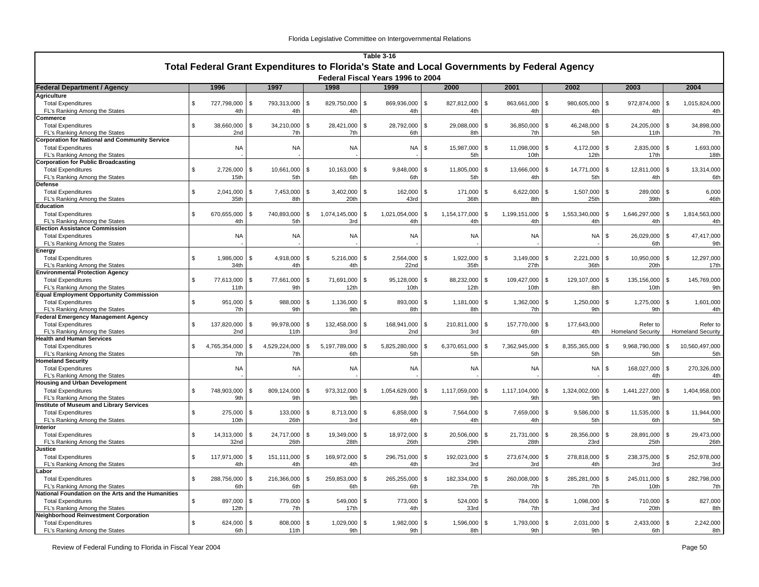## Table 3-16

## Total Federal Grant Expenditures to Florida's State and Local Governments by Federal Agency

### Federal Fiscal Years 1996 to 2004

| Federal Department / Agency | 1996 | 1997 | 1998 | 1999 | 2000 | 2001 | 2002 | 2003 | 2004 |
|---|---|---|---|---|---|---|---|---|---|
| **Agriculture** | | | | | | | | | |
| Total Expenditures | $ 727,798,000 | $ 793,313,000 | $ 829,750,000 | $ 869,936,000 | $ 827,812,000 | $ 863,661,000 | $ 980,605,000 | $ 972,874,000 | $ 1,015,824,000 |
| FL's Ranking Among the States | 4th | 4th | 4th | 4th | 4th | 4th | 4th | 4th | 4th |
| **Commerce** | | | | | | | | | |
| Total Expenditures | $ 38,660,000 | $ 34,210,000 | $ 28,421,000 | $ 28,792,000 | $ 29,088,000 | $ 36,850,000 | $ 46,248,000 | $ 24,205,000 | $ 34,898,000 |
| FL's Ranking Among the States | 2nd | 7th | 7th | 6th | 8th | 7th | 5th | 11th | 7th |
| **Corporation for National and Community Service** | | | | | | | | | |
| Total Expenditures | NA | NA | NA | NA | $ 15,987,000 | $ 11,098,000 | $ 4,172,000 | $ 2,835,000 | $ 1,693,000 |
| FL's Ranking Among the States | - | - | - | - | 5th | 10th | 12th | 17th | 18th |
| **Corporation for Public Broadcasting** | | | | | | | | | |
| Total Expenditures | $ 2,726,000 | $ 10,661,000 | $ 10,163,000 | $ 9,848,000 | $ 11,805,000 | $ 13,666,000 | $ 14,771,000 | $ 12,811,000 | $ 13,314,000 |
| FL's Ranking Among the States | 15th | 5th | 6th | 6th | 5th | 4th | 5th | 4th | 6th |
| **Defense** | | | | | | | | | |
| Total Expenditures | $ 2,041,000 | $ 7,453,000 | $ 3,402,000 | $ 162,000 | $ 171,000 | $ 6,622,000 | $ 1,507,000 | $ 289,000 | $ 6,000 |
| FL's Ranking Among the States | 35th | 8th | 20th | 43rd | 36th | 8th | 25th | 39th | 46th |
| **Education** | | | | | | | | | |
| Total Expenditures | $ 670,655,000 | $ 740,893,000 | $ 1,074,145,000 | $ 1,021,054,000 | $ 1,154,177,000 | $ 1,199,151,000 | $ 1,553,340,000 | $ 1,646,297,000 | $ 1,814,563,000 |
| FL's Ranking Among the States | 4th | 5th | 3rd | 4th | 4th | 4th | 4th | 4th | 4th |
| **Election Assistance Commission** | | | | | | | | | |
| Total Expenditures | NA | NA | NA | NA | NA | NA | NA | $ 26,029,000 | $ 47,417,000 |
| FL's Ranking Among the States | - | - | - | - | - | - | - | 6th | 9th |
| **Energy** | | | | | | | | | |
| Total Expenditures | $ 1,986,000 | $ 4,918,000 | $ 5,216,000 | $ 2,564,000 | $ 1,922,000 | $ 3,149,000 | $ 2,221,000 | $ 10,950,000 | $ 12,297,000 |
| FL's Ranking Among the States | 34th | 4th | 4th | 22nd | 35th | 27th | 36th | 20th | 17th |
| **Environmental Protection Agency** | | | | | | | | | |
| Total Expenditures | $ 77,613,000 | $ 77,661,000 | $ 71,691,000 | $ 95,128,000 | $ 88,232,000 | $ 109,427,000 | $ 129,107,000 | $ 135,156,000 | $ 145,769,000 |
| FL's Ranking Among the States | 11th | 9th | 12th | 10th | 12th | 10th | 8th | 10th | 9th |
| **Equal Employment Opportunity Commission** | | | | | | | | | |
| Total Expenditures | $ 951,000 | $ 988,000 | $ 1,136,000 | $ 893,000 | $ 1,181,000 | $ 1,362,000 | $ 1,250,000 | $ 1,275,000 | $ 1,601,000 |
| FL's Ranking Among the States | 7th | 9th | 9th | 8th | 8th | 7th | 9th | 9th | 4th |
| **Federal Emergency Management Agency** | | | | | | | | | |
| Total Expenditures | $ 137,820,000 | $ 99,978,000 | $ 132,458,000 | $ 168,941,000 | $ 210,811,000 | $ 157,770,000 | $ 177,643,000 | Refer to | Refer to |
| FL's Ranking Among the States | 2nd | 11th | 3rd | 2nd | 3rd | 6th | 4th | Homeland Security | Homeland Security |
| **Health and Human Services** | | | | | | | | | |
| Total Expenditures | $ 4,765,354,000 | $ 4,529,224,000 | $ 5,197,789,000 | $ 5,825,280,000 | $ 6,370,651,000 | $ 7,362,945,000 | $ 8,355,365,000 | $ 9,968,790,000 | $ 10,560,497,000 |
| FL's Ranking Among the States | 7th | 7th | 6th | 5th | 5th | 5th | 5th | 5th | 5th |
| **Homeland Security** | | | | | | | | | |
| Total Expenditures | NA | NA | NA | NA | NA | NA | NA | $ 168,027,000 | $ 270,326,000 |
| FL's Ranking Among the States | - | - | - | - | - | - | - | 4th | 4th |
| **Housing and Urban Development** | | | | | | | | | |
| Total Expenditures | $ 748,903,000 | $ 809,124,000 | $ 973,312,000 | $ 1,054,629,000 | $ 1,117,059,000 | $ 1,117,104,000 | $ 1,324,002,000 | $ 1,441,227,000 | $ 1,404,958,000 |
| FL's Ranking Among the States | 9th | 9th | 9th | 9th | 9th | 9th | 9th | 9th | 9th |
| **Institute of Museum and Library Services** | | | | | | | | | |
| Total Expenditures | $ 275,000 | $ 133,000 | $ 8,713,000 | $ 6,858,000 | $ 7,564,000 | $ 7,659,000 | $ 9,586,000 | $ 11,535,000 | $ 11,944,000 |
| FL's Ranking Among the States | 10th | 26th | 3rd | 4th | 4th | 4th | 5th | 6th | 5th |
| **Interior** | | | | | | | | | |
| Total Expenditures | $ 14,313,000 | $ 24,717,000 | $ 19,349,000 | $ 18,972,000 | $ 20,506,000 | $ 21,731,000 | $ 28,356,000 | $ 28,891,000 | $ 29,473,000 |
| FL's Ranking Among the States | 32nd | 26th | 28th | 26th | 29th | 28th | 23rd | 25th | 26th |
| **Justice** | | | | | | | | | |
| Total Expenditures | $ 117,971,000 | $ 151,111,000 | $ 169,972,000 | $ 296,751,000 | $ 192,023,000 | $ 273,674,000 | $ 278,818,000 | $ 238,375,000 | $ 252,978,000 |
| FL's Ranking Among the States | 4th | 4th | 4th | 4th | 3rd | 3rd | 4th | 3rd | 3rd |
| **Labor** | | | | | | | | | |
| Total Expenditures | $ 288,756,000 | $ 216,366,000 | $ 259,853,000 | $ 265,255,000 | $ 182,334,000 | $ 260,008,000 | $ 285,281,000 | $ 245,011,000 | $ 282,798,000 |
| FL's Ranking Among the States | 6th | 6th | 6th | 6th | 7th | 7th | 7th | 10th | 7th |
| **National Foundation on the Arts and the Humanities** | | | | | | | | | |
| Total Expenditures | $ 897,000 | $ 779,000 | $ 549,000 | $ 773,000 | $ 524,000 | $ 784,000 | $ 1,098,000 | $ 710,000 | $ 827,000 |
| FL's Ranking Among the States | 12th | 7th | 17th | 4th | 33rd | 7th | 3rd | 20th | 8th |
| **Neighborhood Reinvestment Corporation** | | | | | | | | | |
| Total Expenditures | $ 624,000 | $ 808,000 | $ 1,029,000 | $ 1,982,000 | $ 1,596,000 | $ 1,793,000 | $ 2,031,000 | $ 2,433,000 | $ 2,242,000 |
| FL's Ranking Among the States | 6th | 11th | 9th | 9th | 8th | 9th | 9th | 6th | 8th |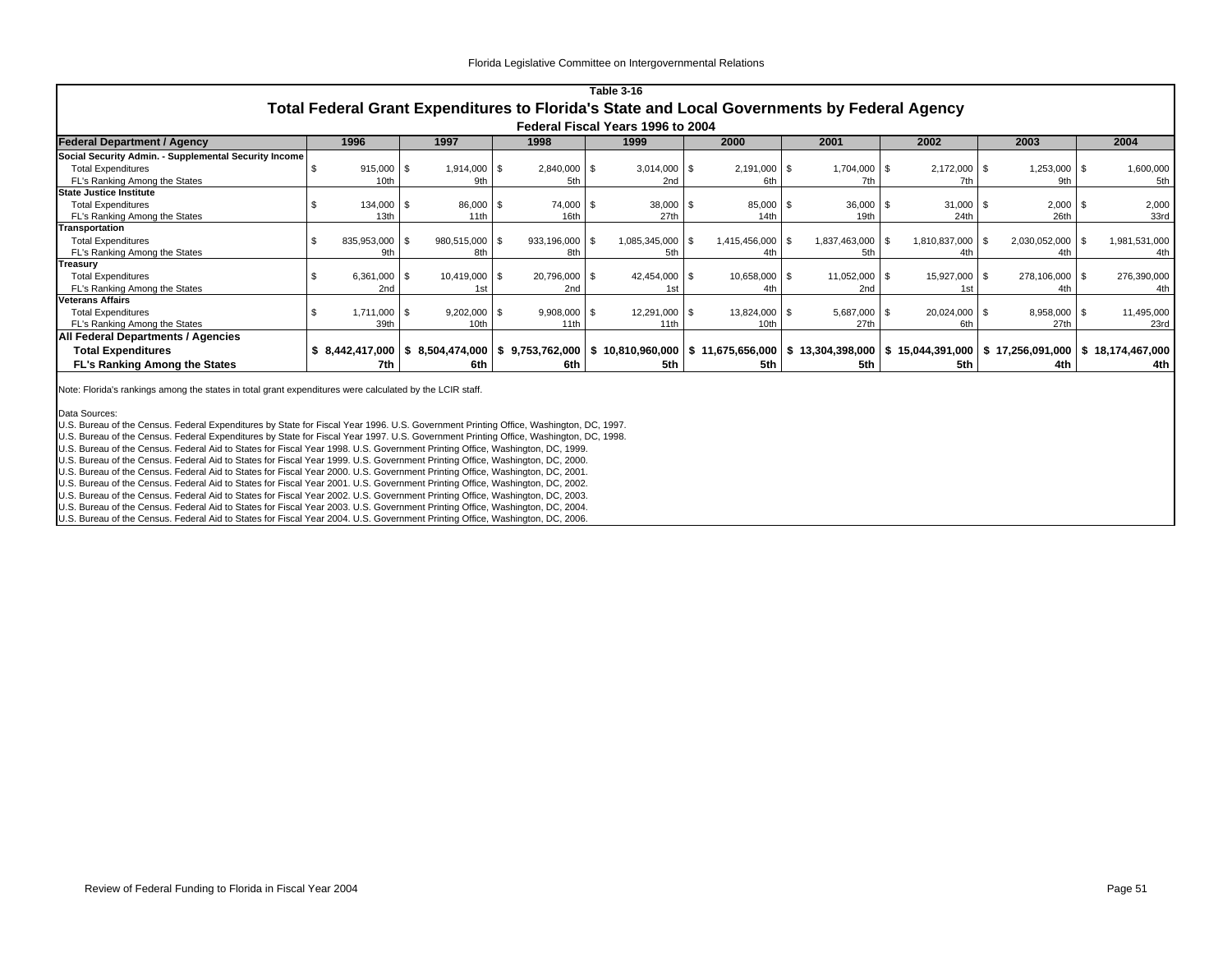**Table 3-16**

## Total Federal Grant Expenditures to Florida's State and Local Governments by Federal Agency

**Federal Fiscal Years 1996 to 2004**

| Federal Department / Agency | 1996 | 1997 | 1998 | 1999 | 2000 | 2001 | 2002 | 2003 | 2004 |
|---|---|---|---|---|---|---|---|---|---|
| **Social Security Admin. - Supplemental Security Income** | | | | | | | | | |
| Total Expenditures | $ 915,000 | $ 1,914,000 | $ 2,840,000 | $ 3,014,000 | $ 2,191,000 | $ 1,704,000 | $ 2,172,000 | $ 1,253,000 | $ 1,600,000 |
| FL's Ranking Among the States | 10th | 9th | 5th | 2nd | 6th | 7th | 7th | 9th | 5th |
| **State Justice Institute** | | | | | | | | | |
| Total Expenditures | $ 134,000 | $ 86,000 | $ 74,000 | $ 38,000 | $ 85,000 | $ 36,000 | $ 31,000 | $ 2,000 | $ 2,000 |
| FL's Ranking Among the States | 13th | 11th | 16th | 27th | 14th | 19th | 24th | 26th | 33rd |
| **Transportation** | | | | | | | | | |
| Total Expenditures | $ 835,953,000 | $ 980,515,000 | $ 933,196,000 | $ 1,085,345,000 | $ 1,415,456,000 | $ 1,837,463,000 | $ 1,810,837,000 | $ 2,030,052,000 | $ 1,981,531,000 |
| FL's Ranking Among the States | 9th | 8th | 8th | 5th | 4th | 5th | 4th | 4th | 4th |
| **Treasury** | | | | | | | | | |
| Total Expenditures | $ 6,361,000 | $ 10,419,000 | $ 20,796,000 | $ 42,454,000 | $ 10,658,000 | $ 11,052,000 | $ 15,927,000 | $ 278,106,000 | $ 276,390,000 |
| FL's Ranking Among the States | 2nd | 1st | 2nd | 1st | 4th | 2nd | 1st | 4th | 4th |
| **Veterans Affairs** | | | | | | | | | |
| Total Expenditures | $ 1,711,000 | $ 9,202,000 | $ 9,908,000 | $ 12,291,000 | $ 13,824,000 | $ 5,687,000 | $ 20,024,000 | $ 8,958,000 | $ 11,495,000 |
| FL's Ranking Among the States | 39th | 10th | 11th | 11th | 10th | 27th | 6th | 27th | 23rd |
| **All Federal Departments / Agencies** | | | | | | | | | |
| **Total Expenditures** | **$ 8,442,417,000** | **$ 8,504,474,000** | **$ 9,753,762,000** | **$ 10,810,960,000** | **$ 11,675,656,000** | **$ 13,304,398,000** | **$ 15,044,391,000** | **$ 17,256,091,000** | **$ 18,174,467,000** |
| **FL's Ranking Among the States** | **7th** | **6th** | **6th** | **5th** | **5th** | **5th** | **5th** | **4th** | **4th** |

Note: Florida's rankings among the states in total grant expenditures were calculated by the LCIR staff.

Data Sources:
U.S. Bureau of the Census. Federal Expenditures by State for Fiscal Year 1996. U.S. Government Printing Office, Washington, DC, 1997.
U.S. Bureau of the Census. Federal Expenditures by State for Fiscal Year 1997. U.S. Government Printing Office, Washington, DC, 1998.
U.S. Bureau of the Census. Federal Aid to States for Fiscal Year 1998. U.S. Government Printing Office, Washington, DC, 1999.
U.S. Bureau of the Census. Federal Aid to States for Fiscal Year 1999. U.S. Government Printing Office, Washington, DC, 2000.
U.S. Bureau of the Census. Federal Aid to States for Fiscal Year 2000. U.S. Government Printing Office, Washington, DC, 2001.
U.S. Bureau of the Census. Federal Aid to States for Fiscal Year 2001. U.S. Government Printing Office, Washington, DC, 2002.
U.S. Bureau of the Census. Federal Aid to States for Fiscal Year 2002. U.S. Government Printing Office, Washington, DC, 2003.
U.S. Bureau of the Census. Federal Aid to States for Fiscal Year 2003. U.S. Government Printing Office, Washington, DC, 2004.
U.S. Bureau of the Census. Federal Aid to States for Fiscal Year 2004. U.S. Government Printing Office, Washington, DC, 2006.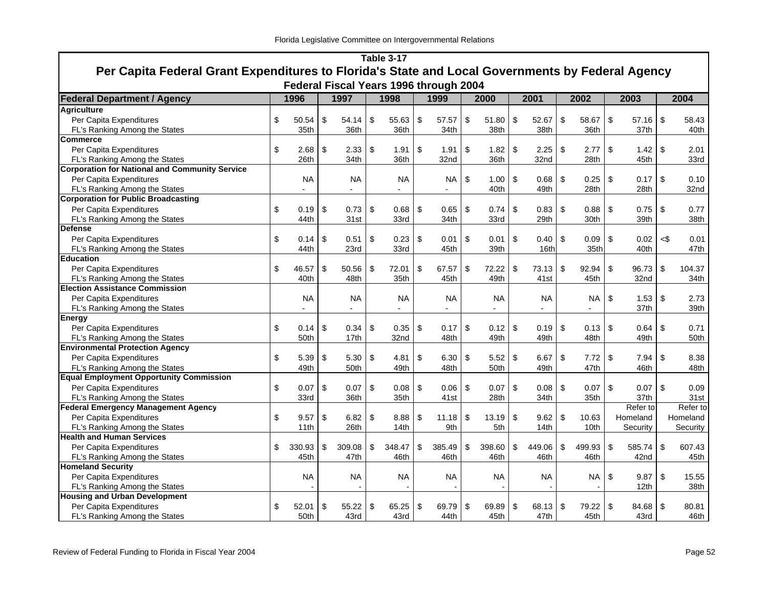**Table 3-17**

## Per Capita Federal Grant Expenditures to Florida's State and Local Governments by Federal Agency

**Federal Fiscal Years 1996 through 2004**

| Federal Department / Agency | 1996 | 1997 | 1998 | 1999 | 2000 | 2001 | 2002 | 2003 | 2004 |
|---|---|---|---|---|---|---|---|---|---|
| **Agriculture** | | | | | | | | | |
| Per Capita Expenditures | $ 50.54 | $ 54.14 | $ 55.63 | $ 57.57 | $ 51.80 | $ 52.67 | $ 58.67 | $ 57.16 | $ 58.43 |
| FL's Ranking Among the States | 35th | 36th | 36th | 34th | 38th | 38th | 36th | 37th | 40th |
| **Commerce** | | | | | | | | | |
| Per Capita Expenditures | $ 2.68 | $ 2.33 | $ 1.91 | $ 1.91 | $ 1.82 | $ 2.25 | $ 2.77 | $ 1.42 | $ 2.01 |
| FL's Ranking Among the States | 26th | 34th | 36th | 32nd | 36th | 32nd | 28th | 45th | 33rd |
| **Corporation for National and Community Service** | | | | | | | | | |
| Per Capita Expenditures | NA | NA | NA | NA | $ 1.00 | $ 0.68 | $ 0.25 | $ 0.17 | $ 0.10 |
| FL's Ranking Among the States | - | - | - | - | 40th | 49th | 28th | 28th | 32nd |
| **Corporation for Public Broadcasting** | | | | | | | | | |
| Per Capita Expenditures | $ 0.19 | $ 0.73 | $ 0.68 | $ 0.65 | $ 0.74 | $ 0.83 | $ 0.88 | $ 0.75 | $ 0.77 |
| FL's Ranking Among the States | 44th | 31st | 33rd | 34th | 33rd | 29th | 30th | 39th | 38th |
| **Defense** | | | | | | | | | |
| Per Capita Expenditures | $ 0.14 | $ 0.51 | $ 0.23 | $ 0.01 | $ 0.01 | $ 0.40 | $ 0.09 | $ 0.02 | <$ 0.01 |
| FL's Ranking Among the States | 44th | 23rd | 33rd | 45th | 39th | 16th | 35th | 40th | 47th |
| **Education** | | | | | | | | | |
| Per Capita Expenditures | $ 46.57 | $ 50.56 | $ 72.01 | $ 67.57 | $ 72.22 | $ 73.13 | $ 92.94 | $ 96.73 | $ 104.37 |
| FL's Ranking Among the States | 40th | 48th | 35th | 45th | 49th | 41st | 45th | 32nd | 34th |
| **Election Assistance Commission** | | | | | | | | | |
| Per Capita Expenditures | NA | NA | NA | NA | NA | NA | NA | $ 1.53 | $ 2.73 |
| FL's Ranking Among the States | - | - | - | - | - | - | - | 37th | 39th |
| **Energy** | | | | | | | | | |
| Per Capita Expenditures | $ 0.14 | $ 0.34 | $ 0.35 | $ 0.17 | $ 0.12 | $ 0.19 | $ 0.13 | $ 0.64 | $ 0.71 |
| FL's Ranking Among the States | 50th | 17th | 32nd | 48th | 49th | 49th | 48th | 49th | 50th |
| **Environmental Protection Agency** | | | | | | | | | |
| Per Capita Expenditures | $ 5.39 | $ 5.30 | $ 4.81 | $ 6.30 | $ 5.52 | $ 6.67 | $ 7.72 | $ 7.94 | $ 8.38 |
| FL's Ranking Among the States | 49th | 50th | 49th | 48th | 50th | 49th | 47th | 46th | 48th |
| **Equal Employment Opportunity Commission** | | | | | | | | | |
| Per Capita Expenditures | $ 0.07 | $ 0.07 | $ 0.08 | $ 0.06 | $ 0.07 | $ 0.08 | $ 0.07 | $ 0.07 | $ 0.09 |
| FL's Ranking Among the States | 33rd | 36th | 35th | 41st | 28th | 34th | 35th | 37th | 31st |
| **Federal Emergency Management Agency** | | | | | | | | Refer to | Refer to |
| Per Capita Expenditures | $ 9.57 | $ 6.82 | $ 8.88 | $ 11.18 | $ 13.19 | $ 9.62 | $ 10.63 | Homeland | Homeland |
| FL's Ranking Among the States | 11th | 26th | 14th | 9th | 5th | 14th | 10th | Security | Security |
| **Health and Human Services** | | | | | | | | | |
| Per Capita Expenditures | $ 330.93 | $ 309.08 | $ 348.47 | $ 385.49 | $ 398.60 | $ 449.06 | $ 499.93 | $ 585.74 | $ 607.43 |
| FL's Ranking Among the States | 45th | 47th | 46th | 46th | 46th | 46th | 46th | 42nd | 45th |
| **Homeland Security** | | | | | | | | | |
| Per Capita Expenditures | NA | NA | NA | NA | NA | NA | NA | $ 9.87 | $ 15.55 |
| FL's Ranking Among the States | - | - | - | - | - | - | - | 12th | 38th |
| **Housing and Urban Development** | | | | | | | | | |
| Per Capita Expenditures | $ 52.01 | $ 55.22 | $ 65.25 | $ 69.79 | $ 69.89 | $ 68.13 | $ 79.22 | $ 84.68 | $ 80.81 |
| FL's Ranking Among the States | 50th | 43rd | 43rd | 44th | 45th | 47th | 45th | 43rd | 46th |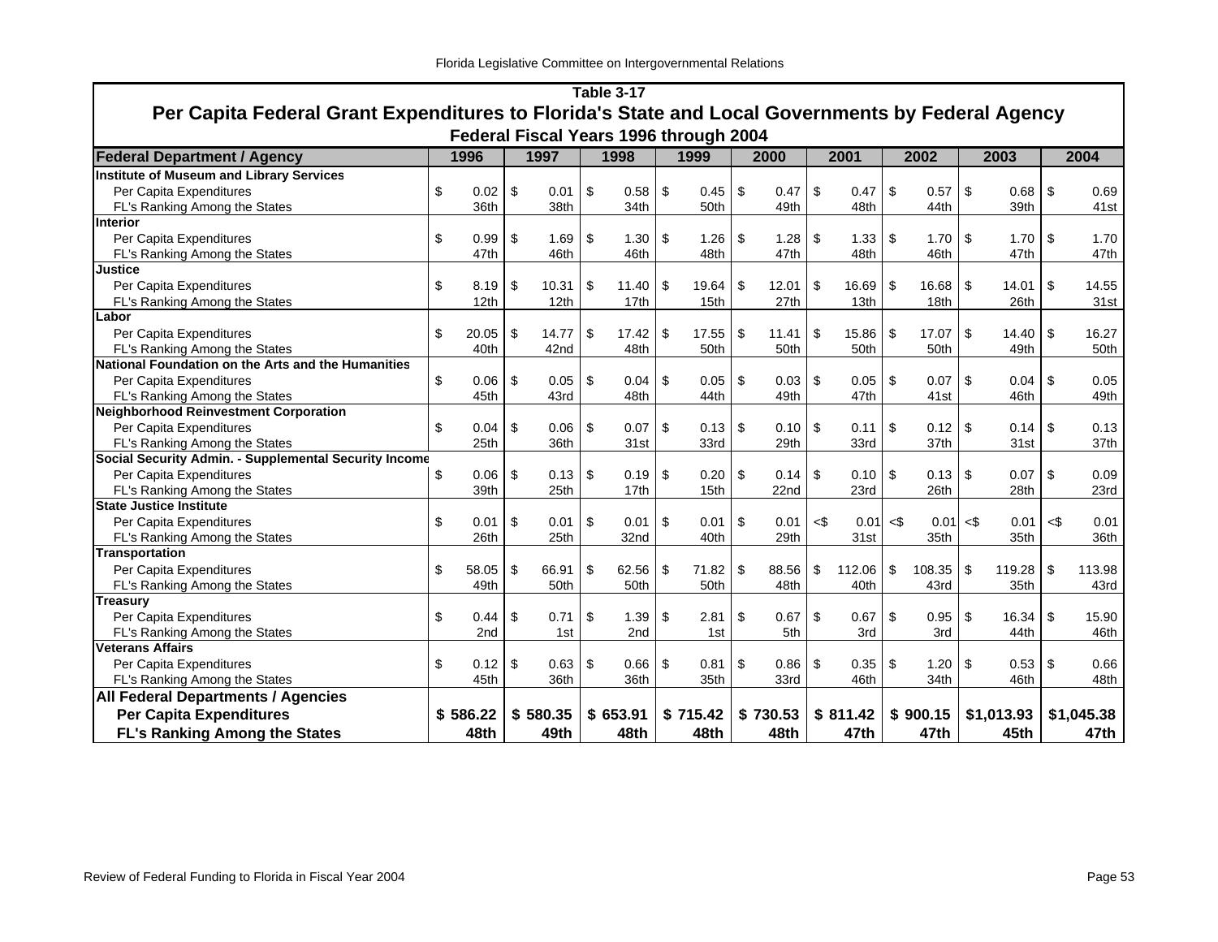## Table 3-17

## Per Capita Federal Grant Expenditures to Florida's State and Local Governments by Federal Agency

### Federal Fiscal Years 1996 through 2004

| Federal Department / Agency | 1996 | 1997 | 1998 | 1999 | 2000 | 2001 | 2002 | 2003 | 2004 |
|---|---|---|---|---|---|---|---|---|---|
| **Institute of Museum and Library Services** | | | | | | | | | |
| Per Capita Expenditures | $ 0.02 | $ 0.01 | $ 0.58 | $ 0.45 | $ 0.47 | $ 0.47 | $ 0.57 | $ 0.68 | $ 0.69 |
| FL's Ranking Among the States | 36th | 38th | 34th | 50th | 49th | 48th | 44th | 39th | 41st |
| **Interior** | | | | | | | | | |
| Per Capita Expenditures | $ 0.99 | $ 1.69 | $ 1.30 | $ 1.26 | $ 1.28 | $ 1.33 | $ 1.70 | $ 1.70 | $ 1.70 |
| FL's Ranking Among the States | 47th | 46th | 46th | 48th | 47th | 48th | 46th | 47th | 47th |
| **Justice** | | | | | | | | | |
| Per Capita Expenditures | $ 8.19 | $ 10.31 | $ 11.40 | $ 19.64 | $ 12.01 | $ 16.69 | $ 16.68 | $ 14.01 | $ 14.55 |
| FL's Ranking Among the States | 12th | 12th | 17th | 15th | 27th | 13th | 18th | 26th | 31st |
| **Labor** | | | | | | | | | |
| Per Capita Expenditures | $ 20.05 | $ 14.77 | $ 17.42 | $ 17.55 | $ 11.41 | $ 15.86 | $ 17.07 | $ 14.40 | $ 16.27 |
| FL's Ranking Among the States | 40th | 42nd | 48th | 50th | 50th | 50th | 50th | 49th | 50th |
| **National Foundation on the Arts and the Humanities** | | | | | | | | | |
| Per Capita Expenditures | $ 0.06 | $ 0.05 | $ 0.04 | $ 0.05 | $ 0.03 | $ 0.05 | $ 0.07 | $ 0.04 | $ 0.05 |
| FL's Ranking Among the States | 45th | 43rd | 48th | 44th | 49th | 47th | 41st | 46th | 49th |
| **Neighborhood Reinvestment Corporation** | | | | | | | | | |
| Per Capita Expenditures | $ 0.04 | $ 0.06 | $ 0.07 | $ 0.13 | $ 0.10 | $ 0.11 | $ 0.12 | $ 0.14 | $ 0.13 |
| FL's Ranking Among the States | 25th | 36th | 31st | 33rd | 29th | 33rd | 37th | 31st | 37th |
| **Social Security Admin. - Supplemental Security Income** | | | | | | | | | |
| Per Capita Expenditures | $ 0.06 | $ 0.13 | $ 0.19 | $ 0.20 | $ 0.14 | $ 0.10 | $ 0.13 | $ 0.07 | $ 0.09 |
| FL's Ranking Among the States | 39th | 25th | 17th | 15th | 22nd | 23rd | 26th | 28th | 23rd |
| **State Justice Institute** | | | | | | | | | |
| Per Capita Expenditures | $ 0.01 | $ 0.01 | $ 0.01 | $ 0.01 | $ 0.01 | <$ 0.01 | <$ 0.01 | <$ 0.01 | <$ 0.01 |
| FL's Ranking Among the States | 26th | 25th | 32nd | 40th | 29th | 31st | 35th | 35th | 36th |
| **Transportation** | | | | | | | | | |
| Per Capita Expenditures | $ 58.05 | $ 66.91 | $ 62.56 | $ 71.82 | $ 88.56 | $ 112.06 | $ 108.35 | $ 119.28 | $ 113.98 |
| FL's Ranking Among the States | 49th | 50th | 50th | 50th | 48th | 40th | 43rd | 35th | 43rd |
| **Treasury** | | | | | | | | | |
| Per Capita Expenditures | $ 0.44 | $ 0.71 | $ 1.39 | $ 2.81 | $ 0.67 | $ 0.67 | $ 0.95 | $ 16.34 | $ 15.90 |
| FL's Ranking Among the States | 2nd | 1st | 2nd | 1st | 5th | 3rd | 3rd | 44th | 46th |
| **Veterans Affairs** | | | | | | | | | |
| Per Capita Expenditures | $ 0.12 | $ 0.63 | $ 0.66 | $ 0.81 | $ 0.86 | $ 0.35 | $ 1.20 | $ 0.53 | $ 0.66 |
| FL's Ranking Among the States | 45th | 36th | 36th | 35th | 33rd | 46th | 34th | 46th | 48th |
| **All Federal Departments / Agencies** | | | | | | | | | |
| **Per Capita Expenditures** | **$ 586.22** | **$ 580.35** | **$ 653.91** | **$ 715.42** | **$ 730.53** | **$ 811.42** | **$ 900.15** | **$1,013.93** | **$1,045.38** |
| **FL's Ranking Among the States** | **48th** | **49th** | **48th** | **48th** | **48th** | **47th** | **47th** | **45th** | **47th** |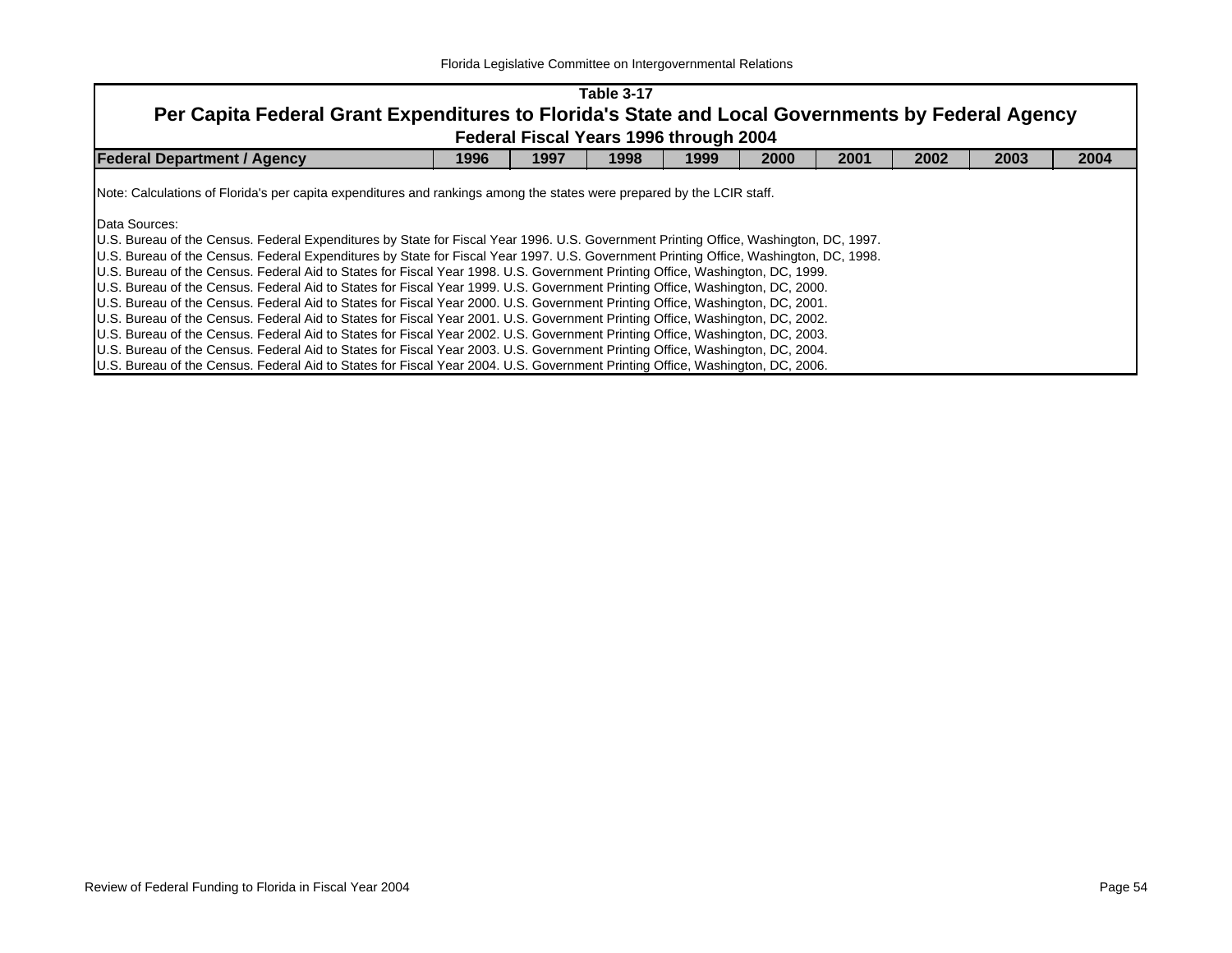**Table 3-17**

## Per Capita Federal Grant Expenditures to Florida's State and Local Governments by Federal Agency

**Federal Fiscal Years 1996 through 2004**

| Federal Department / Agency | 1996 | 1997 | 1998 | 1999 | 2000 | 2001 | 2002 | 2003 | 2004 |
|---|---|---|---|---|---|---|---|---|---|

Note: Calculations of Florida's per capita expenditures and rankings among the states were prepared by the LCIR staff.

Data Sources:
U.S. Bureau of the Census. Federal Expenditures by State for Fiscal Year 1996. U.S. Government Printing Office, Washington, DC, 1997.
U.S. Bureau of the Census. Federal Expenditures by State for Fiscal Year 1997. U.S. Government Printing Office, Washington, DC, 1998.
U.S. Bureau of the Census. Federal Aid to States for Fiscal Year 1998. U.S. Government Printing Office, Washington, DC, 1999.
U.S. Bureau of the Census. Federal Aid to States for Fiscal Year 1999. U.S. Government Printing Office, Washington, DC, 2000.
U.S. Bureau of the Census. Federal Aid to States for Fiscal Year 2000. U.S. Government Printing Office, Washington, DC, 2001.
U.S. Bureau of the Census. Federal Aid to States for Fiscal Year 2001. U.S. Government Printing Office, Washington, DC, 2002.
U.S. Bureau of the Census. Federal Aid to States for Fiscal Year 2002. U.S. Government Printing Office, Washington, DC, 2003.
U.S. Bureau of the Census. Federal Aid to States for Fiscal Year 2003. U.S. Government Printing Office, Washington, DC, 2004.
U.S. Bureau of the Census. Federal Aid to States for Fiscal Year 2004. U.S. Government Printing Office, Washington, DC, 2006.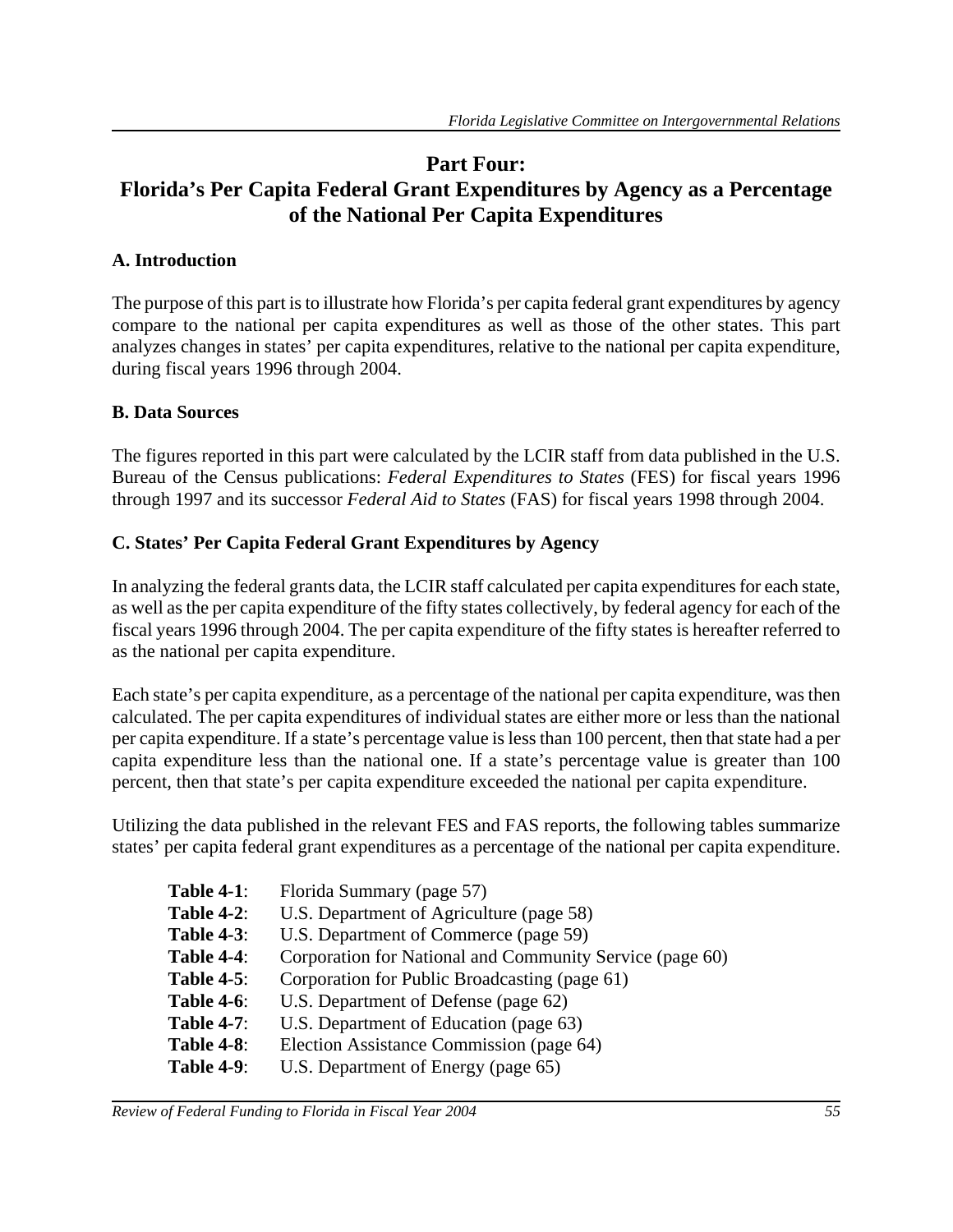# Part Four: Florida's Per Capita Federal Grant Expenditures by Agency as a Percentage of the National Per Capita Expenditures

## A. Introduction

The purpose of this part is to illustrate how Florida's per capita federal grant expenditures by agency compare to the national per capita expenditures as well as those of the other states. This part analyzes changes in states' per capita expenditures, relative to the national per capita expenditure, during fiscal years 1996 through 2004.

## B. Data Sources

The figures reported in this part were calculated by the LCIR staff from data published in the U.S. Bureau of the Census publications: *Federal Expenditures to States* (FES) for fiscal years 1996 through 1997 and its successor *Federal Aid to States* (FAS) for fiscal years 1998 through 2004.

## C. States' Per Capita Federal Grant Expenditures by Agency

In analyzing the federal grants data, the LCIR staff calculated per capita expenditures for each state, as well as the per capita expenditure of the fifty states collectively, by federal agency for each of the fiscal years 1996 through 2004. The per capita expenditure of the fifty states is hereafter referred to as the national per capita expenditure.

Each state's per capita expenditure, as a percentage of the national per capita expenditure, was then calculated. The per capita expenditures of individual states are either more or less than the national per capita expenditure. If a state's percentage value is less than 100 percent, then that state had a per capita expenditure less than the national one. If a state's percentage value is greater than 100 percent, then that state's per capita expenditure exceeded the national per capita expenditure.

Utilizing the data published in the relevant FES and FAS reports, the following tables summarize states' per capita federal grant expenditures as a percentage of the national per capita expenditure.

- **Table 4-1**: Florida Summary (page 57)
- **Table 4-2**: U.S. Department of Agriculture (page 58)
- **Table 4-3**: U.S. Department of Commerce (page 59)
- **Table 4-4**: Corporation for National and Community Service (page 60)
- **Table 4-5**: Corporation for Public Broadcasting (page 61)
- **Table 4-6**: U.S. Department of Defense (page 62)
- **Table 4-7**: U.S. Department of Education (page 63)
- **Table 4-8**: Election Assistance Commission (page 64)
- **Table 4-9**: U.S. Department of Energy (page 65)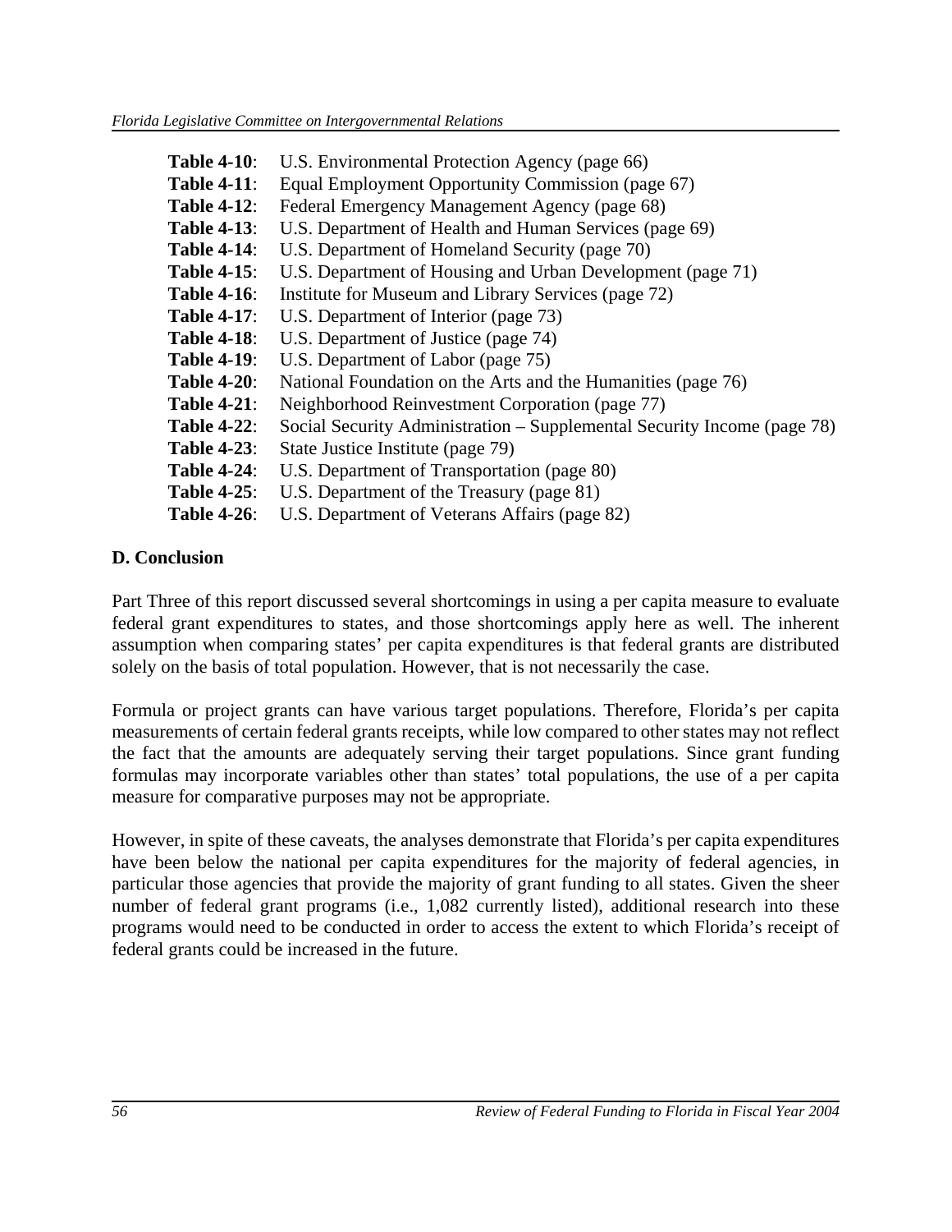**Table 4-10**: U.S. Environmental Protection Agency (page 66)
**Table 4-11**: Equal Employment Opportunity Commission (page 67)
**Table 4-12**: Federal Emergency Management Agency (page 68)
**Table 4-13**: U.S. Department of Health and Human Services (page 69)
**Table 4-14**: U.S. Department of Homeland Security (page 70)
**Table 4-15**: U.S. Department of Housing and Urban Development (page 71)
**Table 4-16**: Institute for Museum and Library Services (page 72)
**Table 4-17**: U.S. Department of Interior (page 73)
**Table 4-18**: U.S. Department of Justice (page 74)
**Table 4-19**: U.S. Department of Labor (page 75)
**Table 4-20**: National Foundation on the Arts and the Humanities (page 76)
**Table 4-21**: Neighborhood Reinvestment Corporation (page 77)
**Table 4-22**: Social Security Administration – Supplemental Security Income (page 78)
**Table 4-23**: State Justice Institute (page 79)
**Table 4-24**: U.S. Department of Transportation (page 80)
**Table 4-25**: U.S. Department of the Treasury (page 81)
**Table 4-26**: U.S. Department of Veterans Affairs (page 82)

**D. Conclusion**

Part Three of this report discussed several shortcomings in using a per capita measure to evaluate federal grant expenditures to states, and those shortcomings apply here as well. The inherent assumption when comparing states' per capita expenditures is that federal grants are distributed solely on the basis of total population. However, that is not necessarily the case.

Formula or project grants can have various target populations. Therefore, Florida's per capita measurements of certain federal grants receipts, while low compared to other states may not reflect the fact that the amounts are adequately serving their target populations. Since grant funding formulas may incorporate variables other than states' total populations, the use of a per capita measure for comparative purposes may not be appropriate.

However, in spite of these caveats, the analyses demonstrate that Florida's per capita expenditures have been below the national per capita expenditures for the majority of federal agencies, in particular those agencies that provide the majority of grant funding to all states. Given the sheer number of federal grant programs (i.e., 1,082 currently listed), additional research into these programs would need to be conducted in order to access the extent to which Florida's receipt of federal grants could be increased in the future.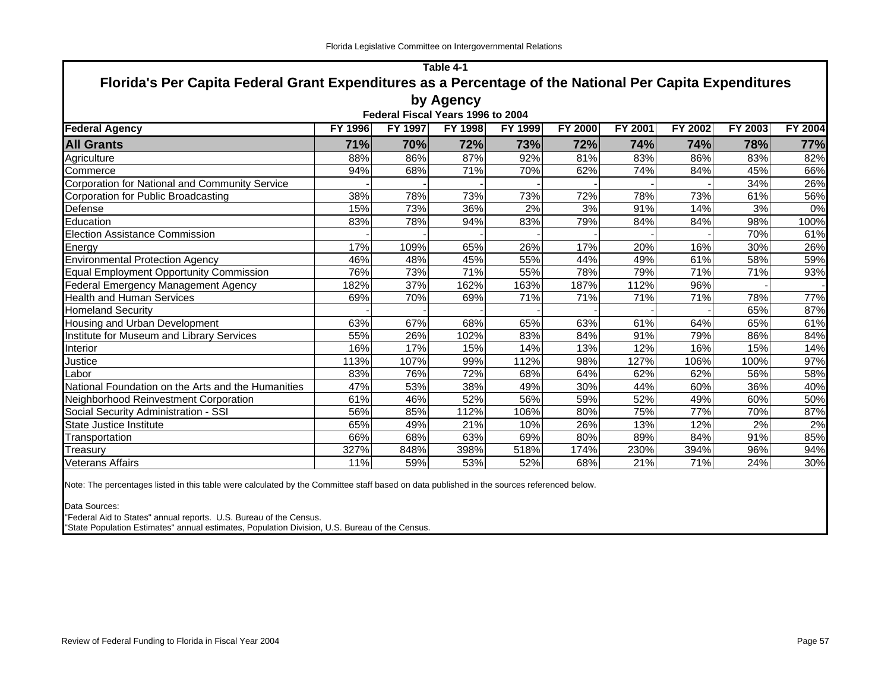Table 4-1

# Florida's Per Capita Federal Grant Expenditures as a Percentage of the National Per Capita Expenditures by Agency

Federal Fiscal Years 1996 to 2004

| Federal Agency | FY 1996 | FY 1997 | FY 1998 | FY 1999 | FY 2000 | FY 2001 | FY 2002 | FY 2003 | FY 2004 |
|---|---|---|---|---|---|---|---|---|---|
| **All Grants** | **71%** | **70%** | **72%** | **73%** | **72%** | **74%** | **74%** | **78%** | **77%** |
| Agriculture | 88% | 86% | 87% | 92% | 81% | 83% | 86% | 83% | 82% |
| Commerce | 94% | 68% | 71% | 70% | 62% | 74% | 84% | 45% | 66% |
| Corporation for National and Community Service | - | - | - | - | - | - | - | 34% | 26% |
| Corporation for Public Broadcasting | 38% | 78% | 73% | 73% | 72% | 78% | 73% | 61% | 56% |
| Defense | 15% | 73% | 36% | 2% | 3% | 91% | 14% | 3% | 0% |
| Education | 83% | 78% | 94% | 83% | 79% | 84% | 84% | 98% | 100% |
| Election Assistance Commission | - | - | - | - | - | - | - | 70% | 61% |
| Energy | 17% | 109% | 65% | 26% | 17% | 20% | 16% | 30% | 26% |
| Environmental Protection Agency | 46% | 48% | 45% | 55% | 44% | 49% | 61% | 58% | 59% |
| Equal Employment Opportunity Commission | 76% | 73% | 71% | 55% | 78% | 79% | 71% | 71% | 93% |
| Federal Emergency Management Agency | 182% | 37% | 162% | 163% | 187% | 112% | 96% | - | - |
| Health and Human Services | 69% | 70% | 69% | 71% | 71% | 71% | 71% | 78% | 77% |
| Homeland Security | - | - | - | - | - | - | - | 65% | 87% |
| Housing and Urban Development | 63% | 67% | 68% | 65% | 63% | 61% | 64% | 65% | 61% |
| Institute for Museum and Library Services | 55% | 26% | 102% | 83% | 84% | 91% | 79% | 86% | 84% |
| Interior | 16% | 17% | 15% | 14% | 13% | 12% | 16% | 15% | 14% |
| Justice | 113% | 107% | 99% | 112% | 98% | 127% | 106% | 100% | 97% |
| Labor | 83% | 76% | 72% | 68% | 64% | 62% | 62% | 56% | 58% |
| National Foundation on the Arts and the Humanities | 47% | 53% | 38% | 49% | 30% | 44% | 60% | 36% | 40% |
| Neighborhood Reinvestment Corporation | 61% | 46% | 52% | 56% | 59% | 52% | 49% | 60% | 50% |
| Social Security Administration - SSI | 56% | 85% | 112% | 106% | 80% | 75% | 77% | 70% | 87% |
| State Justice Institute | 65% | 49% | 21% | 10% | 26% | 13% | 12% | 2% | 2% |
| Transportation | 66% | 68% | 63% | 69% | 80% | 89% | 84% | 91% | 85% |
| Treasury | 327% | 848% | 398% | 518% | 174% | 230% | 394% | 96% | 94% |
| Veterans Affairs | 11% | 59% | 53% | 52% | 68% | 21% | 71% | 24% | 30% |

Note: The percentages listed in this table were calculated by the Committee staff based on data published in the sources referenced below.

Data Sources:
"Federal Aid to States" annual reports. U.S. Bureau of the Census.
"State Population Estimates" annual estimates, Population Division, U.S. Bureau of the Census.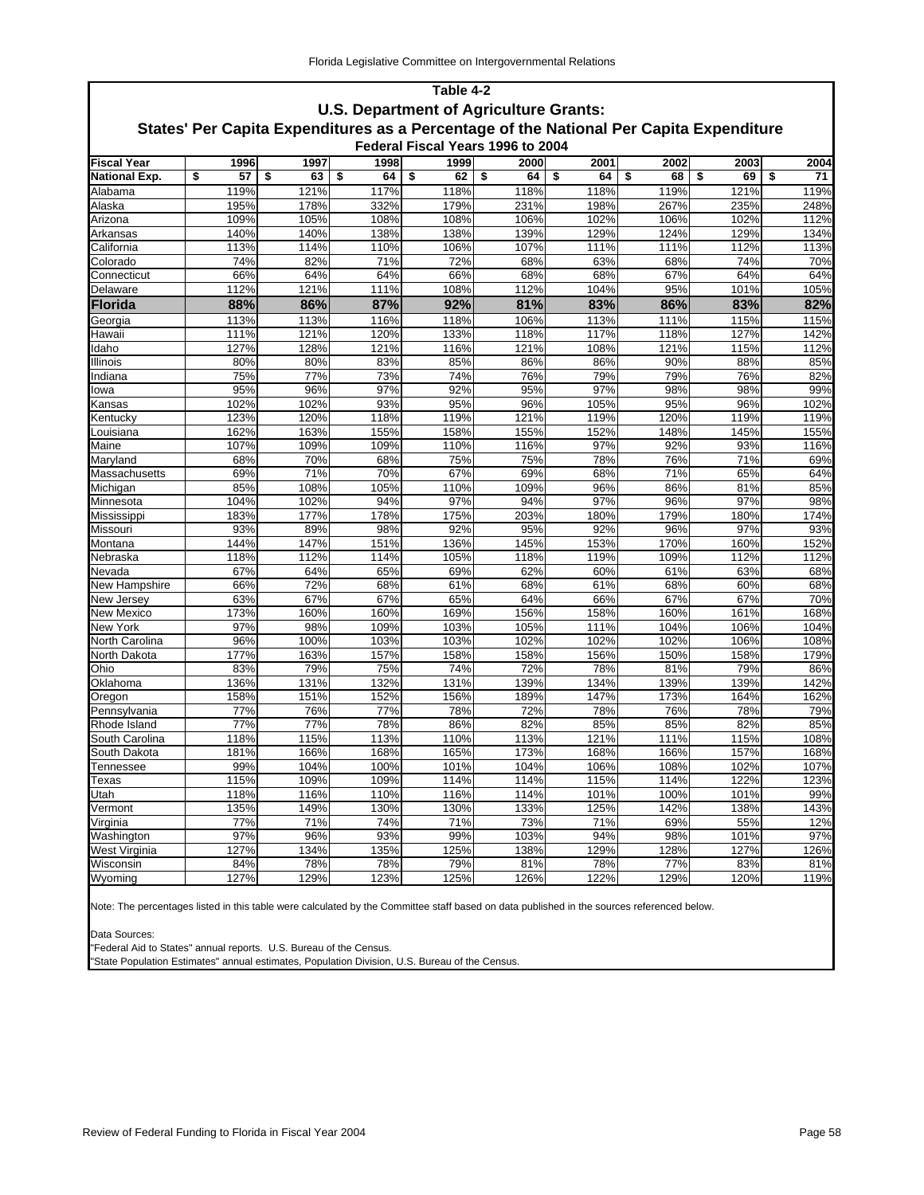## Table 4-2

### U.S. Department of Agriculture Grants:

### States' Per Capita Expenditures as a Percentage of the National Per Capita Expenditure

**Federal Fiscal Years 1996 to 2004**

| Fiscal Year | 1996 | 1997 | 1998 | 1999 | 2000 | 2001 | 2002 | 2003 | 2004 |
|---|---|---|---|---|---|---|---|---|---|
| **National Exp.** | $ 57 | $ 63 | $ 64 | $ 62 | $ 64 | $ 64 | $ 68 | $ 69 | $ 71 |
| Alabama | 119% | 121% | 117% | 118% | 118% | 118% | 119% | 121% | 119% |
| Alaska | 195% | 178% | 332% | 179% | 231% | 198% | 267% | 235% | 248% |
| Arizona | 109% | 105% | 108% | 108% | 106% | 102% | 106% | 102% | 112% |
| Arkansas | 140% | 140% | 138% | 138% | 139% | 129% | 124% | 129% | 134% |
| California | 113% | 114% | 110% | 106% | 107% | 111% | 111% | 112% | 113% |
| Colorado | 74% | 82% | 71% | 72% | 68% | 63% | 68% | 74% | 70% |
| Connecticut | 66% | 64% | 64% | 66% | 68% | 68% | 67% | 64% | 64% |
| Delaware | 112% | 121% | 111% | 108% | 112% | 104% | 95% | 101% | 105% |
| **Florida** | **88%** | **86%** | **87%** | **92%** | **81%** | **83%** | **86%** | **83%** | **82%** |
| Georgia | 113% | 113% | 116% | 118% | 106% | 113% | 111% | 115% | 115% |
| Hawaii | 111% | 121% | 120% | 133% | 118% | 117% | 118% | 127% | 142% |
| Idaho | 127% | 128% | 121% | 116% | 121% | 108% | 121% | 115% | 112% |
| Illinois | 80% | 80% | 83% | 85% | 86% | 86% | 90% | 88% | 85% |
| Indiana | 75% | 77% | 73% | 74% | 76% | 79% | 79% | 76% | 82% |
| Iowa | 95% | 96% | 97% | 92% | 95% | 97% | 98% | 98% | 99% |
| Kansas | 102% | 102% | 93% | 95% | 96% | 105% | 95% | 96% | 102% |
| Kentucky | 123% | 120% | 118% | 119% | 121% | 119% | 120% | 119% | 119% |
| Louisiana | 162% | 163% | 155% | 158% | 155% | 152% | 148% | 145% | 155% |
| Maine | 107% | 109% | 109% | 110% | 116% | 97% | 92% | 93% | 116% |
| Maryland | 68% | 70% | 68% | 75% | 75% | 78% | 76% | 71% | 69% |
| Massachusetts | 69% | 71% | 70% | 67% | 69% | 68% | 71% | 65% | 64% |
| Michigan | 85% | 108% | 105% | 110% | 109% | 96% | 86% | 81% | 85% |
| Minnesota | 104% | 102% | 94% | 97% | 94% | 97% | 96% | 97% | 98% |
| Mississippi | 183% | 177% | 178% | 175% | 203% | 180% | 179% | 180% | 174% |
| Missouri | 93% | 89% | 98% | 92% | 95% | 92% | 96% | 97% | 93% |
| Montana | 144% | 147% | 151% | 136% | 145% | 153% | 170% | 160% | 152% |
| Nebraska | 118% | 112% | 114% | 105% | 118% | 119% | 109% | 112% | 112% |
| Nevada | 67% | 64% | 65% | 69% | 62% | 60% | 61% | 63% | 68% |
| New Hampshire | 66% | 72% | 68% | 61% | 68% | 61% | 68% | 60% | 68% |
| New Jersey | 63% | 67% | 67% | 65% | 64% | 66% | 67% | 67% | 70% |
| New Mexico | 173% | 160% | 160% | 169% | 156% | 158% | 160% | 161% | 168% |
| New York | 97% | 98% | 109% | 103% | 105% | 111% | 104% | 106% | 104% |
| North Carolina | 96% | 100% | 103% | 103% | 102% | 102% | 102% | 106% | 108% |
| North Dakota | 177% | 163% | 157% | 158% | 158% | 156% | 150% | 158% | 179% |
| Ohio | 83% | 79% | 75% | 74% | 72% | 78% | 81% | 79% | 86% |
| Oklahoma | 136% | 131% | 132% | 131% | 139% | 134% | 139% | 139% | 142% |
| Oregon | 158% | 151% | 152% | 156% | 189% | 147% | 173% | 164% | 162% |
| Pennsylvania | 77% | 76% | 77% | 78% | 72% | 78% | 76% | 78% | 79% |
| Rhode Island | 77% | 77% | 78% | 86% | 82% | 85% | 85% | 82% | 85% |
| South Carolina | 118% | 115% | 113% | 110% | 113% | 121% | 111% | 115% | 108% |
| South Dakota | 181% | 166% | 168% | 165% | 173% | 168% | 166% | 157% | 168% |
| Tennessee | 99% | 104% | 100% | 101% | 104% | 106% | 108% | 102% | 107% |
| Texas | 115% | 109% | 109% | 114% | 114% | 115% | 114% | 122% | 123% |
| Utah | 118% | 116% | 110% | 116% | 114% | 101% | 100% | 101% | 99% |
| Vermont | 135% | 149% | 130% | 130% | 133% | 125% | 142% | 138% | 143% |
| Virginia | 77% | 71% | 74% | 71% | 73% | 71% | 69% | 55% | 12% |
| Washington | 97% | 96% | 93% | 99% | 103% | 94% | 98% | 101% | 97% |
| West Virginia | 127% | 134% | 135% | 125% | 138% | 129% | 128% | 127% | 126% |
| Wisconsin | 84% | 78% | 78% | 79% | 81% | 78% | 77% | 83% | 81% |
| Wyoming | 127% | 129% | 123% | 125% | 126% | 122% | 129% | 120% | 119% |

Note: The percentages listed in this table were calculated by the Committee staff based on data published in the sources referenced below.

Data Sources:
"Federal Aid to States" annual reports. U.S. Bureau of the Census.
"State Population Estimates" annual estimates, Population Division, U.S. Bureau of the Census.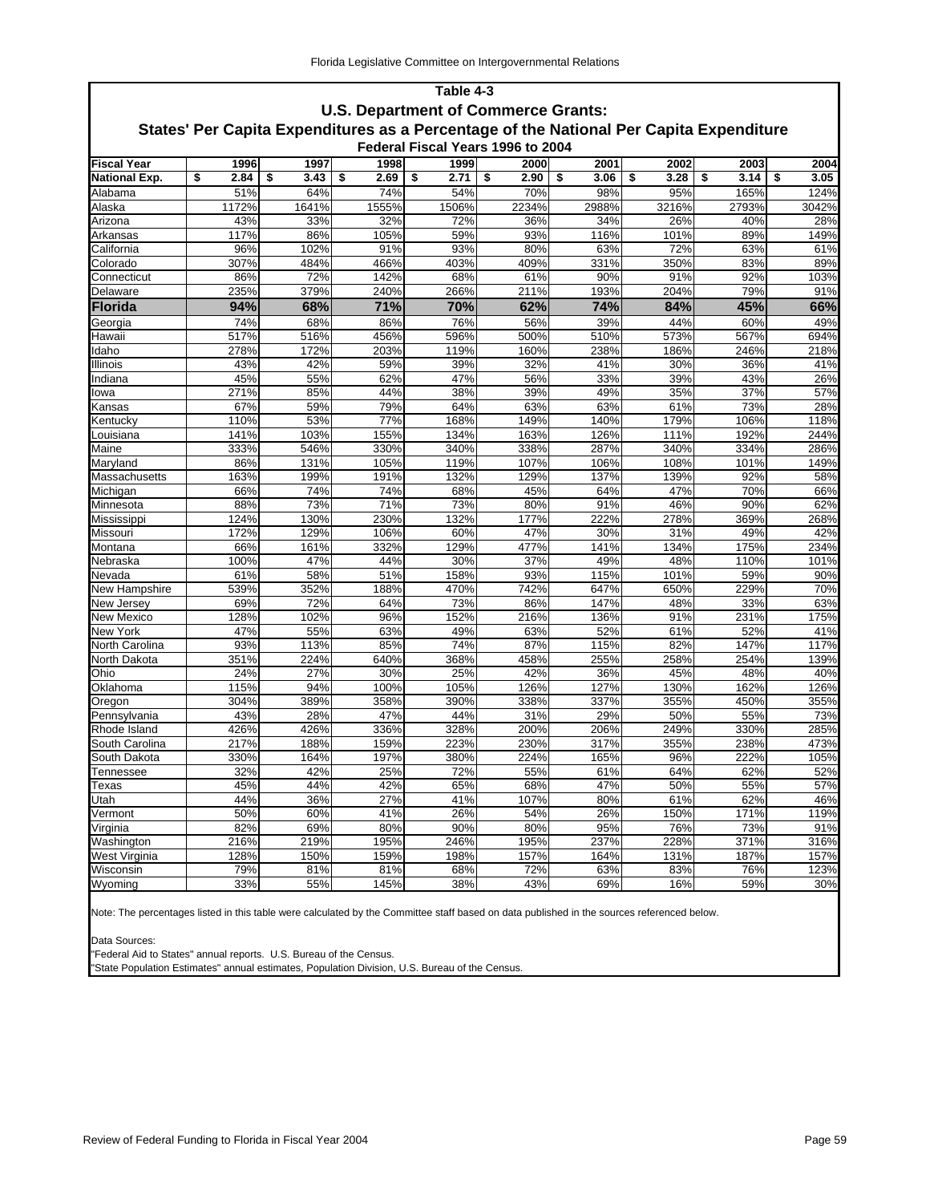## Table 4-3

### U.S. Department of Commerce Grants:

### States' Per Capita Expenditures as a Percentage of the National Per Capita Expenditure

#### Federal Fiscal Years 1996 to 2004

| Fiscal Year | 1996 | 1997 | 1998 | 1999 | 2000 | 2001 | 2002 | 2003 | 2004 |
|---|---|---|---|---|---|---|---|---|---|
| **National Exp.** | **$ 2.84** | **$ 3.43** | **$ 2.69** | **$ 2.71** | **$ 2.90** | **$ 3.06** | **$ 3.28** | **$ 3.14** | **$ 3.05** |
| Alabama | 51% | 64% | 74% | 54% | 70% | 98% | 95% | 165% | 124% |
| Alaska | 1172% | 1641% | 1555% | 1506% | 2234% | 2988% | 3216% | 2793% | 3042% |
| Arizona | 43% | 33% | 32% | 72% | 36% | 34% | 26% | 40% | 28% |
| Arkansas | 117% | 86% | 105% | 59% | 93% | 116% | 101% | 89% | 149% |
| California | 96% | 102% | 91% | 93% | 80% | 63% | 72% | 63% | 61% |
| Colorado | 307% | 484% | 466% | 403% | 409% | 331% | 350% | 83% | 89% |
| Connecticut | 86% | 72% | 142% | 68% | 61% | 90% | 91% | 92% | 103% |
| Delaware | 235% | 379% | 240% | 266% | 211% | 193% | 204% | 79% | 91% |
| **Florida** | **94%** | **68%** | **71%** | **70%** | **62%** | **74%** | **84%** | **45%** | **66%** |
| Georgia | 74% | 68% | 86% | 76% | 56% | 39% | 44% | 60% | 49% |
| Hawaii | 517% | 516% | 456% | 596% | 500% | 510% | 573% | 567% | 694% |
| Idaho | 278% | 172% | 203% | 119% | 160% | 238% | 186% | 246% | 218% |
| Illinois | 43% | 42% | 59% | 39% | 32% | 41% | 30% | 36% | 41% |
| Indiana | 45% | 55% | 62% | 47% | 56% | 33% | 39% | 43% | 26% |
| Iowa | 271% | 85% | 44% | 38% | 39% | 49% | 35% | 37% | 57% |
| Kansas | 67% | 59% | 79% | 64% | 63% | 63% | 61% | 73% | 28% |
| Kentucky | 110% | 53% | 77% | 168% | 149% | 140% | 179% | 106% | 118% |
| Louisiana | 141% | 103% | 155% | 134% | 163% | 126% | 111% | 192% | 244% |
| Maine | 333% | 546% | 330% | 340% | 338% | 287% | 340% | 334% | 286% |
| Maryland | 86% | 131% | 105% | 119% | 107% | 106% | 108% | 101% | 149% |
| Massachusetts | 163% | 199% | 191% | 132% | 129% | 137% | 139% | 92% | 58% |
| Michigan | 66% | 74% | 74% | 68% | 45% | 64% | 47% | 70% | 66% |
| Minnesota | 88% | 73% | 71% | 73% | 80% | 91% | 46% | 90% | 62% |
| Mississippi | 124% | 130% | 230% | 132% | 177% | 222% | 278% | 369% | 268% |
| Missouri | 172% | 129% | 106% | 60% | 47% | 30% | 31% | 49% | 42% |
| Montana | 66% | 161% | 332% | 129% | 477% | 141% | 134% | 175% | 234% |
| Nebraska | 100% | 47% | 44% | 30% | 37% | 49% | 48% | 110% | 101% |
| Nevada | 61% | 58% | 51% | 158% | 93% | 115% | 101% | 59% | 90% |
| New Hampshire | 539% | 352% | 188% | 470% | 742% | 647% | 650% | 229% | 70% |
| New Jersey | 69% | 72% | 64% | 73% | 86% | 147% | 48% | 33% | 63% |
| New Mexico | 128% | 102% | 96% | 152% | 216% | 136% | 91% | 231% | 175% |
| New York | 47% | 55% | 63% | 49% | 63% | 52% | 61% | 52% | 41% |
| North Carolina | 93% | 113% | 85% | 74% | 87% | 115% | 82% | 147% | 117% |
| North Dakota | 351% | 224% | 640% | 368% | 458% | 255% | 258% | 254% | 139% |
| Ohio | 24% | 27% | 30% | 25% | 42% | 36% | 45% | 48% | 40% |
| Oklahoma | 115% | 94% | 100% | 105% | 126% | 127% | 130% | 162% | 126% |
| Oregon | 304% | 389% | 358% | 390% | 338% | 337% | 355% | 450% | 355% |
| Pennsylvania | 43% | 28% | 47% | 44% | 31% | 29% | 50% | 55% | 73% |
| Rhode Island | 426% | 426% | 336% | 328% | 200% | 206% | 249% | 330% | 285% |
| South Carolina | 217% | 188% | 159% | 223% | 230% | 317% | 355% | 238% | 473% |
| South Dakota | 330% | 164% | 197% | 380% | 224% | 165% | 96% | 222% | 105% |
| Tennessee | 32% | 42% | 25% | 72% | 55% | 61% | 64% | 62% | 52% |
| Texas | 45% | 44% | 42% | 65% | 68% | 47% | 50% | 55% | 57% |
| Utah | 44% | 36% | 27% | 41% | 107% | 80% | 61% | 62% | 46% |
| Vermont | 50% | 60% | 41% | 26% | 54% | 26% | 150% | 171% | 119% |
| Virginia | 82% | 69% | 80% | 90% | 80% | 95% | 76% | 73% | 91% |
| Washington | 216% | 219% | 195% | 246% | 195% | 237% | 228% | 371% | 316% |
| West Virginia | 128% | 150% | 159% | 198% | 157% | 164% | 131% | 187% | 157% |
| Wisconsin | 79% | 81% | 81% | 68% | 72% | 63% | 83% | 76% | 123% |
| Wyoming | 33% | 55% | 145% | 38% | 43% | 69% | 16% | 59% | 30% |

Note: The percentages listed in this table were calculated by the Committee staff based on data published in the sources referenced below.

Data Sources:
"Federal Aid to States" annual reports. U.S. Bureau of the Census.
"State Population Estimates" annual estimates, Population Division, U.S. Bureau of the Census.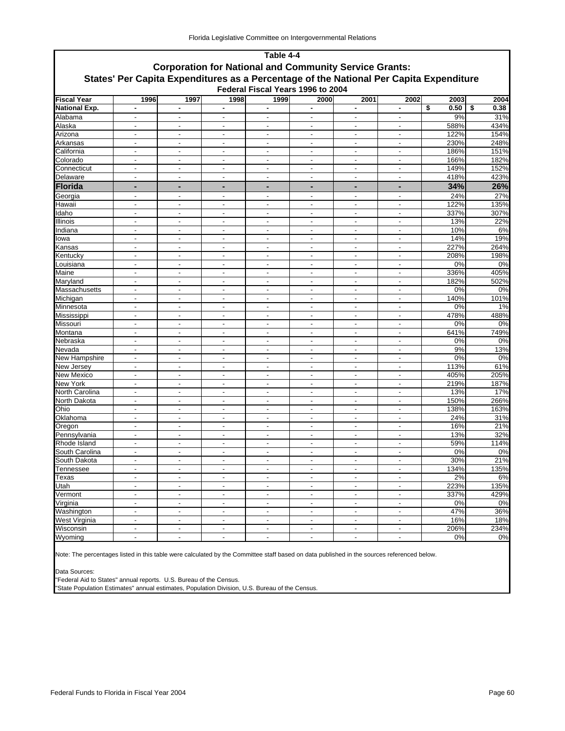# Table 4-4

## Corporation for National and Community Service Grants:
## States' Per Capita Expenditures as a Percentage of the National Per Capita Expenditure

### Federal Fiscal Years 1996 to 2004

| Fiscal Year | 1996 | 1997 | 1998 | 1999 | 2000 | 2001 | 2002 | 2003 | 2004 |
|---|---|---|---|---|---|---|---|---|---|
| **National Exp.** | - | - | - | - | - | - | - | $ 0.50 | $ 0.38 |
| Alabama | - | - | - | - | - | - | - | 9% | 31% |
| Alaska | - | - | - | - | - | - | - | 588% | 434% |
| Arizona | - | - | - | - | - | - | - | 122% | 154% |
| Arkansas | - | - | - | - | - | - | - | 230% | 248% |
| California | - | - | - | - | - | - | - | 186% | 151% |
| Colorado | - | - | - | - | - | - | - | 166% | 182% |
| Connecticut | - | - | - | - | - | - | - | 149% | 152% |
| Delaware | - | - | - | - | - | - | - | 418% | 423% |
| **Florida** | **-** | **-** | **-** | **-** | **-** | **-** | **-** | **34%** | **26%** |
| Georgia | - | - | - | - | - | - | - | 24% | 27% |
| Hawaii | - | - | - | - | - | - | - | 122% | 135% |
| Idaho | - | - | - | - | - | - | - | 337% | 307% |
| Illinois | - | - | - | - | - | - | - | 13% | 22% |
| Indiana | - | - | - | - | - | - | - | 10% | 6% |
| Iowa | - | - | - | - | - | - | - | 14% | 19% |
| Kansas | - | - | - | - | - | - | - | 227% | 264% |
| Kentucky | - | - | - | - | - | - | - | 208% | 198% |
| Louisiana | - | - | - | - | - | - | - | 0% | 0% |
| Maine | - | - | - | - | - | - | - | 336% | 405% |
| Maryland | - | - | - | - | - | - | - | 182% | 502% |
| Massachusetts | - | - | - | - | - | - | - | 0% | 0% |
| Michigan | - | - | - | - | - | - | - | 140% | 101% |
| Minnesota | - | - | - | - | - | - | - | 0% | 1% |
| Mississippi | - | - | - | - | - | - | - | 478% | 488% |
| Missouri | - | - | - | - | - | - | - | 0% | 0% |
| Montana | - | - | - | - | - | - | - | 641% | 749% |
| Nebraska | - | - | - | - | - | - | - | 0% | 0% |
| Nevada | - | - | - | - | - | - | - | 9% | 13% |
| New Hampshire | - | - | - | - | - | - | - | 0% | 0% |
| New Jersey | - | - | - | - | - | - | - | 113% | 61% |
| New Mexico | - | - | - | - | - | - | - | 405% | 205% |
| New York | - | - | - | - | - | - | - | 219% | 187% |
| North Carolina | - | - | - | - | - | - | - | 13% | 17% |
| North Dakota | - | - | - | - | - | - | - | 150% | 266% |
| Ohio | - | - | - | - | - | - | - | 138% | 163% |
| Oklahoma | - | - | - | - | - | - | - | 24% | 31% |
| Oregon | - | - | - | - | - | - | - | 16% | 21% |
| Pennsylvania | - | - | - | - | - | - | - | 13% | 32% |
| Rhode Island | - | - | - | - | - | - | - | 59% | 114% |
| South Carolina | - | - | - | - | - | - | - | 0% | 0% |
| South Dakota | - | - | - | - | - | - | - | 30% | 21% |
| Tennessee | - | - | - | - | - | - | - | 134% | 135% |
| Texas | - | - | - | - | - | - | - | 2% | 6% |
| Utah | - | - | - | - | - | - | - | 223% | 135% |
| Vermont | - | - | - | - | - | - | - | 337% | 429% |
| Virginia | - | - | - | - | - | - | - | 0% | 0% |
| Washington | - | - | - | - | - | - | - | 47% | 36% |
| West Virginia | - | - | - | - | - | - | - | 16% | 18% |
| Wisconsin | - | - | - | - | - | - | - | 206% | 234% |
| Wyoming | - | - | - | - | - | - | - | 0% | 0% |

Note: The percentages listed in this table were calculated by the Committee staff based on data published in the sources referenced below.

Data Sources:
"Federal Aid to States" annual reports. U.S. Bureau of the Census.
"State Population Estimates" annual estimates, Population Division, U.S. Bureau of the Census.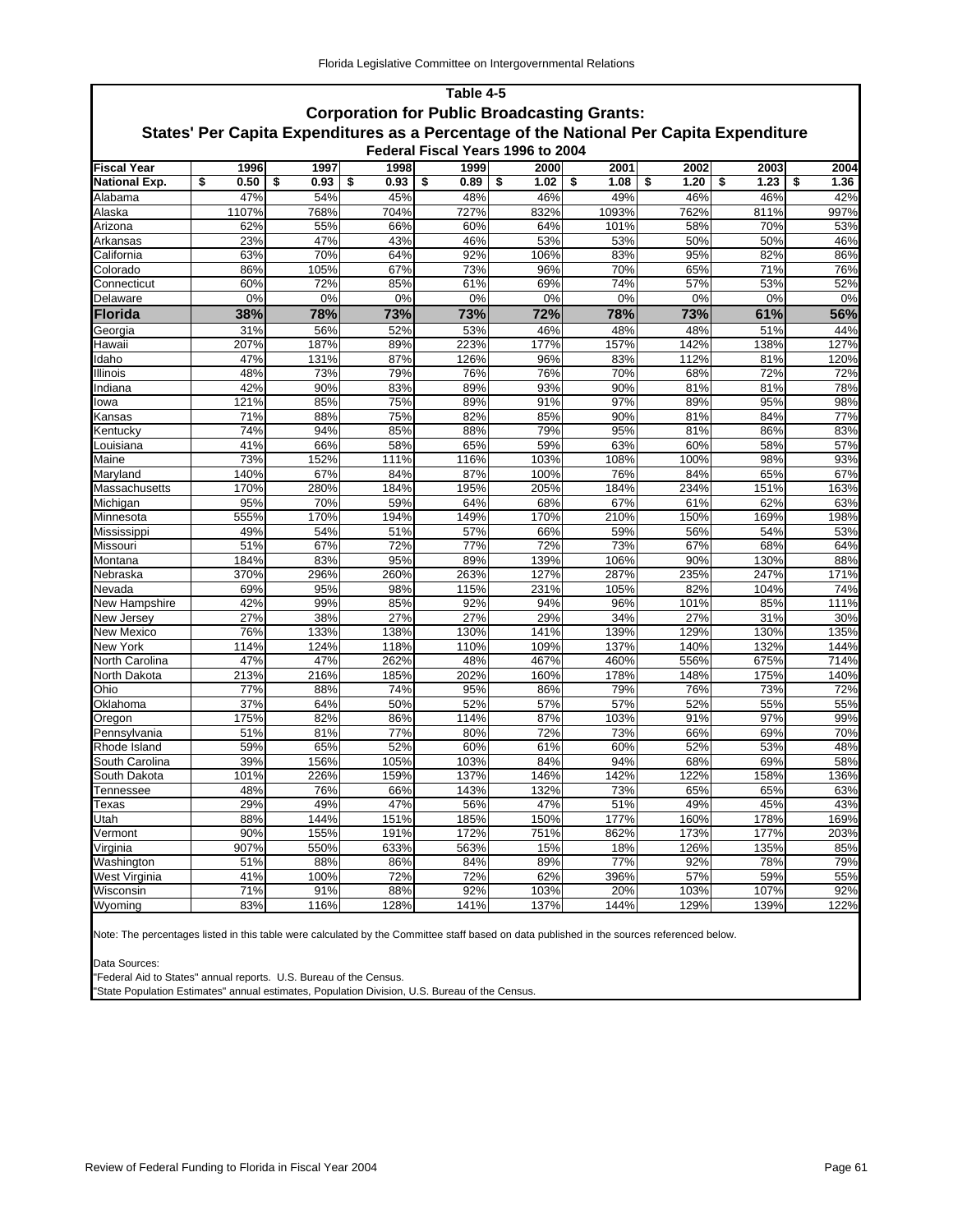**Table 4-5**

**Corporation for Public Broadcasting Grants:**

**States' Per Capita Expenditures as a Percentage of the National Per Capita Expenditure**

**Federal Fiscal Years 1996 to 2004**

| Fiscal Year | 1996 | 1997 | 1998 | 1999 | 2000 | 2001 | 2002 | 2003 | 2004 |
|---|---|---|---|---|---|---|---|---|---|
| **National Exp.** | **$ 0.50** | **$ 0.93** | **$ 0.93** | **$ 0.89** | **$ 1.02** | **$ 1.08** | **$ 1.20** | **$ 1.23** | **$ 1.36** |
| Alabama | 47% | 54% | 45% | 48% | 46% | 49% | 46% | 46% | 42% |
| Alaska | 1107% | 768% | 704% | 727% | 832% | 1093% | 762% | 811% | 997% |
| Arizona | 62% | 55% | 66% | 60% | 64% | 101% | 58% | 70% | 53% |
| Arkansas | 23% | 47% | 43% | 46% | 53% | 53% | 50% | 50% | 46% |
| California | 63% | 70% | 64% | 92% | 106% | 83% | 95% | 82% | 86% |
| Colorado | 86% | 105% | 67% | 73% | 96% | 70% | 65% | 71% | 76% |
| Connecticut | 60% | 72% | 85% | 61% | 69% | 74% | 57% | 53% | 52% |
| Delaware | 0% | 0% | 0% | 0% | 0% | 0% | 0% | 0% | 0% |
| **Florida** | **38%** | **78%** | **73%** | **73%** | **72%** | **78%** | **73%** | **61%** | **56%** |
| Georgia | 31% | 56% | 52% | 53% | 46% | 48% | 48% | 51% | 44% |
| Hawaii | 207% | 187% | 89% | 223% | 177% | 157% | 142% | 138% | 127% |
| Idaho | 47% | 131% | 87% | 126% | 96% | 83% | 112% | 81% | 120% |
| Illinois | 48% | 73% | 79% | 76% | 76% | 70% | 68% | 72% | 72% |
| Indiana | 42% | 90% | 83% | 89% | 93% | 90% | 81% | 81% | 78% |
| Iowa | 121% | 85% | 75% | 89% | 91% | 97% | 89% | 95% | 98% |
| Kansas | 71% | 88% | 75% | 82% | 85% | 90% | 81% | 84% | 77% |
| Kentucky | 74% | 94% | 85% | 88% | 79% | 95% | 81% | 86% | 83% |
| Louisiana | 41% | 66% | 58% | 65% | 59% | 63% | 60% | 58% | 57% |
| Maine | 73% | 152% | 111% | 116% | 103% | 108% | 100% | 98% | 93% |
| Maryland | 140% | 67% | 84% | 87% | 100% | 76% | 84% | 65% | 67% |
| Massachusetts | 170% | 280% | 184% | 195% | 205% | 184% | 234% | 151% | 163% |
| Michigan | 95% | 70% | 59% | 64% | 68% | 67% | 61% | 62% | 63% |
| Minnesota | 555% | 170% | 194% | 149% | 170% | 210% | 150% | 169% | 198% |
| Mississippi | 49% | 54% | 51% | 57% | 66% | 59% | 56% | 54% | 53% |
| Missouri | 51% | 67% | 72% | 77% | 72% | 73% | 67% | 68% | 64% |
| Montana | 184% | 83% | 95% | 89% | 139% | 106% | 90% | 130% | 88% |
| Nebraska | 370% | 296% | 260% | 263% | 127% | 287% | 235% | 247% | 171% |
| Nevada | 69% | 95% | 98% | 115% | 231% | 105% | 82% | 104% | 74% |
| New Hampshire | 42% | 99% | 85% | 92% | 94% | 96% | 101% | 85% | 111% |
| New Jersey | 27% | 38% | 27% | 27% | 29% | 34% | 27% | 31% | 30% |
| New Mexico | 76% | 133% | 138% | 130% | 141% | 139% | 129% | 130% | 135% |
| New York | 114% | 124% | 118% | 110% | 109% | 137% | 140% | 132% | 144% |
| North Carolina | 47% | 47% | 262% | 48% | 467% | 460% | 556% | 675% | 714% |
| North Dakota | 213% | 216% | 185% | 202% | 160% | 178% | 148% | 175% | 140% |
| Ohio | 77% | 88% | 74% | 95% | 86% | 79% | 76% | 73% | 72% |
| Oklahoma | 37% | 64% | 50% | 52% | 57% | 57% | 52% | 55% | 55% |
| Oregon | 175% | 82% | 86% | 114% | 87% | 103% | 91% | 97% | 99% |
| Pennsylvania | 51% | 81% | 77% | 80% | 72% | 73% | 66% | 69% | 70% |
| Rhode Island | 59% | 65% | 52% | 60% | 61% | 60% | 52% | 53% | 48% |
| South Carolina | 39% | 156% | 105% | 103% | 84% | 94% | 68% | 69% | 58% |
| South Dakota | 101% | 226% | 159% | 137% | 146% | 142% | 122% | 158% | 136% |
| Tennessee | 48% | 76% | 66% | 143% | 132% | 73% | 65% | 65% | 63% |
| Texas | 29% | 49% | 47% | 56% | 47% | 51% | 49% | 45% | 43% |
| Utah | 88% | 144% | 151% | 185% | 150% | 177% | 160% | 178% | 169% |
| Vermont | 90% | 155% | 191% | 172% | 751% | 862% | 173% | 177% | 203% |
| Virginia | 907% | 550% | 633% | 563% | 15% | 18% | 126% | 135% | 85% |
| Washington | 51% | 88% | 86% | 84% | 89% | 77% | 92% | 78% | 79% |
| West Virginia | 41% | 100% | 72% | 72% | 62% | 396% | 57% | 59% | 55% |
| Wisconsin | 71% | 91% | 88% | 92% | 103% | 20% | 103% | 107% | 92% |
| Wyoming | 83% | 116% | 128% | 141% | 137% | 144% | 129% | 139% | 122% |

Note: The percentages listed in this table were calculated by the Committee staff based on data published in the sources referenced below.

Data Sources:
"Federal Aid to States" annual reports. U.S. Bureau of the Census.
"State Population Estimates" annual estimates, Population Division, U.S. Bureau of the Census.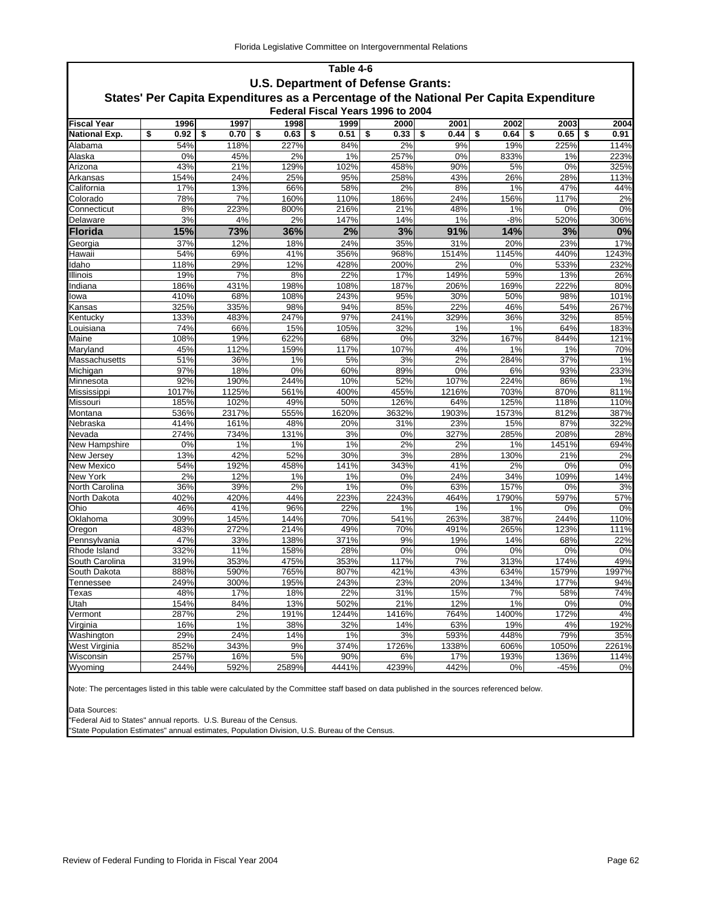## Table 4-6

### U.S. Department of Defense Grants:

### States' Per Capita Expenditures as a Percentage of the National Per Capita Expenditure

#### Federal Fiscal Years 1996 to 2004

| Fiscal Year | 1996 | 1997 | 1998 | 1999 | 2000 | 2001 | 2002 | 2003 | 2004 |
|---|---|---|---|---|---|---|---|---|---|
| **National Exp.** | **$ 0.92** | **$ 0.70** | **$ 0.63** | **$ 0.51** | **$ 0.33** | **$ 0.44** | **$ 0.64** | **$ 0.65** | **$ 0.91** |
| Alabama | 54% | 118% | 227% | 84% | 2% | 9% | 19% | 225% | 114% |
| Alaska | 0% | 45% | 2% | 1% | 257% | 0% | 833% | 1% | 223% |
| Arizona | 43% | 21% | 129% | 102% | 458% | 90% | 5% | 0% | 325% |
| Arkansas | 154% | 24% | 25% | 95% | 258% | 43% | 26% | 28% | 113% |
| California | 17% | 13% | 66% | 58% | 2% | 8% | 1% | 47% | 44% |
| Colorado | 78% | 7% | 160% | 110% | 186% | 24% | 156% | 117% | 2% |
| Connecticut | 8% | 223% | 800% | 216% | 21% | 48% | 1% | 0% | 0% |
| Delaware | 3% | 4% | 2% | 147% | 14% | 1% | -8% | 520% | 306% |
| **Florida** | **15%** | **73%** | **36%** | **2%** | **3%** | **91%** | **14%** | **3%** | **0%** |
| Georgia | 37% | 12% | 18% | 24% | 35% | 31% | 20% | 23% | 17% |
| Hawaii | 54% | 69% | 41% | 356% | 968% | 1514% | 1145% | 440% | 1243% |
| Idaho | 118% | 29% | 12% | 428% | 200% | 2% | 0% | 533% | 232% |
| Illinois | 19% | 7% | 8% | 22% | 17% | 149% | 59% | 13% | 26% |
| Indiana | 186% | 431% | 198% | 108% | 187% | 206% | 169% | 222% | 80% |
| Iowa | 410% | 68% | 108% | 243% | 95% | 30% | 50% | 98% | 101% |
| Kansas | 325% | 335% | 98% | 94% | 85% | 22% | 46% | 54% | 267% |
| Kentucky | 133% | 483% | 247% | 97% | 241% | 329% | 36% | 32% | 85% |
| Louisiana | 74% | 66% | 15% | 105% | 32% | 1% | 1% | 64% | 183% |
| Maine | 108% | 19% | 622% | 68% | 0% | 32% | 167% | 844% | 121% |
| Maryland | 45% | 112% | 159% | 117% | 107% | 4% | 1% | 1% | 70% |
| Massachusetts | 51% | 36% | 1% | 5% | 3% | 2% | 284% | 37% | 1% |
| Michigan | 97% | 18% | 0% | 60% | 89% | 0% | 6% | 93% | 233% |
| Minnesota | 92% | 190% | 244% | 10% | 52% | 107% | 224% | 86% | 1% |
| Mississippi | 1017% | 1125% | 561% | 400% | 455% | 1216% | 703% | 870% | 811% |
| Missouri | 185% | 102% | 49% | 50% | 126% | 64% | 125% | 118% | 110% |
| Montana | 536% | 2317% | 555% | 1620% | 3632% | 1903% | 1573% | 812% | 387% |
| Nebraska | 414% | 161% | 48% | 20% | 31% | 23% | 15% | 87% | 322% |
| Nevada | 274% | 734% | 131% | 3% | 0% | 327% | 285% | 208% | 28% |
| New Hampshire | 0% | 1% | 1% | 1% | 2% | 2% | 1% | 1451% | 694% |
| New Jersey | 13% | 42% | 52% | 30% | 3% | 28% | 130% | 21% | 2% |
| New Mexico | 54% | 192% | 458% | 141% | 343% | 41% | 2% | 0% | 0% |
| New York | 2% | 12% | 1% | 1% | 0% | 24% | 34% | 109% | 14% |
| North Carolina | 36% | 39% | 2% | 1% | 0% | 63% | 157% | 0% | 3% |
| North Dakota | 402% | 420% | 44% | 223% | 2243% | 464% | 1790% | 597% | 57% |
| Ohio | 46% | 41% | 96% | 22% | 1% | 1% | 1% | 0% | 0% |
| Oklahoma | 309% | 145% | 144% | 70% | 541% | 263% | 387% | 244% | 110% |
| Oregon | 483% | 272% | 214% | 49% | 70% | 491% | 265% | 123% | 111% |
| Pennsylvania | 47% | 33% | 138% | 371% | 9% | 19% | 14% | 68% | 22% |
| Rhode Island | 332% | 11% | 158% | 28% | 0% | 0% | 0% | 0% | 0% |
| South Carolina | 319% | 353% | 475% | 353% | 117% | 7% | 313% | 174% | 49% |
| South Dakota | 888% | 590% | 765% | 807% | 421% | 43% | 634% | 1579% | 1997% |
| Tennessee | 249% | 300% | 195% | 243% | 23% | 20% | 134% | 177% | 94% |
| Texas | 48% | 17% | 18% | 22% | 31% | 15% | 7% | 58% | 74% |
| Utah | 154% | 84% | 13% | 502% | 21% | 12% | 1% | 0% | 0% |
| Vermont | 287% | 2% | 191% | 1244% | 1416% | 764% | 1400% | 172% | 4% |
| Virginia | 16% | 1% | 38% | 32% | 14% | 63% | 19% | 4% | 192% |
| Washington | 29% | 24% | 14% | 1% | 3% | 593% | 448% | 79% | 35% |
| West Virginia | 852% | 343% | 9% | 374% | 1726% | 1338% | 606% | 1050% | 2261% |
| Wisconsin | 257% | 16% | 5% | 90% | 6% | 17% | 193% | 136% | 114% |
| Wyoming | 244% | 592% | 2589% | 4441% | 4239% | 442% | 0% | -45% | 0% |

Note: The percentages listed in this table were calculated by the Committee staff based on data published in the sources referenced below.

Data Sources:
"Federal Aid to States" annual reports. U.S. Bureau of the Census.
"State Population Estimates" annual estimates, Population Division, U.S. Bureau of the Census.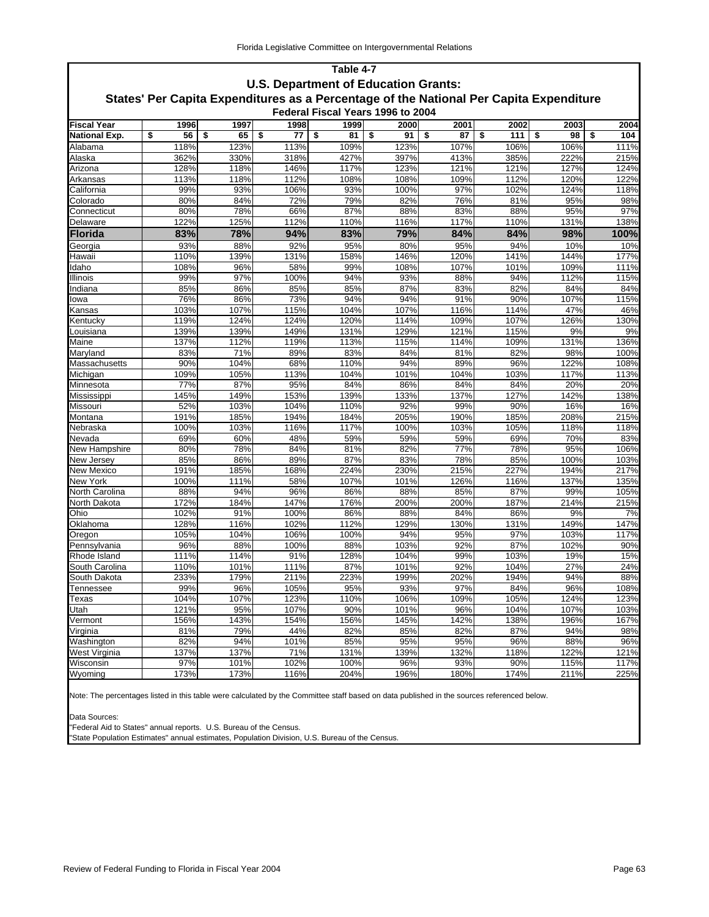## Table 4-7

### U.S. Department of Education Grants:

### States' Per Capita Expenditures as a Percentage of the National Per Capita Expenditure

#### Federal Fiscal Years 1996 to 2004

| Fiscal Year | 1996 | 1997 | 1998 | 1999 | 2000 | 2001 | 2002 | 2003 | 2004 |
|---|---|---|---|---|---|---|---|---|---|
| **National Exp.** | **$ 56** | **$ 65** | **$ 77** | **$ 81** | **$ 91** | **$ 87** | **$ 111** | **$ 98** | **$ 104** |
| Alabama | 118% | 123% | 113% | 109% | 123% | 107% | 106% | 106% | 111% |
| Alaska | 362% | 330% | 318% | 427% | 397% | 413% | 385% | 222% | 215% |
| Arizona | 128% | 118% | 146% | 117% | 123% | 121% | 121% | 127% | 124% |
| Arkansas | 113% | 118% | 112% | 108% | 108% | 109% | 112% | 120% | 122% |
| California | 99% | 93% | 106% | 93% | 100% | 97% | 102% | 124% | 118% |
| Colorado | 80% | 84% | 72% | 79% | 82% | 76% | 81% | 95% | 98% |
| Connecticut | 80% | 78% | 66% | 87% | 88% | 83% | 88% | 95% | 97% |
| Delaware | 122% | 125% | 112% | 110% | 116% | 117% | 110% | 131% | 138% |
| **Florida** | **83%** | **78%** | **94%** | **83%** | **79%** | **84%** | **84%** | **98%** | **100%** |
| Georgia | 93% | 88% | 92% | 95% | 80% | 95% | 94% | 10% | 10% |
| Hawaii | 110% | 139% | 131% | 158% | 146% | 120% | 141% | 144% | 177% |
| Idaho | 108% | 96% | 58% | 99% | 108% | 107% | 101% | 109% | 111% |
| Illinois | 99% | 97% | 100% | 94% | 93% | 88% | 94% | 112% | 115% |
| Indiana | 85% | 86% | 85% | 85% | 87% | 83% | 82% | 84% | 84% |
| Iowa | 76% | 86% | 73% | 94% | 94% | 91% | 90% | 107% | 115% |
| Kansas | 103% | 107% | 115% | 104% | 107% | 116% | 114% | 47% | 46% |
| Kentucky | 119% | 124% | 124% | 120% | 114% | 109% | 107% | 126% | 130% |
| Louisiana | 139% | 139% | 149% | 131% | 129% | 121% | 115% | 9% | 9% |
| Maine | 137% | 112% | 119% | 113% | 115% | 114% | 109% | 131% | 136% |
| Maryland | 83% | 71% | 89% | 83% | 84% | 81% | 82% | 98% | 100% |
| Massachusetts | 90% | 104% | 68% | 110% | 94% | 89% | 96% | 122% | 108% |
| Michigan | 109% | 105% | 113% | 104% | 101% | 104% | 103% | 117% | 113% |
| Minnesota | 77% | 87% | 95% | 84% | 86% | 84% | 84% | 20% | 20% |
| Mississippi | 145% | 149% | 153% | 139% | 133% | 137% | 127% | 142% | 138% |
| Missouri | 52% | 103% | 104% | 110% | 92% | 99% | 90% | 16% | 16% |
| Montana | 191% | 185% | 194% | 184% | 205% | 190% | 185% | 208% | 215% |
| Nebraska | 100% | 103% | 116% | 117% | 100% | 103% | 105% | 118% | 118% |
| Nevada | 69% | 60% | 48% | 59% | 59% | 59% | 69% | 70% | 83% |
| New Hampshire | 80% | 78% | 84% | 81% | 82% | 77% | 78% | 95% | 106% |
| New Jersey | 85% | 86% | 89% | 87% | 83% | 78% | 85% | 100% | 103% |
| New Mexico | 191% | 185% | 168% | 224% | 230% | 215% | 227% | 194% | 217% |
| New York | 100% | 111% | 58% | 107% | 101% | 126% | 116% | 137% | 135% |
| North Carolina | 88% | 94% | 96% | 86% | 88% | 85% | 87% | 99% | 105% |
| North Dakota | 172% | 184% | 147% | 176% | 200% | 200% | 187% | 214% | 215% |
| Ohio | 102% | 91% | 100% | 86% | 88% | 84% | 86% | 9% | 7% |
| Oklahoma | 128% | 116% | 102% | 112% | 129% | 130% | 131% | 149% | 147% |
| Oregon | 105% | 104% | 106% | 100% | 94% | 95% | 97% | 103% | 117% |
| Pennsylvania | 96% | 88% | 100% | 88% | 103% | 92% | 87% | 102% | 90% |
| Rhode Island | 111% | 114% | 91% | 128% | 104% | 99% | 103% | 19% | 15% |
| South Carolina | 110% | 101% | 111% | 87% | 101% | 92% | 104% | 27% | 24% |
| South Dakota | 233% | 179% | 211% | 223% | 199% | 202% | 194% | 94% | 88% |
| Tennessee | 99% | 96% | 105% | 95% | 93% | 97% | 84% | 96% | 108% |
| Texas | 104% | 107% | 123% | 110% | 106% | 109% | 105% | 124% | 123% |
| Utah | 121% | 95% | 107% | 90% | 101% | 96% | 104% | 107% | 103% |
| Vermont | 156% | 143% | 154% | 156% | 145% | 142% | 138% | 196% | 167% |
| Virginia | 81% | 79% | 44% | 82% | 85% | 82% | 87% | 94% | 98% |
| Washington | 82% | 94% | 101% | 85% | 95% | 95% | 96% | 88% | 96% |
| West Virginia | 137% | 137% | 71% | 131% | 139% | 132% | 118% | 122% | 121% |
| Wisconsin | 97% | 101% | 102% | 100% | 96% | 93% | 90% | 115% | 117% |
| Wyoming | 173% | 173% | 116% | 204% | 196% | 180% | 174% | 211% | 225% |

Note: The percentages listed in this table were calculated by the Committee staff based on data published in the sources referenced below.

Data Sources:
"Federal Aid to States" annual reports. U.S. Bureau of the Census.
"State Population Estimates" annual estimates, Population Division, U.S. Bureau of the Census.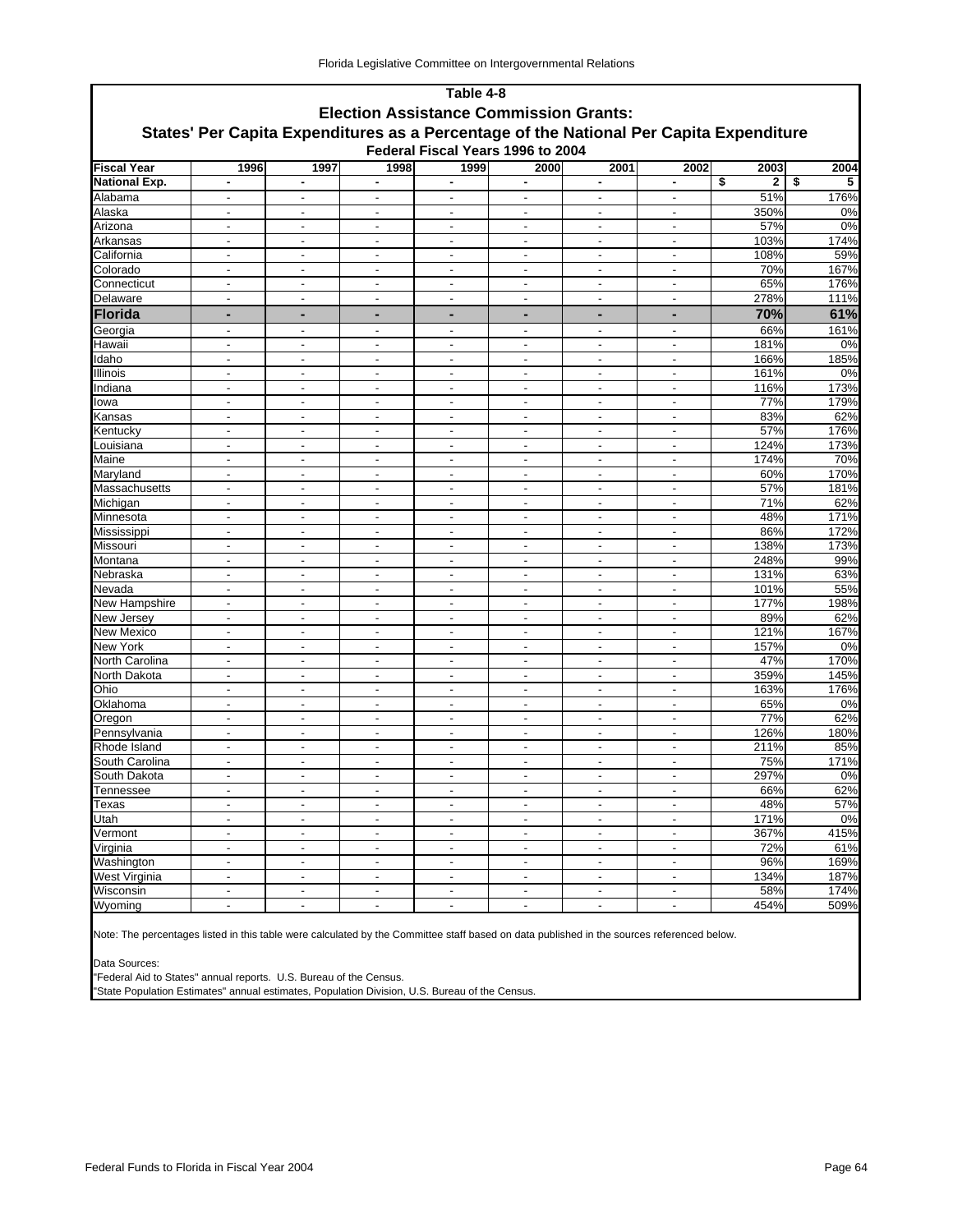## Table 4-8

### Election Assistance Commission Grants:

### States' Per Capita Expenditures as a Percentage of the National Per Capita Expenditure

**Federal Fiscal Years 1996 to 2004**

| Fiscal Year | 1996 | 1997 | 1998 | 1999 | 2000 | 2001 | 2002 | 2003 | 2004 |
|---|---|---|---|---|---|---|---|---|---|
| **National Exp.** | - | - | - | - | - | - | - | $ 2 | $ 5 |
| Alabama | - | - | - | - | - | - | - | 51% | 176% |
| Alaska | - | - | - | - | - | - | - | 350% | 0% |
| Arizona | - | - | - | - | - | - | - | 57% | 0% |
| Arkansas | - | - | - | - | - | - | - | 103% | 174% |
| California | - | - | - | - | - | - | - | 108% | 59% |
| Colorado | - | - | - | - | - | - | - | 70% | 167% |
| Connecticut | - | - | - | - | - | - | - | 65% | 176% |
| Delaware | - | - | - | - | - | - | - | 278% | 111% |
| **Florida** | **-** | **-** | **-** | **-** | **-** | **-** | **-** | **70%** | **61%** |
| Georgia | - | - | - | - | - | - | - | 66% | 161% |
| Hawaii | - | - | - | - | - | - | - | 181% | 0% |
| Idaho | - | - | - | - | - | - | - | 166% | 185% |
| Illinois | - | - | - | - | - | - | - | 161% | 0% |
| Indiana | - | - | - | - | - | - | - | 116% | 173% |
| Iowa | - | - | - | - | - | - | - | 77% | 179% |
| Kansas | - | - | - | - | - | - | - | 83% | 62% |
| Kentucky | - | - | - | - | - | - | - | 57% | 176% |
| Louisiana | - | - | - | - | - | - | - | 124% | 173% |
| Maine | - | - | - | - | - | - | - | 174% | 70% |
| Maryland | - | - | - | - | - | - | - | 60% | 170% |
| Massachusetts | - | - | - | - | - | - | - | 57% | 181% |
| Michigan | - | - | - | - | - | - | - | 71% | 62% |
| Minnesota | - | - | - | - | - | - | - | 48% | 171% |
| Mississippi | - | - | - | - | - | - | - | 86% | 172% |
| Missouri | - | - | - | - | - | - | - | 138% | 173% |
| Montana | - | - | - | - | - | - | - | 248% | 99% |
| Nebraska | - | - | - | - | - | - | - | 131% | 63% |
| Nevada | - | - | - | - | - | - | - | 101% | 55% |
| New Hampshire | - | - | - | - | - | - | - | 177% | 198% |
| New Jersey | - | - | - | - | - | - | - | 89% | 62% |
| New Mexico | - | - | - | - | - | - | - | 121% | 167% |
| New York | - | - | - | - | - | - | - | 157% | 0% |
| North Carolina | - | - | - | - | - | - | - | 47% | 170% |
| North Dakota | - | - | - | - | - | - | - | 359% | 145% |
| Ohio | - | - | - | - | - | - | - | 163% | 176% |
| Oklahoma | - | - | - | - | - | - | - | 65% | 0% |
| Oregon | - | - | - | - | - | - | - | 77% | 62% |
| Pennsylvania | - | - | - | - | - | - | - | 126% | 180% |
| Rhode Island | - | - | - | - | - | - | - | 211% | 85% |
| South Carolina | - | - | - | - | - | - | - | 75% | 171% |
| South Dakota | - | - | - | - | - | - | - | 297% | 0% |
| Tennessee | - | - | - | - | - | - | - | 66% | 62% |
| Texas | - | - | - | - | - | - | - | 48% | 57% |
| Utah | - | - | - | - | - | - | - | 171% | 0% |
| Vermont | - | - | - | - | - | - | - | 367% | 415% |
| Virginia | - | - | - | - | - | - | - | 72% | 61% |
| Washington | - | - | - | - | - | - | - | 96% | 169% |
| West Virginia | - | - | - | - | - | - | - | 134% | 187% |
| Wisconsin | - | - | - | - | - | - | - | 58% | 174% |
| Wyoming | - | - | - | - | - | - | - | 454% | 509% |

Note: The percentages listed in this table were calculated by the Committee staff based on data published in the sources referenced below.

Data Sources:
"Federal Aid to States" annual reports. U.S. Bureau of the Census.
"State Population Estimates" annual estimates, Population Division, U.S. Bureau of the Census.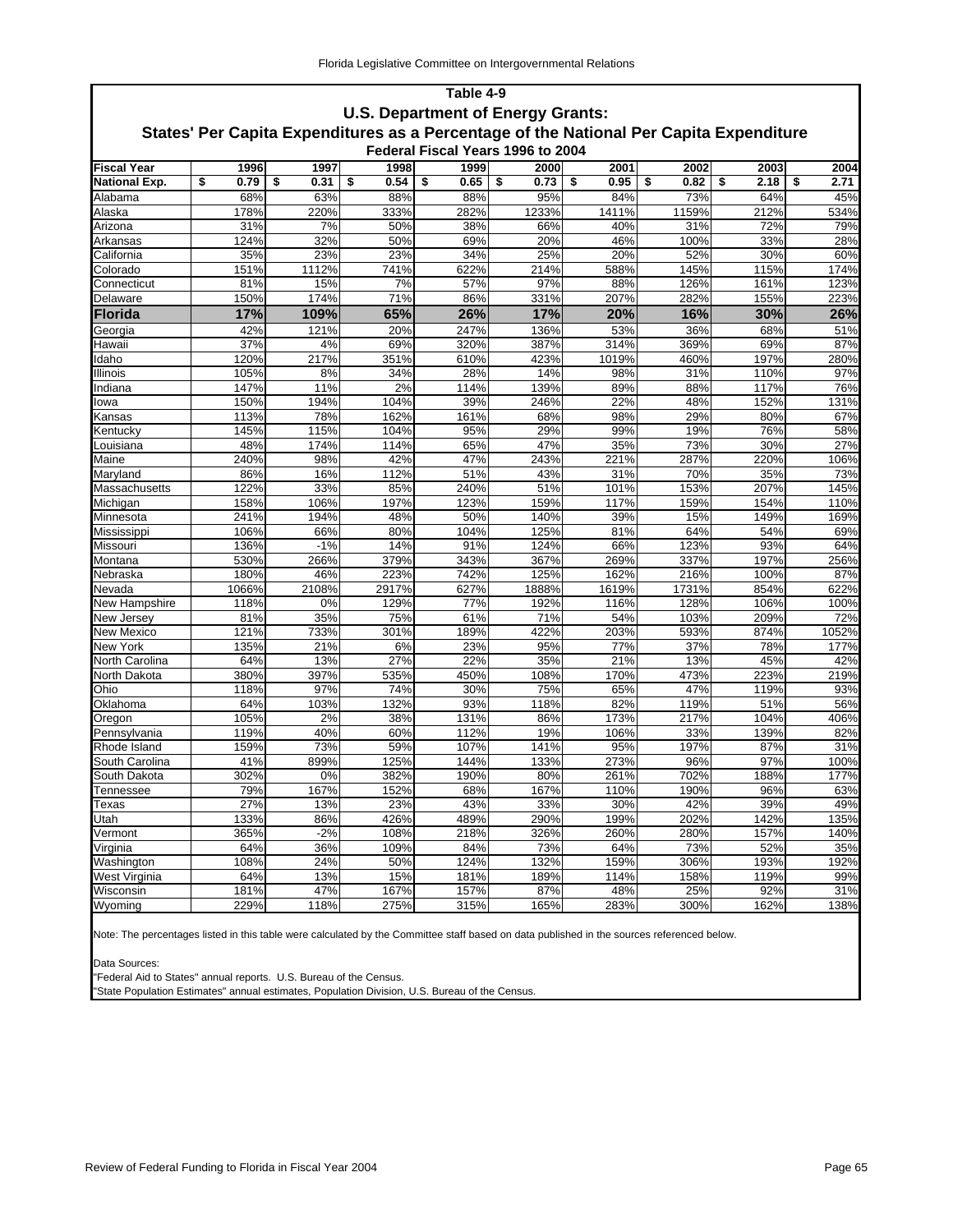## Table 4-9

### U.S. Department of Energy Grants:

### States' Per Capita Expenditures as a Percentage of the National Per Capita Expenditure

#### Federal Fiscal Years 1996 to 2004

| Fiscal Year | 1996 | 1997 | 1998 | 1999 | 2000 | 2001 | 2002 | 2003 | 2004 |
|---|---|---|---|---|---|---|---|---|---|
| **National Exp.** | **$ 0.79** | **$ 0.31** | **$ 0.54** | **$ 0.65** | **$ 0.73** | **$ 0.95** | **$ 0.82** | **$ 2.18** | **$ 2.71** |
| Alabama | 68% | 63% | 88% | 88% | 95% | 84% | 73% | 64% | 45% |
| Alaska | 178% | 220% | 333% | 282% | 1233% | 1411% | 1159% | 212% | 534% |
| Arizona | 31% | 7% | 50% | 38% | 66% | 40% | 31% | 72% | 79% |
| Arkansas | 124% | 32% | 50% | 69% | 20% | 46% | 100% | 33% | 28% |
| California | 35% | 23% | 23% | 34% | 25% | 20% | 52% | 30% | 60% |
| Colorado | 151% | 1112% | 741% | 622% | 214% | 588% | 145% | 115% | 174% |
| Connecticut | 81% | 15% | 7% | 57% | 97% | 88% | 126% | 161% | 123% |
| Delaware | 150% | 174% | 71% | 86% | 331% | 207% | 282% | 155% | 223% |
| **Florida** | **17%** | **109%** | **65%** | **26%** | **17%** | **20%** | **16%** | **30%** | **26%** |
| Georgia | 42% | 121% | 20% | 247% | 136% | 53% | 36% | 68% | 51% |
| Hawaii | 37% | 4% | 69% | 320% | 387% | 314% | 369% | 69% | 87% |
| Idaho | 120% | 217% | 351% | 610% | 423% | 1019% | 460% | 197% | 280% |
| Illinois | 105% | 8% | 34% | 28% | 14% | 98% | 31% | 110% | 97% |
| Indiana | 147% | 11% | 2% | 114% | 139% | 89% | 88% | 117% | 76% |
| Iowa | 150% | 194% | 104% | 39% | 246% | 22% | 48% | 152% | 131% |
| Kansas | 113% | 78% | 162% | 161% | 68% | 98% | 29% | 80% | 67% |
| Kentucky | 145% | 115% | 104% | 95% | 29% | 99% | 19% | 76% | 58% |
| Louisiana | 48% | 174% | 114% | 65% | 47% | 35% | 73% | 30% | 27% |
| Maine | 240% | 98% | 42% | 47% | 243% | 221% | 287% | 220% | 106% |
| Maryland | 86% | 16% | 112% | 51% | 43% | 31% | 70% | 35% | 73% |
| Massachusetts | 122% | 33% | 85% | 240% | 51% | 101% | 153% | 207% | 145% |
| Michigan | 158% | 106% | 197% | 123% | 159% | 117% | 159% | 154% | 110% |
| Minnesota | 241% | 194% | 48% | 50% | 140% | 39% | 15% | 149% | 169% |
| Mississippi | 106% | 66% | 80% | 104% | 125% | 81% | 64% | 54% | 69% |
| Missouri | 136% | -1% | 14% | 91% | 124% | 66% | 123% | 93% | 64% |
| Montana | 530% | 266% | 379% | 343% | 367% | 269% | 337% | 197% | 256% |
| Nebraska | 180% | 46% | 223% | 742% | 125% | 162% | 216% | 100% | 87% |
| Nevada | 1066% | 2108% | 2917% | 627% | 1888% | 1619% | 1731% | 854% | 622% |
| New Hampshire | 118% | 0% | 129% | 77% | 192% | 116% | 128% | 106% | 100% |
| New Jersey | 81% | 35% | 75% | 61% | 71% | 54% | 103% | 209% | 72% |
| New Mexico | 121% | 733% | 301% | 189% | 422% | 203% | 593% | 874% | 1052% |
| New York | 135% | 21% | 6% | 23% | 95% | 77% | 37% | 78% | 177% |
| North Carolina | 64% | 13% | 27% | 22% | 35% | 21% | 13% | 45% | 42% |
| North Dakota | 380% | 397% | 535% | 450% | 108% | 170% | 473% | 223% | 219% |
| Ohio | 118% | 97% | 74% | 30% | 75% | 65% | 47% | 119% | 93% |
| Oklahoma | 64% | 103% | 132% | 93% | 118% | 82% | 119% | 51% | 56% |
| Oregon | 105% | 2% | 38% | 131% | 86% | 173% | 217% | 104% | 406% |
| Pennsylvania | 119% | 40% | 60% | 112% | 19% | 106% | 33% | 139% | 82% |
| Rhode Island | 159% | 73% | 59% | 107% | 141% | 95% | 197% | 87% | 31% |
| South Carolina | 41% | 899% | 125% | 144% | 133% | 273% | 96% | 97% | 100% |
| South Dakota | 302% | 0% | 382% | 190% | 80% | 261% | 702% | 188% | 177% |
| Tennessee | 79% | 167% | 152% | 68% | 167% | 110% | 190% | 96% | 63% |
| Texas | 27% | 13% | 23% | 43% | 33% | 30% | 42% | 39% | 49% |
| Utah | 133% | 86% | 426% | 489% | 290% | 199% | 202% | 142% | 135% |
| Vermont | 365% | -2% | 108% | 218% | 326% | 260% | 280% | 157% | 140% |
| Virginia | 64% | 36% | 109% | 84% | 73% | 64% | 73% | 52% | 35% |
| Washington | 108% | 24% | 50% | 124% | 132% | 159% | 306% | 193% | 192% |
| West Virginia | 64% | 13% | 15% | 181% | 189% | 114% | 158% | 119% | 99% |
| Wisconsin | 181% | 47% | 167% | 157% | 87% | 48% | 25% | 92% | 31% |
| Wyoming | 229% | 118% | 275% | 315% | 165% | 283% | 300% | 162% | 138% |

Note: The percentages listed in this table were calculated by the Committee staff based on data published in the sources referenced below.

Data Sources:

"Federal Aid to States" annual reports. U.S. Bureau of the Census.

"State Population Estimates" annual estimates, Population Division, U.S. Bureau of the Census.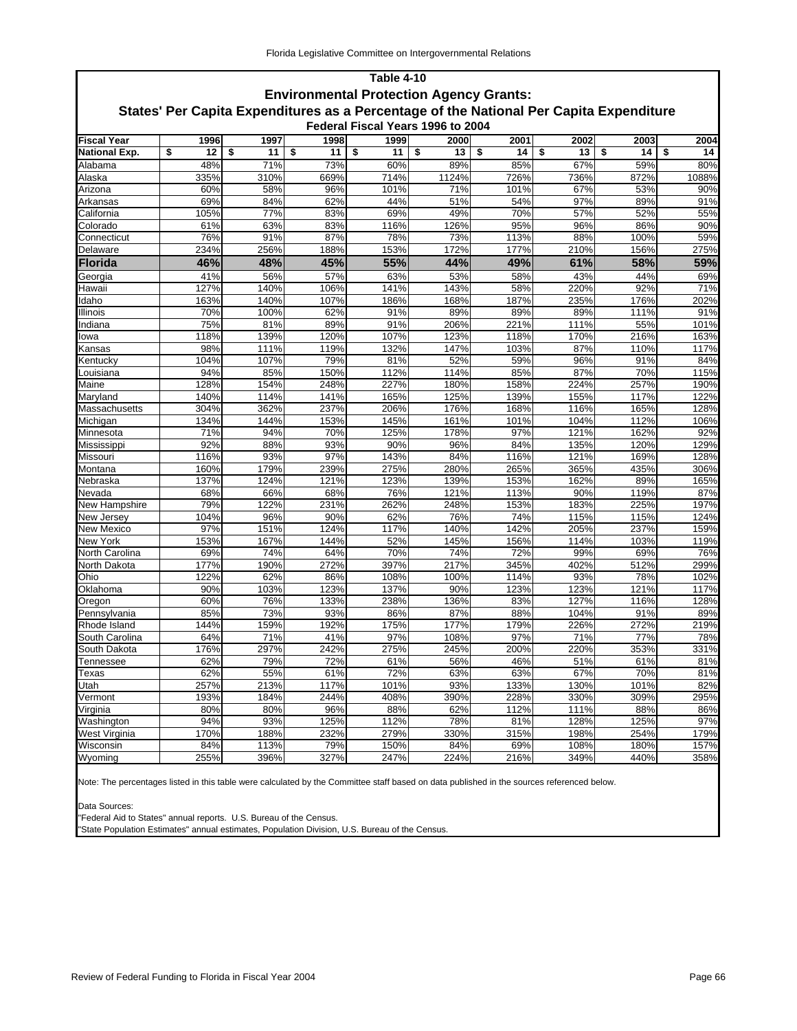## Table 4-10

### Environmental Protection Agency Grants:

### States' Per Capita Expenditures as a Percentage of the National Per Capita Expenditure

#### Federal Fiscal Years 1996 to 2004

| Fiscal Year | 1996 | 1997 | 1998 | 1999 | 2000 | 2001 | 2002 | 2003 | 2004 |
|---|---|---|---|---|---|---|---|---|---|
| National Exp. | $ 12 | $ 11 | $ 11 | $ 11 | $ 13 | $ 14 | $ 13 | $ 14 | $ 14 |
| Alabama | 48% | 71% | 73% | 60% | 89% | 85% | 67% | 59% | 80% |
| Alaska | 335% | 310% | 669% | 714% | 1124% | 726% | 736% | 872% | 1088% |
| Arizona | 60% | 58% | 96% | 101% | 71% | 101% | 67% | 53% | 90% |
| Arkansas | 69% | 84% | 62% | 44% | 51% | 54% | 97% | 89% | 91% |
| California | 105% | 77% | 83% | 69% | 49% | 70% | 57% | 52% | 55% |
| Colorado | 61% | 63% | 83% | 116% | 126% | 95% | 96% | 86% | 90% |
| Connecticut | 76% | 91% | 87% | 78% | 73% | 113% | 88% | 100% | 59% |
| Delaware | 234% | 256% | 188% | 153% | 172% | 177% | 210% | 156% | 275% |
| **Florida** | **46%** | **48%** | **45%** | **55%** | **44%** | **49%** | **61%** | **58%** | **59%** |
| Georgia | 41% | 56% | 57% | 63% | 53% | 58% | 43% | 44% | 69% |
| Hawaii | 127% | 140% | 106% | 141% | 143% | 58% | 220% | 92% | 71% |
| Idaho | 163% | 140% | 107% | 186% | 168% | 187% | 235% | 176% | 202% |
| Illinois | 70% | 100% | 62% | 91% | 89% | 89% | 89% | 111% | 91% |
| Indiana | 75% | 81% | 89% | 91% | 206% | 221% | 111% | 55% | 101% |
| Iowa | 118% | 139% | 120% | 107% | 123% | 118% | 170% | 216% | 163% |
| Kansas | 98% | 111% | 119% | 132% | 147% | 103% | 87% | 110% | 117% |
| Kentucky | 104% | 107% | 79% | 81% | 52% | 59% | 96% | 91% | 84% |
| Louisiana | 94% | 85% | 150% | 112% | 114% | 85% | 87% | 70% | 115% |
| Maine | 128% | 154% | 248% | 227% | 180% | 158% | 224% | 257% | 190% |
| Maryland | 140% | 114% | 141% | 165% | 125% | 139% | 155% | 117% | 122% |
| Massachusetts | 304% | 362% | 237% | 206% | 176% | 168% | 116% | 165% | 128% |
| Michigan | 134% | 144% | 153% | 145% | 161% | 101% | 104% | 112% | 106% |
| Minnesota | 71% | 94% | 70% | 125% | 178% | 97% | 121% | 162% | 92% |
| Mississippi | 92% | 88% | 93% | 90% | 96% | 84% | 135% | 120% | 129% |
| Missouri | 116% | 93% | 97% | 143% | 84% | 116% | 121% | 169% | 128% |
| Montana | 160% | 179% | 239% | 275% | 280% | 265% | 365% | 435% | 306% |
| Nebraska | 137% | 124% | 121% | 123% | 139% | 153% | 162% | 89% | 165% |
| Nevada | 68% | 66% | 68% | 76% | 121% | 113% | 90% | 119% | 87% |
| New Hampshire | 79% | 122% | 231% | 262% | 248% | 153% | 183% | 225% | 197% |
| New Jersey | 104% | 96% | 90% | 62% | 76% | 74% | 115% | 115% | 124% |
| New Mexico | 97% | 151% | 124% | 117% | 140% | 142% | 205% | 237% | 159% |
| New York | 153% | 167% | 144% | 52% | 145% | 156% | 114% | 103% | 119% |
| North Carolina | 69% | 74% | 64% | 70% | 74% | 72% | 99% | 69% | 76% |
| North Dakota | 177% | 190% | 272% | 397% | 217% | 345% | 402% | 512% | 299% |
| Ohio | 122% | 62% | 86% | 108% | 100% | 114% | 93% | 78% | 102% |
| Oklahoma | 90% | 103% | 123% | 137% | 90% | 123% | 123% | 121% | 117% |
| Oregon | 60% | 76% | 133% | 238% | 136% | 83% | 127% | 116% | 128% |
| Pennsylvania | 85% | 73% | 93% | 86% | 87% | 88% | 104% | 91% | 89% |
| Rhode Island | 144% | 159% | 192% | 175% | 177% | 179% | 226% | 272% | 219% |
| South Carolina | 64% | 71% | 41% | 97% | 108% | 97% | 71% | 77% | 78% |
| South Dakota | 176% | 297% | 242% | 275% | 245% | 200% | 220% | 353% | 331% |
| Tennessee | 62% | 79% | 72% | 61% | 56% | 46% | 51% | 61% | 81% |
| Texas | 62% | 55% | 61% | 72% | 63% | 63% | 67% | 70% | 81% |
| Utah | 257% | 213% | 117% | 101% | 93% | 133% | 130% | 101% | 82% |
| Vermont | 193% | 184% | 244% | 408% | 390% | 228% | 330% | 309% | 295% |
| Virginia | 80% | 80% | 96% | 88% | 62% | 112% | 111% | 88% | 86% |
| Washington | 94% | 93% | 125% | 112% | 78% | 81% | 128% | 125% | 97% |
| West Virginia | 170% | 188% | 232% | 279% | 330% | 315% | 198% | 254% | 179% |
| Wisconsin | 84% | 113% | 79% | 150% | 84% | 69% | 108% | 180% | 157% |
| Wyoming | 255% | 396% | 327% | 247% | 224% | 216% | 349% | 440% | 358% |

Note: The percentages listed in this table were calculated by the Committee staff based on data published in the sources referenced below.

Data Sources:
"Federal Aid to States" annual reports. U.S. Bureau of the Census.
"State Population Estimates" annual estimates, Population Division, U.S. Bureau of the Census.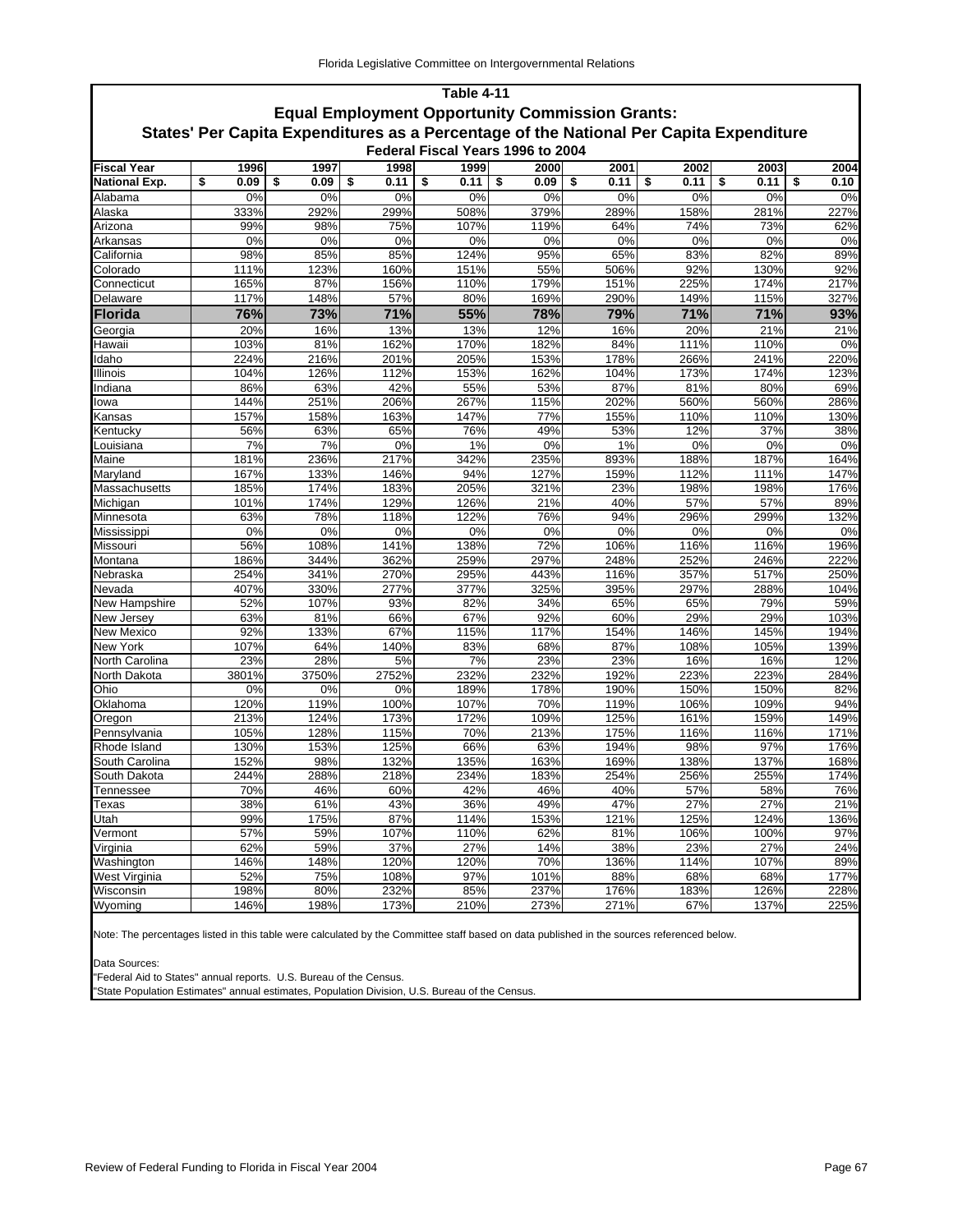## Table 4-11

## Equal Employment Opportunity Commission Grants:

## States' Per Capita Expenditures as a Percentage of the National Per Capita Expenditure

### Federal Fiscal Years 1996 to 2004

| Fiscal Year | 1996 | 1997 | 1998 | 1999 | 2000 | 2001 | 2002 | 2003 | 2004 |
|---|---|---|---|---|---|---|---|---|---|
| **National Exp.** | **$ 0.09** | **$ 0.09** | **$ 0.11** | **$ 0.11** | **$ 0.09** | **$ 0.11** | **$ 0.11** | **$ 0.11** | **$ 0.10** |
| Alabama | 0% | 0% | 0% | 0% | 0% | 0% | 0% | 0% | 0% |
| Alaska | 333% | 292% | 299% | 508% | 379% | 289% | 158% | 281% | 227% |
| Arizona | 99% | 98% | 75% | 107% | 119% | 64% | 74% | 73% | 62% |
| Arkansas | 0% | 0% | 0% | 0% | 0% | 0% | 0% | 0% | 0% |
| California | 98% | 85% | 85% | 124% | 95% | 65% | 83% | 82% | 89% |
| Colorado | 111% | 123% | 160% | 151% | 55% | 506% | 92% | 130% | 92% |
| Connecticut | 165% | 87% | 156% | 110% | 179% | 151% | 225% | 174% | 217% |
| Delaware | 117% | 148% | 57% | 80% | 169% | 290% | 149% | 115% | 327% |
| **Florida** | **76%** | **73%** | **71%** | **55%** | **78%** | **79%** | **71%** | **71%** | **93%** |
| Georgia | 20% | 16% | 13% | 13% | 12% | 16% | 20% | 21% | 21% |
| Hawaii | 103% | 81% | 162% | 170% | 182% | 84% | 111% | 110% | 0% |
| Idaho | 224% | 216% | 201% | 205% | 153% | 178% | 266% | 241% | 220% |
| Illinois | 104% | 126% | 112% | 153% | 162% | 104% | 173% | 174% | 123% |
| Indiana | 86% | 63% | 42% | 55% | 53% | 87% | 81% | 80% | 69% |
| Iowa | 144% | 251% | 206% | 267% | 115% | 202% | 560% | 560% | 286% |
| Kansas | 157% | 158% | 163% | 147% | 77% | 155% | 110% | 110% | 130% |
| Kentucky | 56% | 63% | 65% | 76% | 49% | 53% | 12% | 37% | 38% |
| Louisiana | 7% | 7% | 0% | 1% | 0% | 1% | 0% | 0% | 0% |
| Maine | 181% | 236% | 217% | 342% | 235% | 893% | 188% | 187% | 164% |
| Maryland | 167% | 133% | 146% | 94% | 127% | 159% | 112% | 111% | 147% |
| Massachusetts | 185% | 174% | 183% | 205% | 321% | 23% | 198% | 198% | 176% |
| Michigan | 101% | 174% | 129% | 126% | 21% | 40% | 57% | 57% | 89% |
| Minnesota | 63% | 78% | 118% | 122% | 76% | 94% | 296% | 299% | 132% |
| Mississippi | 0% | 0% | 0% | 0% | 0% | 0% | 0% | 0% | 0% |
| Missouri | 56% | 108% | 141% | 138% | 72% | 106% | 116% | 116% | 196% |
| Montana | 186% | 344% | 362% | 259% | 297% | 248% | 252% | 246% | 222% |
| Nebraska | 254% | 341% | 270% | 295% | 443% | 116% | 357% | 517% | 250% |
| Nevada | 407% | 330% | 277% | 377% | 325% | 395% | 297% | 288% | 104% |
| New Hampshire | 52% | 107% | 93% | 82% | 34% | 65% | 65% | 79% | 59% |
| New Jersey | 63% | 81% | 66% | 67% | 92% | 60% | 29% | 29% | 103% |
| New Mexico | 92% | 133% | 67% | 115% | 117% | 154% | 146% | 145% | 194% |
| New York | 107% | 64% | 140% | 83% | 68% | 87% | 108% | 105% | 139% |
| North Carolina | 23% | 28% | 5% | 7% | 23% | 23% | 16% | 16% | 12% |
| North Dakota | 3801% | 3750% | 2752% | 232% | 232% | 192% | 223% | 223% | 284% |
| Ohio | 0% | 0% | 0% | 189% | 178% | 190% | 150% | 150% | 82% |
| Oklahoma | 120% | 119% | 100% | 107% | 70% | 119% | 106% | 109% | 94% |
| Oregon | 213% | 124% | 173% | 172% | 109% | 125% | 161% | 159% | 149% |
| Pennsylvania | 105% | 128% | 115% | 70% | 213% | 175% | 116% | 116% | 171% |
| Rhode Island | 130% | 153% | 125% | 66% | 63% | 194% | 98% | 97% | 176% |
| South Carolina | 152% | 98% | 132% | 135% | 163% | 169% | 138% | 137% | 168% |
| South Dakota | 244% | 288% | 218% | 234% | 183% | 254% | 256% | 255% | 174% |
| Tennessee | 70% | 46% | 60% | 42% | 46% | 40% | 57% | 58% | 76% |
| Texas | 38% | 61% | 43% | 36% | 49% | 47% | 27% | 27% | 21% |
| Utah | 99% | 175% | 87% | 114% | 153% | 121% | 125% | 124% | 136% |
| Vermont | 57% | 59% | 107% | 110% | 62% | 81% | 106% | 100% | 97% |
| Virginia | 62% | 59% | 37% | 27% | 14% | 38% | 23% | 27% | 24% |
| Washington | 146% | 148% | 120% | 120% | 70% | 136% | 114% | 107% | 89% |
| West Virginia | 52% | 75% | 108% | 97% | 101% | 88% | 68% | 68% | 177% |
| Wisconsin | 198% | 80% | 232% | 85% | 237% | 176% | 183% | 126% | 228% |
| Wyoming | 146% | 198% | 173% | 210% | 273% | 271% | 67% | 137% | 225% |

Note: The percentages listed in this table were calculated by the Committee staff based on data published in the sources referenced below.

Data Sources:
"Federal Aid to States" annual reports. U.S. Bureau of the Census.
"State Population Estimates" annual estimates, Population Division, U.S. Bureau of the Census.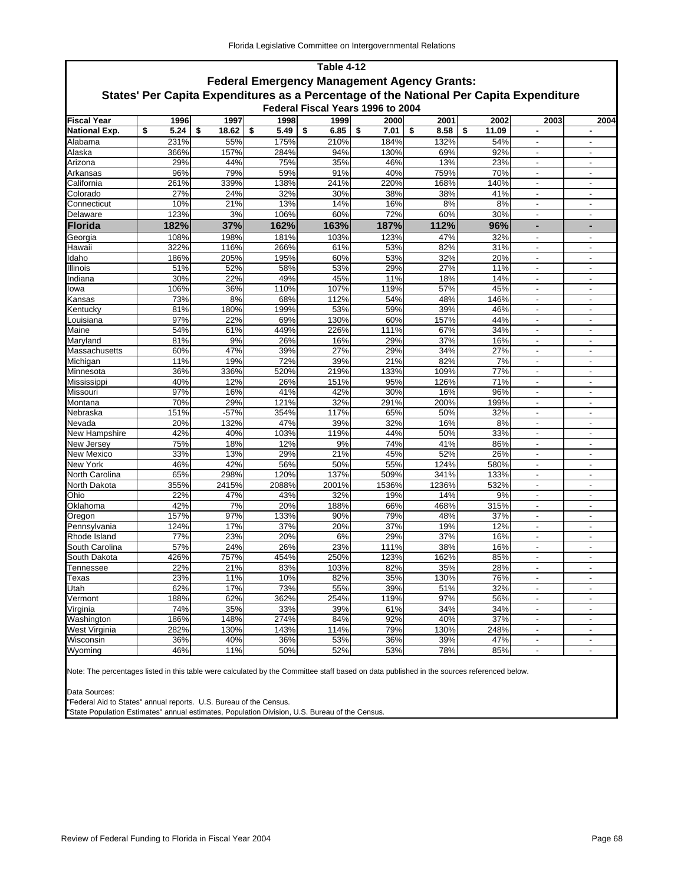## Table 4-12

### Federal Emergency Management Agency Grants:

### States' Per Capita Expenditures as a Percentage of the National Per Capita Expenditure

#### Federal Fiscal Years 1996 to 2004

| Fiscal Year | 1996 | 1997 | 1998 | 1999 | 2000 | 2001 | 2002 | 2003 | 2004 |
|---|---|---|---|---|---|---|---|---|---|
| **National Exp.** | **$ 5.24** | **$ 18.62** | **$ 5.49** | **$ 6.85** | **$ 7.01** | **$ 8.58** | **$ 11.09** | **-** | **-** |
| Alabama | 231% | 55% | 175% | 210% | 184% | 132% | 54% | - | - |
| Alaska | 366% | 157% | 284% | 94% | 130% | 69% | 92% | - | - |
| Arizona | 29% | 44% | 75% | 35% | 46% | 13% | 23% | - | - |
| Arkansas | 96% | 79% | 59% | 91% | 40% | 759% | 70% | - | - |
| California | 261% | 339% | 138% | 241% | 220% | 168% | 140% | - | - |
| Colorado | 27% | 24% | 32% | 30% | 38% | 38% | 41% | - | - |
| Connecticut | 10% | 21% | 13% | 14% | 16% | 8% | 8% | - | - |
| Delaware | 123% | 3% | 106% | 60% | 72% | 60% | 30% | - | - |
| **Florida** | **182%** | **37%** | **162%** | **163%** | **187%** | **112%** | **96%** | **-** | **-** |
| Georgia | 108% | 198% | 181% | 103% | 123% | 47% | 32% | - | - |
| Hawaii | 322% | 116% | 266% | 61% | 53% | 82% | 31% | - | - |
| Idaho | 186% | 205% | 195% | 60% | 53% | 32% | 20% | - | - |
| Illinois | 51% | 52% | 58% | 53% | 29% | 27% | 11% | - | - |
| Indiana | 30% | 22% | 49% | 45% | 11% | 18% | 14% | - | - |
| Iowa | 106% | 36% | 110% | 107% | 119% | 57% | 45% | - | - |
| Kansas | 73% | 8% | 68% | 112% | 54% | 48% | 146% | - | - |
| Kentucky | 81% | 180% | 199% | 53% | 59% | 39% | 46% | - | - |
| Louisiana | 97% | 22% | 69% | 130% | 60% | 157% | 44% | - | - |
| Maine | 54% | 61% | 449% | 226% | 111% | 67% | 34% | - | - |
| Maryland | 81% | 9% | 26% | 16% | 29% | 37% | 16% | - | - |
| Massachusetts | 60% | 47% | 39% | 27% | 29% | 34% | 27% | - | - |
| Michigan | 11% | 19% | 72% | 39% | 21% | 82% | 7% | - | - |
| Minnesota | 36% | 336% | 520% | 219% | 133% | 109% | 77% | - | - |
| Mississippi | 40% | 12% | 26% | 151% | 95% | 126% | 71% | - | - |
| Missouri | 97% | 16% | 41% | 42% | 30% | 16% | 96% | - | - |
| Montana | 70% | 29% | 121% | 32% | 291% | 200% | 199% | - | - |
| Nebraska | 151% | -57% | 354% | 117% | 65% | 50% | 32% | - | - |
| Nevada | 20% | 132% | 47% | 39% | 32% | 16% | 8% | - | - |
| New Hampshire | 42% | 40% | 103% | 119% | 44% | 50% | 33% | - | - |
| New Jersey | 75% | 18% | 12% | 9% | 74% | 41% | 86% | - | - |
| New Mexico | 33% | 13% | 29% | 21% | 45% | 52% | 26% | - | - |
| New York | 46% | 42% | 56% | 50% | 55% | 124% | 580% | - | - |
| North Carolina | 65% | 298% | 120% | 137% | 509% | 341% | 133% | - | - |
| North Dakota | 355% | 2415% | 2088% | 2001% | 1536% | 1236% | 532% | - | - |
| Ohio | 22% | 47% | 43% | 32% | 19% | 14% | 9% | - | - |
| Oklahoma | 42% | 7% | 20% | 188% | 66% | 468% | 315% | - | - |
| Oregon | 157% | 97% | 133% | 90% | 79% | 48% | 37% | - | - |
| Pennsylvania | 124% | 17% | 37% | 20% | 37% | 19% | 12% | - | - |
| Rhode Island | 77% | 23% | 20% | 6% | 29% | 37% | 16% | - | - |
| South Carolina | 57% | 24% | 26% | 23% | 111% | 38% | 16% | - | - |
| South Dakota | 426% | 757% | 454% | 250% | 123% | 162% | 85% | - | - |
| Tennessee | 22% | 21% | 83% | 103% | 82% | 35% | 28% | - | - |
| Texas | 23% | 11% | 10% | 82% | 35% | 130% | 76% | - | - |
| Utah | 62% | 17% | 73% | 55% | 39% | 51% | 32% | - | - |
| Vermont | 188% | 62% | 362% | 254% | 119% | 97% | 56% | - | - |
| Virginia | 74% | 35% | 33% | 39% | 61% | 34% | 34% | - | - |
| Washington | 186% | 148% | 274% | 84% | 92% | 40% | 37% | - | - |
| West Virginia | 282% | 130% | 143% | 114% | 79% | 130% | 248% | - | - |
| Wisconsin | 36% | 40% | 36% | 53% | 36% | 39% | 47% | - | - |
| Wyoming | 46% | 11% | 50% | 52% | 53% | 78% | 85% | - | - |

Note: The percentages listed in this table were calculated by the Committee staff based on data published in the sources referenced below.

Data Sources:
"Federal Aid to States" annual reports. U.S. Bureau of the Census.
"State Population Estimates" annual estimates, Population Division, U.S. Bureau of the Census.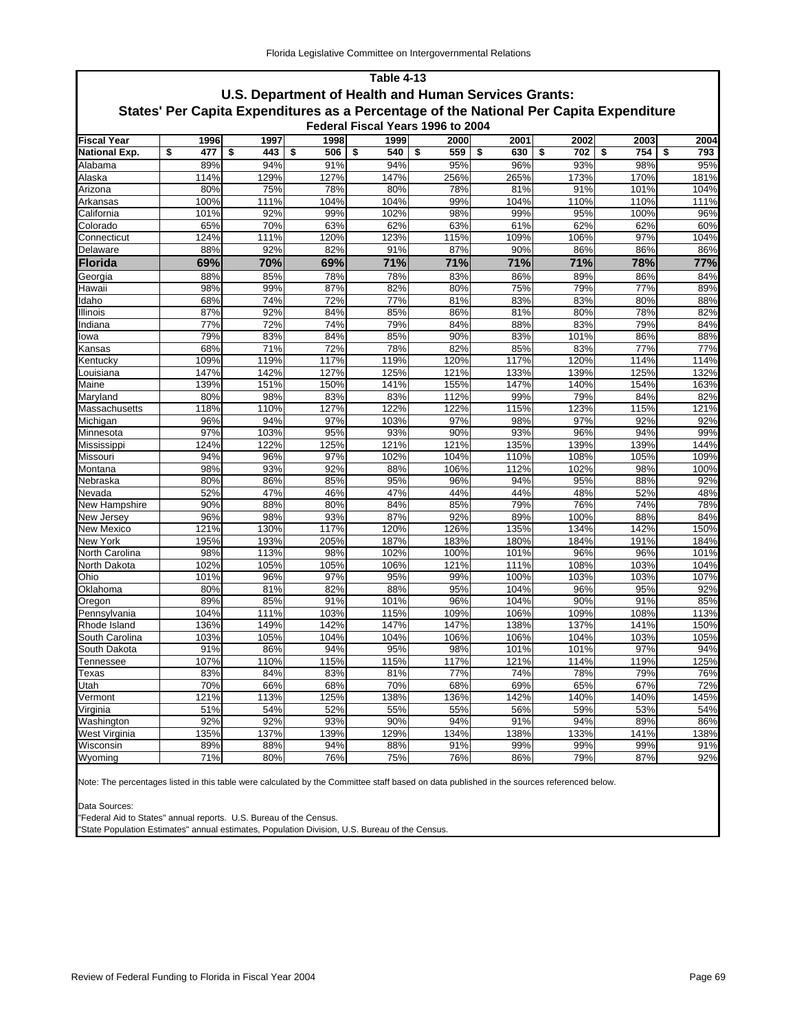## Table 4-13

### U.S. Department of Health and Human Services Grants:

### States' Per Capita Expenditures as a Percentage of the National Per Capita Expenditure

#### Federal Fiscal Years 1996 to 2004

| Fiscal Year | 1996 | 1997 | 1998 | 1999 | 2000 | 2001 | 2002 | 2003 | 2004 |
|---|---|---|---|---|---|---|---|---|---|
| **National Exp.** | $ 477 | $ 443 | $ 506 | $ 540 | $ 559 | $ 630 | $ 702 | $ 754 | $ 793 |
| Alabama | 89% | 94% | 91% | 94% | 95% | 96% | 93% | 98% | 95% |
| Alaska | 114% | 129% | 127% | 147% | 256% | 265% | 173% | 170% | 181% |
| Arizona | 80% | 75% | 78% | 80% | 78% | 81% | 91% | 101% | 104% |
| Arkansas | 100% | 111% | 104% | 104% | 99% | 104% | 110% | 110% | 111% |
| California | 101% | 92% | 99% | 102% | 98% | 99% | 95% | 100% | 96% |
| Colorado | 65% | 70% | 63% | 62% | 63% | 61% | 62% | 62% | 60% |
| Connecticut | 124% | 111% | 120% | 123% | 115% | 109% | 106% | 97% | 104% |
| Delaware | 88% | 92% | 82% | 91% | 87% | 90% | 86% | 86% | 86% |
| **Florida** | **69%** | **70%** | **69%** | **71%** | **71%** | **71%** | **71%** | **78%** | **77%** |
| Georgia | 88% | 85% | 78% | 78% | 83% | 86% | 89% | 86% | 84% |
| Hawaii | 98% | 99% | 87% | 82% | 80% | 75% | 79% | 77% | 89% |
| Idaho | 68% | 74% | 72% | 77% | 81% | 83% | 83% | 80% | 88% |
| Illinois | 87% | 92% | 84% | 85% | 86% | 81% | 80% | 78% | 82% |
| Indiana | 77% | 72% | 74% | 79% | 84% | 88% | 83% | 79% | 84% |
| Iowa | 79% | 83% | 84% | 85% | 90% | 83% | 101% | 86% | 88% |
| Kansas | 68% | 71% | 72% | 78% | 82% | 85% | 83% | 77% | 77% |
| Kentucky | 109% | 119% | 117% | 119% | 120% | 117% | 120% | 114% | 114% |
| Louisiana | 147% | 142% | 127% | 125% | 121% | 133% | 139% | 125% | 132% |
| Maine | 139% | 151% | 150% | 141% | 155% | 147% | 140% | 154% | 163% |
| Maryland | 80% | 98% | 83% | 83% | 112% | 99% | 79% | 84% | 82% |
| Massachusetts | 118% | 110% | 127% | 122% | 122% | 115% | 123% | 115% | 121% |
| Michigan | 96% | 94% | 97% | 103% | 97% | 98% | 97% | 92% | 92% |
| Minnesota | 97% | 103% | 95% | 93% | 90% | 93% | 96% | 94% | 99% |
| Mississippi | 124% | 122% | 125% | 121% | 121% | 135% | 139% | 139% | 144% |
| Missouri | 94% | 96% | 97% | 102% | 104% | 110% | 108% | 105% | 109% |
| Montana | 98% | 93% | 92% | 88% | 106% | 112% | 102% | 98% | 100% |
| Nebraska | 80% | 86% | 85% | 95% | 96% | 94% | 95% | 88% | 92% |
| Nevada | 52% | 47% | 46% | 47% | 44% | 44% | 48% | 52% | 48% |
| New Hampshire | 90% | 88% | 80% | 84% | 85% | 79% | 76% | 74% | 78% |
| New Jersey | 96% | 98% | 93% | 87% | 92% | 89% | 100% | 88% | 84% |
| New Mexico | 121% | 130% | 117% | 120% | 126% | 135% | 134% | 142% | 150% |
| New York | 195% | 193% | 205% | 187% | 183% | 180% | 184% | 191% | 184% |
| North Carolina | 98% | 113% | 98% | 102% | 100% | 101% | 96% | 96% | 101% |
| North Dakota | 102% | 105% | 105% | 106% | 121% | 111% | 108% | 103% | 104% |
| Ohio | 101% | 96% | 97% | 95% | 99% | 100% | 103% | 103% | 107% |
| Oklahoma | 80% | 81% | 82% | 88% | 95% | 104% | 96% | 95% | 92% |
| Oregon | 89% | 85% | 91% | 101% | 96% | 104% | 90% | 91% | 85% |
| Pennsylvania | 104% | 111% | 103% | 115% | 109% | 106% | 109% | 108% | 113% |
| Rhode Island | 136% | 149% | 142% | 147% | 147% | 138% | 137% | 141% | 150% |
| South Carolina | 103% | 105% | 104% | 104% | 106% | 106% | 104% | 103% | 105% |
| South Dakota | 91% | 86% | 94% | 95% | 98% | 101% | 101% | 97% | 94% |
| Tennessee | 107% | 110% | 115% | 115% | 117% | 121% | 114% | 119% | 125% |
| Texas | 83% | 84% | 83% | 81% | 77% | 74% | 78% | 79% | 76% |
| Utah | 70% | 66% | 68% | 70% | 68% | 69% | 65% | 67% | 72% |
| Vermont | 121% | 113% | 125% | 138% | 136% | 142% | 140% | 140% | 145% |
| Virginia | 51% | 54% | 52% | 55% | 55% | 56% | 59% | 53% | 54% |
| Washington | 92% | 92% | 93% | 90% | 94% | 91% | 94% | 89% | 86% |
| West Virginia | 135% | 137% | 139% | 129% | 134% | 138% | 133% | 141% | 138% |
| Wisconsin | 89% | 88% | 94% | 88% | 91% | 99% | 99% | 99% | 91% |
| Wyoming | 71% | 80% | 76% | 75% | 76% | 86% | 79% | 87% | 92% |

Note: The percentages listed in this table were calculated by the Committee staff based on data published in the sources referenced below.

Data Sources:
"Federal Aid to States" annual reports. U.S. Bureau of the Census.
"State Population Estimates" annual estimates, Population Division, U.S. Bureau of the Census.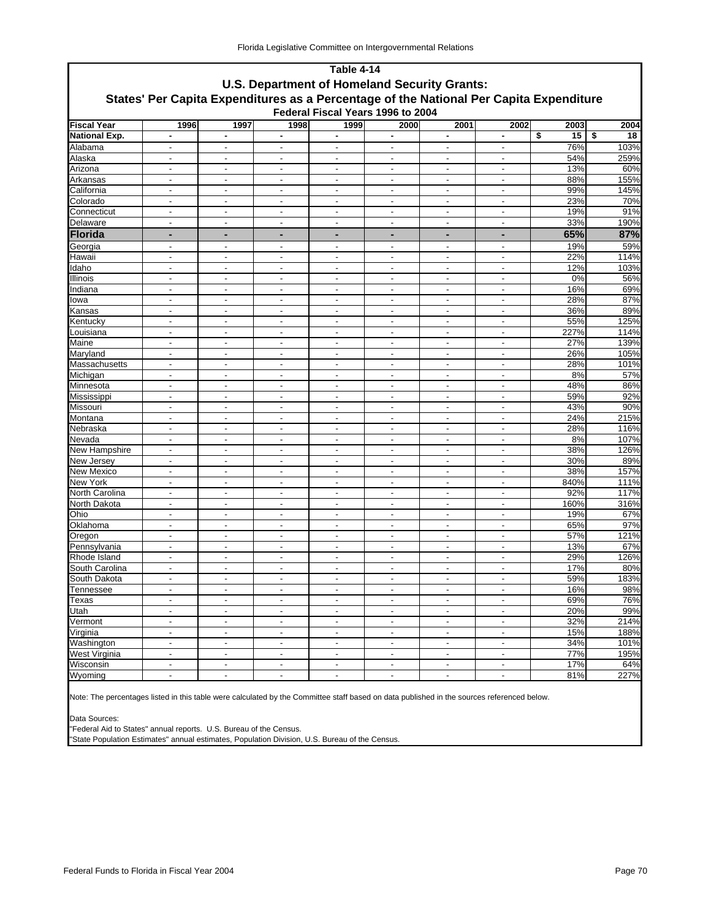## Table 4-14

### U.S. Department of Homeland Security Grants:

### States' Per Capita Expenditures as a Percentage of the National Per Capita Expenditure

#### Federal Fiscal Years 1996 to 2004

| Fiscal Year | 1996 | 1997 | 1998 | 1999 | 2000 | 2001 | 2002 | 2003 | 2004 |
|---|---|---|---|---|---|---|---|---|---|
| **National Exp.** | **-** | **-** | **-** | **-** | **-** | **-** | **-** | **$ 15** | **$ 18** |
| Alabama | - | - | - | - | - | - | - | 76% | 103% |
| Alaska | - | - | - | - | - | - | - | 54% | 259% |
| Arizona | - | - | - | - | - | - | - | 13% | 60% |
| Arkansas | - | - | - | - | - | - | - | 88% | 155% |
| California | - | - | - | - | - | - | - | 99% | 145% |
| Colorado | - | - | - | - | - | - | - | 23% | 70% |
| Connecticut | - | - | - | - | - | - | - | 19% | 91% |
| Delaware | - | - | - | - | - | - | - | 33% | 190% |
| **Florida** | **-** | **-** | **-** | **-** | **-** | **-** | **-** | **65%** | **87%** |
| Georgia | - | - | - | - | - | - | - | 19% | 59% |
| Hawaii | - | - | - | - | - | - | - | 22% | 114% |
| Idaho | - | - | - | - | - | - | - | 12% | 103% |
| Illinois | - | - | - | - | - | - | - | 0% | 56% |
| Indiana | - | - | - | - | - | - | - | 16% | 69% |
| Iowa | - | - | - | - | - | - | - | 28% | 87% |
| Kansas | - | - | - | - | - | - | - | 36% | 89% |
| Kentucky | - | - | - | - | - | - | - | 55% | 125% |
| Louisiana | - | - | - | - | - | - | - | 227% | 114% |
| Maine | - | - | - | - | - | - | - | 27% | 139% |
| Maryland | - | - | - | - | - | - | - | 26% | 105% |
| Massachusetts | - | - | - | - | - | - | - | 28% | 101% |
| Michigan | - | - | - | - | - | - | - | 8% | 57% |
| Minnesota | - | - | - | - | - | - | - | 48% | 86% |
| Mississippi | - | - | - | - | - | - | - | 59% | 92% |
| Missouri | - | - | - | - | - | - | - | 43% | 90% |
| Montana | - | - | - | - | - | - | - | 24% | 215% |
| Nebraska | - | - | - | - | - | - | - | 28% | 116% |
| Nevada | - | - | - | - | - | - | - | 8% | 107% |
| New Hampshire | - | - | - | - | - | - | - | 38% | 126% |
| New Jersey | - | - | - | - | - | - | - | 30% | 89% |
| New Mexico | - | - | - | - | - | - | - | 38% | 157% |
| New York | - | - | - | - | - | - | - | 840% | 111% |
| North Carolina | - | - | - | - | - | - | - | 92% | 117% |
| North Dakota | - | - | - | - | - | - | - | 160% | 316% |
| Ohio | - | - | - | - | - | - | - | 19% | 67% |
| Oklahoma | - | - | - | - | - | - | - | 65% | 97% |
| Oregon | - | - | - | - | - | - | - | 57% | 121% |
| Pennsylvania | - | - | - | - | - | - | - | 13% | 67% |
| Rhode Island | - | - | - | - | - | - | - | 29% | 126% |
| South Carolina | - | - | - | - | - | - | - | 17% | 80% |
| South Dakota | - | - | - | - | - | - | - | 59% | 183% |
| Tennessee | - | - | - | - | - | - | - | 16% | 98% |
| Texas | - | - | - | - | - | - | - | 69% | 76% |
| Utah | - | - | - | - | - | - | - | 20% | 99% |
| Vermont | - | - | - | - | - | - | - | 32% | 214% |
| Virginia | - | - | - | - | - | - | - | 15% | 188% |
| Washington | - | - | - | - | - | - | - | 34% | 101% |
| West Virginia | - | - | - | - | - | - | - | 77% | 195% |
| Wisconsin | - | - | - | - | - | - | - | 17% | 64% |
| Wyoming | - | - | - | - | - | - | - | 81% | 227% |

Note: The percentages listed in this table were calculated by the Committee staff based on data published in the sources referenced below.

Data Sources:
"Federal Aid to States" annual reports. U.S. Bureau of the Census.
"State Population Estimates" annual estimates, Population Division, U.S. Bureau of the Census.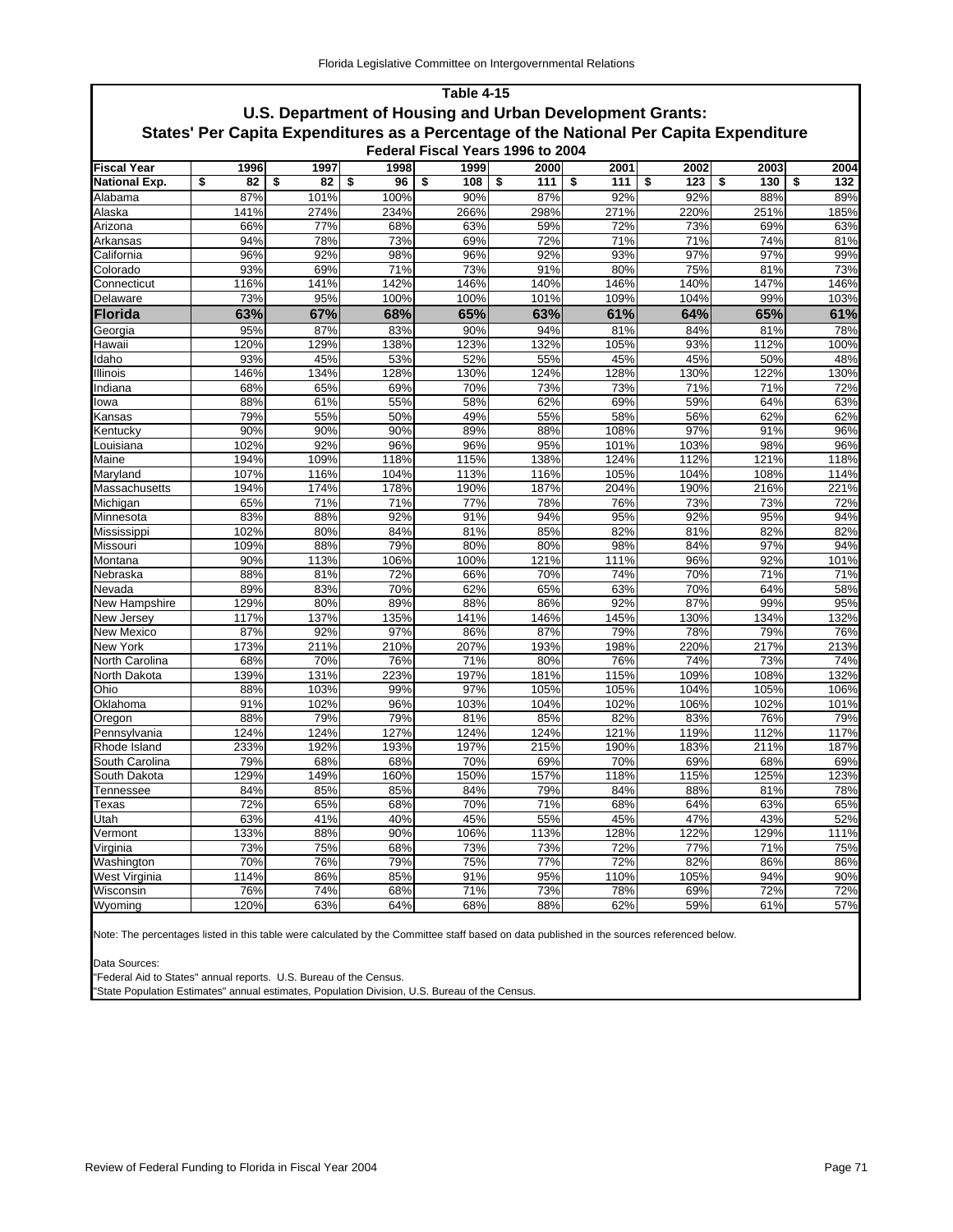## Table 4-15

### U.S. Department of Housing and Urban Development Grants:

### States' Per Capita Expenditures as a Percentage of the National Per Capita Expenditure

#### Federal Fiscal Years 1996 to 2004

| Fiscal Year | 1996 | 1997 | 1998 | 1999 | 2000 | 2001 | 2002 | 2003 | 2004 |
|---|---|---|---|---|---|---|---|---|---|
| **National Exp.** | $ 82 | $ 82 | $ 96 | $ 108 | $ 111 | $ 111 | $ 123 | $ 130 | $ 132 |
| Alabama | 87% | 101% | 100% | 90% | 87% | 92% | 92% | 88% | 89% |
| Alaska | 141% | 274% | 234% | 266% | 298% | 271% | 220% | 251% | 185% |
| Arizona | 66% | 77% | 68% | 63% | 59% | 72% | 73% | 69% | 63% |
| Arkansas | 94% | 78% | 73% | 69% | 72% | 71% | 71% | 74% | 81% |
| California | 96% | 92% | 98% | 96% | 92% | 93% | 97% | 97% | 99% |
| Colorado | 93% | 69% | 71% | 73% | 91% | 80% | 75% | 81% | 73% |
| Connecticut | 116% | 141% | 142% | 146% | 140% | 146% | 140% | 147% | 146% |
| Delaware | 73% | 95% | 100% | 100% | 101% | 109% | 104% | 99% | 103% |
| **Florida** | **63%** | **67%** | **68%** | **65%** | **63%** | **61%** | **64%** | **65%** | **61%** |
| Georgia | 95% | 87% | 83% | 90% | 94% | 81% | 84% | 81% | 78% |
| Hawaii | 120% | 129% | 138% | 123% | 132% | 105% | 93% | 112% | 100% |
| Idaho | 93% | 45% | 53% | 52% | 55% | 45% | 45% | 50% | 48% |
| Illinois | 146% | 134% | 128% | 130% | 124% | 128% | 130% | 122% | 130% |
| Indiana | 68% | 65% | 69% | 70% | 73% | 73% | 71% | 71% | 72% |
| Iowa | 88% | 61% | 55% | 58% | 62% | 69% | 59% | 64% | 63% |
| Kansas | 79% | 55% | 50% | 49% | 55% | 58% | 56% | 62% | 62% |
| Kentucky | 90% | 90% | 90% | 89% | 88% | 108% | 97% | 91% | 96% |
| Louisiana | 102% | 92% | 96% | 96% | 95% | 101% | 103% | 98% | 96% |
| Maine | 194% | 109% | 118% | 115% | 138% | 124% | 112% | 121% | 118% |
| Maryland | 107% | 116% | 104% | 113% | 116% | 105% | 104% | 108% | 114% |
| Massachusetts | 194% | 174% | 178% | 190% | 187% | 204% | 190% | 216% | 221% |
| Michigan | 65% | 71% | 71% | 77% | 78% | 76% | 73% | 73% | 72% |
| Minnesota | 83% | 88% | 92% | 91% | 94% | 95% | 92% | 95% | 94% |
| Mississippi | 102% | 80% | 84% | 81% | 85% | 82% | 81% | 82% | 82% |
| Missouri | 109% | 88% | 79% | 80% | 80% | 98% | 84% | 97% | 94% |
| Montana | 90% | 113% | 106% | 100% | 121% | 111% | 96% | 92% | 101% |
| Nebraska | 88% | 81% | 72% | 66% | 70% | 74% | 70% | 71% | 71% |
| Nevada | 89% | 83% | 70% | 62% | 65% | 63% | 70% | 64% | 58% |
| New Hampshire | 129% | 80% | 89% | 88% | 86% | 92% | 87% | 99% | 95% |
| New Jersey | 117% | 137% | 135% | 141% | 146% | 145% | 130% | 134% | 132% |
| New Mexico | 87% | 92% | 97% | 86% | 87% | 79% | 78% | 79% | 76% |
| New York | 173% | 211% | 210% | 207% | 193% | 198% | 220% | 217% | 213% |
| North Carolina | 68% | 70% | 76% | 71% | 80% | 76% | 74% | 73% | 74% |
| North Dakota | 139% | 131% | 223% | 197% | 181% | 115% | 109% | 108% | 132% |
| Ohio | 88% | 103% | 99% | 97% | 105% | 105% | 104% | 105% | 106% |
| Oklahoma | 91% | 102% | 96% | 103% | 104% | 102% | 106% | 102% | 101% |
| Oregon | 88% | 79% | 79% | 81% | 85% | 82% | 83% | 76% | 79% |
| Pennsylvania | 124% | 124% | 127% | 124% | 124% | 121% | 119% | 112% | 117% |
| Rhode Island | 233% | 192% | 193% | 197% | 215% | 190% | 183% | 211% | 187% |
| South Carolina | 79% | 68% | 68% | 70% | 69% | 70% | 69% | 68% | 69% |
| South Dakota | 129% | 149% | 160% | 150% | 157% | 118% | 115% | 125% | 123% |
| Tennessee | 84% | 85% | 85% | 84% | 79% | 84% | 88% | 81% | 78% |
| Texas | 72% | 65% | 68% | 70% | 71% | 68% | 64% | 63% | 65% |
| Utah | 63% | 41% | 40% | 45% | 55% | 45% | 47% | 43% | 52% |
| Vermont | 133% | 88% | 90% | 106% | 113% | 128% | 122% | 129% | 111% |
| Virginia | 73% | 75% | 68% | 73% | 73% | 72% | 77% | 71% | 75% |
| Washington | 70% | 76% | 79% | 75% | 77% | 72% | 82% | 86% | 86% |
| West Virginia | 114% | 86% | 85% | 91% | 95% | 110% | 105% | 94% | 90% |
| Wisconsin | 76% | 74% | 68% | 71% | 73% | 78% | 69% | 72% | 72% |
| Wyoming | 120% | 63% | 64% | 68% | 88% | 62% | 59% | 61% | 57% |

Note: The percentages listed in this table were calculated by the Committee staff based on data published in the sources referenced below.

Data Sources:
"Federal Aid to States" annual reports. U.S. Bureau of the Census.
"State Population Estimates" annual estimates, Population Division, U.S. Bureau of the Census.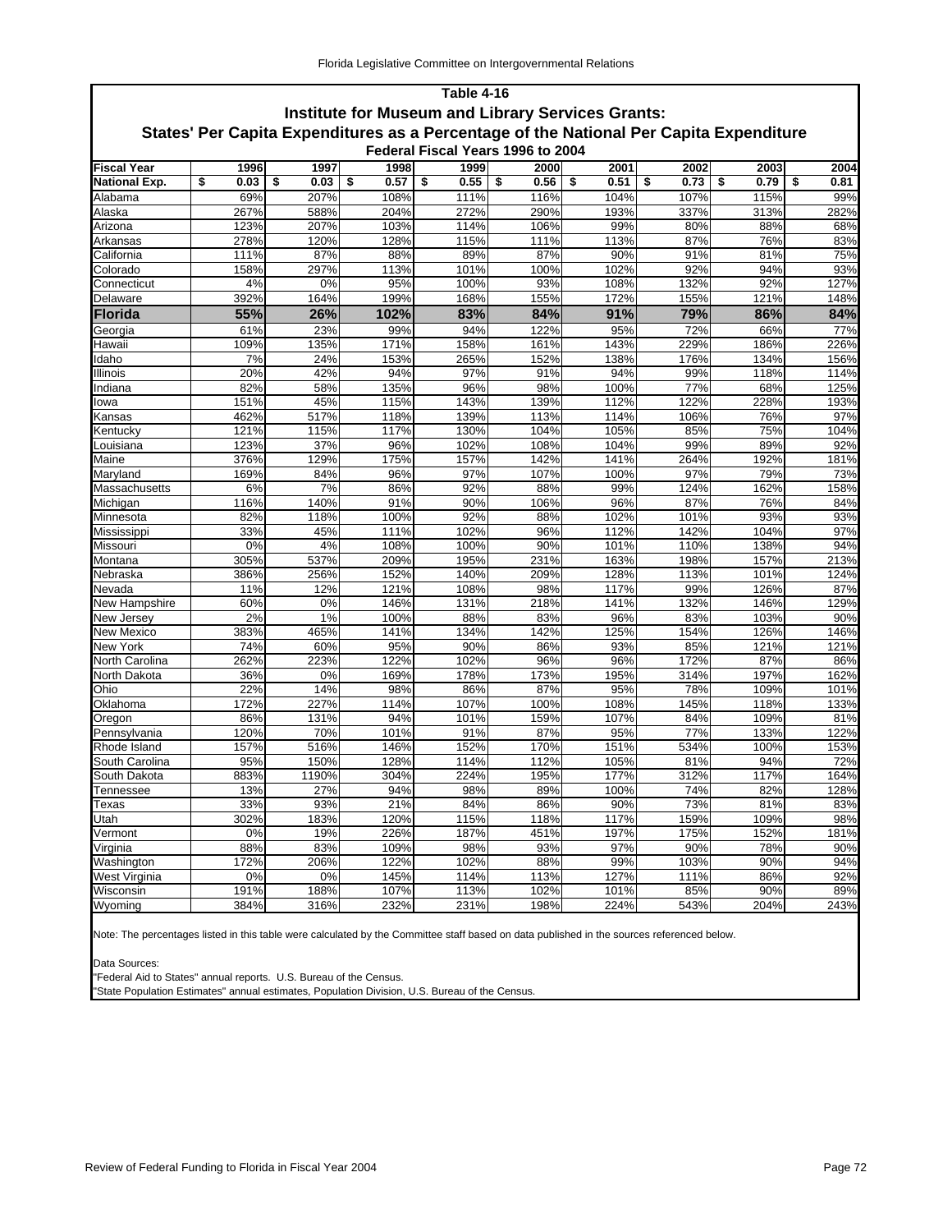## Table 4-16

### Institute for Museum and Library Services Grants:

### States' Per Capita Expenditures as a Percentage of the National Per Capita Expenditure

#### Federal Fiscal Years 1996 to 2004

| Fiscal Year | 1996 | 1997 | 1998 | 1999 | 2000 | 2001 | 2002 | 2003 | 2004 |
|---|---|---|---|---|---|---|---|---|---|
| **National Exp.** | **$ 0.03** | **$ 0.03** | **$ 0.57** | **$ 0.55** | **$ 0.56** | **$ 0.51** | **$ 0.73** | **$ 0.79** | **$ 0.81** |
| Alabama | 69% | 207% | 108% | 111% | 116% | 104% | 107% | 115% | 99% |
| Alaska | 267% | 588% | 204% | 272% | 290% | 193% | 337% | 313% | 282% |
| Arizona | 123% | 207% | 103% | 114% | 106% | 99% | 80% | 88% | 68% |
| Arkansas | 278% | 120% | 128% | 115% | 111% | 113% | 87% | 76% | 83% |
| California | 111% | 87% | 88% | 89% | 87% | 90% | 91% | 81% | 75% |
| Colorado | 158% | 297% | 113% | 101% | 100% | 102% | 92% | 94% | 93% |
| Connecticut | 4% | 0% | 95% | 100% | 93% | 108% | 132% | 92% | 127% |
| Delaware | 392% | 164% | 199% | 168% | 155% | 172% | 155% | 121% | 148% |
| **Florida** | **55%** | **26%** | **102%** | **83%** | **84%** | **91%** | **79%** | **86%** | **84%** |
| Georgia | 61% | 23% | 99% | 94% | 122% | 95% | 72% | 66% | 77% |
| Hawaii | 109% | 135% | 171% | 158% | 161% | 143% | 229% | 186% | 226% |
| Idaho | 7% | 24% | 153% | 265% | 152% | 138% | 176% | 134% | 156% |
| Illinois | 20% | 42% | 94% | 97% | 91% | 94% | 99% | 118% | 114% |
| Indiana | 82% | 58% | 135% | 96% | 98% | 100% | 77% | 68% | 125% |
| Iowa | 151% | 45% | 115% | 143% | 139% | 112% | 122% | 228% | 193% |
| Kansas | 462% | 517% | 118% | 139% | 113% | 114% | 106% | 76% | 97% |
| Kentucky | 121% | 115% | 117% | 130% | 104% | 105% | 85% | 75% | 104% |
| Louisiana | 123% | 37% | 96% | 102% | 108% | 104% | 99% | 89% | 92% |
| Maine | 376% | 129% | 175% | 157% | 142% | 141% | 264% | 192% | 181% |
| Maryland | 169% | 84% | 96% | 97% | 107% | 100% | 97% | 79% | 73% |
| Massachusetts | 6% | 7% | 86% | 92% | 88% | 99% | 124% | 162% | 158% |
| Michigan | 116% | 140% | 91% | 90% | 106% | 96% | 87% | 76% | 84% |
| Minnesota | 82% | 118% | 100% | 92% | 88% | 102% | 101% | 93% | 93% |
| Mississippi | 33% | 45% | 111% | 102% | 96% | 112% | 142% | 104% | 97% |
| Missouri | 0% | 4% | 108% | 100% | 90% | 101% | 110% | 138% | 94% |
| Montana | 305% | 537% | 209% | 195% | 231% | 163% | 198% | 157% | 213% |
| Nebraska | 386% | 256% | 152% | 140% | 209% | 128% | 113% | 101% | 124% |
| Nevada | 11% | 12% | 121% | 108% | 98% | 117% | 99% | 126% | 87% |
| New Hampshire | 60% | 0% | 146% | 131% | 218% | 141% | 132% | 146% | 129% |
| New Jersey | 2% | 1% | 100% | 88% | 83% | 96% | 83% | 103% | 90% |
| New Mexico | 383% | 465% | 141% | 134% | 142% | 125% | 154% | 126% | 146% |
| New York | 74% | 60% | 95% | 90% | 86% | 93% | 85% | 121% | 121% |
| North Carolina | 262% | 223% | 122% | 102% | 96% | 96% | 172% | 87% | 86% |
| North Dakota | 36% | 0% | 169% | 178% | 173% | 195% | 314% | 197% | 162% |
| Ohio | 22% | 14% | 98% | 86% | 87% | 95% | 78% | 109% | 101% |
| Oklahoma | 172% | 227% | 114% | 107% | 100% | 108% | 145% | 118% | 133% |
| Oregon | 86% | 131% | 94% | 101% | 159% | 107% | 84% | 109% | 81% |
| Pennsylvania | 120% | 70% | 101% | 91% | 87% | 95% | 77% | 133% | 122% |
| Rhode Island | 157% | 516% | 146% | 152% | 170% | 151% | 534% | 100% | 153% |
| South Carolina | 95% | 150% | 128% | 114% | 112% | 105% | 81% | 94% | 72% |
| South Dakota | 883% | 1190% | 304% | 224% | 195% | 177% | 312% | 117% | 164% |
| Tennessee | 13% | 27% | 94% | 98% | 89% | 100% | 74% | 82% | 128% |
| Texas | 33% | 93% | 21% | 84% | 86% | 90% | 73% | 81% | 83% |
| Utah | 302% | 183% | 120% | 115% | 118% | 117% | 159% | 109% | 98% |
| Vermont | 0% | 19% | 226% | 187% | 451% | 197% | 175% | 152% | 181% |
| Virginia | 88% | 83% | 109% | 98% | 93% | 97% | 90% | 78% | 90% |
| Washington | 172% | 206% | 122% | 102% | 88% | 99% | 103% | 90% | 94% |
| West Virginia | 0% | 0% | 145% | 114% | 113% | 127% | 111% | 86% | 92% |
| Wisconsin | 191% | 188% | 107% | 113% | 102% | 101% | 85% | 90% | 89% |
| Wyoming | 384% | 316% | 232% | 231% | 198% | 224% | 543% | 204% | 243% |

Note: The percentages listed in this table were calculated by the Committee staff based on data published in the sources referenced below.

Data Sources:
"Federal Aid to States" annual reports. U.S. Bureau of the Census.
"State Population Estimates" annual estimates, Population Division, U.S. Bureau of the Census.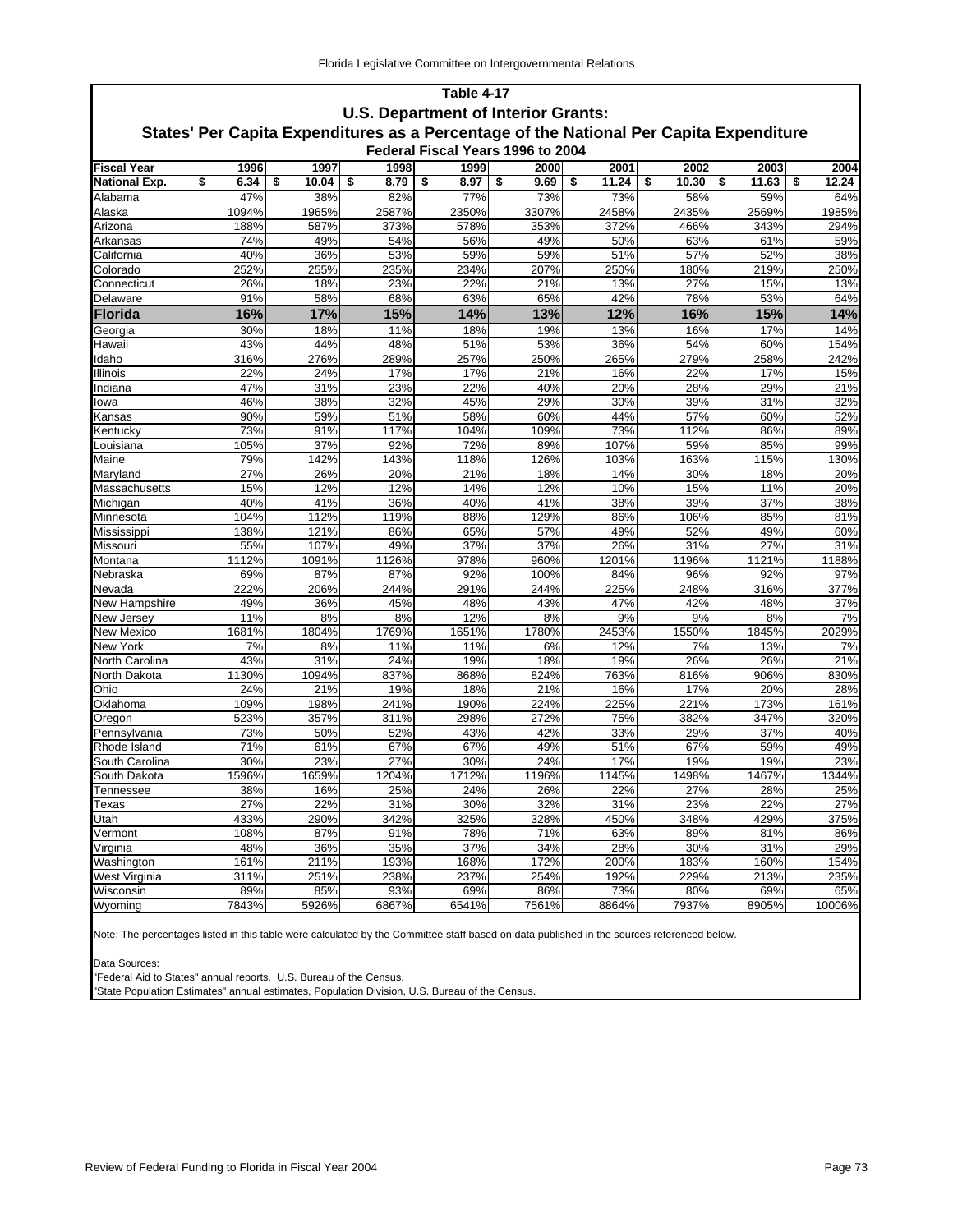## Table 4-17

### U.S. Department of Interior Grants:

### States' Per Capita Expenditures as a Percentage of the National Per Capita Expenditure

Federal Fiscal Years 1996 to 2004

| Fiscal Year | 1996 | 1997 | 1998 | 1999 | 2000 | 2001 | 2002 | 2003 | 2004 |
|---|---|---|---|---|---|---|---|---|---|
| **National Exp.** | **$ 6.34** | **$ 10.04** | **$ 8.79** | **$ 8.97** | **$ 9.69** | **$ 11.24** | **$ 10.30** | **$ 11.63** | **$ 12.24** |
| Alabama | 47% | 38% | 82% | 77% | 73% | 73% | 58% | 59% | 64% |
| Alaska | 1094% | 1965% | 2587% | 2350% | 3307% | 2458% | 2435% | 2569% | 1985% |
| Arizona | 188% | 587% | 373% | 578% | 353% | 372% | 466% | 343% | 294% |
| Arkansas | 74% | 49% | 54% | 56% | 49% | 50% | 63% | 61% | 59% |
| California | 40% | 36% | 53% | 59% | 59% | 51% | 57% | 52% | 38% |
| Colorado | 252% | 255% | 235% | 234% | 207% | 250% | 180% | 219% | 250% |
| Connecticut | 26% | 18% | 23% | 22% | 21% | 13% | 27% | 15% | 13% |
| Delaware | 91% | 58% | 68% | 63% | 65% | 42% | 78% | 53% | 64% |
| **Florida** | **16%** | **17%** | **15%** | **14%** | **13%** | **12%** | **16%** | **15%** | **14%** |
| Georgia | 30% | 18% | 11% | 18% | 19% | 13% | 16% | 17% | 14% |
| Hawaii | 43% | 44% | 48% | 51% | 53% | 36% | 54% | 60% | 154% |
| Idaho | 316% | 276% | 289% | 257% | 250% | 265% | 279% | 258% | 242% |
| Illinois | 22% | 24% | 17% | 17% | 21% | 16% | 22% | 17% | 15% |
| Indiana | 47% | 31% | 23% | 22% | 40% | 20% | 28% | 29% | 21% |
| Iowa | 46% | 38% | 32% | 45% | 29% | 30% | 39% | 31% | 32% |
| Kansas | 90% | 59% | 51% | 58% | 60% | 44% | 57% | 60% | 52% |
| Kentucky | 73% | 91% | 117% | 104% | 109% | 73% | 112% | 86% | 89% |
| Louisiana | 105% | 37% | 92% | 72% | 89% | 107% | 59% | 85% | 99% |
| Maine | 79% | 142% | 143% | 118% | 126% | 103% | 163% | 115% | 130% |
| Maryland | 27% | 26% | 20% | 21% | 18% | 14% | 30% | 18% | 20% |
| Massachusetts | 15% | 12% | 12% | 14% | 12% | 10% | 15% | 11% | 20% |
| Michigan | 40% | 41% | 36% | 40% | 41% | 38% | 39% | 37% | 38% |
| Minnesota | 104% | 112% | 119% | 88% | 129% | 86% | 106% | 85% | 81% |
| Mississippi | 138% | 121% | 86% | 65% | 57% | 49% | 52% | 49% | 60% |
| Missouri | 55% | 107% | 49% | 37% | 37% | 26% | 31% | 27% | 31% |
| Montana | 1112% | 1091% | 1126% | 978% | 960% | 1201% | 1196% | 1121% | 1188% |
| Nebraska | 69% | 87% | 87% | 92% | 100% | 84% | 96% | 92% | 97% |
| Nevada | 222% | 206% | 244% | 291% | 244% | 225% | 248% | 316% | 377% |
| New Hampshire | 49% | 36% | 45% | 48% | 43% | 47% | 42% | 48% | 37% |
| New Jersey | 11% | 8% | 8% | 12% | 8% | 9% | 9% | 8% | 7% |
| New Mexico | 1681% | 1804% | 1769% | 1651% | 1780% | 2453% | 1550% | 1845% | 2029% |
| New York | 7% | 8% | 11% | 11% | 6% | 12% | 7% | 13% | 7% |
| North Carolina | 43% | 31% | 24% | 19% | 18% | 19% | 26% | 26% | 21% |
| North Dakota | 1130% | 1094% | 837% | 868% | 824% | 763% | 816% | 906% | 830% |
| Ohio | 24% | 21% | 19% | 18% | 21% | 16% | 17% | 20% | 28% |
| Oklahoma | 109% | 198% | 241% | 190% | 224% | 225% | 221% | 173% | 161% |
| Oregon | 523% | 357% | 311% | 298% | 272% | 75% | 382% | 347% | 320% |
| Pennsylvania | 73% | 50% | 52% | 43% | 42% | 33% | 29% | 37% | 40% |
| Rhode Island | 71% | 61% | 67% | 67% | 49% | 51% | 67% | 59% | 49% |
| South Carolina | 30% | 23% | 27% | 30% | 24% | 17% | 19% | 19% | 23% |
| South Dakota | 1596% | 1659% | 1204% | 1712% | 1196% | 1145% | 1498% | 1467% | 1344% |
| Tennessee | 38% | 16% | 25% | 24% | 26% | 22% | 27% | 28% | 25% |
| Texas | 27% | 22% | 31% | 30% | 32% | 31% | 23% | 22% | 27% |
| Utah | 433% | 290% | 342% | 325% | 328% | 450% | 348% | 429% | 375% |
| Vermont | 108% | 87% | 91% | 78% | 71% | 63% | 89% | 81% | 86% |
| Virginia | 48% | 36% | 35% | 37% | 34% | 28% | 30% | 31% | 29% |
| Washington | 161% | 211% | 193% | 168% | 172% | 200% | 183% | 160% | 154% |
| West Virginia | 311% | 251% | 238% | 237% | 254% | 192% | 229% | 213% | 235% |
| Wisconsin | 89% | 85% | 93% | 69% | 86% | 73% | 80% | 69% | 65% |
| Wyoming | 7843% | 5926% | 6867% | 6541% | 7561% | 8864% | 7937% | 8905% | 10006% |

Note: The percentages listed in this table were calculated by the Committee staff based on data published in the sources referenced below.

Data Sources:
"Federal Aid to States" annual reports. U.S. Bureau of the Census.
"State Population Estimates" annual estimates, Population Division, U.S. Bureau of the Census.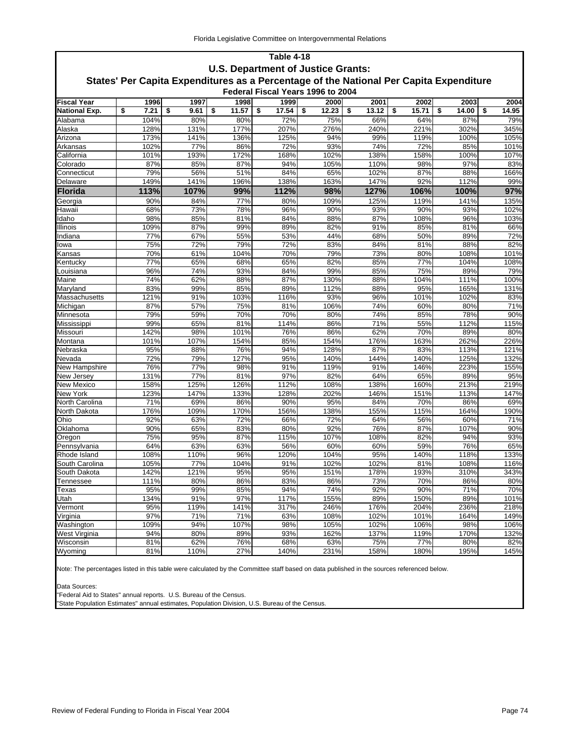## Table 4-18

### U.S. Department of Justice Grants:

### States' Per Capita Expenditures as a Percentage of the National Per Capita Expenditure

#### Federal Fiscal Years 1996 to 2004

| Fiscal Year | 1996 | 1997 | 1998 | 1999 | 2000 | 2001 | 2002 | 2003 | 2004 |
|---|---|---|---|---|---|---|---|---|---|
| **National Exp.** | **$ 7.21** | **$ 9.61** | **$ 11.57** | **$ 17.54** | **$ 12.23** | **$ 13.12** | **$ 15.71** | **$ 14.00** | **$ 14.95** |
| Alabama | 104% | 80% | 80% | 72% | 75% | 66% | 64% | 87% | 79% |
| Alaska | 128% | 131% | 177% | 207% | 276% | 240% | 221% | 302% | 345% |
| Arizona | 173% | 141% | 136% | 125% | 94% | 99% | 119% | 100% | 105% |
| Arkansas | 102% | 77% | 86% | 72% | 93% | 74% | 72% | 85% | 101% |
| California | 101% | 193% | 172% | 168% | 102% | 138% | 158% | 100% | 107% |
| Colorado | 87% | 85% | 87% | 94% | 105% | 110% | 98% | 97% | 83% |
| Connecticut | 79% | 56% | 51% | 84% | 65% | 102% | 87% | 88% | 166% |
| Delaware | 149% | 141% | 196% | 138% | 163% | 147% | 92% | 112% | 99% |
| **Florida** | **113%** | **107%** | **99%** | **112%** | **98%** | **127%** | **106%** | **100%** | **97%** |
| Georgia | 90% | 84% | 77% | 80% | 109% | 125% | 119% | 141% | 135% |
| Hawaii | 68% | 73% | 78% | 96% | 90% | 93% | 90% | 93% | 102% |
| Idaho | 98% | 85% | 81% | 84% | 88% | 87% | 108% | 96% | 103% |
| Illinois | 109% | 87% | 99% | 89% | 82% | 91% | 85% | 81% | 66% |
| Indiana | 77% | 67% | 55% | 53% | 44% | 68% | 50% | 89% | 72% |
| Iowa | 75% | 72% | 79% | 72% | 83% | 84% | 81% | 88% | 82% |
| Kansas | 70% | 61% | 104% | 70% | 79% | 73% | 80% | 108% | 101% |
| Kentucky | 77% | 65% | 68% | 65% | 82% | 85% | 77% | 104% | 108% |
| Louisiana | 96% | 74% | 93% | 84% | 99% | 85% | 75% | 89% | 79% |
| Maine | 74% | 62% | 88% | 87% | 130% | 88% | 104% | 111% | 100% |
| Maryland | 83% | 99% | 85% | 89% | 112% | 88% | 95% | 165% | 131% |
| Massachusetts | 121% | 91% | 103% | 116% | 93% | 96% | 101% | 102% | 83% |
| Michigan | 87% | 57% | 75% | 81% | 106% | 74% | 60% | 80% | 71% |
| Minnesota | 79% | 59% | 70% | 70% | 80% | 74% | 85% | 78% | 90% |
| Mississippi | 99% | 65% | 81% | 114% | 86% | 71% | 55% | 112% | 115% |
| Missouri | 142% | 98% | 101% | 76% | 86% | 62% | 70% | 89% | 80% |
| Montana | 101% | 107% | 154% | 85% | 154% | 176% | 163% | 262% | 226% |
| Nebraska | 95% | 88% | 76% | 94% | 128% | 87% | 83% | 113% | 121% |
| Nevada | 72% | 79% | 127% | 95% | 140% | 144% | 140% | 125% | 132% |
| New Hampshire | 76% | 77% | 98% | 91% | 119% | 91% | 146% | 223% | 155% |
| New Jersey | 131% | 77% | 81% | 97% | 82% | 64% | 65% | 89% | 95% |
| New Mexico | 158% | 125% | 126% | 112% | 108% | 138% | 160% | 213% | 219% |
| New York | 123% | 147% | 133% | 128% | 202% | 146% | 151% | 113% | 147% |
| North Carolina | 71% | 69% | 86% | 90% | 95% | 84% | 70% | 86% | 69% |
| North Dakota | 176% | 109% | 170% | 156% | 138% | 155% | 115% | 164% | 190% |
| Ohio | 92% | 63% | 72% | 66% | 72% | 64% | 56% | 60% | 71% |
| Oklahoma | 90% | 65% | 83% | 80% | 92% | 76% | 87% | 107% | 90% |
| Oregon | 75% | 95% | 87% | 115% | 107% | 108% | 82% | 94% | 93% |
| Pennsylvania | 64% | 63% | 63% | 56% | 60% | 60% | 59% | 76% | 65% |
| Rhode Island | 108% | 110% | 96% | 120% | 104% | 95% | 140% | 118% | 133% |
| South Carolina | 105% | 77% | 104% | 91% | 102% | 102% | 81% | 108% | 116% |
| South Dakota | 142% | 121% | 95% | 95% | 151% | 178% | 193% | 310% | 343% |
| Tennessee | 111% | 80% | 86% | 83% | 86% | 73% | 70% | 86% | 80% |
| Texas | 95% | 99% | 85% | 94% | 74% | 92% | 90% | 71% | 70% |
| Utah | 134% | 91% | 97% | 117% | 155% | 89% | 150% | 89% | 101% |
| Vermont | 95% | 119% | 141% | 317% | 246% | 176% | 204% | 236% | 218% |
| Virginia | 97% | 71% | 71% | 63% | 108% | 102% | 101% | 164% | 149% |
| Washington | 109% | 94% | 107% | 98% | 105% | 102% | 106% | 98% | 106% |
| West Virginia | 94% | 80% | 89% | 93% | 162% | 137% | 119% | 170% | 132% |
| Wisconsin | 81% | 62% | 76% | 68% | 63% | 75% | 77% | 80% | 82% |
| Wyoming | 81% | 110% | 27% | 140% | 231% | 158% | 180% | 195% | 145% |

Note: The percentages listed in this table were calculated by the Committee staff based on data published in the sources referenced below.

Data Sources:
"Federal Aid to States" annual reports. U.S. Bureau of the Census.
"State Population Estimates" annual estimates, Population Division, U.S. Bureau of the Census.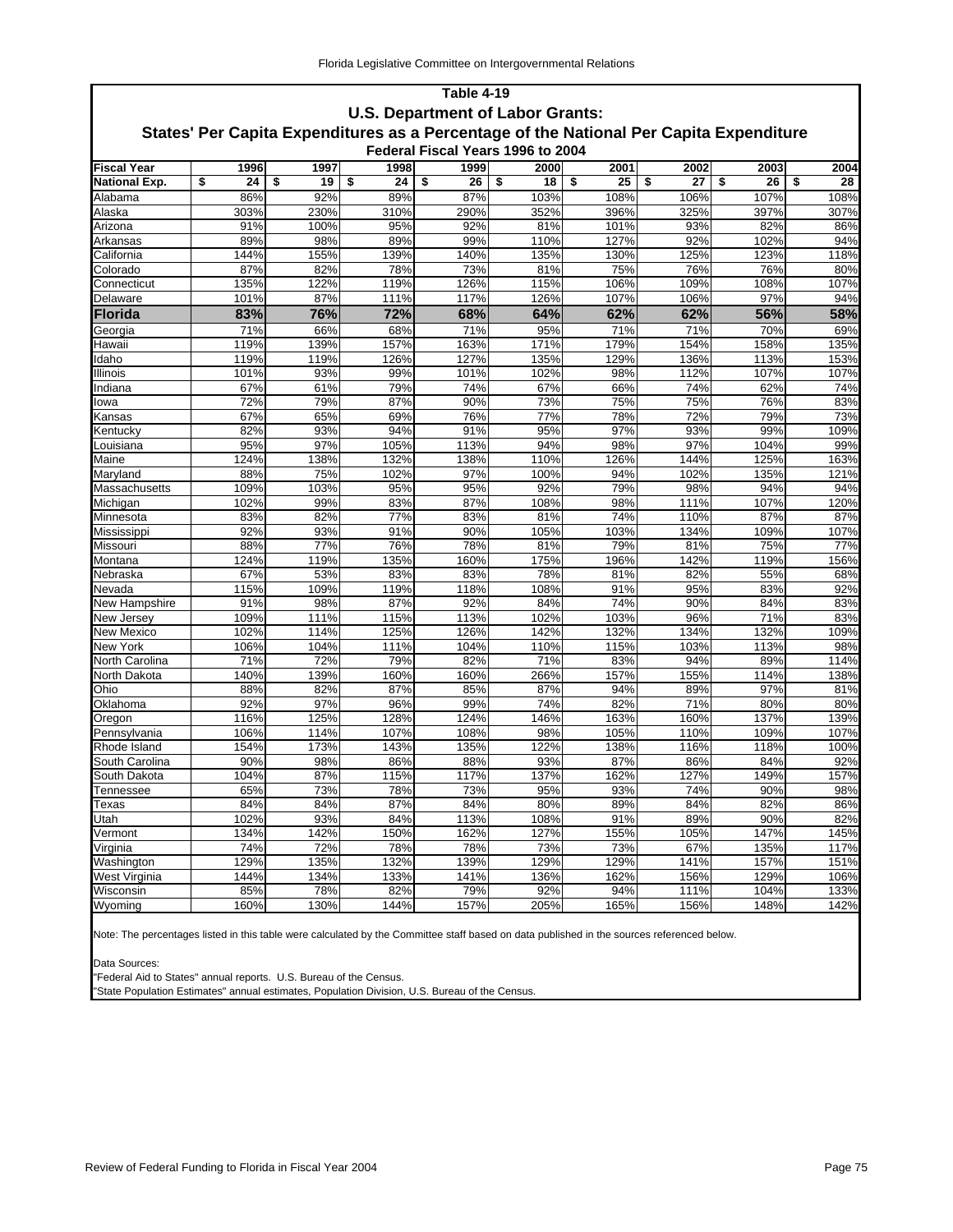## Table 4-19

### U.S. Department of Labor Grants:

### States' Per Capita Expenditures as a Percentage of the National Per Capita Expenditure

#### Federal Fiscal Years 1996 to 2004

| Fiscal Year | 1996 | 1997 | 1998 | 1999 | 2000 | 2001 | 2002 | 2003 | 2004 |
|---|---|---|---|---|---|---|---|---|---|
| **National Exp.** | **$ 24** | **$ 19** | **$ 24** | **$ 26** | **$ 18** | **$ 25** | **$ 27** | **$ 26** | **$ 28** |
| Alabama | 86% | 92% | 89% | 87% | 103% | 108% | 106% | 107% | 108% |
| Alaska | 303% | 230% | 310% | 290% | 352% | 396% | 325% | 397% | 307% |
| Arizona | 91% | 100% | 95% | 92% | 81% | 101% | 93% | 82% | 86% |
| Arkansas | 89% | 98% | 89% | 99% | 110% | 127% | 92% | 102% | 94% |
| California | 144% | 155% | 139% | 140% | 135% | 130% | 125% | 123% | 118% |
| Colorado | 87% | 82% | 78% | 73% | 81% | 75% | 76% | 76% | 80% |
| Connecticut | 135% | 122% | 119% | 126% | 115% | 106% | 109% | 108% | 107% |
| Delaware | 101% | 87% | 111% | 117% | 126% | 107% | 106% | 97% | 94% |
| **Florida** | **83%** | **76%** | **72%** | **68%** | **64%** | **62%** | **62%** | **56%** | **58%** |
| Georgia | 71% | 66% | 68% | 71% | 95% | 71% | 71% | 70% | 69% |
| Hawaii | 119% | 139% | 157% | 163% | 171% | 179% | 154% | 158% | 135% |
| Idaho | 119% | 119% | 126% | 127% | 135% | 129% | 136% | 113% | 153% |
| Illinois | 101% | 93% | 99% | 101% | 102% | 98% | 112% | 107% | 107% |
| Indiana | 67% | 61% | 79% | 74% | 67% | 66% | 74% | 62% | 74% |
| Iowa | 72% | 79% | 87% | 90% | 73% | 75% | 75% | 76% | 83% |
| Kansas | 67% | 65% | 69% | 76% | 77% | 78% | 72% | 79% | 73% |
| Kentucky | 82% | 93% | 94% | 91% | 95% | 97% | 93% | 99% | 109% |
| Louisiana | 95% | 97% | 105% | 113% | 94% | 98% | 97% | 104% | 99% |
| Maine | 124% | 138% | 132% | 138% | 110% | 126% | 144% | 125% | 163% |
| Maryland | 88% | 75% | 102% | 97% | 100% | 94% | 102% | 135% | 121% |
| Massachusetts | 109% | 103% | 95% | 95% | 92% | 79% | 98% | 94% | 94% |
| Michigan | 102% | 99% | 83% | 87% | 108% | 98% | 111% | 107% | 120% |
| Minnesota | 83% | 82% | 77% | 83% | 81% | 74% | 110% | 87% | 87% |
| Mississippi | 92% | 93% | 91% | 90% | 105% | 103% | 134% | 109% | 107% |
| Missouri | 88% | 77% | 76% | 78% | 81% | 79% | 81% | 75% | 77% |
| Montana | 124% | 119% | 135% | 160% | 175% | 196% | 142% | 119% | 156% |
| Nebraska | 67% | 53% | 83% | 83% | 78% | 81% | 82% | 55% | 68% |
| Nevada | 115% | 109% | 119% | 118% | 108% | 91% | 95% | 83% | 92% |
| New Hampshire | 91% | 98% | 87% | 92% | 84% | 74% | 90% | 84% | 83% |
| New Jersey | 109% | 111% | 115% | 113% | 102% | 103% | 96% | 71% | 83% |
| New Mexico | 102% | 114% | 125% | 126% | 142% | 132% | 134% | 132% | 109% |
| New York | 106% | 104% | 111% | 104% | 110% | 115% | 103% | 113% | 98% |
| North Carolina | 71% | 72% | 79% | 82% | 71% | 83% | 94% | 89% | 114% |
| North Dakota | 140% | 139% | 160% | 160% | 266% | 157% | 155% | 114% | 138% |
| Ohio | 88% | 82% | 87% | 85% | 87% | 94% | 89% | 97% | 81% |
| Oklahoma | 92% | 97% | 96% | 99% | 74% | 82% | 71% | 80% | 80% |
| Oregon | 116% | 125% | 128% | 124% | 146% | 163% | 160% | 137% | 139% |
| Pennsylvania | 106% | 114% | 107% | 108% | 98% | 105% | 110% | 109% | 107% |
| Rhode Island | 154% | 173% | 143% | 135% | 122% | 138% | 116% | 118% | 100% |
| South Carolina | 90% | 98% | 86% | 88% | 93% | 87% | 86% | 84% | 92% |
| South Dakota | 104% | 87% | 115% | 117% | 137% | 162% | 127% | 149% | 157% |
| Tennessee | 65% | 73% | 78% | 73% | 95% | 93% | 74% | 90% | 98% |
| Texas | 84% | 84% | 87% | 84% | 80% | 89% | 84% | 82% | 86% |
| Utah | 102% | 93% | 84% | 113% | 108% | 91% | 89% | 90% | 82% |
| Vermont | 134% | 142% | 150% | 162% | 127% | 155% | 105% | 147% | 145% |
| Virginia | 74% | 72% | 78% | 78% | 73% | 73% | 67% | 135% | 117% |
| Washington | 129% | 135% | 132% | 139% | 129% | 129% | 141% | 157% | 151% |
| West Virginia | 144% | 134% | 133% | 141% | 136% | 162% | 156% | 129% | 106% |
| Wisconsin | 85% | 78% | 82% | 79% | 92% | 94% | 111% | 104% | 133% |
| Wyoming | 160% | 130% | 144% | 157% | 205% | 165% | 156% | 148% | 142% |

Note: The percentages listed in this table were calculated by the Committee staff based on data published in the sources referenced below.

Data Sources:
"Federal Aid to States" annual reports. U.S. Bureau of the Census.
"State Population Estimates" annual estimates, Population Division, U.S. Bureau of the Census.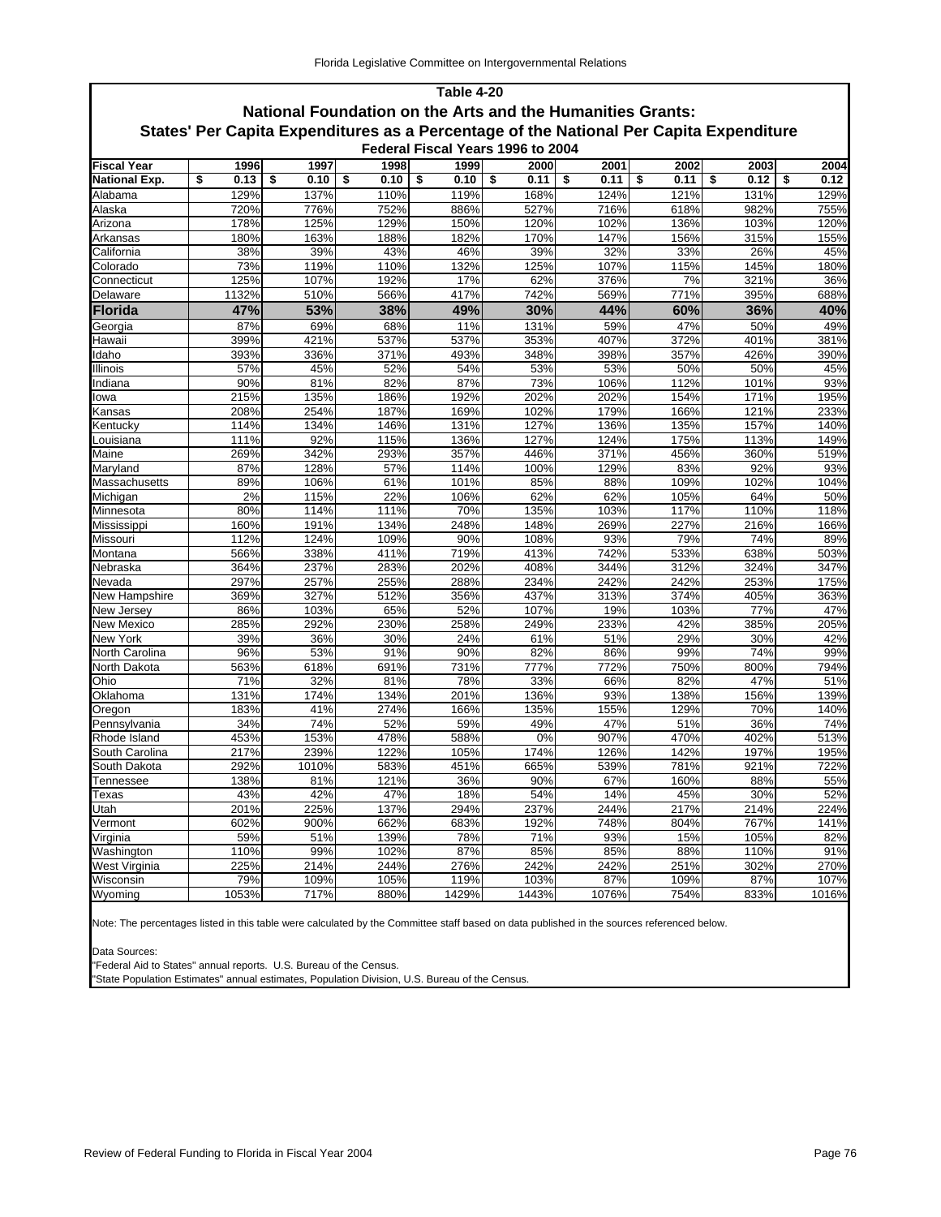**Table 4-20**

## National Foundation on the Arts and the Humanities Grants:

## States' Per Capita Expenditures as a Percentage of the National Per Capita Expenditure

**Federal Fiscal Years 1996 to 2004**

| Fiscal Year | 1996 | 1997 | 1998 | 1999 | 2000 | 2001 | 2002 | 2003 | 2004 |
|---|---|---|---|---|---|---|---|---|---|
| **National Exp.** | **$ 0.13** | **$ 0.10** | **$ 0.10** | **$ 0.10** | **$ 0.11** | **$ 0.11** | **$ 0.11** | **$ 0.12** | **$ 0.12** |
| Alabama | 129% | 137% | 110% | 119% | 168% | 124% | 121% | 131% | 129% |
| Alaska | 720% | 776% | 752% | 886% | 527% | 716% | 618% | 982% | 755% |
| Arizona | 178% | 125% | 129% | 150% | 120% | 102% | 136% | 103% | 120% |
| Arkansas | 180% | 163% | 188% | 182% | 170% | 147% | 156% | 315% | 155% |
| California | 38% | 39% | 43% | 46% | 39% | 32% | 33% | 26% | 45% |
| Colorado | 73% | 119% | 110% | 132% | 125% | 107% | 115% | 145% | 180% |
| Connecticut | 125% | 107% | 192% | 17% | 62% | 376% | 7% | 321% | 36% |
| Delaware | 1132% | 510% | 566% | 417% | 742% | 569% | 771% | 395% | 688% |
| **Florida** | **47%** | **53%** | **38%** | **49%** | **30%** | **44%** | **60%** | **36%** | **40%** |
| Georgia | 87% | 69% | 68% | 11% | 131% | 59% | 47% | 50% | 49% |
| Hawaii | 399% | 421% | 537% | 537% | 353% | 407% | 372% | 401% | 381% |
| Idaho | 393% | 336% | 371% | 493% | 348% | 398% | 357% | 426% | 390% |
| Illinois | 57% | 45% | 52% | 54% | 53% | 53% | 50% | 50% | 45% |
| Indiana | 90% | 81% | 82% | 87% | 73% | 106% | 112% | 101% | 93% |
| Iowa | 215% | 135% | 186% | 192% | 202% | 202% | 154% | 171% | 195% |
| Kansas | 208% | 254% | 187% | 169% | 102% | 179% | 166% | 121% | 233% |
| Kentucky | 114% | 134% | 146% | 131% | 127% | 136% | 135% | 157% | 140% |
| Louisiana | 111% | 92% | 115% | 136% | 127% | 124% | 175% | 113% | 149% |
| Maine | 269% | 342% | 293% | 357% | 446% | 371% | 456% | 360% | 519% |
| Maryland | 87% | 128% | 57% | 114% | 100% | 129% | 83% | 92% | 93% |
| Massachusetts | 89% | 106% | 61% | 101% | 85% | 88% | 109% | 102% | 104% |
| Michigan | 2% | 115% | 22% | 106% | 62% | 62% | 105% | 64% | 50% |
| Minnesota | 80% | 114% | 111% | 70% | 135% | 103% | 117% | 110% | 118% |
| Mississippi | 160% | 191% | 134% | 248% | 148% | 269% | 227% | 216% | 166% |
| Missouri | 112% | 124% | 109% | 90% | 108% | 93% | 79% | 74% | 89% |
| Montana | 566% | 338% | 411% | 719% | 413% | 742% | 533% | 638% | 503% |
| Nebraska | 364% | 237% | 283% | 202% | 408% | 344% | 312% | 324% | 347% |
| Nevada | 297% | 257% | 255% | 288% | 234% | 242% | 242% | 253% | 175% |
| New Hampshire | 369% | 327% | 512% | 356% | 437% | 313% | 374% | 405% | 363% |
| New Jersey | 86% | 103% | 65% | 52% | 107% | 19% | 103% | 77% | 47% |
| New Mexico | 285% | 292% | 230% | 258% | 249% | 233% | 42% | 385% | 205% |
| New York | 39% | 36% | 30% | 24% | 61% | 51% | 29% | 30% | 42% |
| North Carolina | 96% | 53% | 91% | 90% | 82% | 86% | 99% | 74% | 99% |
| North Dakota | 563% | 618% | 691% | 731% | 777% | 772% | 750% | 800% | 794% |
| Ohio | 71% | 32% | 81% | 78% | 33% | 66% | 82% | 47% | 51% |
| Oklahoma | 131% | 174% | 134% | 201% | 136% | 93% | 138% | 156% | 139% |
| Oregon | 183% | 41% | 274% | 166% | 135% | 155% | 129% | 70% | 140% |
| Pennsylvania | 34% | 74% | 52% | 59% | 49% | 47% | 51% | 36% | 74% |
| Rhode Island | 453% | 153% | 478% | 588% | 0% | 907% | 470% | 402% | 513% |
| South Carolina | 217% | 239% | 122% | 105% | 174% | 126% | 142% | 197% | 195% |
| South Dakota | 292% | 1010% | 583% | 451% | 665% | 539% | 781% | 921% | 722% |
| Tennessee | 138% | 81% | 121% | 36% | 90% | 67% | 160% | 88% | 55% |
| Texas | 43% | 42% | 47% | 18% | 54% | 14% | 45% | 30% | 52% |
| Utah | 201% | 225% | 137% | 294% | 237% | 244% | 217% | 214% | 224% |
| Vermont | 602% | 900% | 662% | 683% | 192% | 748% | 804% | 767% | 141% |
| Virginia | 59% | 51% | 139% | 78% | 71% | 93% | 15% | 105% | 82% |
| Washington | 110% | 99% | 102% | 87% | 85% | 85% | 88% | 110% | 91% |
| West Virginia | 225% | 214% | 244% | 276% | 242% | 242% | 251% | 302% | 270% |
| Wisconsin | 79% | 109% | 105% | 119% | 103% | 87% | 109% | 87% | 107% |
| Wyoming | 1053% | 717% | 880% | 1429% | 1443% | 1076% | 754% | 833% | 1016% |

Note: The percentages listed in this table were calculated by the Committee staff based on data published in the sources referenced below.

Data Sources:
"Federal Aid to States" annual reports. U.S. Bureau of the Census.
"State Population Estimates" annual estimates, Population Division, U.S. Bureau of the Census.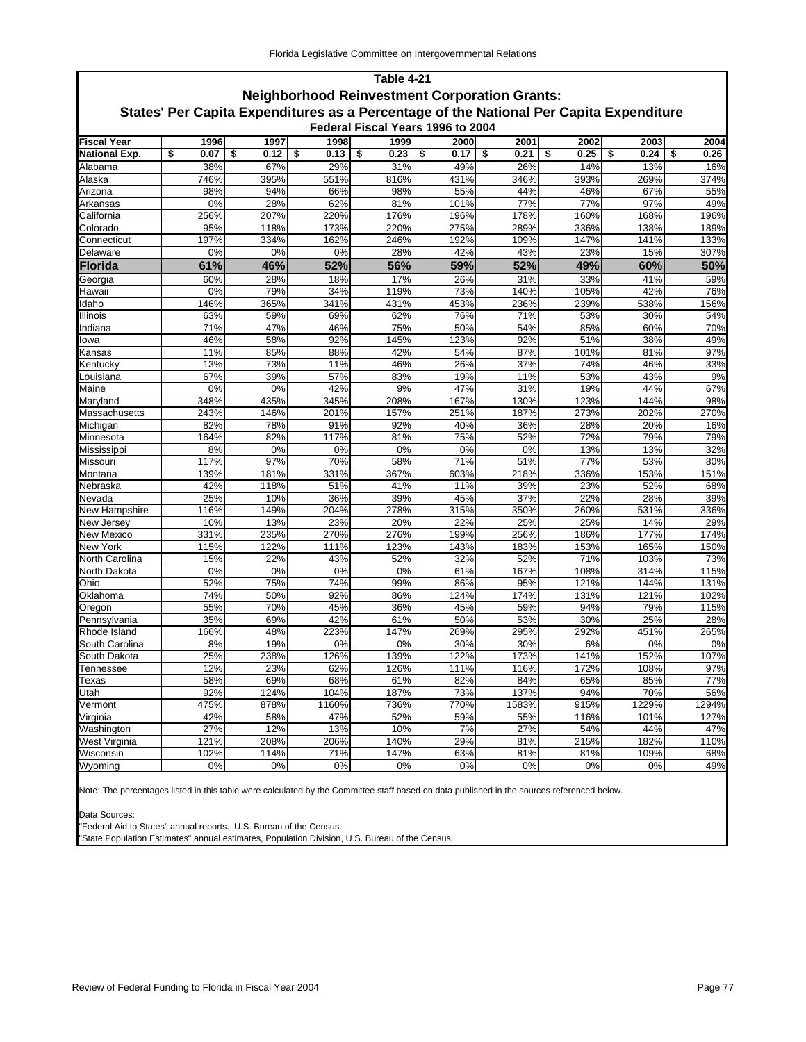## Table 4-21

### Neighborhood Reinvestment Corporation Grants:

### States' Per Capita Expenditures as a Percentage of the National Per Capita Expenditure

#### Federal Fiscal Years 1996 to 2004

| Fiscal Year | 1996 | 1997 | 1998 | 1999 | 2000 | 2001 | 2002 | 2003 | 2004 |
|---|---|---|---|---|---|---|---|---|---|
| **National Exp.** | **$ 0.07** | **$ 0.12** | **$ 0.13** | **$ 0.23** | **$ 0.17** | **$ 0.21** | **$ 0.25** | **$ 0.24** | **$ 0.26** |
| Alabama | 38% | 67% | 29% | 31% | 49% | 26% | 14% | 13% | 16% |
| Alaska | 746% | 395% | 551% | 816% | 431% | 346% | 393% | 269% | 374% |
| Arizona | 98% | 94% | 66% | 98% | 55% | 44% | 46% | 67% | 55% |
| Arkansas | 0% | 28% | 62% | 81% | 101% | 77% | 77% | 97% | 49% |
| California | 256% | 207% | 220% | 176% | 196% | 178% | 160% | 168% | 196% |
| Colorado | 95% | 118% | 173% | 220% | 275% | 289% | 336% | 138% | 189% |
| Connecticut | 197% | 334% | 162% | 246% | 192% | 109% | 147% | 141% | 133% |
| Delaware | 0% | 0% | 0% | 28% | 42% | 43% | 23% | 15% | 307% |
| **Florida** | **61%** | **46%** | **52%** | **56%** | **59%** | **52%** | **49%** | **60%** | **50%** |
| Georgia | 60% | 28% | 18% | 17% | 26% | 31% | 33% | 41% | 59% |
| Hawaii | 0% | 79% | 34% | 119% | 73% | 140% | 105% | 42% | 76% |
| Idaho | 146% | 365% | 341% | 431% | 453% | 236% | 239% | 538% | 156% |
| Illinois | 63% | 59% | 69% | 62% | 76% | 71% | 53% | 30% | 54% |
| Indiana | 71% | 47% | 46% | 75% | 50% | 54% | 85% | 60% | 70% |
| Iowa | 46% | 58% | 92% | 145% | 123% | 92% | 51% | 38% | 49% |
| Kansas | 11% | 85% | 88% | 42% | 54% | 87% | 101% | 81% | 97% |
| Kentucky | 13% | 73% | 11% | 46% | 26% | 37% | 74% | 46% | 33% |
| Louisiana | 67% | 39% | 57% | 83% | 19% | 11% | 53% | 43% | 9% |
| Maine | 0% | 0% | 42% | 9% | 47% | 31% | 19% | 44% | 67% |
| Maryland | 348% | 435% | 345% | 208% | 167% | 130% | 123% | 144% | 98% |
| Massachusetts | 243% | 146% | 201% | 157% | 251% | 187% | 273% | 202% | 270% |
| Michigan | 82% | 78% | 91% | 92% | 40% | 36% | 28% | 20% | 16% |
| Minnesota | 164% | 82% | 117% | 81% | 75% | 52% | 72% | 79% | 79% |
| Mississippi | 8% | 0% | 0% | 0% | 0% | 0% | 13% | 13% | 32% |
| Missouri | 117% | 97% | 70% | 58% | 71% | 51% | 77% | 53% | 80% |
| Montana | 139% | 181% | 331% | 367% | 603% | 218% | 336% | 153% | 151% |
| Nebraska | 42% | 118% | 51% | 41% | 11% | 39% | 23% | 52% | 68% |
| Nevada | 25% | 10% | 36% | 39% | 45% | 37% | 22% | 28% | 39% |
| New Hampshire | 116% | 149% | 204% | 278% | 315% | 350% | 260% | 531% | 336% |
| New Jersey | 10% | 13% | 23% | 20% | 22% | 25% | 25% | 14% | 29% |
| New Mexico | 331% | 235% | 270% | 276% | 199% | 256% | 186% | 177% | 174% |
| New York | 115% | 122% | 111% | 123% | 143% | 183% | 153% | 165% | 150% |
| North Carolina | 15% | 22% | 43% | 52% | 32% | 52% | 71% | 103% | 73% |
| North Dakota | 0% | 0% | 0% | 0% | 61% | 167% | 108% | 314% | 115% |
| Ohio | 52% | 75% | 74% | 99% | 86% | 95% | 121% | 144% | 131% |
| Oklahoma | 74% | 50% | 92% | 86% | 124% | 174% | 131% | 121% | 102% |
| Oregon | 55% | 70% | 45% | 36% | 45% | 59% | 94% | 79% | 115% |
| Pennsylvania | 35% | 69% | 42% | 61% | 50% | 53% | 30% | 25% | 28% |
| Rhode Island | 166% | 48% | 223% | 147% | 269% | 295% | 292% | 451% | 265% |
| South Carolina | 8% | 19% | 0% | 0% | 30% | 30% | 6% | 0% | 0% |
| South Dakota | 25% | 238% | 126% | 139% | 122% | 173% | 141% | 152% | 107% |
| Tennessee | 12% | 23% | 62% | 126% | 111% | 116% | 172% | 108% | 97% |
| Texas | 58% | 69% | 68% | 61% | 82% | 84% | 65% | 85% | 77% |
| Utah | 92% | 124% | 104% | 187% | 73% | 137% | 94% | 70% | 56% |
| Vermont | 475% | 878% | 1160% | 736% | 770% | 1583% | 915% | 1229% | 1294% |
| Virginia | 42% | 58% | 47% | 52% | 59% | 55% | 116% | 101% | 127% |
| Washington | 27% | 12% | 13% | 10% | 7% | 27% | 54% | 44% | 47% |
| West Virginia | 121% | 208% | 206% | 140% | 29% | 81% | 215% | 182% | 110% |
| Wisconsin | 102% | 114% | 71% | 147% | 63% | 81% | 81% | 109% | 68% |
| Wyoming | 0% | 0% | 0% | 0% | 0% | 0% | 0% | 0% | 49% |

Note: The percentages listed in this table were calculated by the Committee staff based on data published in the sources referenced below.

Data Sources:
"Federal Aid to States" annual reports. U.S. Bureau of the Census.
"State Population Estimates" annual estimates, Population Division, U.S. Bureau of the Census.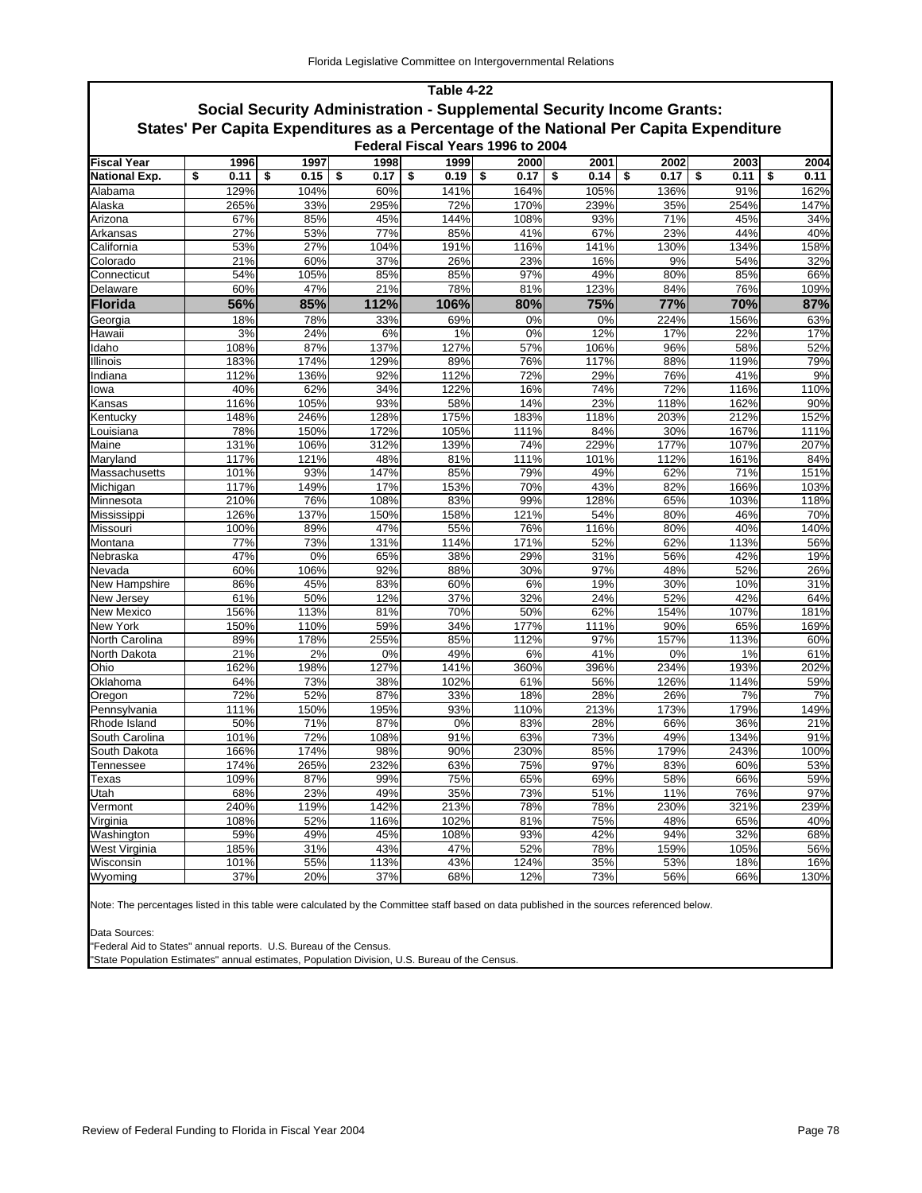## Table 4-22

### Social Security Administration - Supplemental Security Income Grants:

### States' Per Capita Expenditures as a Percentage of the National Per Capita Expenditure

#### Federal Fiscal Years 1996 to 2004

| Fiscal Year | 1996 | 1997 | 1998 | 1999 | 2000 | 2001 | 2002 | 2003 | 2004 |
|---|---|---|---|---|---|---|---|---|---|
| National Exp. | $ 0.11 | $ 0.15 | $ 0.17 | $ 0.19 | $ 0.17 | $ 0.14 | $ 0.17 | $ 0.11 | $ 0.11 |
| Alabama | 129% | 104% | 60% | 141% | 164% | 105% | 136% | 91% | 162% |
| Alaska | 265% | 33% | 295% | 72% | 170% | 239% | 35% | 254% | 147% |
| Arizona | 67% | 85% | 45% | 144% | 108% | 93% | 71% | 45% | 34% |
| Arkansas | 27% | 53% | 77% | 85% | 41% | 67% | 23% | 44% | 40% |
| California | 53% | 27% | 104% | 191% | 116% | 141% | 130% | 134% | 158% |
| Colorado | 21% | 60% | 37% | 26% | 23% | 16% | 9% | 54% | 32% |
| Connecticut | 54% | 105% | 85% | 85% | 97% | 49% | 80% | 85% | 66% |
| Delaware | 60% | 47% | 21% | 78% | 81% | 123% | 84% | 76% | 109% |
| **Florida** | **56%** | **85%** | **112%** | **106%** | **80%** | **75%** | **77%** | **70%** | **87%** |
| Georgia | 18% | 78% | 33% | 69% | 0% | 0% | 224% | 156% | 63% |
| Hawaii | 3% | 24% | 6% | 1% | 0% | 12% | 17% | 22% | 17% |
| Idaho | 108% | 87% | 137% | 127% | 57% | 106% | 96% | 58% | 52% |
| Illinois | 183% | 174% | 129% | 89% | 76% | 117% | 88% | 119% | 79% |
| Indiana | 112% | 136% | 92% | 112% | 72% | 29% | 76% | 41% | 9% |
| Iowa | 40% | 62% | 34% | 122% | 16% | 74% | 72% | 116% | 110% |
| Kansas | 116% | 105% | 93% | 58% | 14% | 23% | 118% | 162% | 90% |
| Kentucky | 148% | 246% | 128% | 175% | 183% | 118% | 203% | 212% | 152% |
| Louisiana | 78% | 150% | 172% | 105% | 111% | 84% | 30% | 167% | 111% |
| Maine | 131% | 106% | 312% | 139% | 74% | 229% | 177% | 107% | 207% |
| Maryland | 117% | 121% | 48% | 81% | 111% | 101% | 112% | 161% | 84% |
| Massachusetts | 101% | 93% | 147% | 85% | 79% | 49% | 62% | 71% | 151% |
| Michigan | 117% | 149% | 17% | 153% | 70% | 43% | 82% | 166% | 103% |
| Minnesota | 210% | 76% | 108% | 83% | 99% | 128% | 65% | 103% | 118% |
| Mississippi | 126% | 137% | 150% | 158% | 121% | 54% | 80% | 46% | 70% |
| Missouri | 100% | 89% | 47% | 55% | 76% | 116% | 80% | 40% | 140% |
| Montana | 77% | 73% | 131% | 114% | 171% | 52% | 62% | 113% | 56% |
| Nebraska | 47% | 0% | 65% | 38% | 29% | 31% | 56% | 42% | 19% |
| Nevada | 60% | 106% | 92% | 88% | 30% | 97% | 48% | 52% | 26% |
| New Hampshire | 86% | 45% | 83% | 60% | 6% | 19% | 30% | 10% | 31% |
| New Jersey | 61% | 50% | 12% | 37% | 32% | 24% | 52% | 42% | 64% |
| New Mexico | 156% | 113% | 81% | 70% | 50% | 62% | 154% | 107% | 181% |
| New York | 150% | 110% | 59% | 34% | 177% | 111% | 90% | 65% | 169% |
| North Carolina | 89% | 178% | 255% | 85% | 112% | 97% | 157% | 113% | 60% |
| North Dakota | 21% | 2% | 0% | 49% | 6% | 41% | 0% | 1% | 61% |
| Ohio | 162% | 198% | 127% | 141% | 360% | 396% | 234% | 193% | 202% |
| Oklahoma | 64% | 73% | 38% | 102% | 61% | 56% | 126% | 114% | 59% |
| Oregon | 72% | 52% | 87% | 33% | 18% | 28% | 26% | 7% | 7% |
| Pennsylvania | 111% | 150% | 195% | 93% | 110% | 213% | 173% | 179% | 149% |
| Rhode Island | 50% | 71% | 87% | 0% | 83% | 28% | 66% | 36% | 21% |
| South Carolina | 101% | 72% | 108% | 91% | 63% | 73% | 49% | 134% | 91% |
| South Dakota | 166% | 174% | 98% | 90% | 230% | 85% | 179% | 243% | 100% |
| Tennessee | 174% | 265% | 232% | 63% | 75% | 97% | 83% | 60% | 53% |
| Texas | 109% | 87% | 99% | 75% | 65% | 69% | 58% | 66% | 59% |
| Utah | 68% | 23% | 49% | 35% | 73% | 51% | 11% | 76% | 97% |
| Vermont | 240% | 119% | 142% | 213% | 78% | 78% | 230% | 321% | 239% |
| Virginia | 108% | 52% | 116% | 102% | 81% | 75% | 48% | 65% | 40% |
| Washington | 59% | 49% | 45% | 108% | 93% | 42% | 94% | 32% | 68% |
| West Virginia | 185% | 31% | 43% | 47% | 52% | 78% | 159% | 105% | 56% |
| Wisconsin | 101% | 55% | 113% | 43% | 124% | 35% | 53% | 18% | 16% |
| Wyoming | 37% | 20% | 37% | 68% | 12% | 73% | 56% | 66% | 130% |

Note: The percentages listed in this table were calculated by the Committee staff based on data published in the sources referenced below.

Data Sources:
"Federal Aid to States" annual reports. U.S. Bureau of the Census.
"State Population Estimates" annual estimates, Population Division, U.S. Bureau of the Census.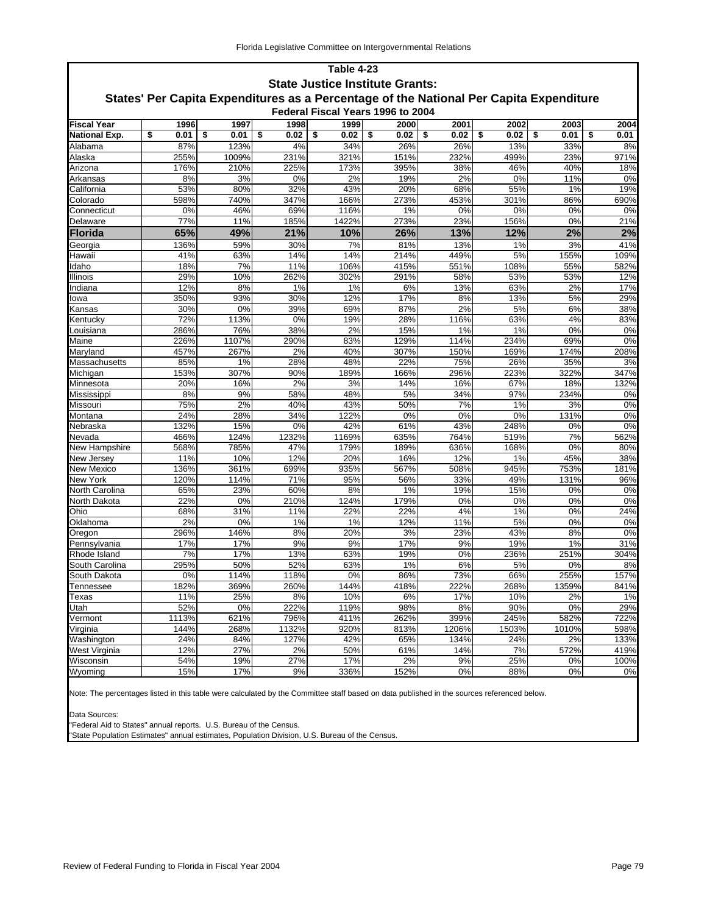## Table 4-23

### State Justice Institute Grants:

### States' Per Capita Expenditures as a Percentage of the National Per Capita Expenditure

#### Federal Fiscal Years 1996 to 2004

| Fiscal Year | 1996 | 1997 | 1998 | 1999 | 2000 | 2001 | 2002 | 2003 | 2004 |
|---|---|---|---|---|---|---|---|---|---|
| **National Exp.** | **$ 0.01** | **$ 0.01** | **$ 0.02** | **$ 0.02** | **$ 0.02** | **$ 0.02** | **$ 0.02** | **$ 0.01** | **$ 0.01** |
| Alabama | 87% | 123% | 4% | 34% | 26% | 26% | 13% | 33% | 8% |
| Alaska | 255% | 1009% | 231% | 321% | 151% | 232% | 499% | 23% | 971% |
| Arizona | 176% | 210% | 225% | 173% | 395% | 38% | 46% | 40% | 18% |
| Arkansas | 8% | 3% | 0% | 2% | 19% | 2% | 0% | 11% | 0% |
| California | 53% | 80% | 32% | 43% | 20% | 68% | 55% | 1% | 19% |
| Colorado | 598% | 740% | 347% | 166% | 273% | 453% | 301% | 86% | 690% |
| Connecticut | 0% | 46% | 69% | 116% | 1% | 0% | 0% | 0% | 0% |
| Delaware | 77% | 11% | 185% | 1422% | 273% | 23% | 156% | 0% | 21% |
| **Florida** | **65%** | **49%** | **21%** | **10%** | **26%** | **13%** | **12%** | **2%** | **2%** |
| Georgia | 136% | 59% | 30% | 7% | 81% | 13% | 1% | 3% | 41% |
| Hawaii | 41% | 63% | 14% | 14% | 214% | 449% | 5% | 155% | 109% |
| Idaho | 18% | 7% | 11% | 106% | 415% | 551% | 108% | 55% | 582% |
| Illinois | 29% | 10% | 262% | 302% | 291% | 58% | 53% | 53% | 12% |
| Indiana | 12% | 8% | 1% | 1% | 6% | 13% | 63% | 2% | 17% |
| Iowa | 350% | 93% | 30% | 12% | 17% | 8% | 13% | 5% | 29% |
| Kansas | 30% | 0% | 39% | 69% | 87% | 2% | 5% | 6% | 38% |
| Kentucky | 72% | 113% | 0% | 19% | 28% | 116% | 63% | 4% | 83% |
| Louisiana | 286% | 76% | 38% | 2% | 15% | 1% | 1% | 0% | 0% |
| Maine | 226% | 1107% | 290% | 83% | 129% | 114% | 234% | 69% | 0% |
| Maryland | 457% | 267% | 2% | 40% | 307% | 150% | 169% | 174% | 208% |
| Massachusetts | 85% | 1% | 28% | 48% | 22% | 75% | 26% | 35% | 3% |
| Michigan | 153% | 307% | 90% | 189% | 166% | 296% | 223% | 322% | 347% |
| Minnesota | 20% | 16% | 2% | 3% | 14% | 16% | 67% | 18% | 132% |
| Mississippi | 8% | 9% | 58% | 48% | 5% | 34% | 97% | 234% | 0% |
| Missouri | 75% | 2% | 40% | 43% | 50% | 7% | 1% | 3% | 0% |
| Montana | 24% | 28% | 34% | 122% | 0% | 0% | 0% | 131% | 0% |
| Nebraska | 132% | 15% | 0% | 42% | 61% | 43% | 248% | 0% | 0% |
| Nevada | 466% | 124% | 1232% | 1169% | 635% | 764% | 519% | 7% | 562% |
| New Hampshire | 568% | 785% | 47% | 179% | 189% | 636% | 168% | 0% | 80% |
| New Jersey | 11% | 10% | 12% | 20% | 16% | 12% | 1% | 45% | 38% |
| New Mexico | 136% | 361% | 699% | 935% | 567% | 508% | 945% | 753% | 181% |
| New York | 120% | 114% | 71% | 95% | 56% | 33% | 49% | 131% | 96% |
| North Carolina | 65% | 23% | 60% | 8% | 1% | 19% | 15% | 0% | 0% |
| North Dakota | 22% | 0% | 210% | 124% | 179% | 0% | 0% | 0% | 0% |
| Ohio | 68% | 31% | 11% | 22% | 22% | 4% | 1% | 0% | 24% |
| Oklahoma | 2% | 0% | 1% | 1% | 12% | 11% | 5% | 0% | 0% |
| Oregon | 296% | 146% | 8% | 20% | 3% | 23% | 43% | 8% | 0% |
| Pennsylvania | 17% | 17% | 9% | 9% | 17% | 9% | 19% | 1% | 31% |
| Rhode Island | 7% | 17% | 13% | 63% | 19% | 0% | 236% | 251% | 304% |
| South Carolina | 295% | 50% | 52% | 63% | 1% | 6% | 5% | 0% | 8% |
| South Dakota | 0% | 114% | 118% | 0% | 86% | 73% | 66% | 255% | 157% |
| Tennessee | 182% | 369% | 260% | 144% | 418% | 222% | 268% | 1359% | 841% |
| Texas | 11% | 25% | 8% | 10% | 6% | 17% | 10% | 2% | 1% |
| Utah | 52% | 0% | 222% | 119% | 98% | 8% | 90% | 0% | 29% |
| Vermont | 1113% | 621% | 796% | 411% | 262% | 399% | 245% | 582% | 722% |
| Virginia | 144% | 268% | 1132% | 920% | 813% | 1206% | 1503% | 1010% | 598% |
| Washington | 24% | 84% | 127% | 42% | 65% | 134% | 24% | 2% | 133% |
| West Virginia | 12% | 27% | 2% | 50% | 61% | 14% | 7% | 572% | 419% |
| Wisconsin | 54% | 19% | 27% | 17% | 2% | 9% | 25% | 0% | 100% |
| Wyoming | 15% | 17% | 9% | 336% | 152% | 0% | 88% | 0% | 0% |

Note: The percentages listed in this table were calculated by the Committee staff based on data published in the sources referenced below.

Data Sources:
"Federal Aid to States" annual reports. U.S. Bureau of the Census.
"State Population Estimates" annual estimates, Population Division, U.S. Bureau of the Census.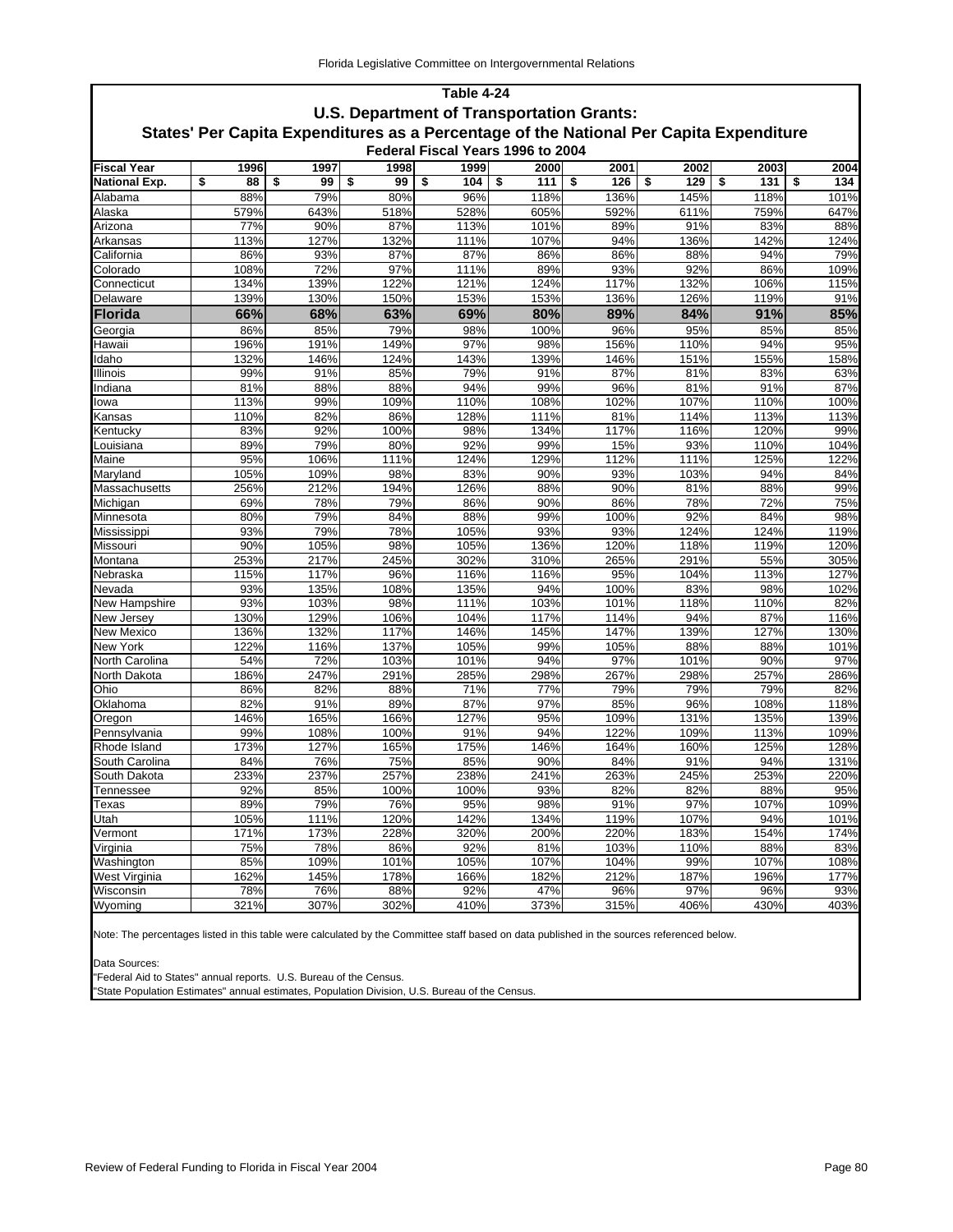## Table 4-24

### U.S. Department of Transportation Grants:

### States' Per Capita Expenditures as a Percentage of the National Per Capita Expenditure

#### Federal Fiscal Years 1996 to 2004

| Fiscal Year | 1996 | 1997 | 1998 | 1999 | 2000 | 2001 | 2002 | 2003 | 2004 |
|---|---|---|---|---|---|---|---|---|---|
| **National Exp.** | **$ 88** | **$ 99** | **$ 99** | **$ 104** | **$ 111** | **$ 126** | **$ 129** | **$ 131** | **$ 134** |
| Alabama | 88% | 79% | 80% | 96% | 118% | 136% | 145% | 118% | 101% |
| Alaska | 579% | 643% | 518% | 528% | 605% | 592% | 611% | 759% | 647% |
| Arizona | 77% | 90% | 87% | 113% | 101% | 89% | 91% | 83% | 88% |
| Arkansas | 113% | 127% | 132% | 111% | 107% | 94% | 136% | 142% | 124% |
| California | 86% | 93% | 87% | 87% | 86% | 86% | 88% | 94% | 79% |
| Colorado | 108% | 72% | 97% | 111% | 89% | 93% | 92% | 86% | 109% |
| Connecticut | 134% | 139% | 122% | 121% | 124% | 117% | 132% | 106% | 115% |
| Delaware | 139% | 130% | 150% | 153% | 153% | 136% | 126% | 119% | 91% |
| **Florida** | **66%** | **68%** | **63%** | **69%** | **80%** | **89%** | **84%** | **91%** | **85%** |
| Georgia | 86% | 85% | 79% | 98% | 100% | 96% | 95% | 85% | 85% |
| Hawaii | 196% | 191% | 149% | 97% | 98% | 156% | 110% | 94% | 95% |
| Idaho | 132% | 146% | 124% | 143% | 139% | 146% | 151% | 155% | 158% |
| Illinois | 99% | 91% | 85% | 79% | 91% | 87% | 81% | 83% | 63% |
| Indiana | 81% | 88% | 88% | 94% | 99% | 96% | 81% | 91% | 87% |
| Iowa | 113% | 99% | 109% | 110% | 108% | 102% | 107% | 110% | 100% |
| Kansas | 110% | 82% | 86% | 128% | 111% | 81% | 114% | 113% | 113% |
| Kentucky | 83% | 92% | 100% | 98% | 134% | 117% | 116% | 120% | 99% |
| Louisiana | 89% | 79% | 80% | 92% | 99% | 15% | 93% | 110% | 104% |
| Maine | 95% | 106% | 111% | 124% | 129% | 112% | 111% | 125% | 122% |
| Maryland | 105% | 109% | 98% | 83% | 90% | 93% | 103% | 94% | 84% |
| Massachusetts | 256% | 212% | 194% | 126% | 88% | 90% | 81% | 88% | 99% |
| Michigan | 69% | 78% | 79% | 86% | 90% | 86% | 78% | 72% | 75% |
| Minnesota | 80% | 79% | 84% | 88% | 99% | 100% | 92% | 84% | 98% |
| Mississippi | 93% | 79% | 78% | 105% | 93% | 93% | 124% | 124% | 119% |
| Missouri | 90% | 105% | 98% | 105% | 136% | 120% | 118% | 119% | 120% |
| Montana | 253% | 217% | 245% | 302% | 310% | 265% | 291% | 55% | 305% |
| Nebraska | 115% | 117% | 96% | 116% | 116% | 95% | 104% | 113% | 127% |
| Nevada | 93% | 135% | 108% | 135% | 94% | 100% | 83% | 98% | 102% |
| New Hampshire | 93% | 103% | 98% | 111% | 103% | 101% | 118% | 110% | 82% |
| New Jersey | 130% | 129% | 106% | 104% | 117% | 114% | 94% | 87% | 116% |
| New Mexico | 136% | 132% | 117% | 146% | 145% | 147% | 139% | 127% | 130% |
| New York | 122% | 116% | 137% | 105% | 99% | 105% | 88% | 88% | 101% |
| North Carolina | 54% | 72% | 103% | 101% | 94% | 97% | 101% | 90% | 97% |
| North Dakota | 186% | 247% | 291% | 285% | 298% | 267% | 298% | 257% | 286% |
| Ohio | 86% | 82% | 88% | 71% | 77% | 79% | 79% | 79% | 82% |
| Oklahoma | 82% | 91% | 89% | 87% | 97% | 85% | 96% | 108% | 118% |
| Oregon | 146% | 165% | 166% | 127% | 95% | 109% | 131% | 135% | 139% |
| Pennsylvania | 99% | 108% | 100% | 91% | 94% | 122% | 109% | 113% | 109% |
| Rhode Island | 173% | 127% | 165% | 175% | 146% | 164% | 160% | 125% | 128% |
| South Carolina | 84% | 76% | 75% | 85% | 90% | 84% | 91% | 94% | 131% |
| South Dakota | 233% | 237% | 257% | 238% | 241% | 263% | 245% | 253% | 220% |
| Tennessee | 92% | 85% | 100% | 100% | 93% | 82% | 82% | 88% | 95% |
| Texas | 89% | 79% | 76% | 95% | 98% | 91% | 97% | 107% | 109% |
| Utah | 105% | 111% | 120% | 142% | 134% | 119% | 107% | 94% | 101% |
| Vermont | 171% | 173% | 228% | 320% | 200% | 220% | 183% | 154% | 174% |
| Virginia | 75% | 78% | 86% | 92% | 81% | 103% | 110% | 88% | 83% |
| Washington | 85% | 109% | 101% | 105% | 107% | 104% | 99% | 107% | 108% |
| West Virginia | 162% | 145% | 178% | 166% | 182% | 212% | 187% | 196% | 177% |
| Wisconsin | 78% | 76% | 88% | 92% | 47% | 96% | 97% | 96% | 93% |
| Wyoming | 321% | 307% | 302% | 410% | 373% | 315% | 406% | 430% | 403% |

Note: The percentages listed in this table were calculated by the Committee staff based on data published in the sources referenced below.

Data Sources:
"Federal Aid to States" annual reports. U.S. Bureau of the Census.
"State Population Estimates" annual estimates, Population Division, U.S. Bureau of the Census.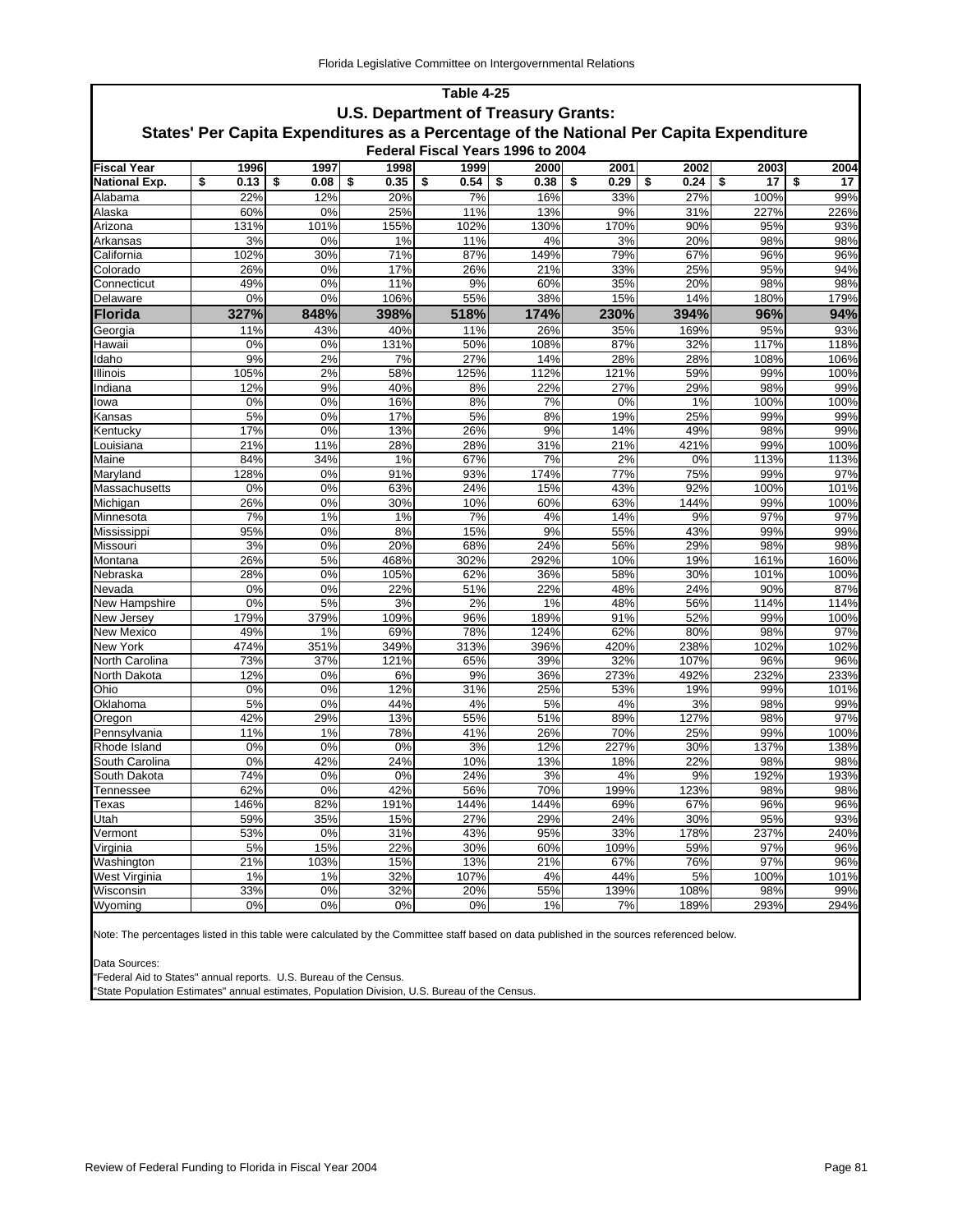## Table 4-25

### U.S. Department of Treasury Grants:

### States' Per Capita Expenditures as a Percentage of the National Per Capita Expenditure

#### Federal Fiscal Years 1996 to 2004

| Fiscal Year | 1996 | 1997 | 1998 | 1999 | 2000 | 2001 | 2002 | 2003 | 2004 |
|---|---|---|---|---|---|---|---|---|---|
| **National Exp.** | **$ 0.13** | **$ 0.08** | **$ 0.35** | **$ 0.54** | **$ 0.38** | **$ 0.29** | **$ 0.24** | **$ 17** | **$ 17** |
| Alabama | 22% | 12% | 20% | 7% | 16% | 33% | 27% | 100% | 99% |
| Alaska | 60% | 0% | 25% | 11% | 13% | 9% | 31% | 227% | 226% |
| Arizona | 131% | 101% | 155% | 102% | 130% | 170% | 90% | 95% | 93% |
| Arkansas | 3% | 0% | 1% | 11% | 4% | 3% | 20% | 98% | 98% |
| California | 102% | 30% | 71% | 87% | 149% | 79% | 67% | 96% | 96% |
| Colorado | 26% | 0% | 17% | 26% | 21% | 33% | 25% | 95% | 94% |
| Connecticut | 49% | 0% | 11% | 9% | 60% | 35% | 20% | 98% | 98% |
| Delaware | 0% | 0% | 106% | 55% | 38% | 15% | 14% | 180% | 179% |
| **Florida** | **327%** | **848%** | **398%** | **518%** | **174%** | **230%** | **394%** | **96%** | **94%** |
| Georgia | 11% | 43% | 40% | 11% | 26% | 35% | 169% | 95% | 93% |
| Hawaii | 0% | 0% | 131% | 50% | 108% | 87% | 32% | 117% | 118% |
| Idaho | 9% | 2% | 7% | 27% | 14% | 28% | 28% | 108% | 106% |
| Illinois | 105% | 2% | 58% | 125% | 112% | 121% | 59% | 99% | 100% |
| Indiana | 12% | 9% | 40% | 8% | 22% | 27% | 29% | 98% | 99% |
| Iowa | 0% | 0% | 16% | 8% | 7% | 0% | 1% | 100% | 100% |
| Kansas | 5% | 0% | 17% | 5% | 8% | 19% | 25% | 99% | 99% |
| Kentucky | 17% | 0% | 13% | 26% | 9% | 14% | 49% | 98% | 99% |
| Louisiana | 21% | 11% | 28% | 28% | 31% | 21% | 421% | 99% | 100% |
| Maine | 84% | 34% | 1% | 67% | 7% | 2% | 0% | 113% | 113% |
| Maryland | 128% | 0% | 91% | 93% | 174% | 77% | 75% | 99% | 97% |
| Massachusetts | 0% | 0% | 63% | 24% | 15% | 43% | 92% | 100% | 101% |
| Michigan | 26% | 0% | 30% | 10% | 60% | 63% | 144% | 99% | 100% |
| Minnesota | 7% | 1% | 1% | 7% | 4% | 14% | 9% | 97% | 97% |
| Mississippi | 95% | 0% | 8% | 15% | 9% | 55% | 43% | 99% | 99% |
| Missouri | 3% | 0% | 20% | 68% | 24% | 56% | 29% | 98% | 98% |
| Montana | 26% | 5% | 468% | 302% | 292% | 10% | 19% | 161% | 160% |
| Nebraska | 28% | 0% | 105% | 62% | 36% | 58% | 30% | 101% | 100% |
| Nevada | 0% | 0% | 22% | 51% | 22% | 48% | 24% | 90% | 87% |
| New Hampshire | 0% | 5% | 3% | 2% | 1% | 48% | 56% | 114% | 114% |
| New Jersey | 179% | 379% | 109% | 96% | 189% | 91% | 52% | 99% | 100% |
| New Mexico | 49% | 1% | 69% | 78% | 124% | 62% | 80% | 98% | 97% |
| New York | 474% | 351% | 349% | 313% | 396% | 420% | 238% | 102% | 102% |
| North Carolina | 73% | 37% | 121% | 65% | 39% | 32% | 107% | 96% | 96% |
| North Dakota | 12% | 0% | 6% | 9% | 36% | 273% | 492% | 232% | 233% |
| Ohio | 0% | 0% | 12% | 31% | 25% | 53% | 19% | 99% | 101% |
| Oklahoma | 5% | 0% | 44% | 4% | 5% | 4% | 3% | 98% | 99% |
| Oregon | 42% | 29% | 13% | 55% | 51% | 89% | 127% | 98% | 97% |
| Pennsylvania | 11% | 1% | 78% | 41% | 26% | 70% | 25% | 99% | 100% |
| Rhode Island | 0% | 0% | 0% | 3% | 12% | 227% | 30% | 137% | 138% |
| South Carolina | 0% | 42% | 24% | 10% | 13% | 18% | 22% | 98% | 98% |
| South Dakota | 74% | 0% | 0% | 24% | 3% | 4% | 9% | 192% | 193% |
| Tennessee | 62% | 0% | 42% | 56% | 70% | 199% | 123% | 98% | 98% |
| Texas | 146% | 82% | 191% | 144% | 144% | 69% | 67% | 96% | 96% |
| Utah | 59% | 35% | 15% | 27% | 29% | 24% | 30% | 95% | 93% |
| Vermont | 53% | 0% | 31% | 43% | 95% | 33% | 178% | 237% | 240% |
| Virginia | 5% | 15% | 22% | 30% | 60% | 109% | 59% | 97% | 96% |
| Washington | 21% | 103% | 15% | 13% | 21% | 67% | 76% | 97% | 96% |
| West Virginia | 1% | 1% | 32% | 107% | 4% | 44% | 5% | 100% | 101% |
| Wisconsin | 33% | 0% | 32% | 20% | 55% | 139% | 108% | 98% | 99% |
| Wyoming | 0% | 0% | 0% | 0% | 1% | 7% | 189% | 293% | 294% |

Note: The percentages listed in this table were calculated by the Committee staff based on data published in the sources referenced below.

Data Sources:
"Federal Aid to States" annual reports. U.S. Bureau of the Census.
"State Population Estimates" annual estimates, Population Division, U.S. Bureau of the Census.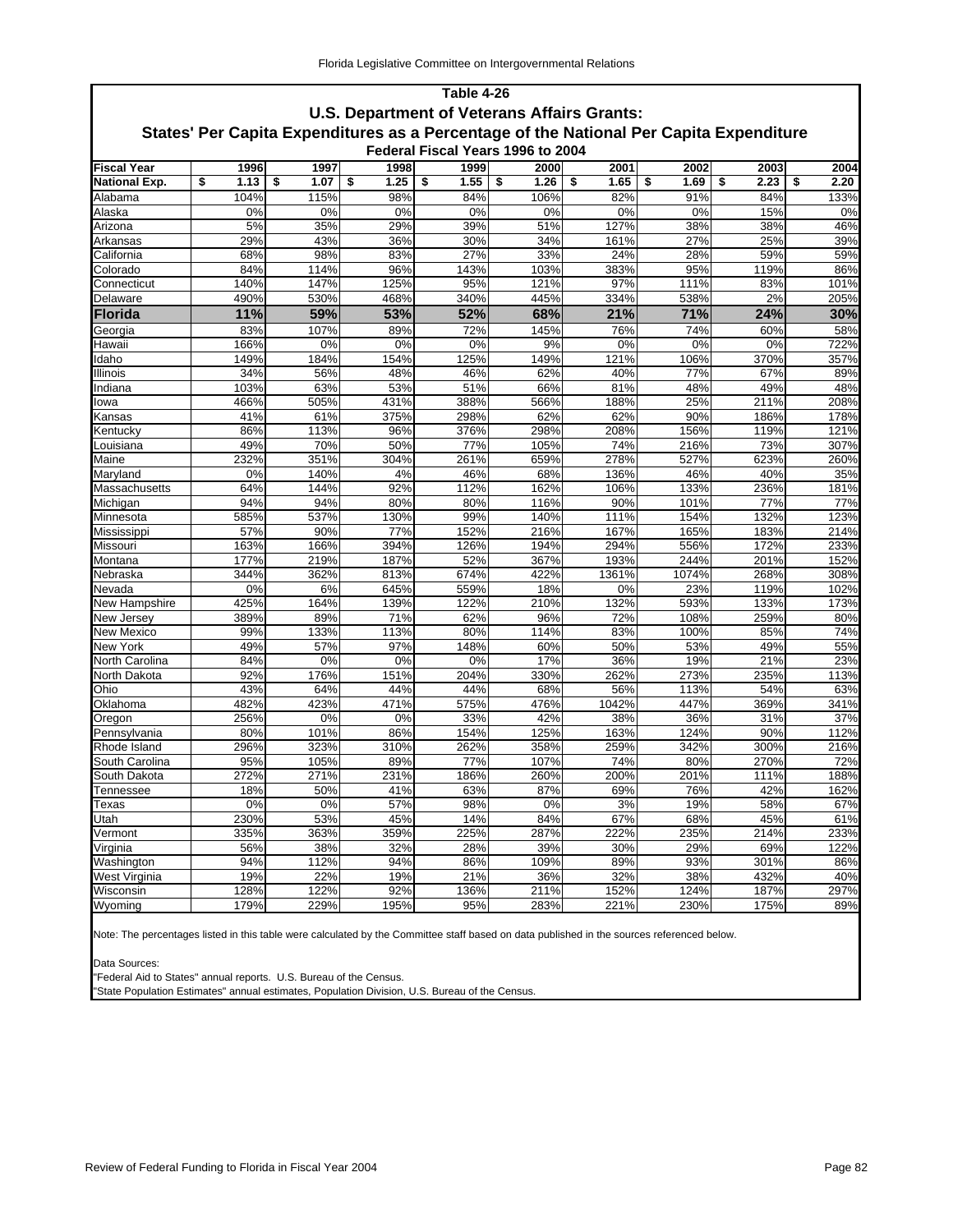## Table 4-26

### U.S. Department of Veterans Affairs Grants:

### States' Per Capita Expenditures as a Percentage of the National Per Capita Expenditure

#### Federal Fiscal Years 1996 to 2004

| Fiscal Year | 1996 | 1997 | 1998 | 1999 | 2000 | 2001 | 2002 | 2003 | 2004 |
|---|---|---|---|---|---|---|---|---|---|
| National Exp. | $ 1.13 | $ 1.07 | $ 1.25 | $ 1.55 | $ 1.26 | $ 1.65 | $ 1.69 | $ 2.23 | $ 2.20 |
| Alabama | 104% | 115% | 98% | 84% | 106% | 82% | 91% | 84% | 133% |
| Alaska | 0% | 0% | 0% | 0% | 0% | 0% | 0% | 15% | 0% |
| Arizona | 5% | 35% | 29% | 39% | 51% | 127% | 38% | 38% | 46% |
| Arkansas | 29% | 43% | 36% | 30% | 34% | 161% | 27% | 25% | 39% |
| California | 68% | 98% | 83% | 27% | 33% | 24% | 28% | 59% | 59% |
| Colorado | 84% | 114% | 96% | 143% | 103% | 383% | 95% | 119% | 86% |
| Connecticut | 140% | 147% | 125% | 95% | 121% | 97% | 111% | 83% | 101% |
| Delaware | 490% | 530% | 468% | 340% | 445% | 334% | 538% | 2% | 205% |
| **Florida** | **11%** | **59%** | **53%** | **52%** | **68%** | **21%** | **71%** | **24%** | **30%** |
| Georgia | 83% | 107% | 89% | 72% | 145% | 76% | 74% | 60% | 58% |
| Hawaii | 166% | 0% | 0% | 0% | 9% | 0% | 0% | 0% | 722% |
| Idaho | 149% | 184% | 154% | 125% | 149% | 121% | 106% | 370% | 357% |
| Illinois | 34% | 56% | 48% | 46% | 62% | 40% | 77% | 67% | 89% |
| Indiana | 103% | 63% | 53% | 51% | 66% | 81% | 48% | 49% | 48% |
| Iowa | 466% | 505% | 431% | 388% | 566% | 188% | 25% | 211% | 208% |
| Kansas | 41% | 61% | 375% | 298% | 62% | 62% | 90% | 186% | 178% |
| Kentucky | 86% | 113% | 96% | 376% | 298% | 208% | 156% | 119% | 121% |
| Louisiana | 49% | 70% | 50% | 77% | 105% | 74% | 216% | 73% | 307% |
| Maine | 232% | 351% | 304% | 261% | 659% | 278% | 527% | 623% | 260% |
| Maryland | 0% | 140% | 4% | 46% | 68% | 136% | 46% | 40% | 35% |
| Massachusetts | 64% | 144% | 92% | 112% | 162% | 106% | 133% | 236% | 181% |
| Michigan | 94% | 94% | 80% | 80% | 116% | 90% | 101% | 77% | 77% |
| Minnesota | 585% | 537% | 130% | 99% | 140% | 111% | 154% | 132% | 123% |
| Mississippi | 57% | 90% | 77% | 152% | 216% | 167% | 165% | 183% | 214% |
| Missouri | 163% | 166% | 394% | 126% | 194% | 294% | 556% | 172% | 233% |
| Montana | 177% | 219% | 187% | 52% | 367% | 193% | 244% | 201% | 152% |
| Nebraska | 344% | 362% | 813% | 674% | 422% | 1361% | 1074% | 268% | 308% |
| Nevada | 0% | 6% | 645% | 559% | 18% | 0% | 23% | 119% | 102% |
| New Hampshire | 425% | 164% | 139% | 122% | 210% | 132% | 593% | 133% | 173% |
| New Jersey | 389% | 89% | 71% | 62% | 96% | 72% | 108% | 259% | 80% |
| New Mexico | 99% | 133% | 113% | 80% | 114% | 83% | 100% | 85% | 74% |
| New York | 49% | 57% | 97% | 148% | 60% | 50% | 53% | 49% | 55% |
| North Carolina | 84% | 0% | 0% | 0% | 17% | 36% | 19% | 21% | 23% |
| North Dakota | 92% | 176% | 151% | 204% | 330% | 262% | 273% | 235% | 113% |
| Ohio | 43% | 64% | 44% | 44% | 68% | 56% | 113% | 54% | 63% |
| Oklahoma | 482% | 423% | 471% | 575% | 476% | 1042% | 447% | 369% | 341% |
| Oregon | 256% | 0% | 0% | 33% | 42% | 38% | 36% | 31% | 37% |
| Pennsylvania | 80% | 101% | 86% | 154% | 125% | 163% | 124% | 90% | 112% |
| Rhode Island | 296% | 323% | 310% | 262% | 358% | 259% | 342% | 300% | 216% |
| South Carolina | 95% | 105% | 89% | 77% | 107% | 74% | 80% | 270% | 72% |
| South Dakota | 272% | 271% | 231% | 186% | 260% | 200% | 201% | 111% | 188% |
| Tennessee | 18% | 50% | 41% | 63% | 87% | 69% | 76% | 42% | 162% |
| Texas | 0% | 0% | 57% | 98% | 0% | 3% | 19% | 58% | 67% |
| Utah | 230% | 53% | 45% | 14% | 84% | 67% | 68% | 45% | 61% |
| Vermont | 335% | 363% | 359% | 225% | 287% | 222% | 235% | 214% | 233% |
| Virginia | 56% | 38% | 32% | 28% | 39% | 30% | 29% | 69% | 122% |
| Washington | 94% | 112% | 94% | 86% | 109% | 89% | 93% | 301% | 86% |
| West Virginia | 19% | 22% | 19% | 21% | 36% | 32% | 38% | 432% | 40% |
| Wisconsin | 128% | 122% | 92% | 136% | 211% | 152% | 124% | 187% | 297% |
| Wyoming | 179% | 229% | 195% | 95% | 283% | 221% | 230% | 175% | 89% |

Note: The percentages listed in this table were calculated by the Committee staff based on data published in the sources referenced below.

Data Sources:
"Federal Aid to States" annual reports. U.S. Bureau of the Census.
"State Population Estimates" annual estimates, Population Division, U.S. Bureau of the Census.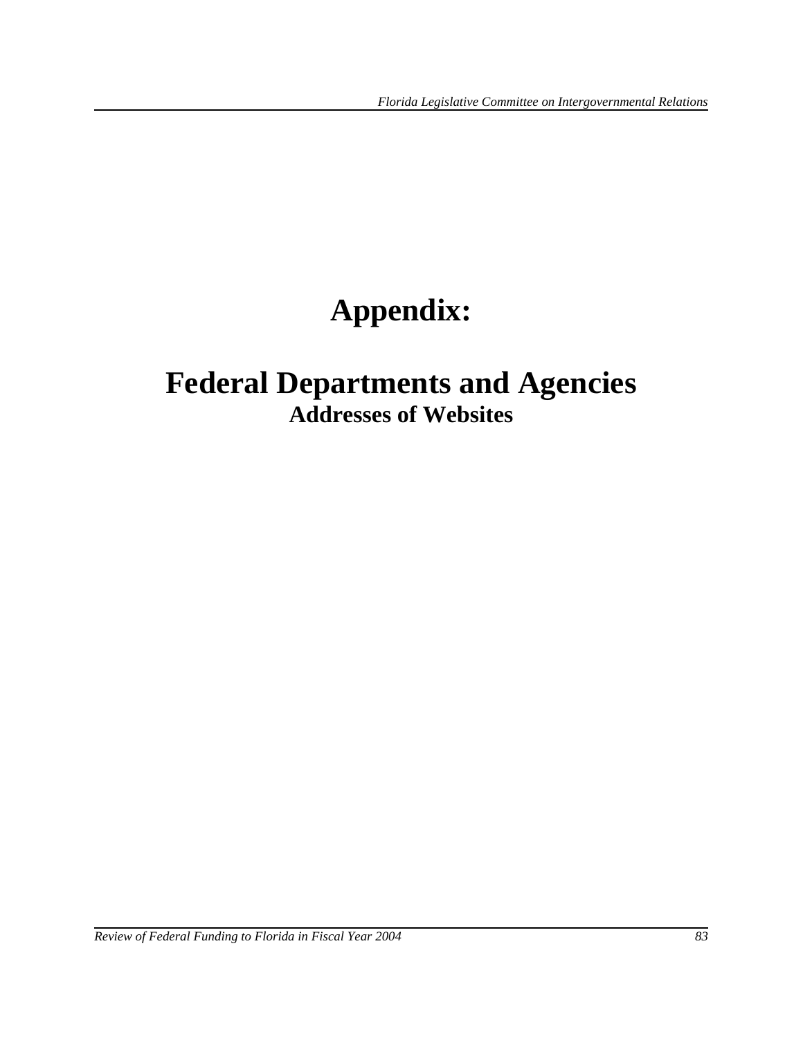# Appendix:

## Federal Departments and Agencies

### Addresses of Websites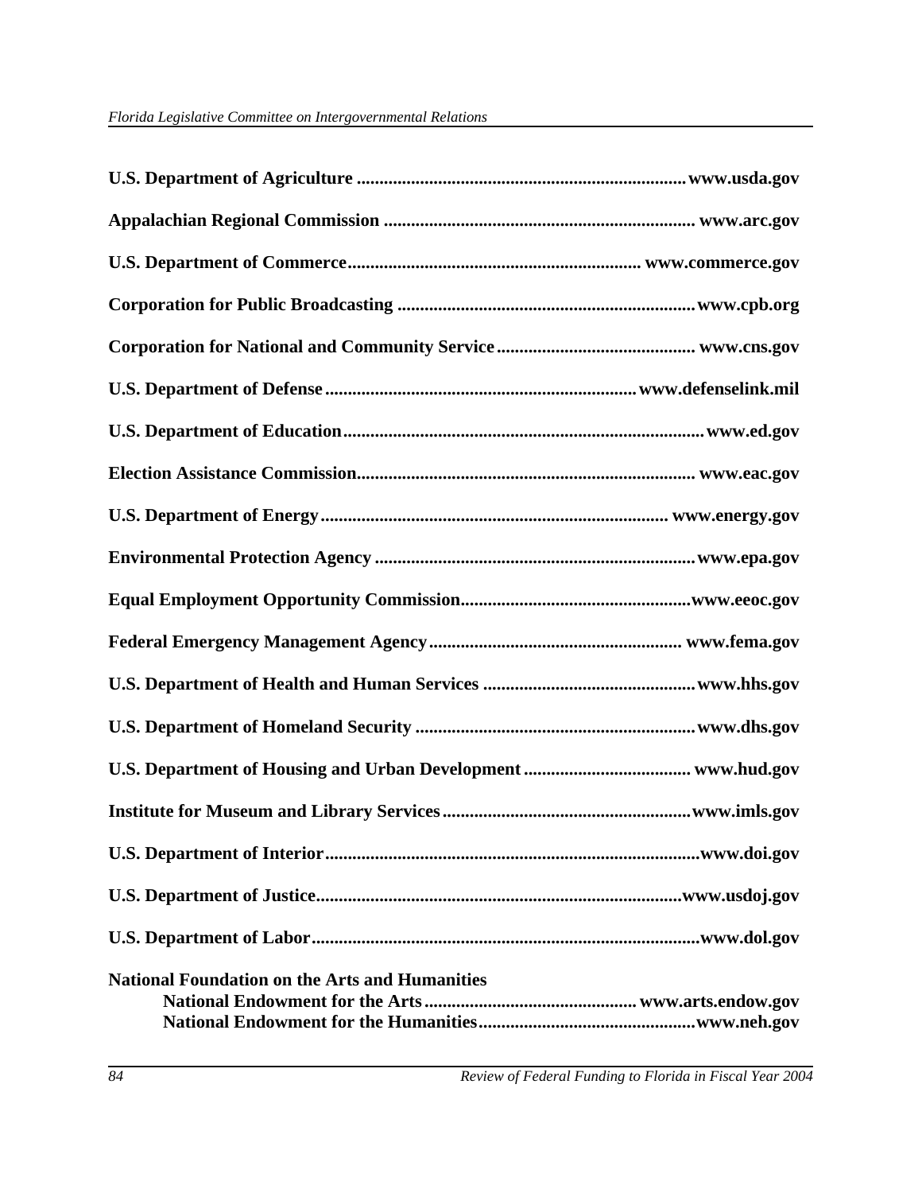**U.S. Department of Agriculture** ........................................................................ **www.usda.gov**

**Appalachian Regional Commission** ..................................................................... **www.arc.gov**

**U.S. Department of Commerce**................................................................ **www.commerce.gov**

**Corporation for Public Broadcasting** .................................................................. **www.cpb.org**

**Corporation for National and Community Service** ........................................... **www.cns.gov**

**U.S. Department of Defense** .................................................................... **www.defenselink.mil**

**U.S. Department of Education**............................................................................... **www.ed.gov**

**Election Assistance Commission**.......................................................................... **www.eac.gov**

**U.S. Department of Energy**............................................................................ **www.energy.gov**

**Environmental Protection Agency** ...................................................................... **www.epa.gov**

**Equal Employment Opportunity Commission**.................................................. **www.eeoc.gov**

**Federal Emergency Management Agency**........................................................ **www.fema.gov**

**U.S. Department of Health and Human Services** .............................................. **www.hhs.gov**

**U.S. Department of Homeland Security** ............................................................. **www.dhs.gov**

**U.S. Department of Housing and Urban Development** .................................... **www.hud.gov**

**Institute for Museum and Library Services**...................................................... **www.imls.gov**

**U.S. Department of Interior**.................................................................................. **www.doi.gov**

**U.S. Department of Justice**................................................................................ **www.usdoj.gov**

**U.S. Department of Labor**..................................................................................... **www.dol.gov**

**National Foundation on the Arts and Humanities**

- **National Endowment for the Arts** .............................................. **www.arts.endow.gov**
- **National Endowment for the Humanities**................................................ **www.neh.gov**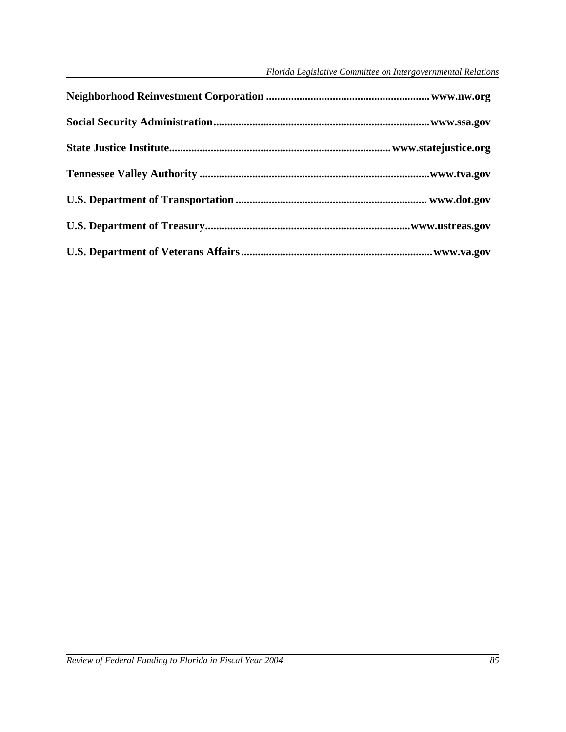**Neighborhood Reinvestment Corporation** .......................................................... **www.nw.org**

**Social Security Administration**............................................................................**www.ssa.gov**

**State Justice Institute**...............................................................................**www.statejustice.org**

**Tennessee Valley Authority** ..................................................................................**www.tva.gov**

**U.S. Department of Transportation** .................................................................... **www.dot.gov**

**U.S. Department of Treasury**.........................................................................**www.ustreas.gov**

**U.S. Department of Veterans Affairs**....................................................................**www.va.gov**